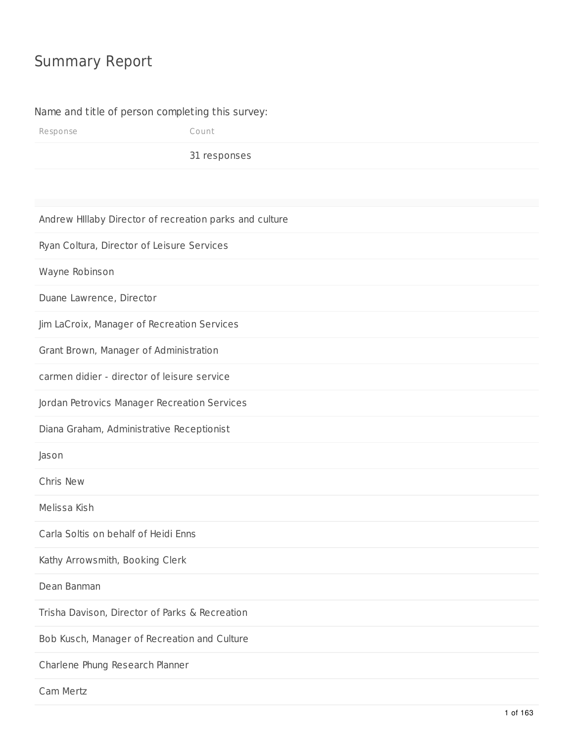# Summary Report

Name and title of person completing this survey:

| Response | Count |
|---|---|
| | 31 responses |

| |
|---|
| Andrew HIllaby Director of recreation parks and culture |
| Ryan Coltura, Director of Leisure Services |
| Wayne Robinson |
| Duane Lawrence, Director |
| Jim LaCroix, Manager of Recreation Services |
| Grant Brown, Manager of Administration |
| carmen didier - director of leisure service |
| Jordan Petrovics Manager Recreation Services |
| Diana Graham, Administrative Receptionist |
| Jason |
| Chris New |
| Melissa Kish |
| Carla Soltis on behalf of Heidi Enns |
| Kathy Arrowsmith, Booking Clerk |
| Dean Banman |
| Trisha Davison, Director of Parks & Recreation |
| Bob Kusch, Manager of Recreation and Culture |
| Charlene Phung Research Planner |
| Cam Mertz |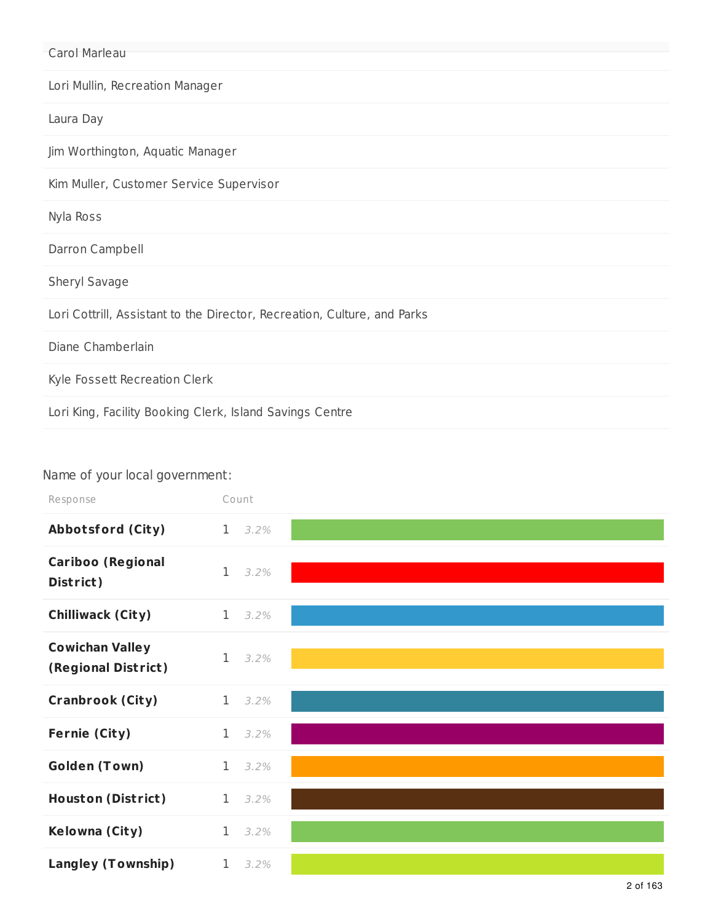| |
|---|
| Carol Marleau |
| Lori Mullin, Recreation Manager |
| Laura Day |
| Jim Worthington, Aquatic Manager |
| Kim Muller, Customer Service Supervisor |
| Nyla Ross |
| Darron Campbell |
| Sheryl Savage |
| Lori Cottrill, Assistant to the Director, Recreation, Culture, and Parks |
| Diane Chamberlain |
| Kyle Fossett Recreation Clerk |
| Lori King, Facility Booking Clerk, Island Savings Centre |

Name of your local government:

| Response | Count | |
|---|---|---|
| **Abbotsford (City)** | 1 | 3.2% |
| **Cariboo (Regional District)** | 1 | 3.2% |
| **Chilliwack (City)** | 1 | 3.2% |
| **Cowichan Valley (Regional District)** | 1 | 3.2% |
| **Cranbrook (City)** | 1 | 3.2% |
| **Fernie (City)** | 1 | 3.2% |
| **Golden (Town)** | 1 | 3.2% |
| **Houston (District)** | 1 | 3.2% |
| **Kelowna (City)** | 1 | 3.2% |
| **Langley (Township)** | 1 | 3.2% |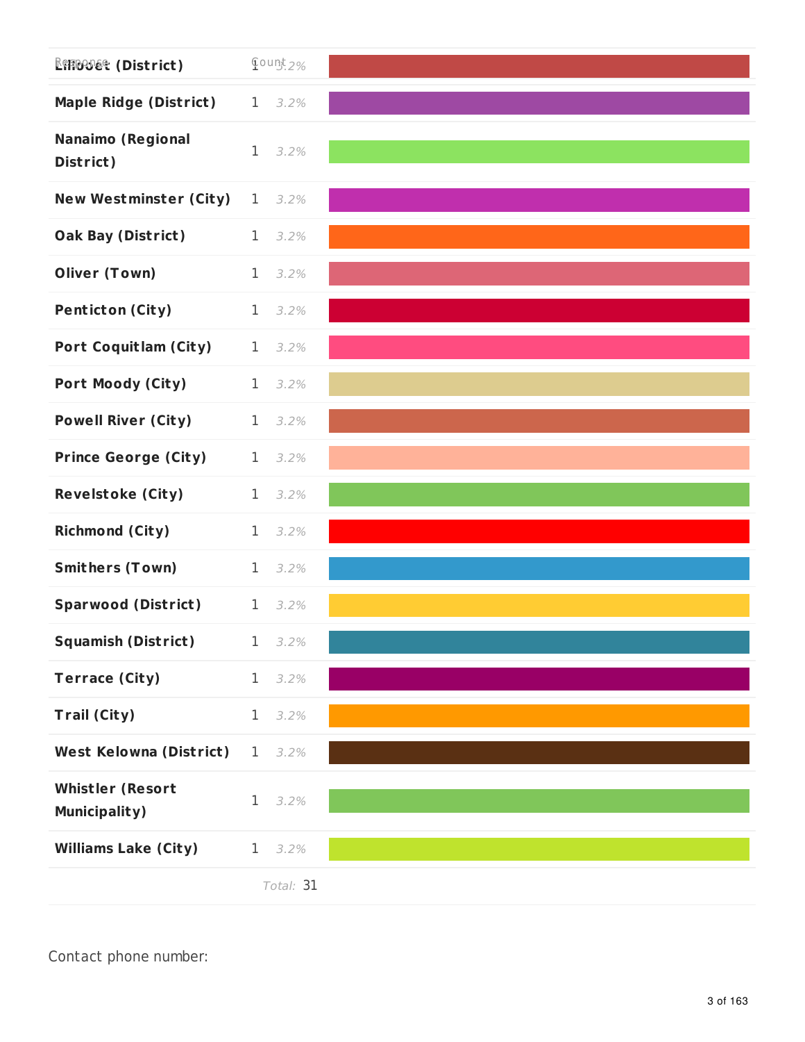| Response | Count | |
|---|---|---|
| Lillooet (District) | 1 | 3.2% |
| Maple Ridge (District) | 1 | 3.2% |
| Nanaimo (Regional District) | 1 | 3.2% |
| New Westminster (City) | 1 | 3.2% |
| Oak Bay (District) | 1 | 3.2% |
| Oliver (Town) | 1 | 3.2% |
| Penticton (City) | 1 | 3.2% |
| Port Coquitlam (City) | 1 | 3.2% |
| Port Moody (City) | 1 | 3.2% |
| Powell River (City) | 1 | 3.2% |
| Prince George (City) | 1 | 3.2% |
| Revelstoke (City) | 1 | 3.2% |
| Richmond (City) | 1 | 3.2% |
| Smithers (Town) | 1 | 3.2% |
| Sparwood (District) | 1 | 3.2% |
| Squamish (District) | 1 | 3.2% |
| Terrace (City) | 1 | 3.2% |
| Trail (City) | 1 | 3.2% |
| West Kelowna (District) | 1 | 3.2% |
| Whistler (Resort Municipality) | 1 | 3.2% |
| Williams Lake (City) | 1 | 3.2% |
| | *Total:* 31 | |

Contact phone number: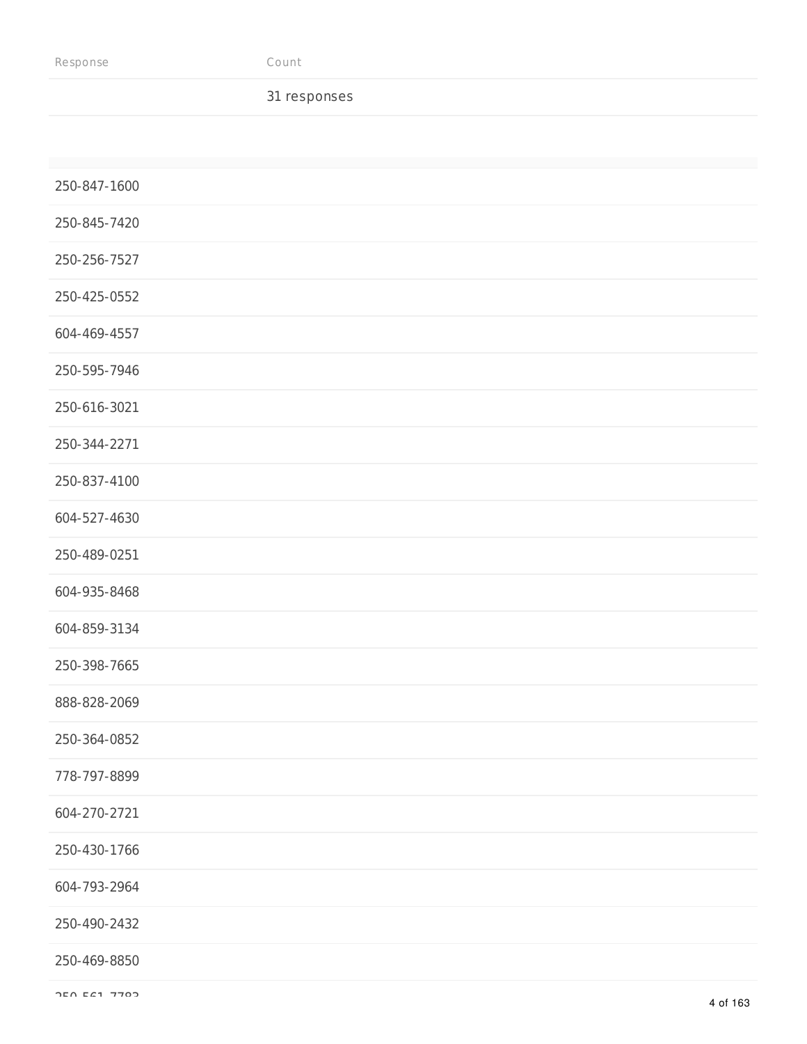| Response | Count |
| --- | --- |
| | 31 responses |

| |
| --- |
| 250-847-1600 |
| 250-845-7420 |
| 250-256-7527 |
| 250-425-0552 |
| 604-469-4557 |
| 250-595-7946 |
| 250-616-3021 |
| 250-344-2271 |
| 250-837-4100 |
| 604-527-4630 |
| 250-489-0251 |
| 604-935-8468 |
| 604-859-3134 |
| 250-398-7665 |
| 888-828-2069 |
| 250-364-0852 |
| 778-797-8899 |
| 604-270-2721 |
| 250-430-1766 |
| 604-793-2964 |
| 250-490-2432 |
| 250-469-8850 |
| 250-561-7783 |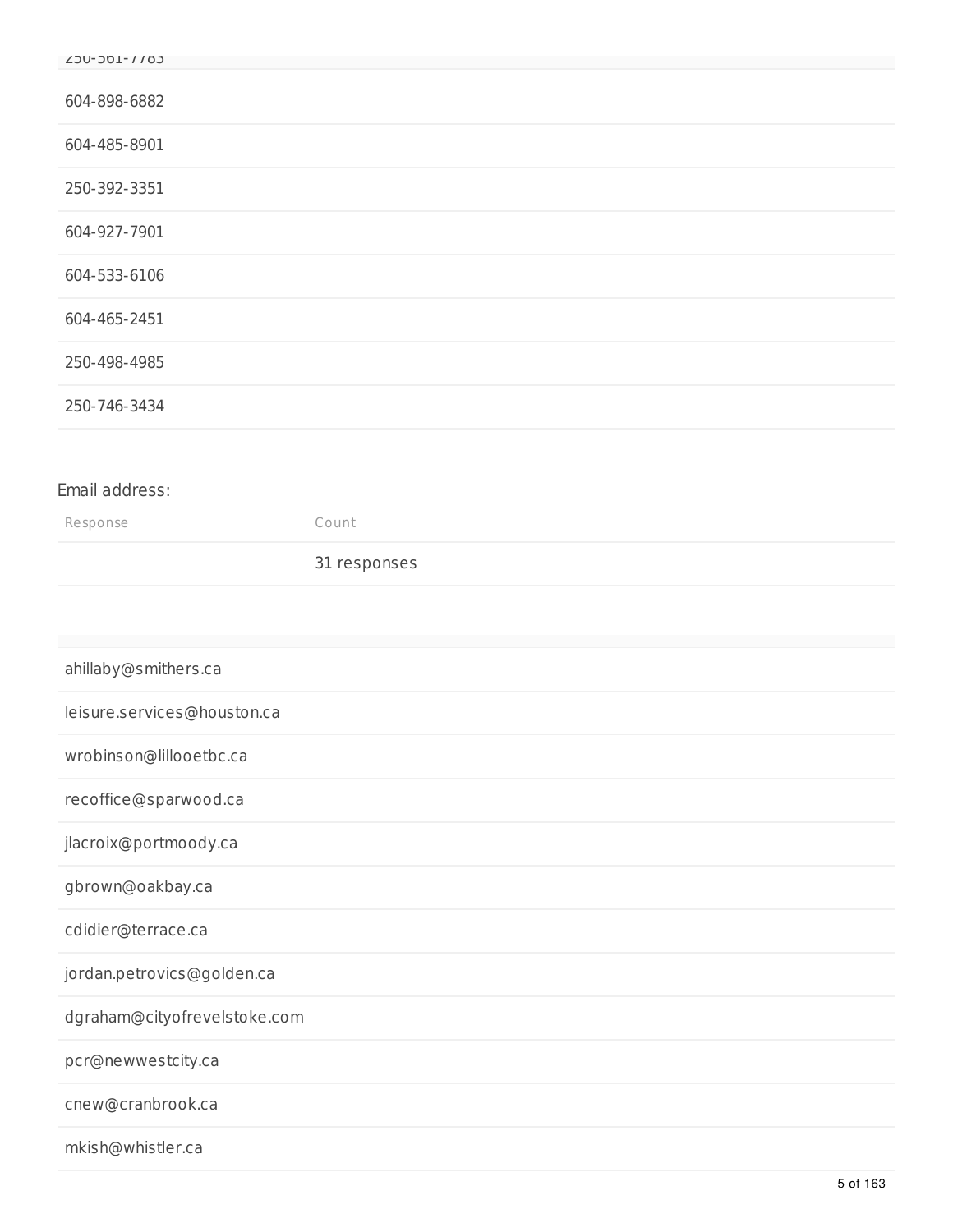250-561-7783

604-898-6882

604-485-8901

250-392-3351

604-927-7901

604-533-6106

604-465-2451

250-498-4985

250-746-3434

Email address:

| Response | Count |
| --- | --- |
| | 31 responses |

ahillaby@smithers.ca

leisure.services@houston.ca

wrobinson@lillooetbc.ca

recoffice@sparwood.ca

jlacroix@portmoody.ca

gbrown@oakbay.ca

cdidier@terrace.ca

jordan.petrovics@golden.ca

dgraham@cityofrevelstoke.com

pcr@newwestcity.ca

cnew@cranbrook.ca

mkish@whistler.ca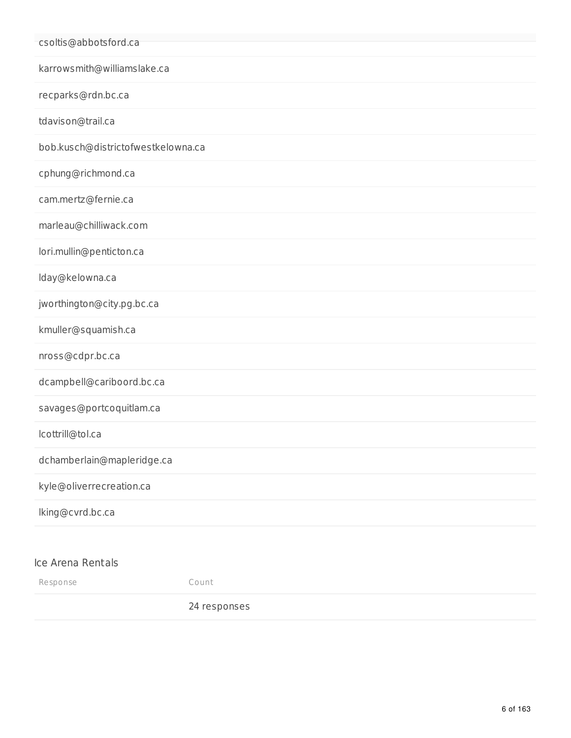| |
|---|
| csoltis@abbotsford.ca |
| karrowsmith@williamslake.ca |
| recparks@rdn.bc.ca |
| tdavison@trail.ca |
| bob.kusch@districtofwestkelowna.ca |
| cphung@richmond.ca |
| cam.mertz@fernie.ca |
| marleau@chilliwack.com |
| lori.mullin@penticton.ca |
| lday@kelowna.ca |
| jworthington@city.pg.bc.ca |
| kmuller@squamish.ca |
| nross@cdpr.bc.ca |
| dcampbell@cariboord.bc.ca |
| savages@portcoquitlam.ca |
| lcottrill@tol.ca |
| dchamberlain@mapleridge.ca |
| kyle@oliverrecreation.ca |
| lking@cvrd.bc.ca |

## Ice Arena Rentals

| Response | Count |
|---|---|
| | 24 responses |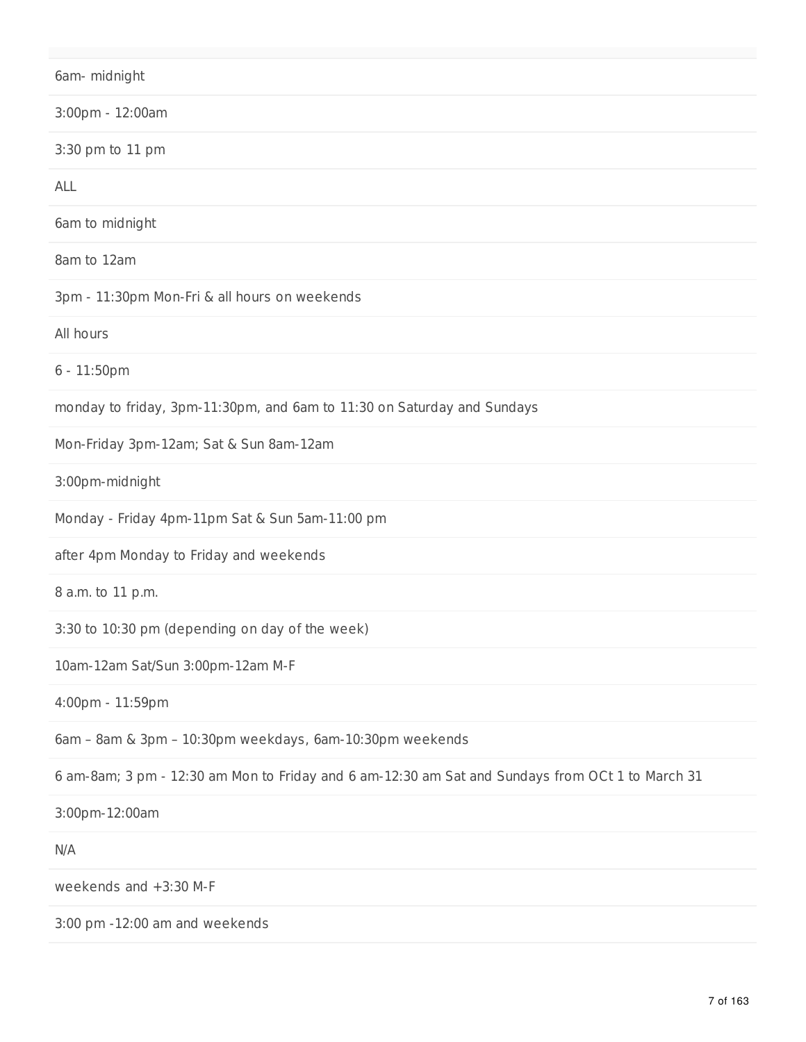6am- midnight

3:00pm - 12:00am

3:30 pm to 11 pm

ALL

6am to midnight

8am to 12am

3pm - 11:30pm Mon-Fri & all hours on weekends

All hours

6 - 11:50pm

monday to friday, 3pm-11:30pm, and 6am to 11:30 on Saturday and Sundays

Mon-Friday 3pm-12am; Sat & Sun 8am-12am

3:00pm-midnight

Monday - Friday 4pm-11pm Sat & Sun 5am-11:00 pm

after 4pm Monday to Friday and weekends

8 a.m. to 11 p.m.

3:30 to 10:30 pm (depending on day of the week)

10am-12am Sat/Sun 3:00pm-12am M-F

4:00pm - 11:59pm

6am – 8am & 3pm – 10:30pm weekdays, 6am-10:30pm weekends

6 am-8am; 3 pm - 12:30 am Mon to Friday and 6 am-12:30 am Sat and Sundays from OCt 1 to March 31

3:00pm-12:00am

N/A

weekends and +3:30 M-F

3:00 pm -12:00 am and weekends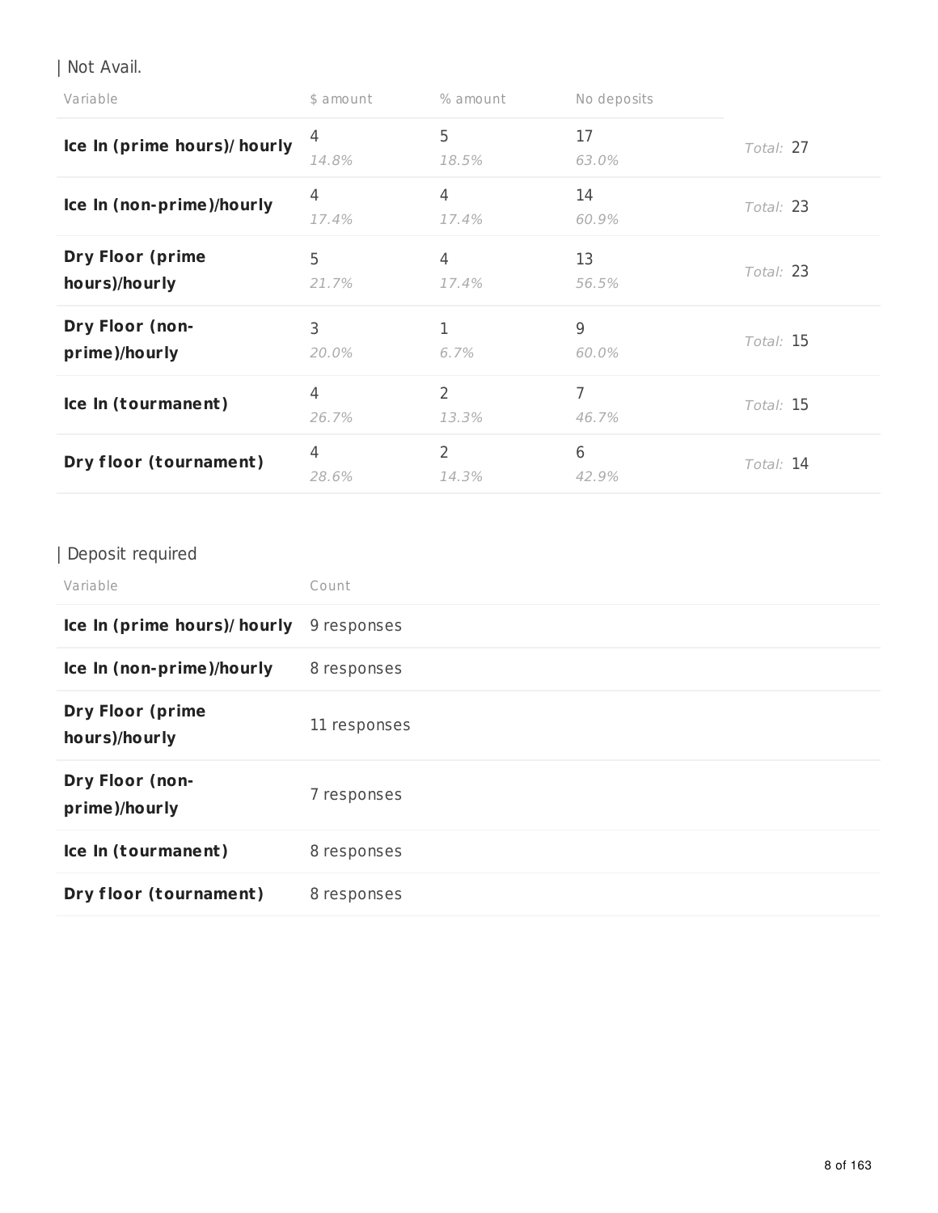| Not Avail.

| Variable | $ amount | % amount | No deposits | |
|---|---|---|---|---|
| **Ice In (prime hours)/ hourly** | 4<br>*14.8%* | 5<br>*18.5%* | 17<br>*63.0%* | *Total:* 27 |
| **Ice In (non-prime)/hourly** | 4<br>*17.4%* | 4<br>*17.4%* | 14<br>*60.9%* | *Total:* 23 |
| **Dry Floor (prime hours)/hourly** | 5<br>*21.7%* | 4<br>*17.4%* | 13<br>*56.5%* | *Total:* 23 |
| **Dry Floor (non-prime)/hourly** | 3<br>*20.0%* | 1<br>*6.7%* | 9<br>*60.0%* | *Total:* 15 |
| **Ice In (tourmanent)** | 4<br>*26.7%* | 2<br>*13.3%* | 7<br>*46.7%* | *Total:* 15 |
| **Dry floor (tournament)** | 4<br>*28.6%* | 2<br>*14.3%* | 6<br>*42.9%* | *Total:* 14 |

| Deposit required

| Variable | Count |
|---|---|
| **Ice In (prime hours)/ hourly** | 9 responses |
| **Ice In (non-prime)/hourly** | 8 responses |
| **Dry Floor (prime hours)/hourly** | 11 responses |
| **Dry Floor (non-prime)/hourly** | 7 responses |
| **Ice In (tourmanent)** | 8 responses |
| **Dry floor (tournament)** | 8 responses |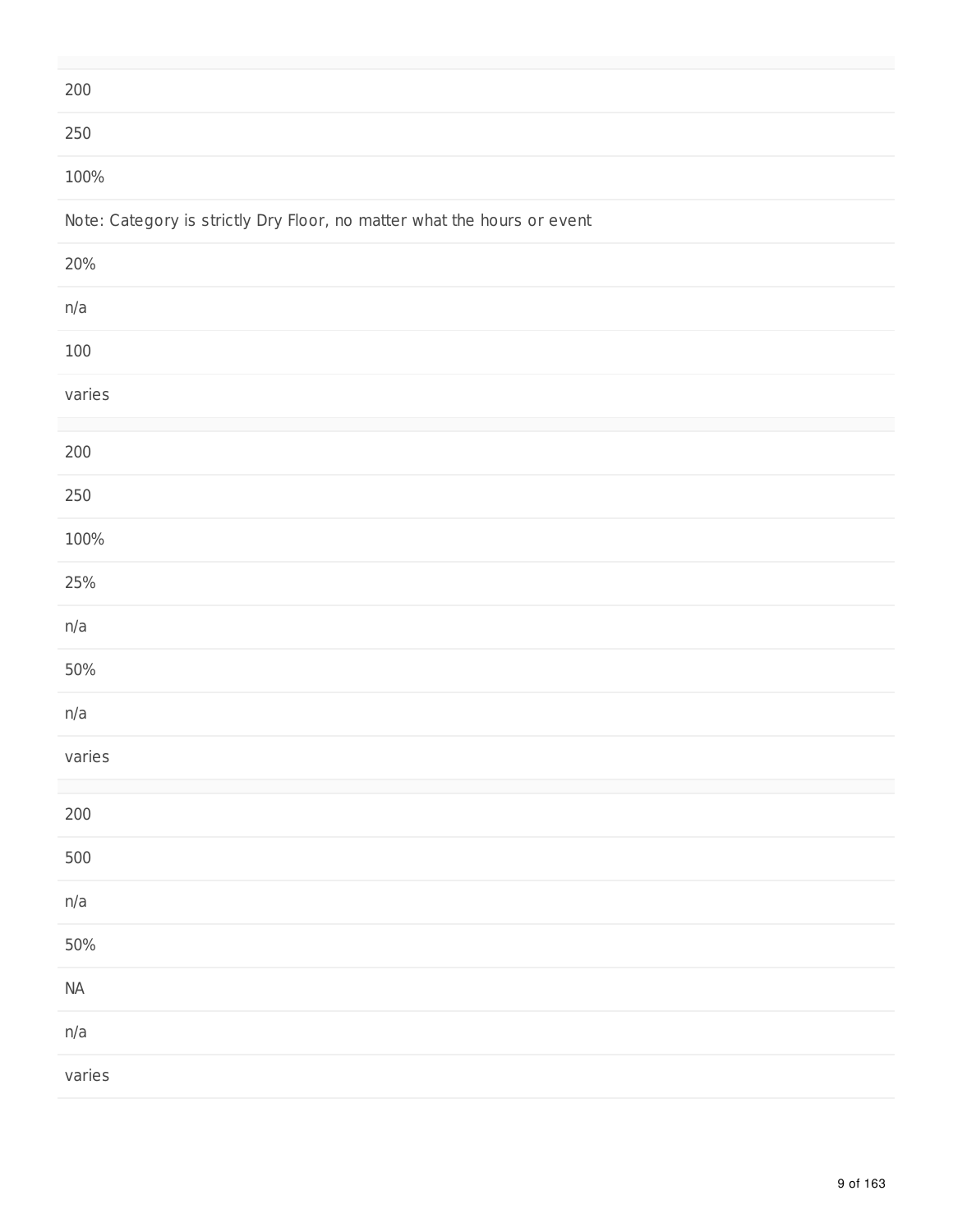200

250

100%

Note: Category is strictly Dry Floor, no matter what the hours or event

20%

n/a

100

varies

---

200

250

100%

25%

n/a

50%

n/a

varies

---

200

500

n/a

50%

NA

n/a

varies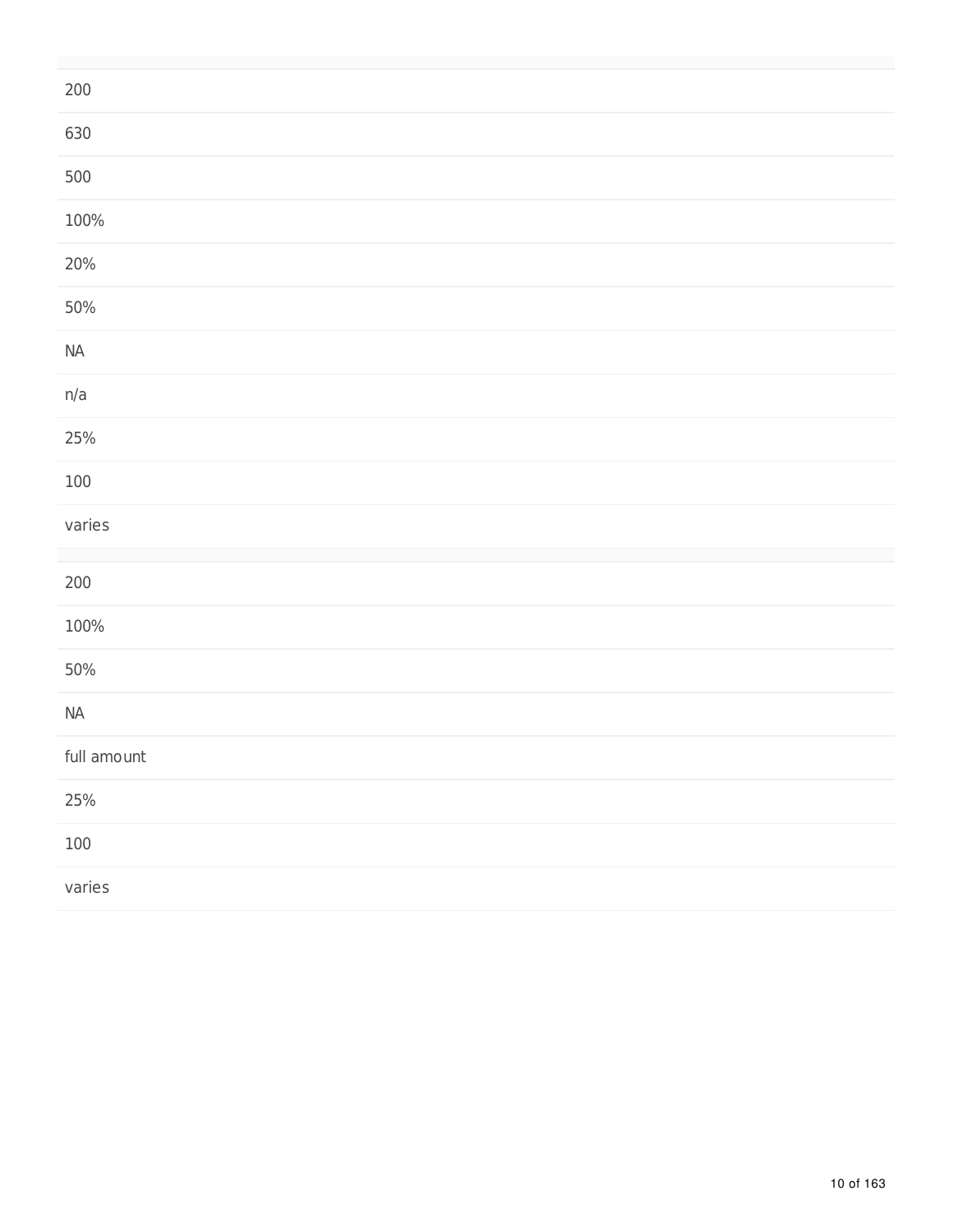| |
|---|
| 200 |
| 630 |
| 500 |
| 100% |
| 20% |
| 50% |
| NA |
| n/a |
| 25% |
| 100 |
| varies |

| |
|---|
| 200 |
| 100% |
| 50% |
| NA |
| full amount |
| 25% |
| 100 |
| varies |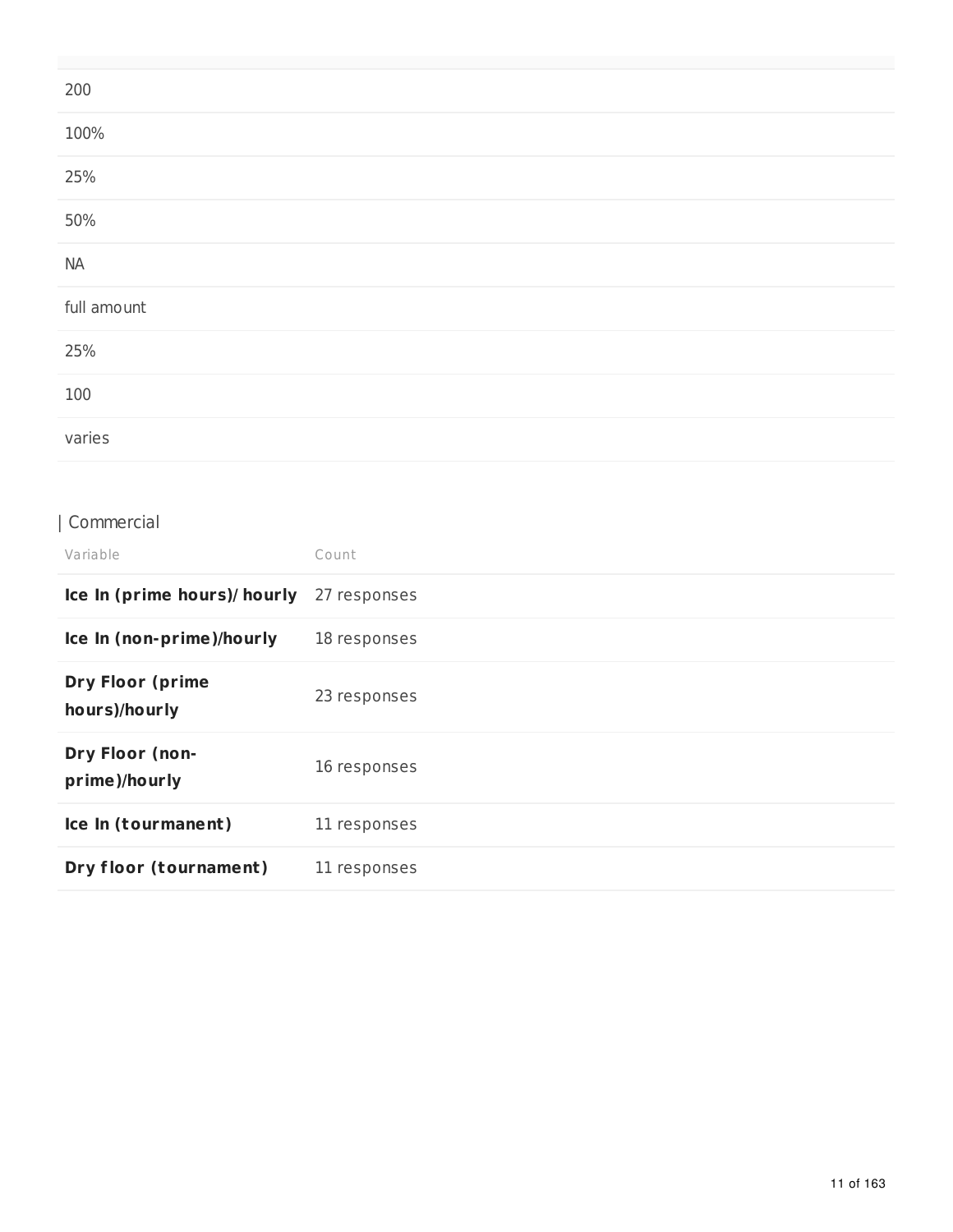| |
|---|
| 200 |
| 100% |
| 25% |
| 50% |
| NA |
| full amount |
| 25% |
| 100 |
| varies |

| Commercial

| Variable | Count |
|---|---|
| **Ice In (prime hours)/ hourly** | 27 responses |
| **Ice In (non-prime)/hourly** | 18 responses |
| **Dry Floor (prime hours)/hourly** | 23 responses |
| **Dry Floor (non-prime)/hourly** | 16 responses |
| **Ice In (tourmanent)** | 11 responses |
| **Dry floor (tournament)** | 11 responses |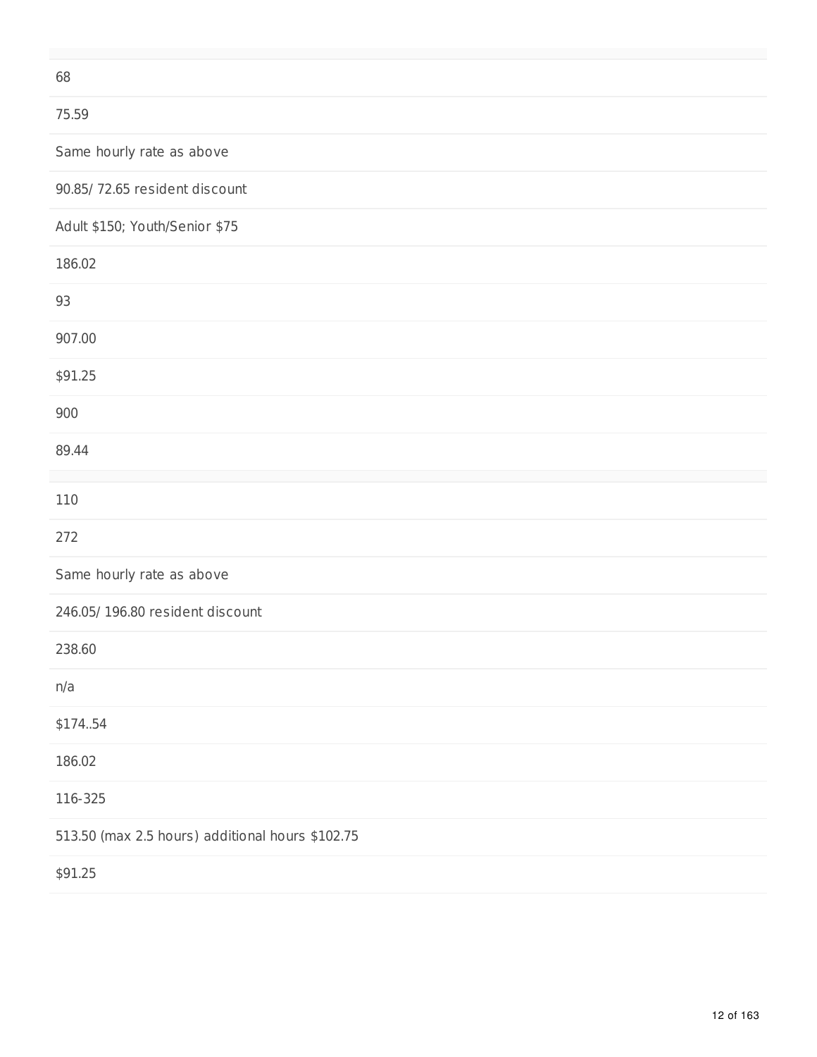68

75.59

Same hourly rate as above

90.85/ 72.65 resident discount

Adult $150; Youth/Senior $75

186.02

93

907.00

$91.25

900

89.44

---

110

272

Same hourly rate as above

246.05/ 196.80 resident discount

238.60

n/a

$174..54

186.02

116-325

513.50 (max 2.5 hours) additional hours $102.75

$91.25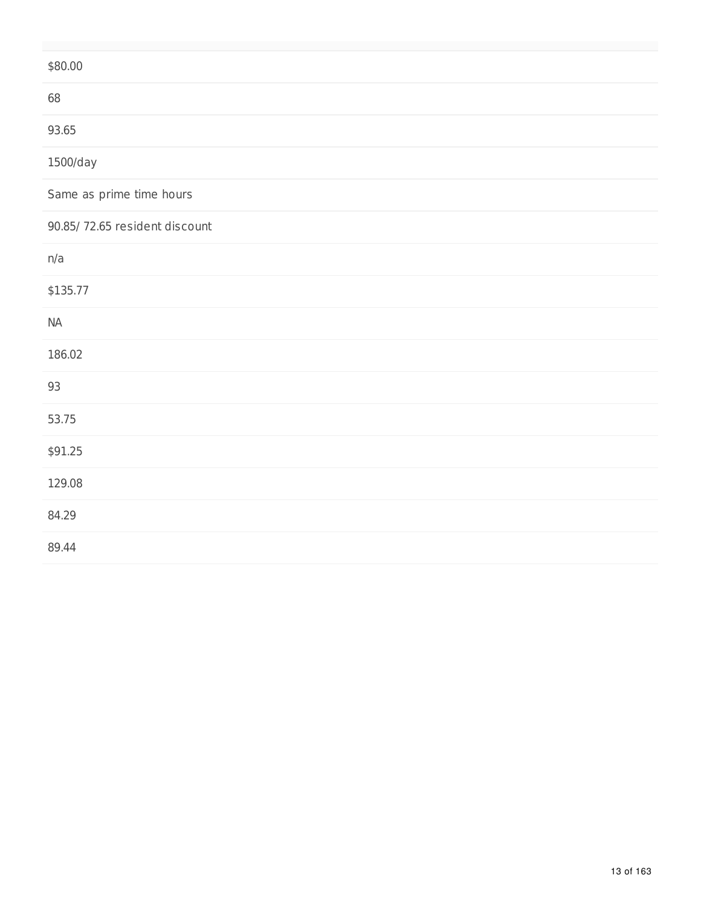$80.00

68

93.65

1500/day

Same as prime time hours

90.85/ 72.65 resident discount

n/a

$135.77

NA

186.02

93

53.75

$91.25

129.08

84.29

89.44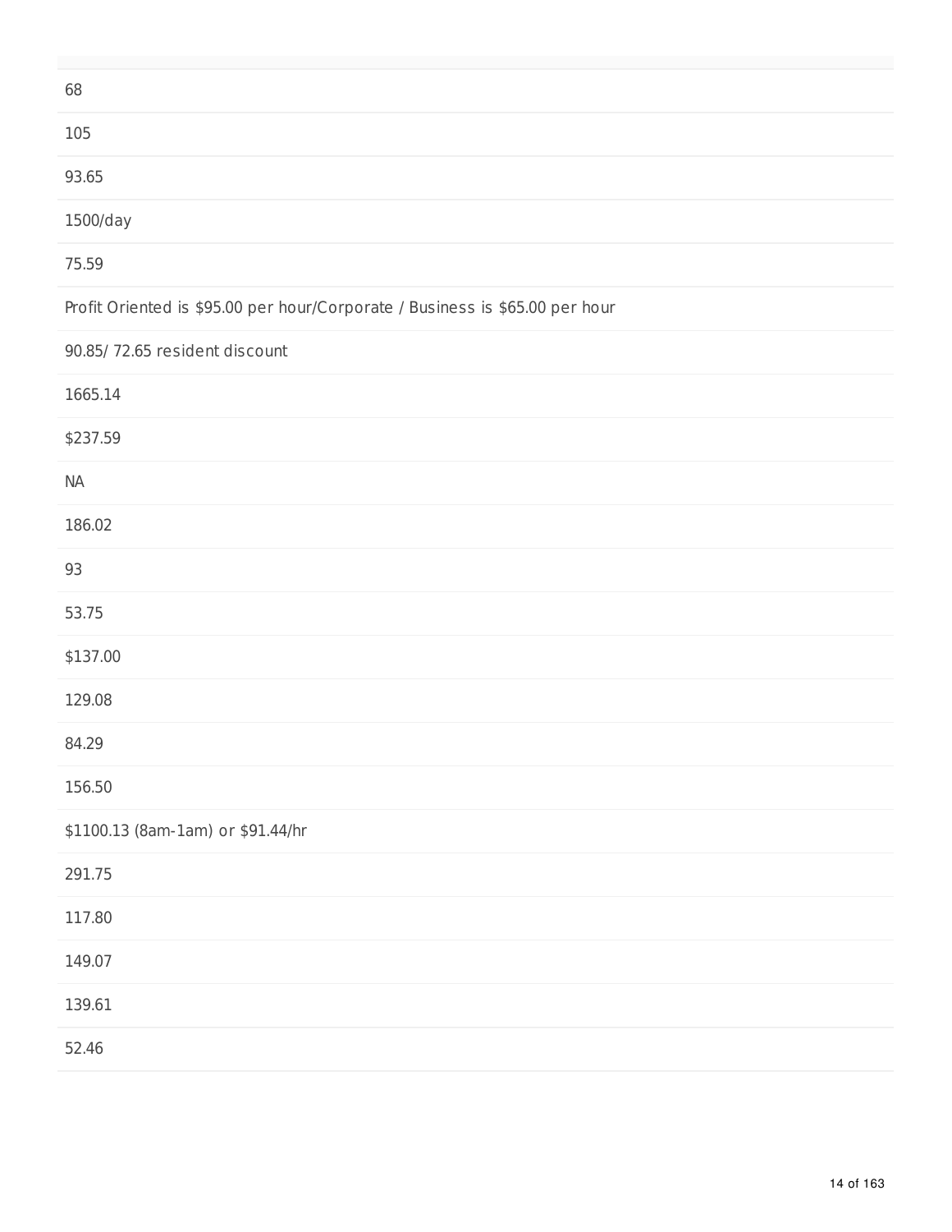68

105

93.65

1500/day

75.59

Profit Oriented is $95.00 per hour/Corporate / Business is $65.00 per hour

90.85/ 72.65 resident discount

1665.14

$237.59

NA

186.02

93

53.75

$137.00

129.08

84.29

156.50

$1100.13 (8am-1am) or $91.44/hr

291.75

117.80

149.07

139.61

52.46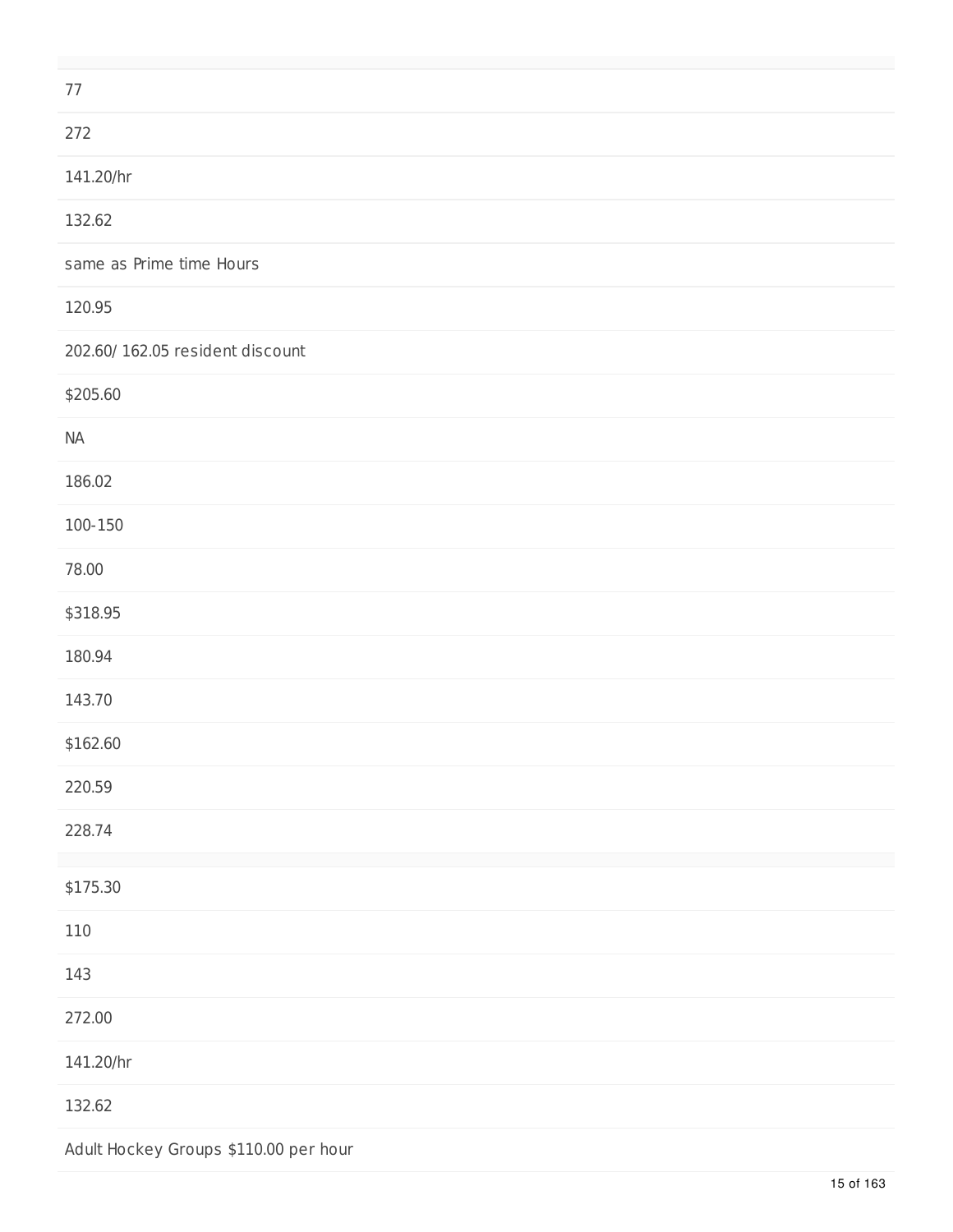77

272

141.20/hr

132.62

same as Prime time Hours

120.95

202.60/ 162.05 resident discount

$205.60

NA

186.02

100-150

78.00

$318.95

180.94

143.70

$162.60

220.59

228.74

$175.30

110

143

272.00

141.20/hr

132.62

Adult Hockey Groups $110.00 per hour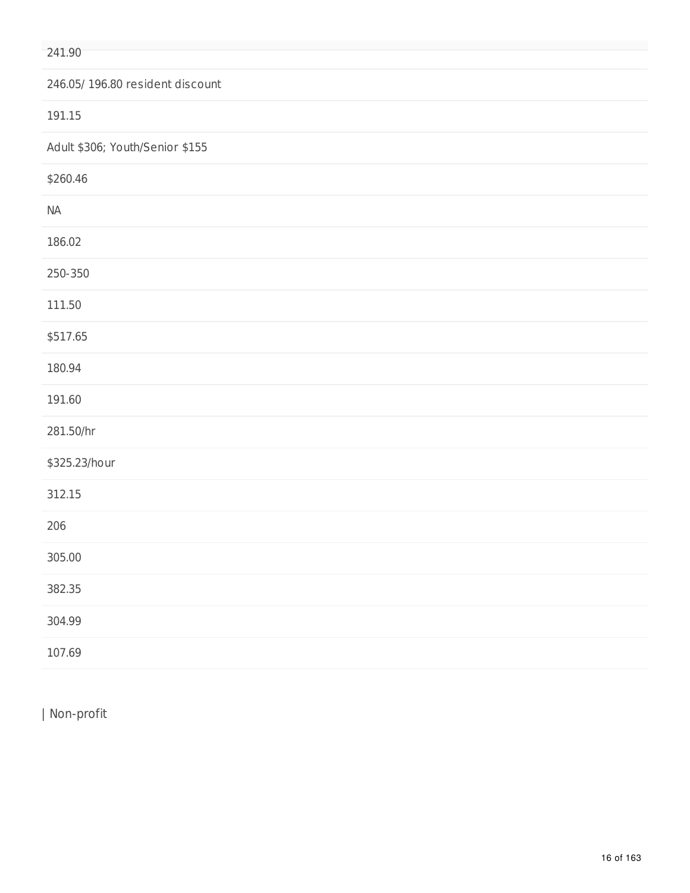241.90

246.05/ 196.80 resident discount

191.15

Adult $306; Youth/Senior $155

$260.46

NA

186.02

250-350

111.50

$517.65

180.94

191.60

281.50/hr

$325.23/hour

312.15

206

305.00

382.35

304.99

107.69

| Non-profit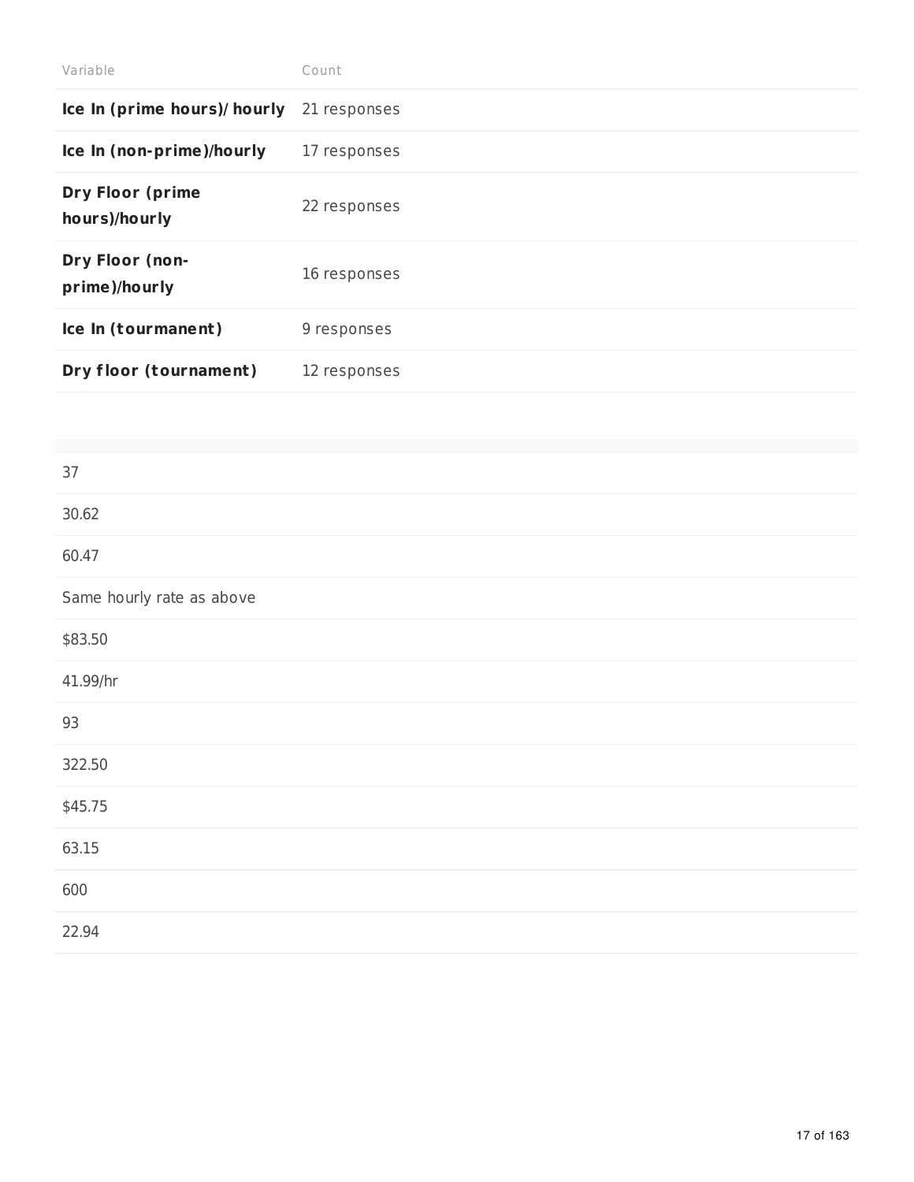| Variable | Count |
| --- | --- |
| **Ice In (prime hours)/ hourly** | 21 responses |
| **Ice In (non-prime)/hourly** | 17 responses |
| **Dry Floor (prime hours)/hourly** | 22 responses |
| **Dry Floor (non-prime)/hourly** | 16 responses |
| **Ice In (tourmanent)** | 9 responses |
| **Dry floor (tournament)** | 12 responses |

| |
| --- |
| 37 |
| 30.62 |
| 60.47 |
| Same hourly rate as above |
| $83.50 |
| 41.99/hr |
| 93 |
| 322.50 |
| $45.75 |
| 63.15 |
| 600 |
| 22.94 |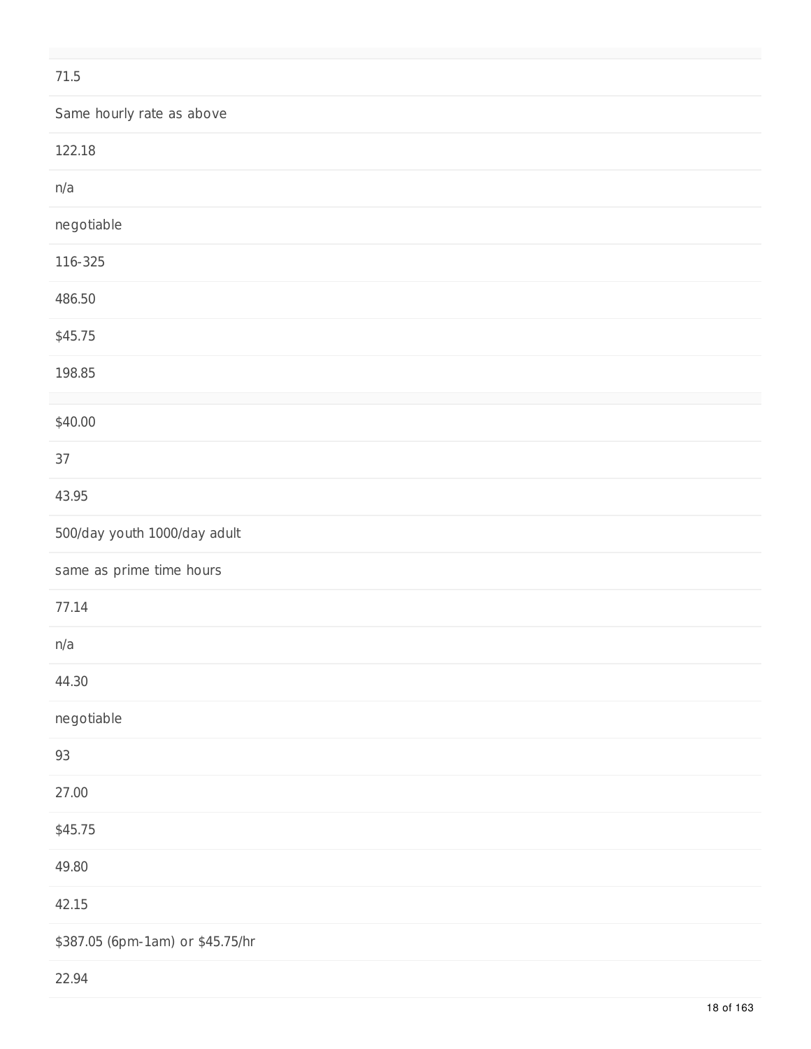71.5

Same hourly rate as above

122.18

n/a

negotiable

116-325

486.50

$45.75

198.85

$40.00

37

43.95

500/day youth 1000/day adult

same as prime time hours

77.14

n/a

44.30

negotiable

93

27.00

$45.75

49.80

42.15

$387.05 (6pm-1am) or $45.75/hr

22.94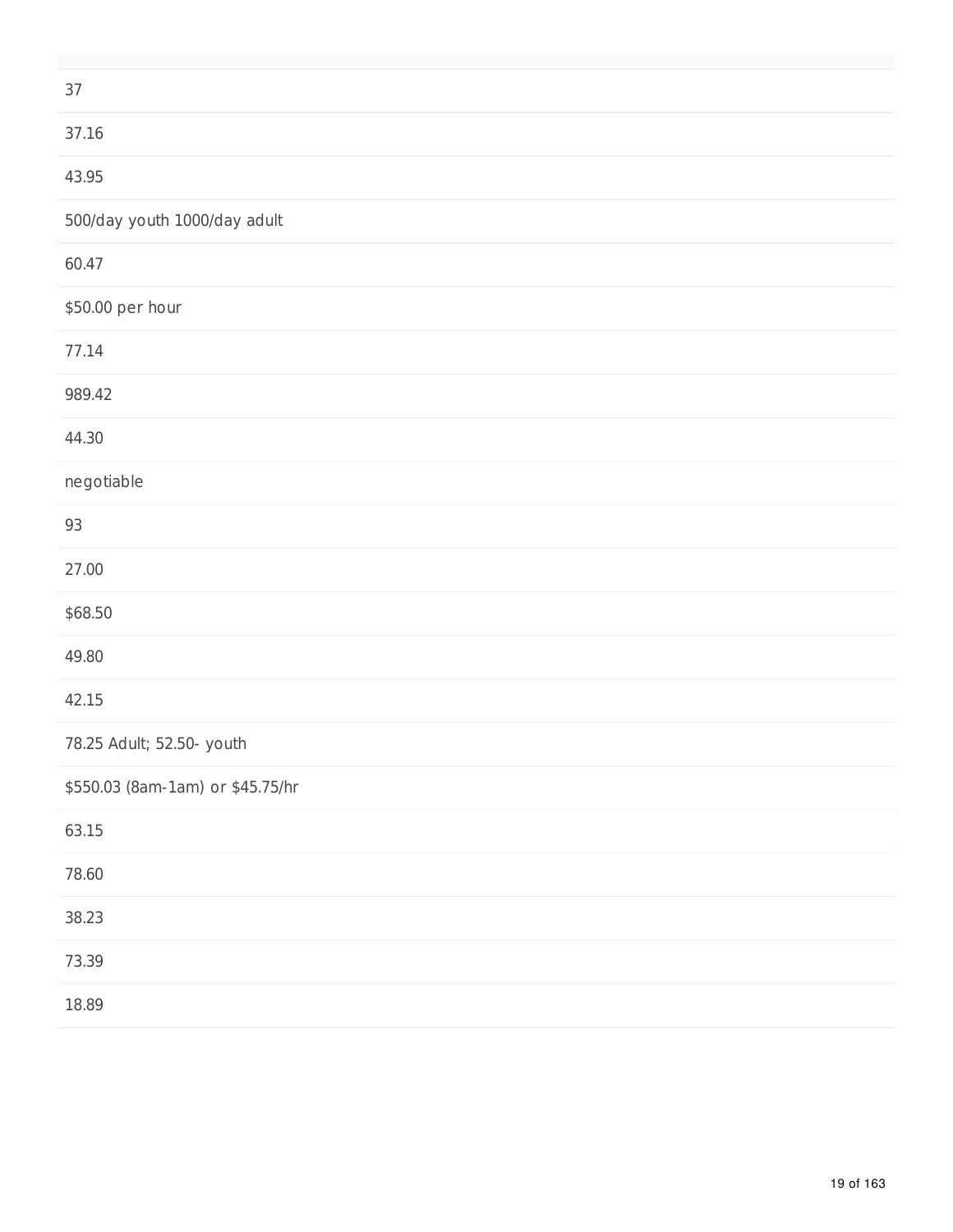37

37.16

43.95

500/day youth 1000/day adult

60.47

$50.00 per hour

77.14

989.42

44.30

negotiable

93

27.00

$68.50

49.80

42.15

78.25 Adult; 52.50- youth

$550.03 (8am-1am) or $45.75/hr

63.15

78.60

38.23

73.39

18.89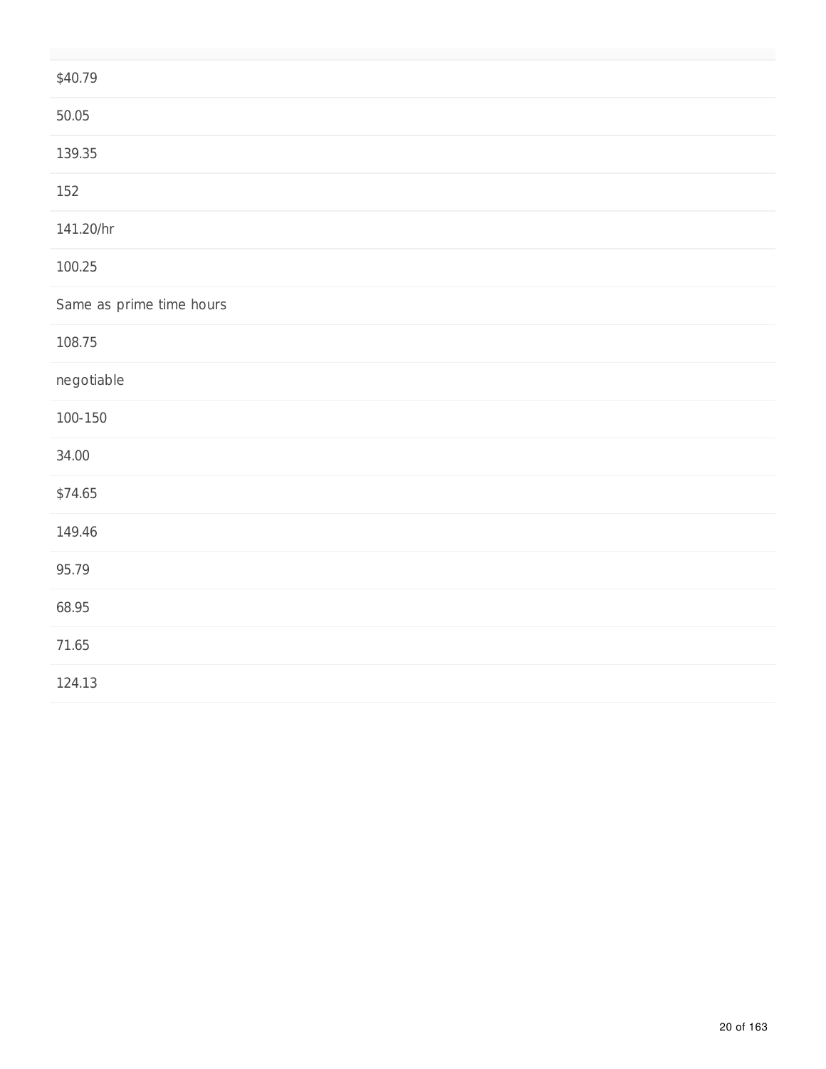| |
|---|
| $40.79 |
| 50.05 |
| 139.35 |
| 152 |
| 141.20/hr |
| 100.25 |
| Same as prime time hours |
| 108.75 |
| negotiable |
| 100-150 |
| 34.00 |
| $74.65 |
| 149.46 |
| 95.79 |
| 68.95 |
| 71.65 |
| 124.13 |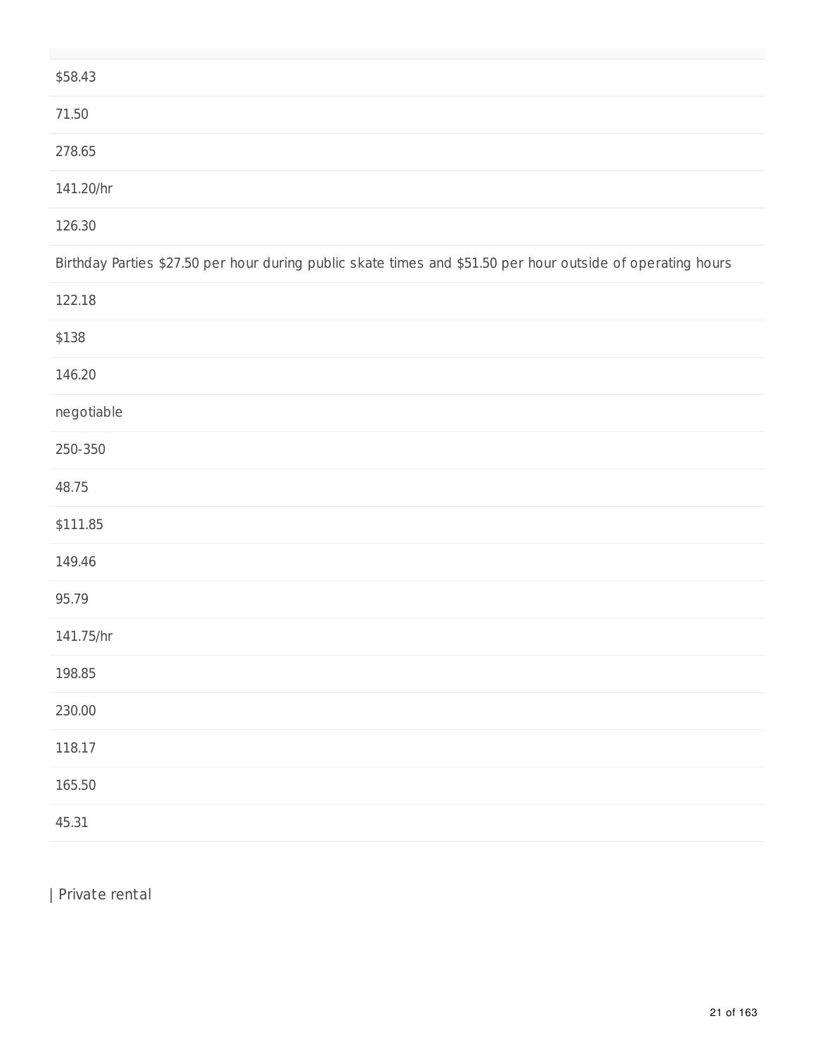| |
|---|
| $58.43 |
| 71.50 |
| 278.65 |
| 141.20/hr |
| 126.30 |
| Birthday Parties $27.50 per hour during public skate times and $51.50 per hour outside of operating hours |
| 122.18 |
| $138 |
| 146.20 |
| negotiable |
| 250-350 |
| 48.75 |
| $111.85 |
| 149.46 |
| 95.79 |
| 141.75/hr |
| 198.85 |
| 230.00 |
| 118.17 |
| 165.50 |
| 45.31 |

| Private rental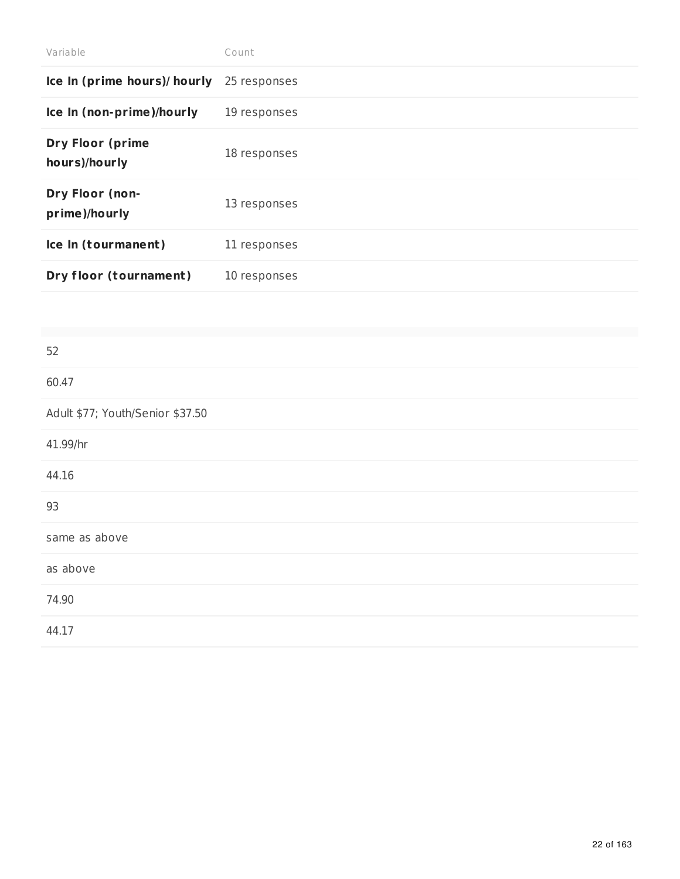| Variable | Count |
| --- | --- |
| **Ice In (prime hours)/ hourly** | 25 responses |
| **Ice In (non-prime)/hourly** | 19 responses |
| **Dry Floor (prime hours)/hourly** | 18 responses |
| **Dry Floor (non-prime)/hourly** | 13 responses |
| **Ice In (tourmanent)** | 11 responses |
| **Dry floor (tournament)** | 10 responses |

| |
| --- |
| 52 |
| 60.47 |
| Adult $77; Youth/Senior $37.50 |
| 41.99/hr |
| 44.16 |
| 93 |
| same as above |
| as above |
| 74.90 |
| 44.17 |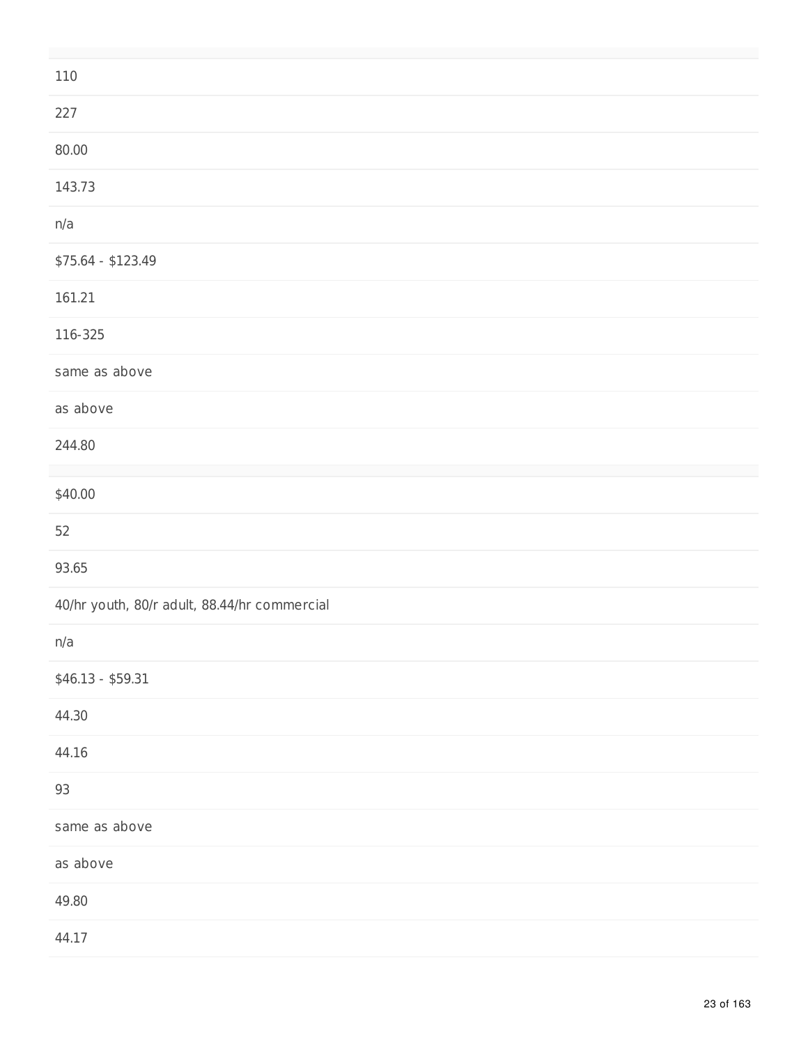110

227

80.00

143.73

n/a

$75.64 - $123.49

161.21

116-325

same as above

as above

244.80

$40.00

52

93.65

40/hr youth, 80/r adult, 88.44/hr commercial

n/a

$46.13 - $59.31

44.30

44.16

93

same as above

as above

49.80

44.17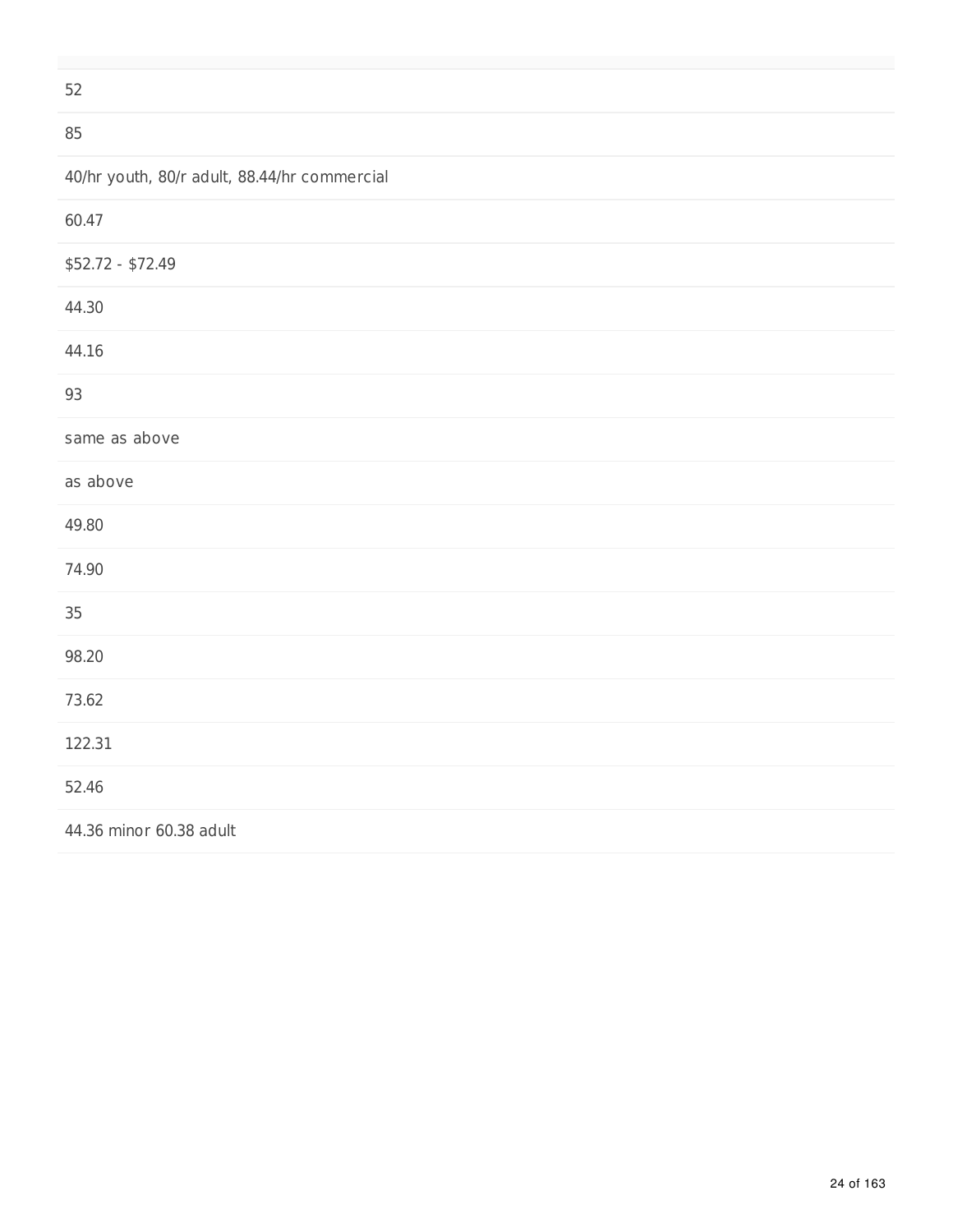| |
|---|
| 52 |
| 85 |
| 40/hr youth, 80/r adult, 88.44/hr commercial |
| 60.47 |
| $52.72 - $72.49 |
| 44.30 |
| 44.16 |
| 93 |
| same as above |
| as above |
| 49.80 |
| 74.90 |
| 35 |
| 98.20 |
| 73.62 |
| 122.31 |
| 52.46 |
| 44.36 minor 60.38 adult |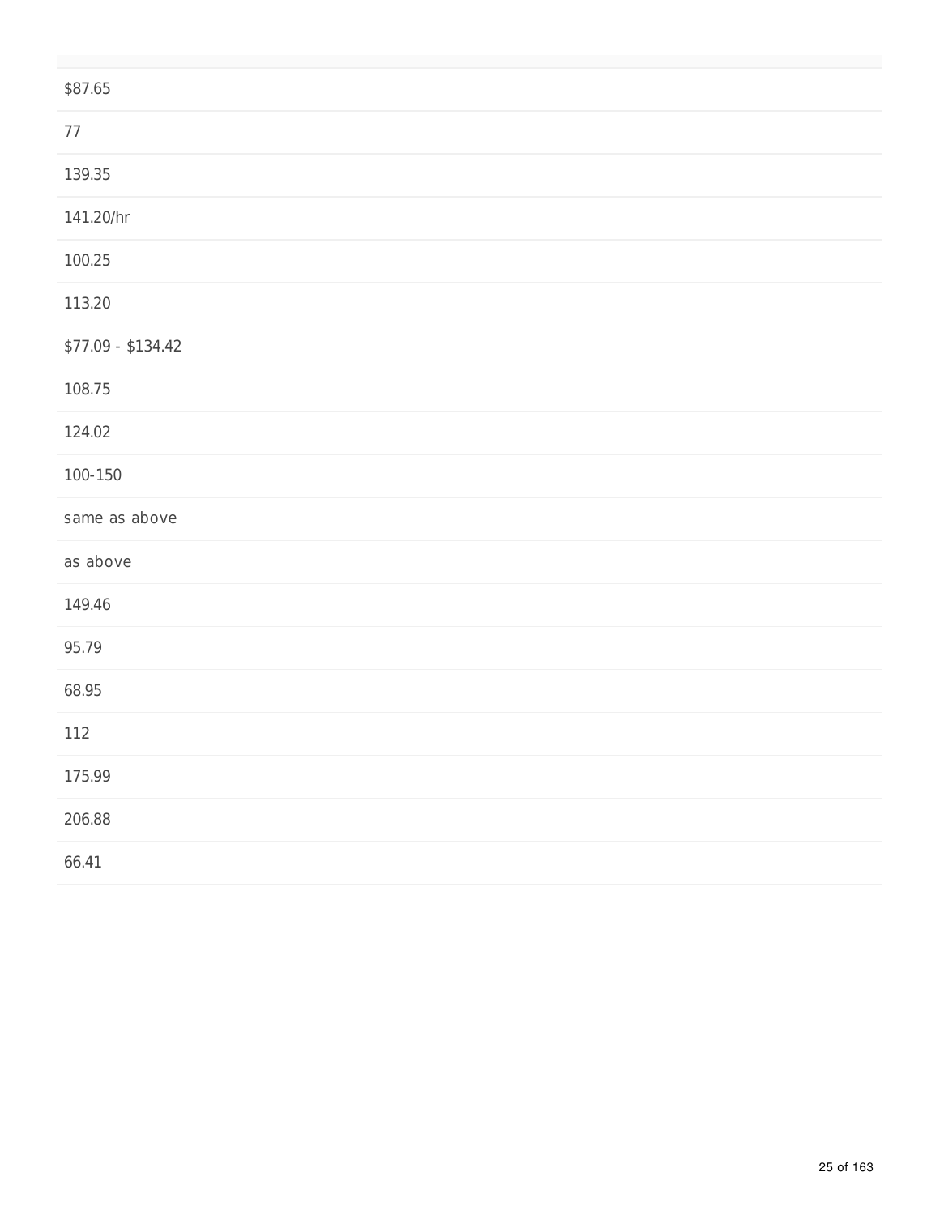| |
|---|
| $87.65 |
| 77 |
| 139.35 |
| 141.20/hr |
| 100.25 |
| 113.20 |
| $77.09 - $134.42 |
| 108.75 |
| 124.02 |
| 100-150 |
| same as above |
| as above |
| 149.46 |
| 95.79 |
| 68.95 |
| 112 |
| 175.99 |
| 206.88 |
| 66.41 |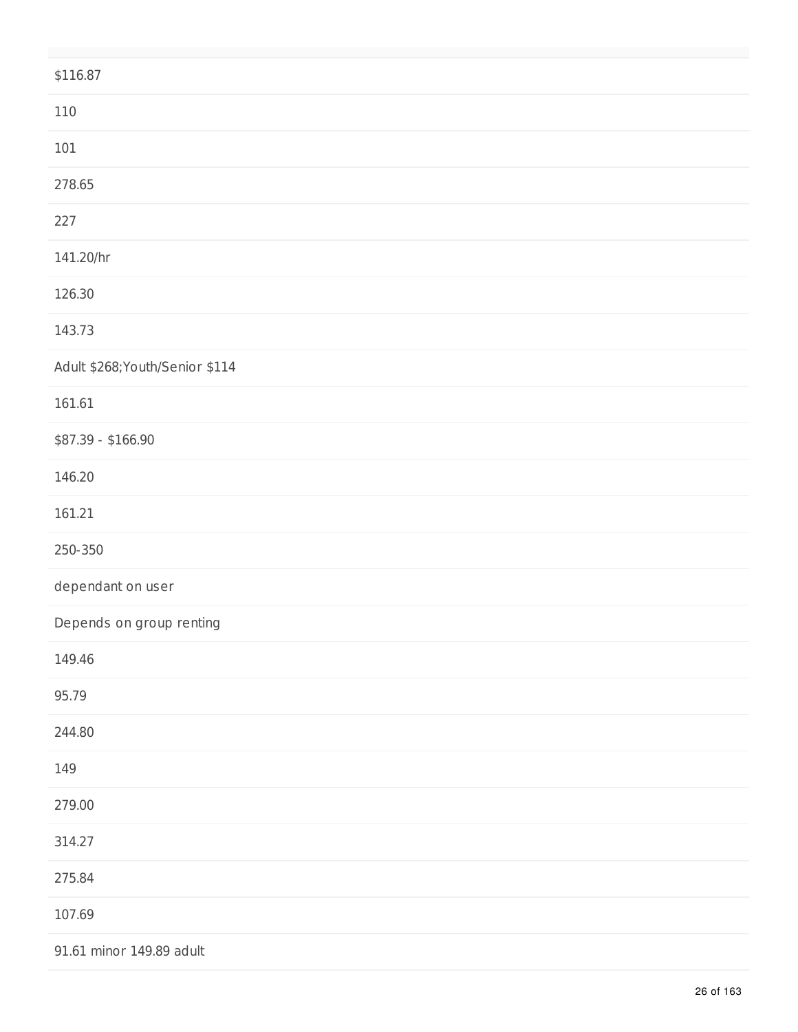| |
|---|
| $116.87 |
| 110 |
| 101 |
| 278.65 |
| 227 |
| 141.20/hr |
| 126.30 |
| 143.73 |
| Adult $268;Youth/Senior $114 |
| 161.61 |
| $87.39 - $166.90 |
| 146.20 |
| 161.21 |
| 250-350 |
| dependant on user |
| Depends on group renting |
| 149.46 |
| 95.79 |
| 244.80 |
| 149 |
| 279.00 |
| 314.27 |
| 275.84 |
| 107.69 |
| 91.61 minor 149.89 adult |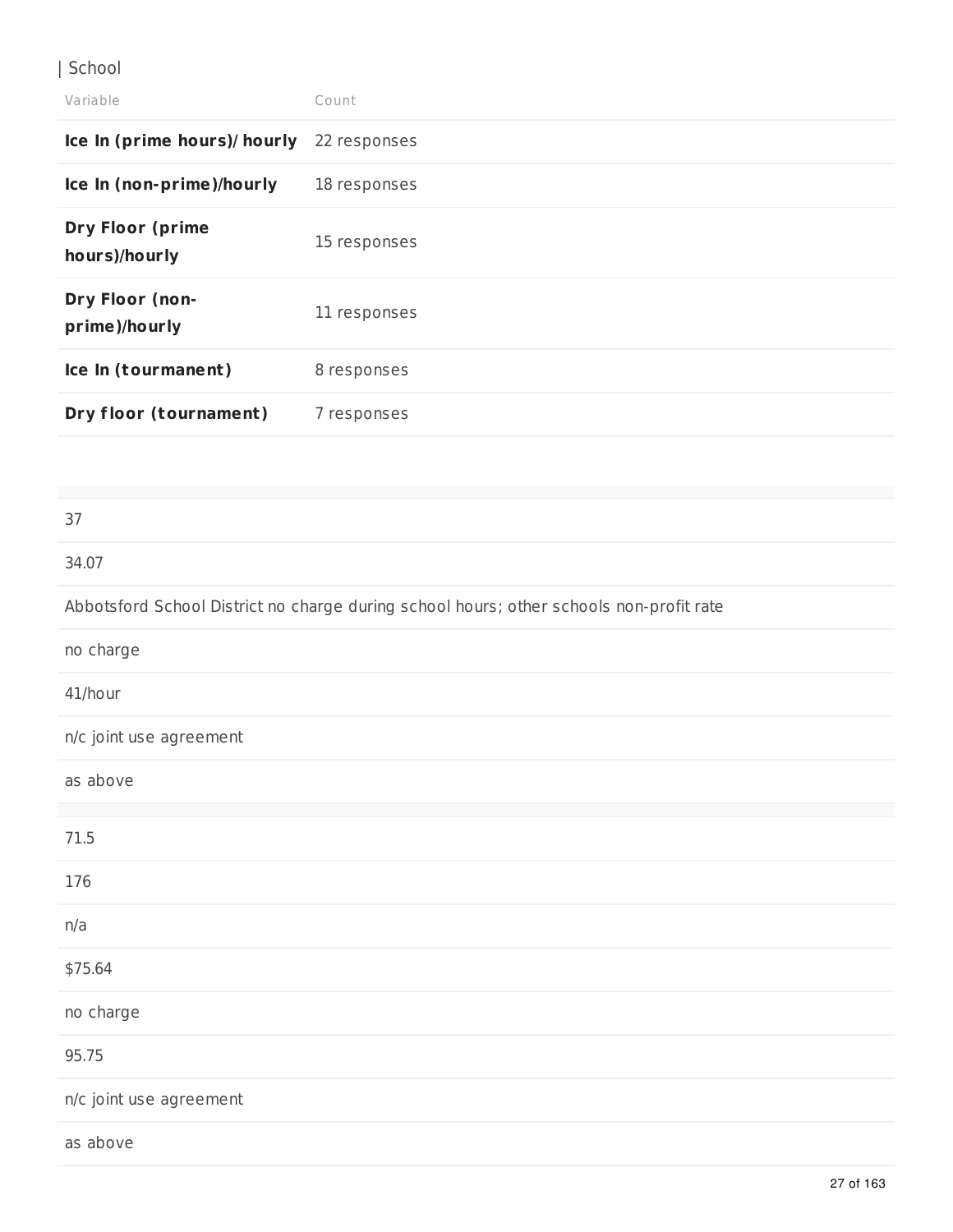| School

| Variable | Count |
|---|---|
| **Ice In (prime hours)/ hourly** | 22 responses |
| **Ice In (non-prime)/hourly** | 18 responses |
| **Dry Floor (prime hours)/hourly** | 15 responses |
| **Dry Floor (non-prime)/hourly** | 11 responses |
| **Ice In (tournament)** | 8 responses |
| **Dry floor (tournament)** | 7 responses |

| |
|---|
| 37 |
| 34.07 |
| Abbotsford School District no charge during school hours; other schools non-profit rate |
| no charge |
| 41/hour |
| n/c joint use agreement |
| as above |

| |
|---|
| 71.5 |
| 176 |
| n/a |
| $75.64 |
| no charge |
| 95.75 |
| n/c joint use agreement |
| as above |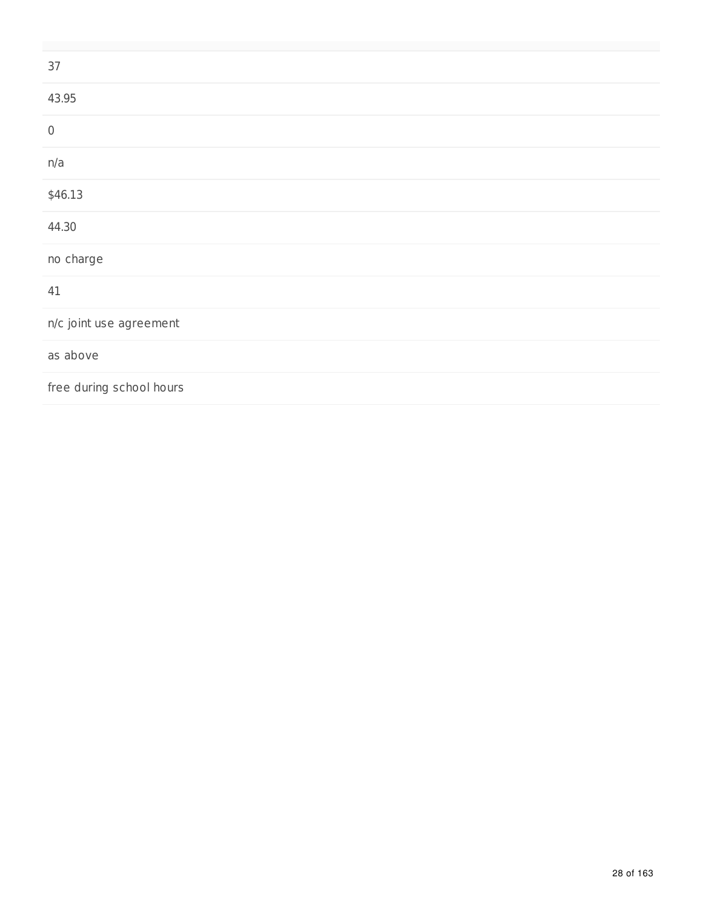| |
|---|
| 37 |
| 43.95 |
| 0 |
| n/a |
| $46.13 |
| 44.30 |
| no charge |
| 41 |
| n/c joint use agreement |
| as above |
| free during school hours |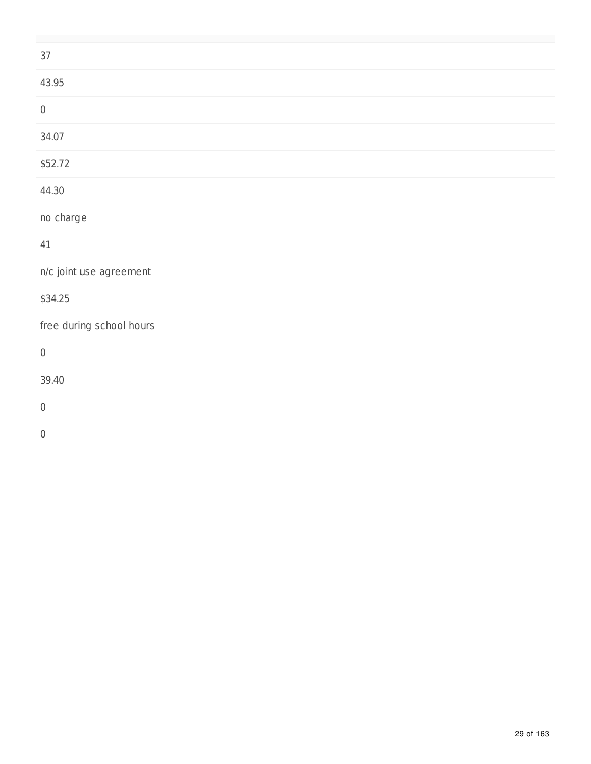| |
|---|
| 37 |
| 43.95 |
| 0 |
| 34.07 |
| $52.72 |
| 44.30 |
| no charge |
| 41 |
| n/c joint use agreement |
| $34.25 |
| free during school hours |
| 0 |
| 39.40 |
| 0 |
| 0 |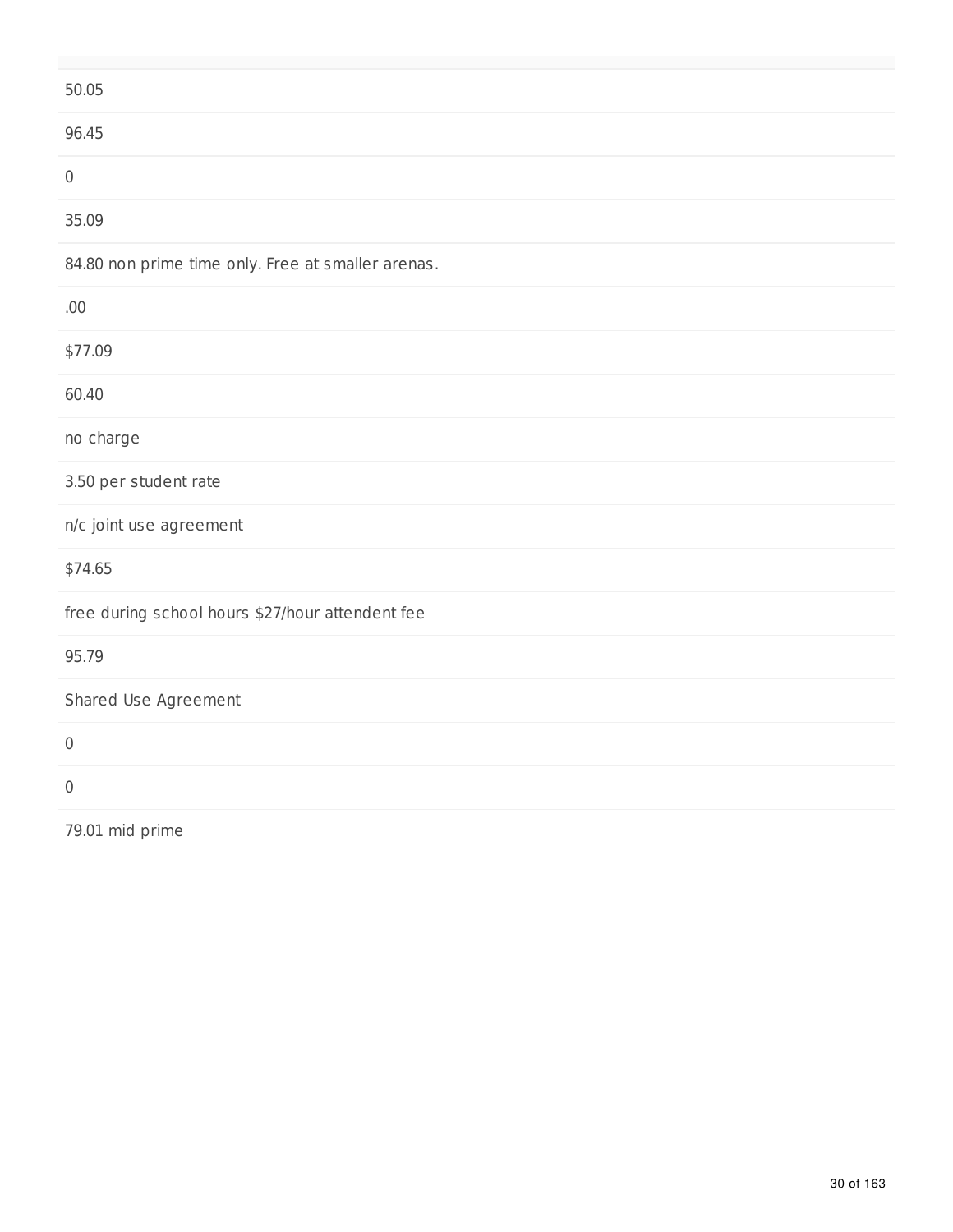| |
|---|
| 50.05 |
| 96.45 |
| 0 |
| 35.09 |
| 84.80 non prime time only. Free at smaller arenas. |
| .00 |
| $77.09 |
| 60.40 |
| no charge |
| 3.50 per student rate |
| n/c joint use agreement |
| $74.65 |
| free during school hours $27/hour attendent fee |
| 95.79 |
| Shared Use Agreement |
| 0 |
| 0 |
| 79.01 mid prime |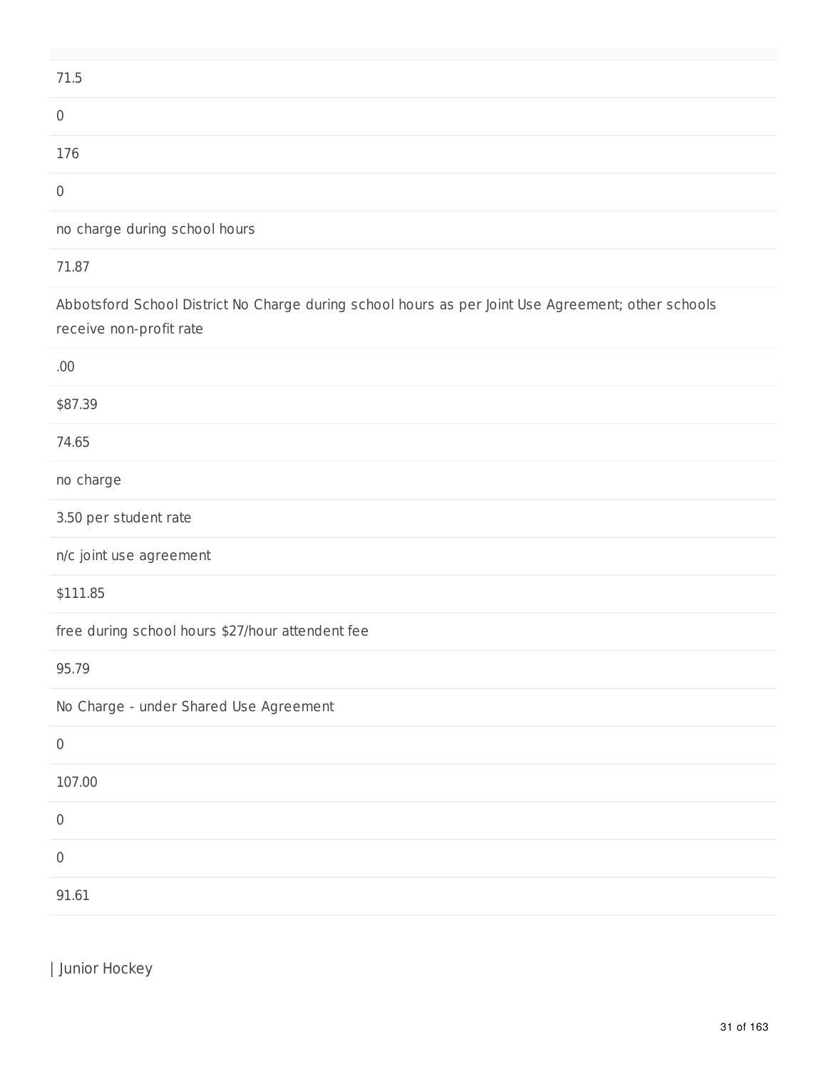| |
|---|
| 71.5 |
| 0 |
| 176 |
| 0 |
| no charge during school hours |
| 71.87 |
| Abbotsford School District No Charge during school hours as per Joint Use Agreement; other schools receive non-profit rate |
| .00 |
| $87.39 |
| 74.65 |
| no charge |
| 3.50 per student rate |
| n/c joint use agreement |
| $111.85 |
| free during school hours $27/hour attendent fee |
| 95.79 |
| No Charge - under Shared Use Agreement |
| 0 |
| 107.00 |
| 0 |
| 0 |
| 91.61 |

| Junior Hockey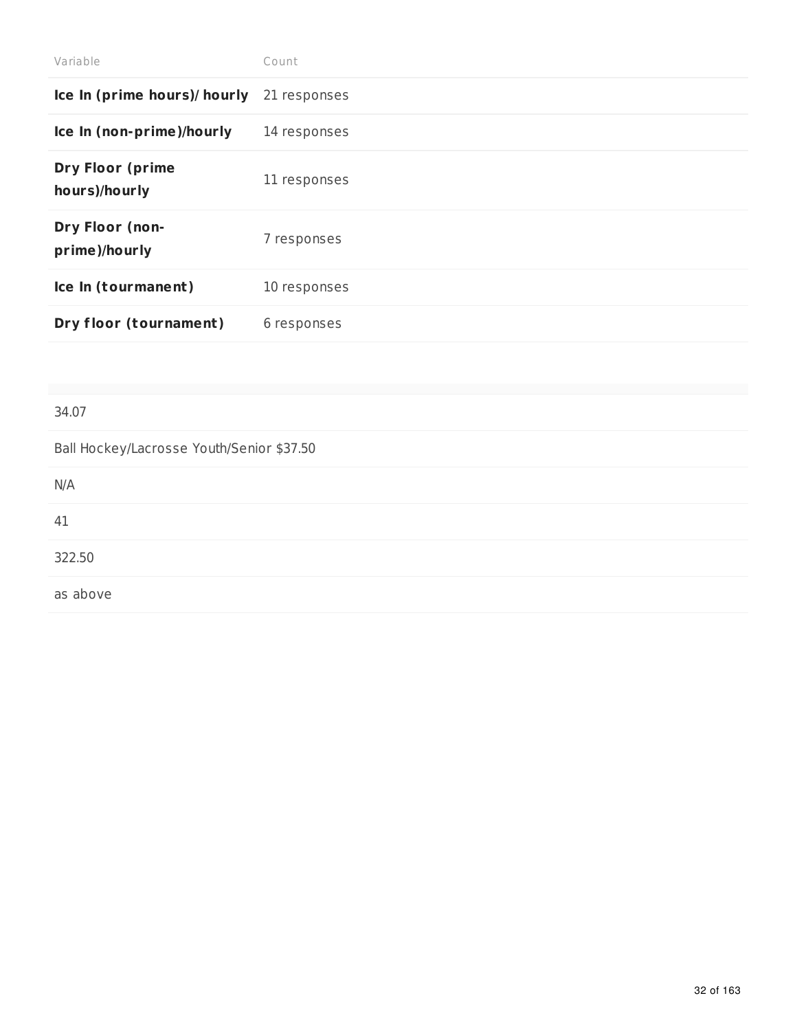| Variable | Count |
| --- | --- |
| **Ice In (prime hours)/ hourly** | 21 responses |
| **Ice In (non-prime)/hourly** | 14 responses |
| **Dry Floor (prime hours)/hourly** | 11 responses |
| **Dry Floor (non-prime)/hourly** | 7 responses |
| **Ice In (tourmanent)** | 10 responses |
| **Dry floor (tournament)** | 6 responses |

| |
| --- |
| 34.07 |
| Ball Hockey/Lacrosse Youth/Senior $37.50 |
| N/A |
| 41 |
| 322.50 |
| as above |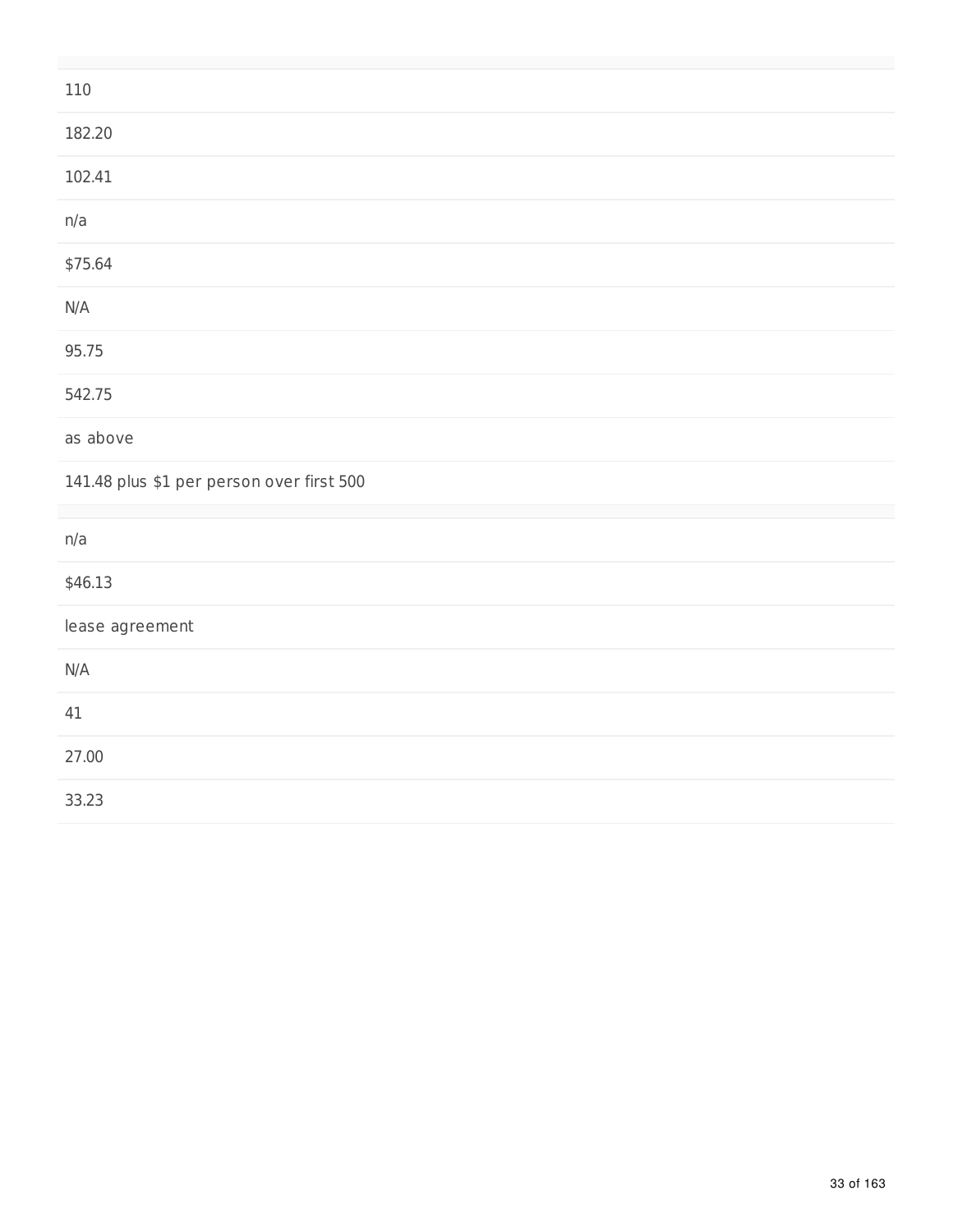| |
|---|
| 110 |
| 182.20 |
| 102.41 |
| n/a |
| $75.64 |
| N/A |
| 95.75 |
| 542.75 |
| as above |
| 141.48 plus $1 per person over first 500 |
| |
| n/a |
| $46.13 |
| lease agreement |
| N/A |
| 41 |
| 27.00 |
| 33.23 |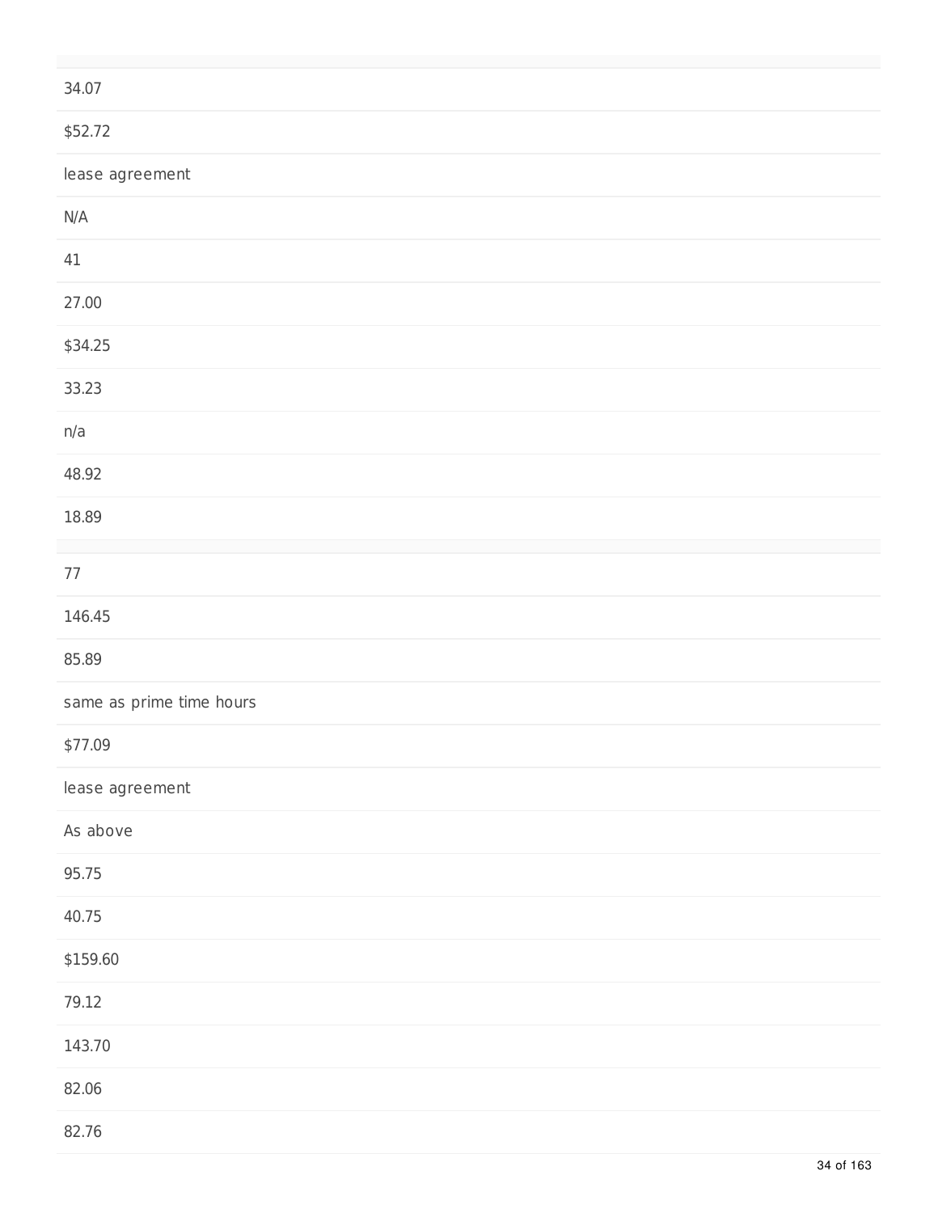34.07

$52.72

lease agreement

N/A

41

27.00

$34.25

33.23

n/a

48.92

18.89

77

146.45

85.89

same as prime time hours

$77.09

lease agreement

As above

95.75

40.75

$159.60

79.12

143.70

82.06

82.76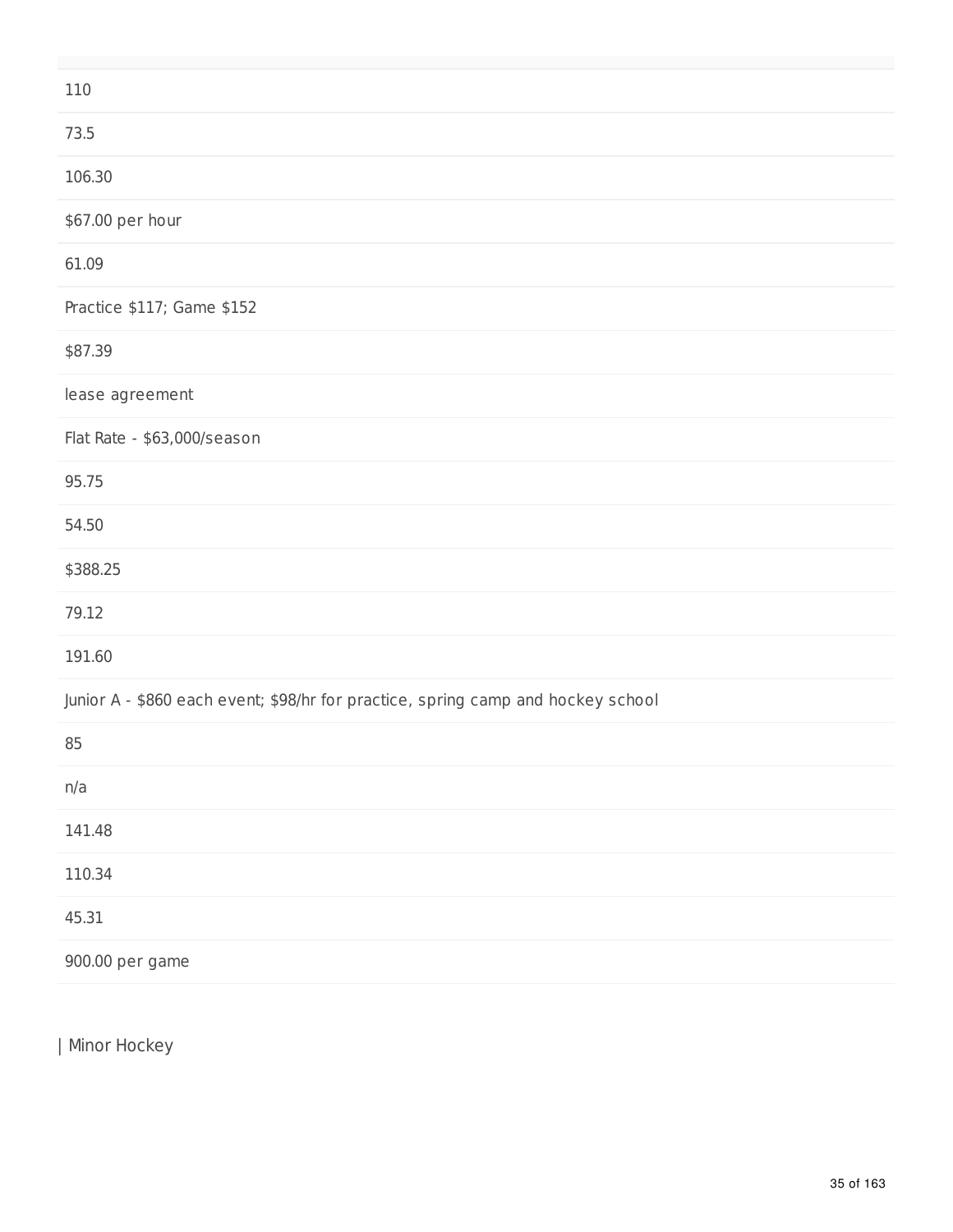| |
|---|
| 110 |
| 73.5 |
| 106.30 |
| $67.00 per hour |
| 61.09 |
| Practice $117; Game $152 |
| $87.39 |
| lease agreement |
| Flat Rate - $63,000/season |
| 95.75 |
| 54.50 |
| $388.25 |
| 79.12 |
| 191.60 |
| Junior A - $860 each event; $98/hr for practice, spring camp and hockey school |
| 85 |
| n/a |
| 141.48 |
| 110.34 |
| 45.31 |
| 900.00 per game |

| Minor Hockey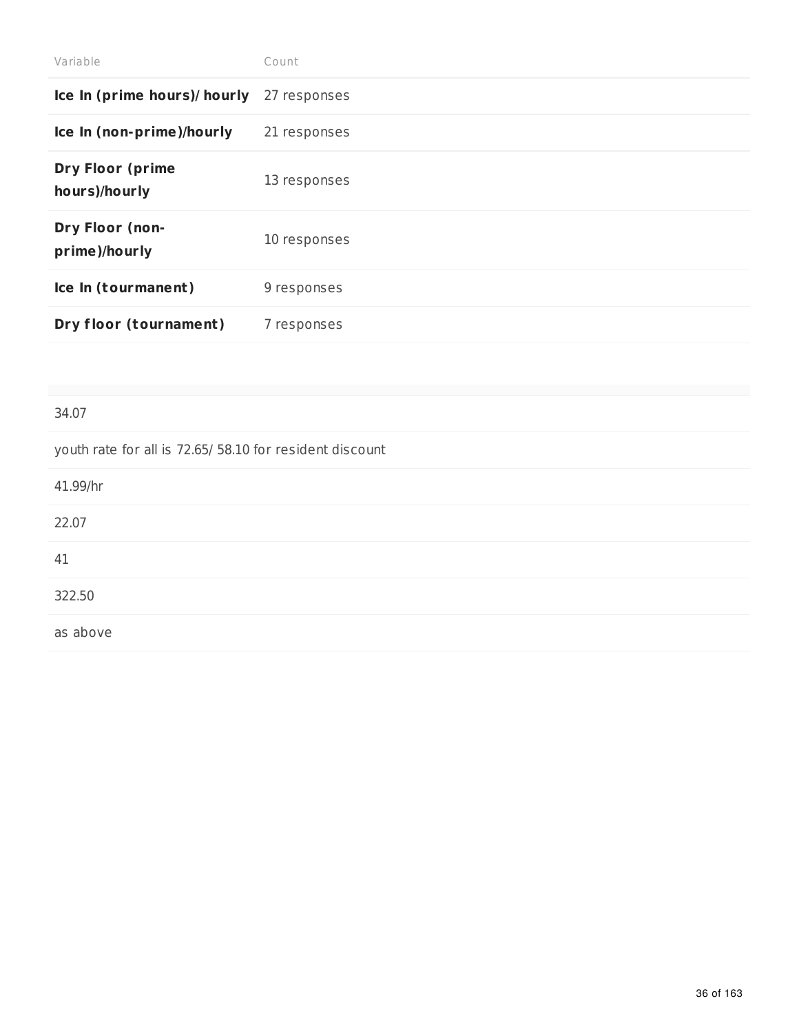| Variable | Count |
|---|---|
| **Ice In (prime hours)/ hourly** | 27 responses |
| **Ice In (non-prime)/hourly** | 21 responses |
| **Dry Floor (prime hours)/hourly** | 13 responses |
| **Dry Floor (non-prime)/hourly** | 10 responses |
| **Ice In (tourmanent)** | 9 responses |
| **Dry floor (tournament)** | 7 responses |

| |
|---|
| 34.07 |
| youth rate for all is 72.65/ 58.10 for resident discount |
| 41.99/hr |
| 22.07 |
| 41 |
| 322.50 |
| as above |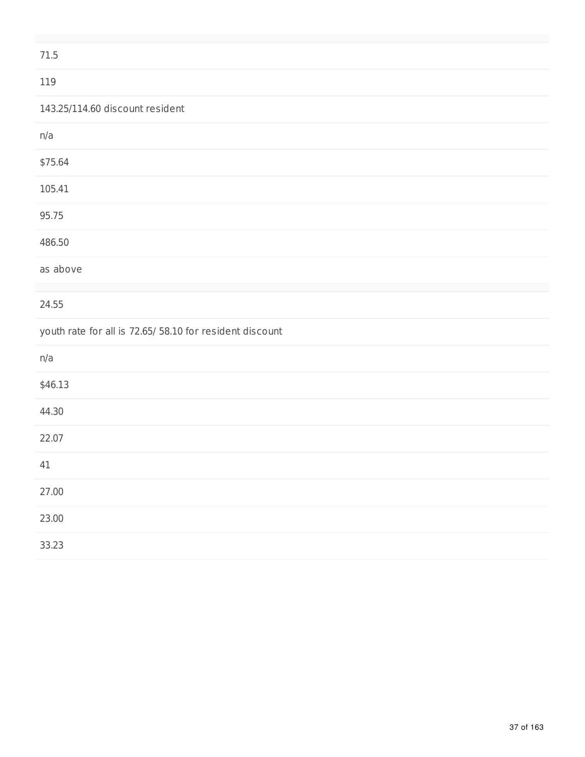71.5

119

143.25/114.60 discount resident

n/a

$75.64

105.41

95.75

486.50

as above

---

24.55

youth rate for all is 72.65/ 58.10 for resident discount

n/a

$46.13

44.30

22.07

41

27.00

23.00

33.23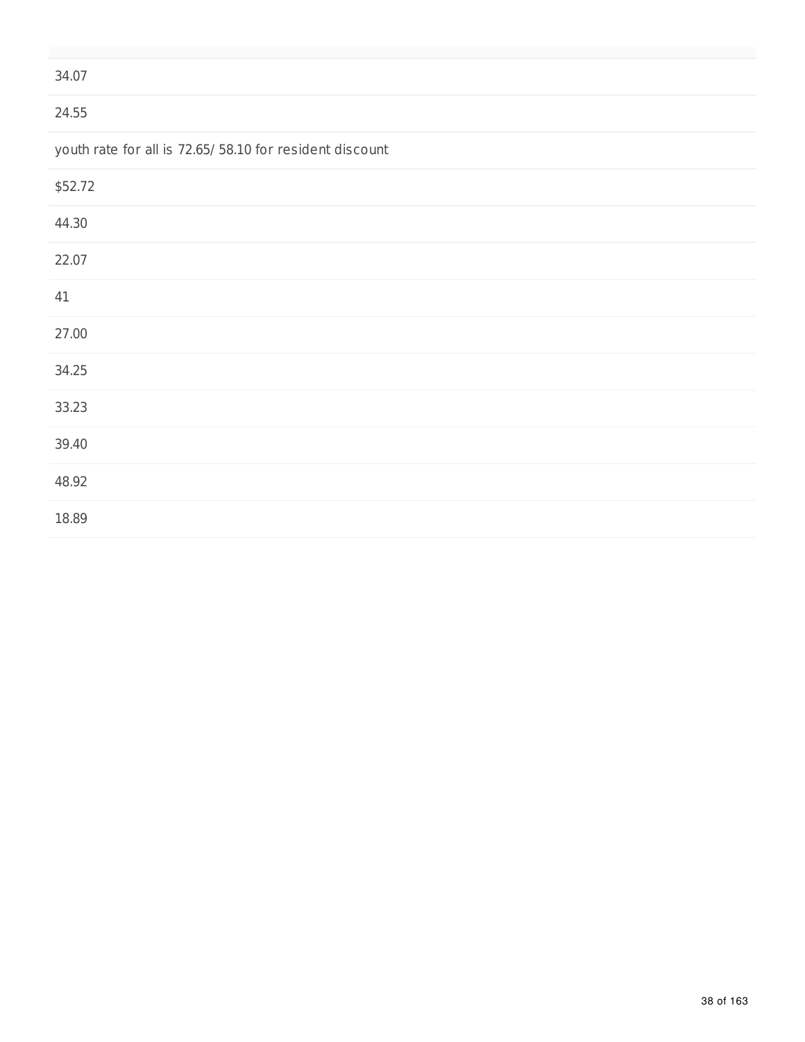34.07

24.55

youth rate for all is 72.65/ 58.10 for resident discount

$52.72

44.30

22.07

41

27.00

34.25

33.23

39.40

48.92

18.89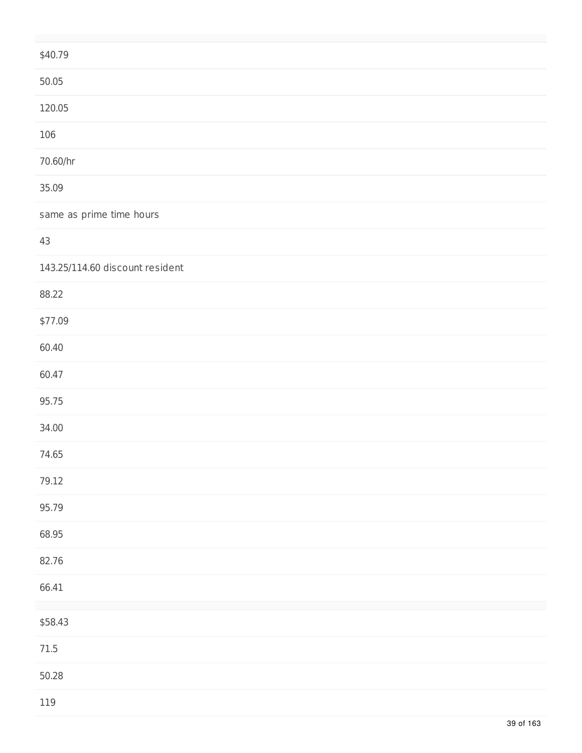$40.79

50.05

120.05

106

70.60/hr

35.09

same as prime time hours

43

143.25/114.60 discount resident

88.22

$77.09

60.40

60.47

95.75

34.00

74.65

79.12

95.79

68.95

82.76

66.41

$58.43

71.5

50.28

119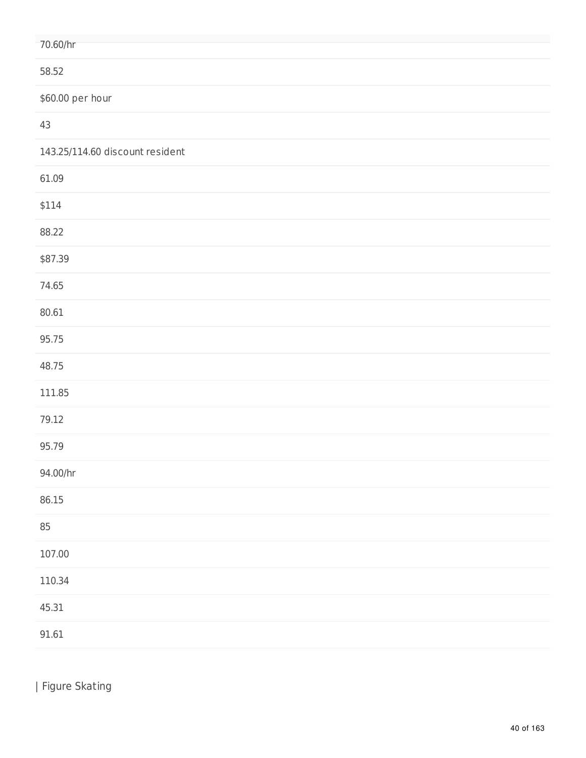70.60/hr

58.52

$60.00 per hour

43

143.25/114.60 discount resident

61.09

$114

88.22

$87.39

74.65

80.61

95.75

48.75

111.85

79.12

95.79

94.00/hr

86.15

85

107.00

110.34

45.31

91.61

| Figure Skating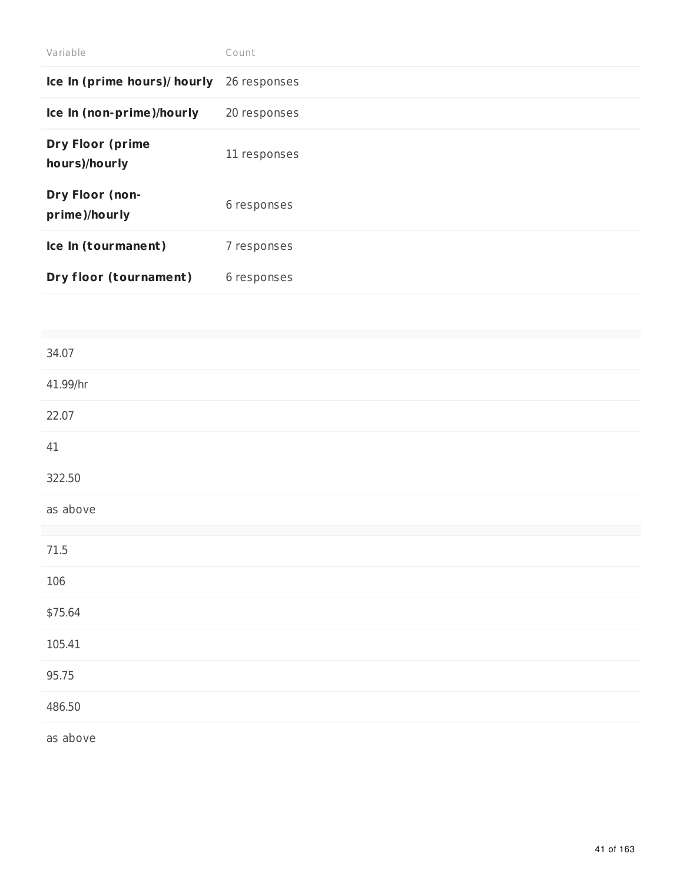| Variable | Count |
| --- | --- |
| **Ice In (prime hours)/ hourly** | 26 responses |
| **Ice In (non-prime)/hourly** | 20 responses |
| **Dry Floor (prime hours)/hourly** | 11 responses |
| **Dry Floor (non-prime)/hourly** | 6 responses |
| **Ice In (tourmanent)** | 7 responses |
| **Dry floor (tournament)** | 6 responses |

| |
| --- |
| 34.07 |
| 41.99/hr |
| 22.07 |
| 41 |
| 322.50 |
| as above |

| |
| --- |
| 71.5 |
| 106 |
| $75.64 |
| 105.41 |
| 95.75 |
| 486.50 |
| as above |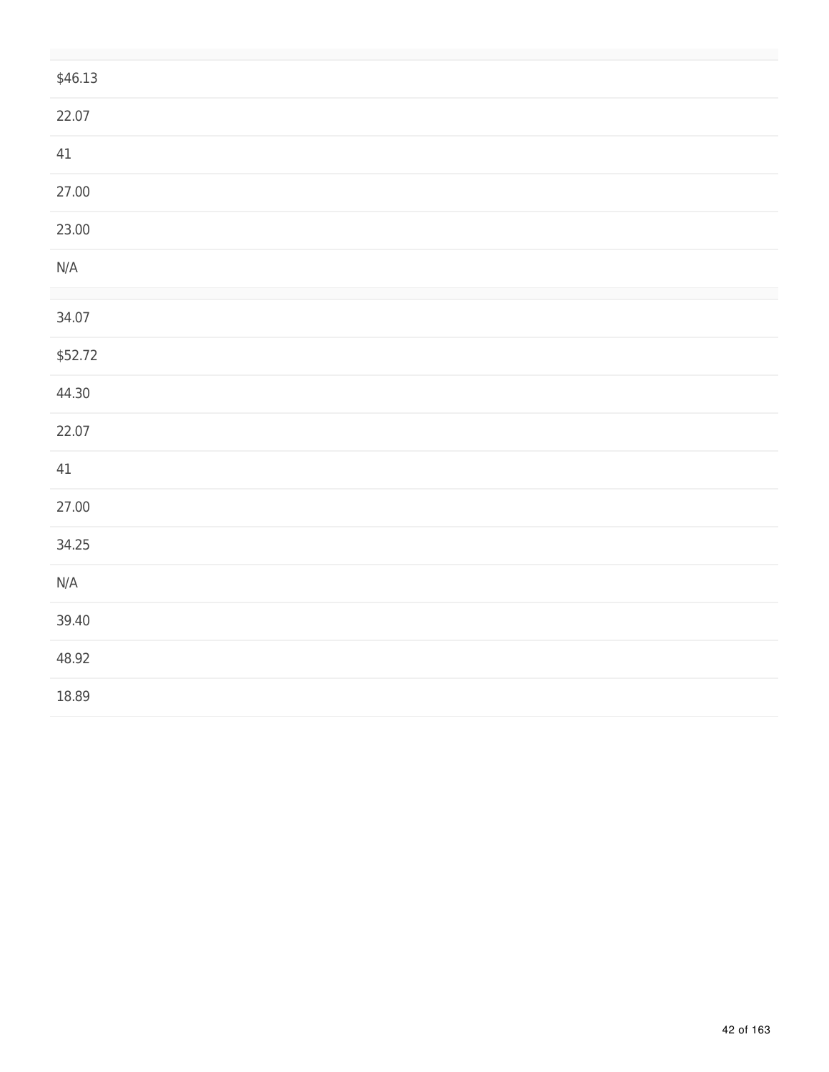| |
|---|
| $46.13 |
| 22.07 |
| 41 |
| 27.00 |
| 23.00 |
| N/A |

| |
|---|
| 34.07 |
| $52.72 |
| 44.30 |
| 22.07 |
| 41 |
| 27.00 |
| 34.25 |
| N/A |
| 39.40 |
| 48.92 |
| 18.89 |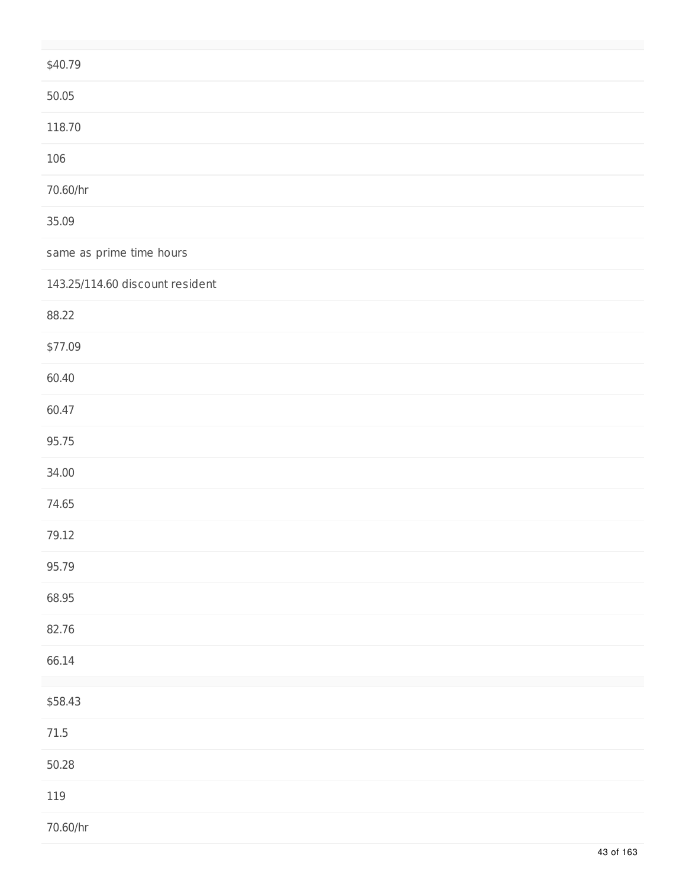$40.79

50.05

118.70

106

70.60/hr

35.09

same as prime time hours

143.25/114.60 discount resident

88.22

$77.09

60.40

60.47

95.75

34.00

74.65

79.12

95.79

68.95

82.76

66.14

$58.43

71.5

50.28

119

70.60/hr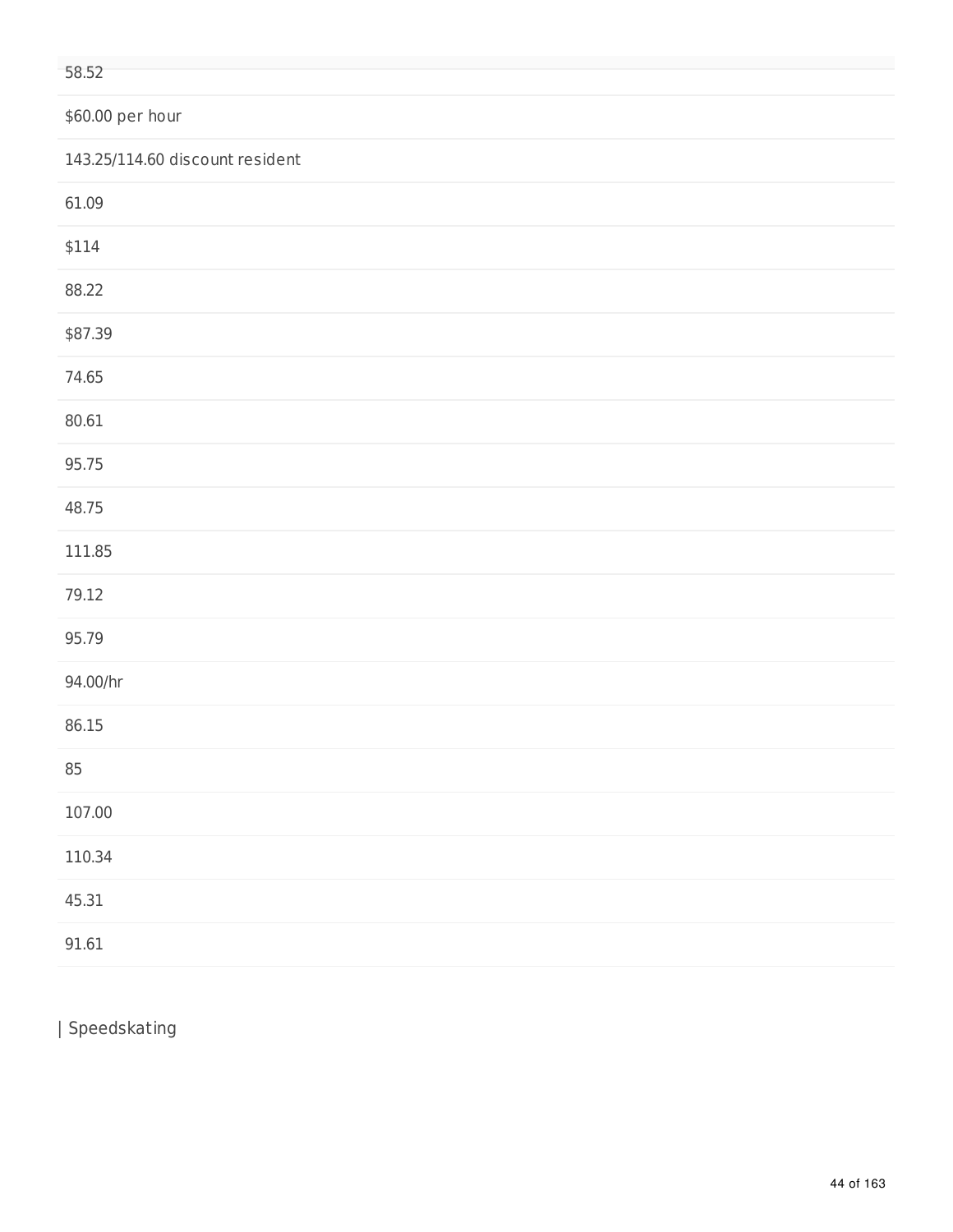58.52

$60.00 per hour

143.25/114.60 discount resident

61.09

$114

88.22

$87.39

74.65

80.61

95.75

48.75

111.85

79.12

95.79

94.00/hr

86.15

85

107.00

110.34

45.31

91.61

| Speedskating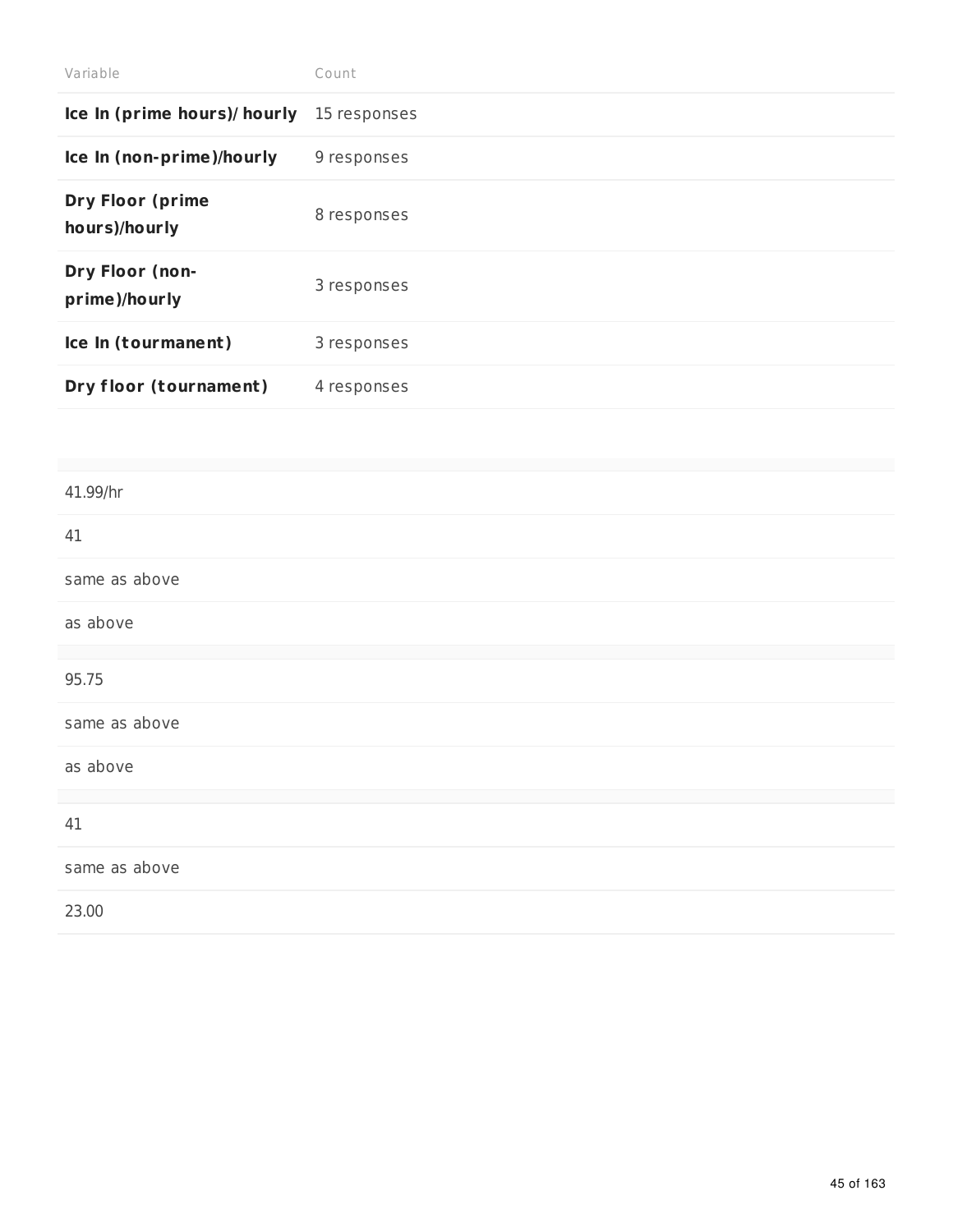| Variable | Count |
| --- | --- |
| **Ice In (prime hours)/ hourly** | 15 responses |
| **Ice In (non-prime)/hourly** | 9 responses |
| **Dry Floor (prime hours)/hourly** | 8 responses |
| **Dry Floor (non-prime)/hourly** | 3 responses |
| **Ice In (tourmanent)** | 3 responses |
| **Dry floor (tournament)** | 4 responses |

| |
| --- |
| 41.99/hr |
| 41 |
| same as above |
| as above |

| |
| --- |
| 95.75 |
| same as above |
| as above |

| |
| --- |
| 41 |
| same as above |
| 23.00 |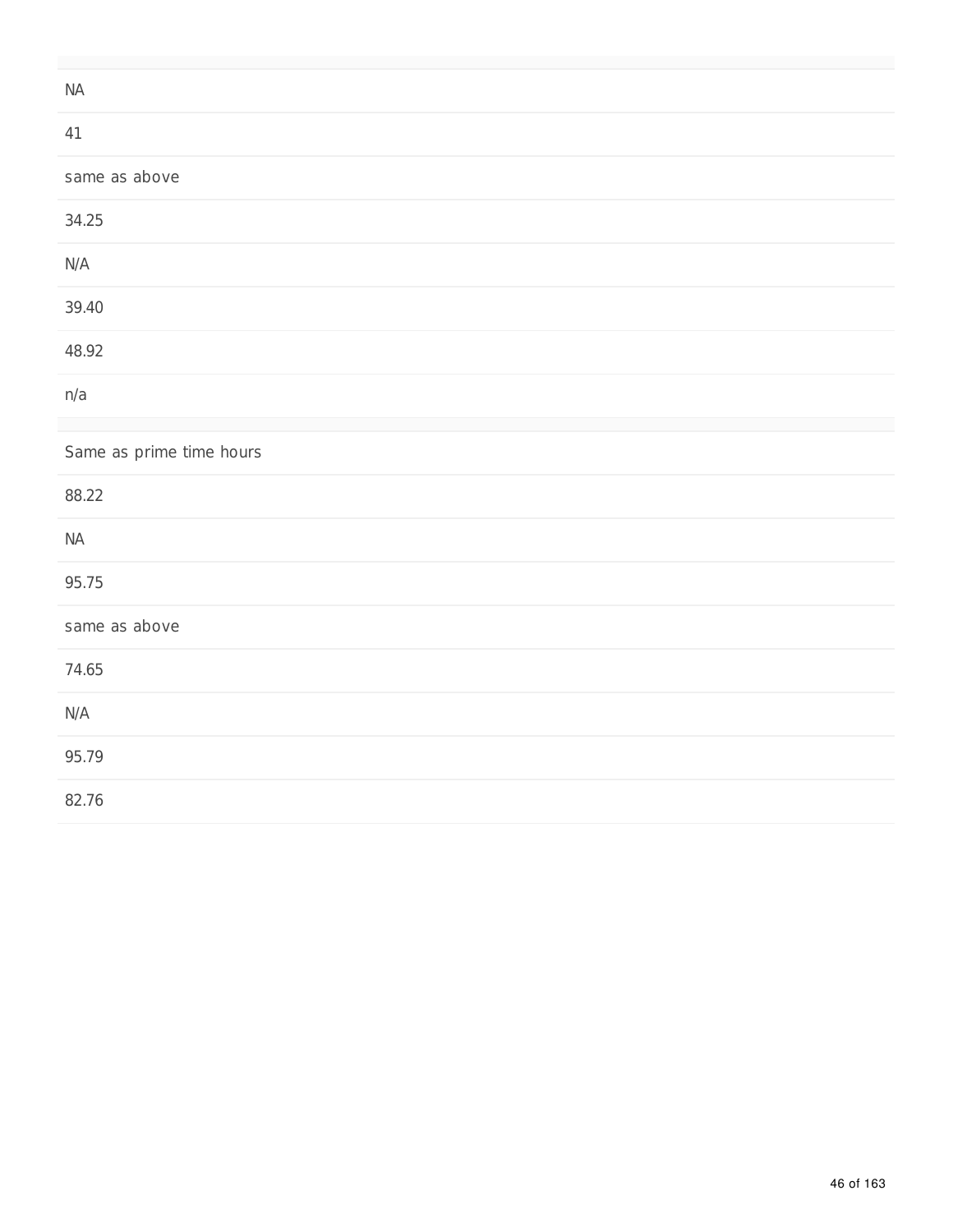| |
|---|
| NA |
| 41 |
| same as above |
| 34.25 |
| N/A |
| 39.40 |
| 48.92 |
| n/a |

| |
|---|
| Same as prime time hours |
| 88.22 |
| NA |
| 95.75 |
| same as above |
| 74.65 |
| N/A |
| 95.79 |
| 82.76 |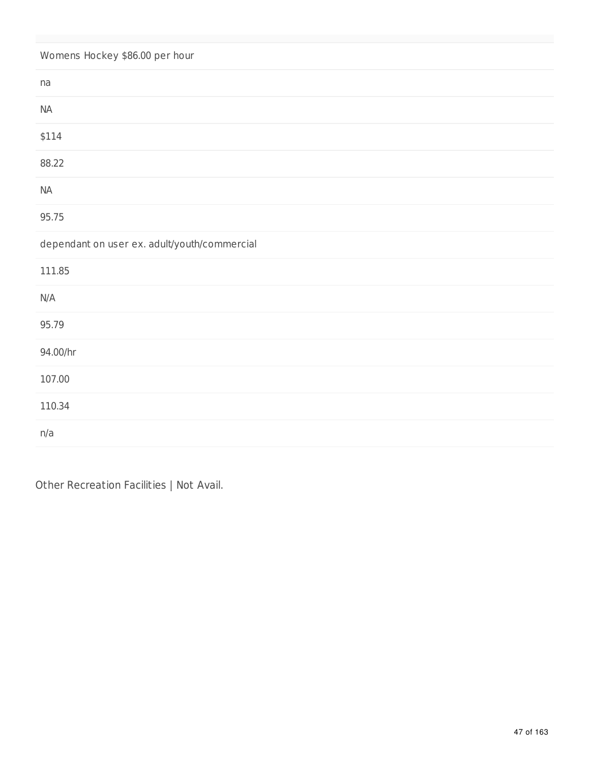| |
|---|
| Womens Hockey $86.00 per hour |
| na |
| NA |
| $114 |
| 88.22 |
| NA |
| 95.75 |
| dependant on user ex. adult/youth/commercial |
| 111.85 |
| N/A |
| 95.79 |
| 94.00/hr |
| 107.00 |
| 110.34 |
| n/a |

Other Recreation Facilities | Not Avail.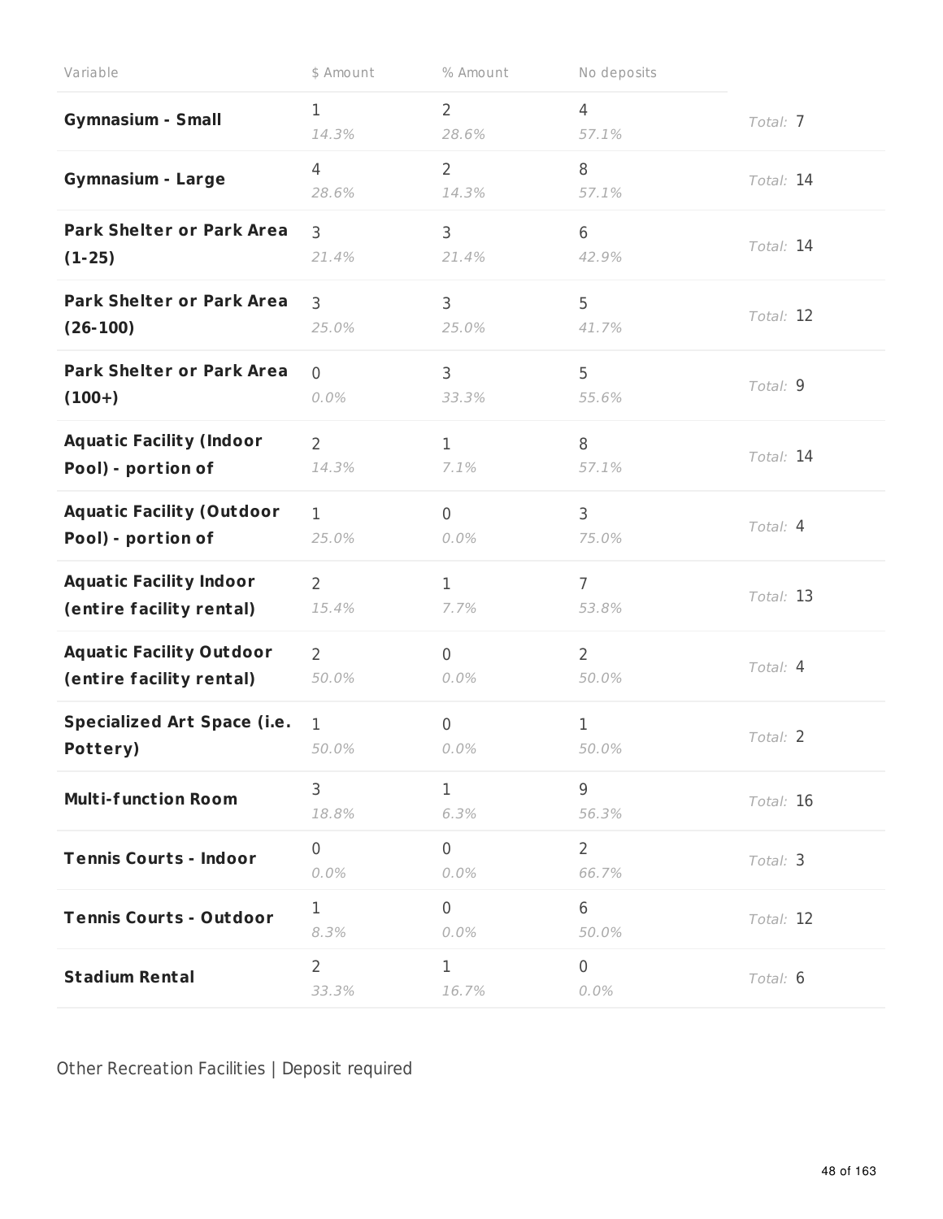| Variable | $ Amount | % Amount | No deposits | |
|---|---|---|---|---|
| **Gymnasium - Small** | 1<br>*14.3%* | 2<br>*28.6%* | 4<br>*57.1%* | *Total:* 7 |
| **Gymnasium - Large** | 4<br>*28.6%* | 2<br>*14.3%* | 8<br>*57.1%* | *Total:* 14 |
| **Park Shelter or Park Area (1-25)** | 3<br>*21.4%* | 3<br>*21.4%* | 6<br>*42.9%* | *Total:* 14 |
| **Park Shelter or Park Area (26-100)** | 3<br>*25.0%* | 3<br>*25.0%* | 5<br>*41.7%* | *Total:* 12 |
| **Park Shelter or Park Area (100+)** | 0<br>*0.0%* | 3<br>*33.3%* | 5<br>*55.6%* | *Total:* 9 |
| **Aquatic Facility (Indoor Pool) - portion of** | 2<br>*14.3%* | 1<br>*7.1%* | 8<br>*57.1%* | *Total:* 14 |
| **Aquatic Facility (Outdoor Pool) - portion of** | 1<br>*25.0%* | 0<br>*0.0%* | 3<br>*75.0%* | *Total:* 4 |
| **Aquatic Facility Indoor (entire facility rental)** | 2<br>*15.4%* | 1<br>*7.7%* | 7<br>*53.8%* | *Total:* 13 |
| **Aquatic Facility Outdoor (entire facility rental)** | 2<br>*50.0%* | 0<br>*0.0%* | 2<br>*50.0%* | *Total:* 4 |
| **Specialized Art Space (i.e. Pottery)** | 1<br>*50.0%* | 0<br>*0.0%* | 1<br>*50.0%* | *Total:* 2 |
| **Multi-function Room** | 3<br>*18.8%* | 1<br>*6.3%* | 9<br>*56.3%* | *Total:* 16 |
| **Tennis Courts - Indoor** | 0<br>*0.0%* | 0<br>*0.0%* | 2<br>*66.7%* | *Total:* 3 |
| **Tennis Courts - Outdoor** | 1<br>*8.3%* | 0<br>*0.0%* | 6<br>*50.0%* | *Total:* 12 |
| **Stadium Rental** | 2<br>*33.3%* | 1<br>*16.7%* | 0<br>*0.0%* | *Total:* 6 |

Other Recreation Facilities | Deposit required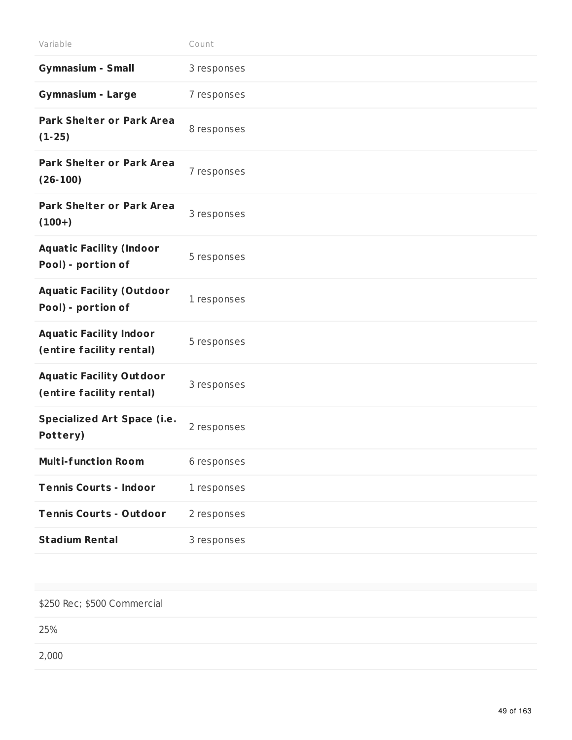| Variable | Count |
| --- | --- |
| **Gymnasium - Small** | 3 responses |
| **Gymnasium - Large** | 7 responses |
| **Park Shelter or Park Area (1-25)** | 8 responses |
| **Park Shelter or Park Area (26-100)** | 7 responses |
| **Park Shelter or Park Area (100+)** | 3 responses |
| **Aquatic Facility (Indoor Pool) - portion of** | 5 responses |
| **Aquatic Facility (Outdoor Pool) - portion of** | 1 responses |
| **Aquatic Facility Indoor (entire facility rental)** | 5 responses |
| **Aquatic Facility Outdoor (entire facility rental)** | 3 responses |
| **Specialized Art Space (i.e. Pottery)** | 2 responses |
| **Multi-function Room** | 6 responses |
| **Tennis Courts - Indoor** | 1 responses |
| **Tennis Courts - Outdoor** | 2 responses |
| **Stadium Rental** | 3 responses |

| |
| --- |
| $250 Rec; $500 Commercial |
| 25% |
| 2,000 |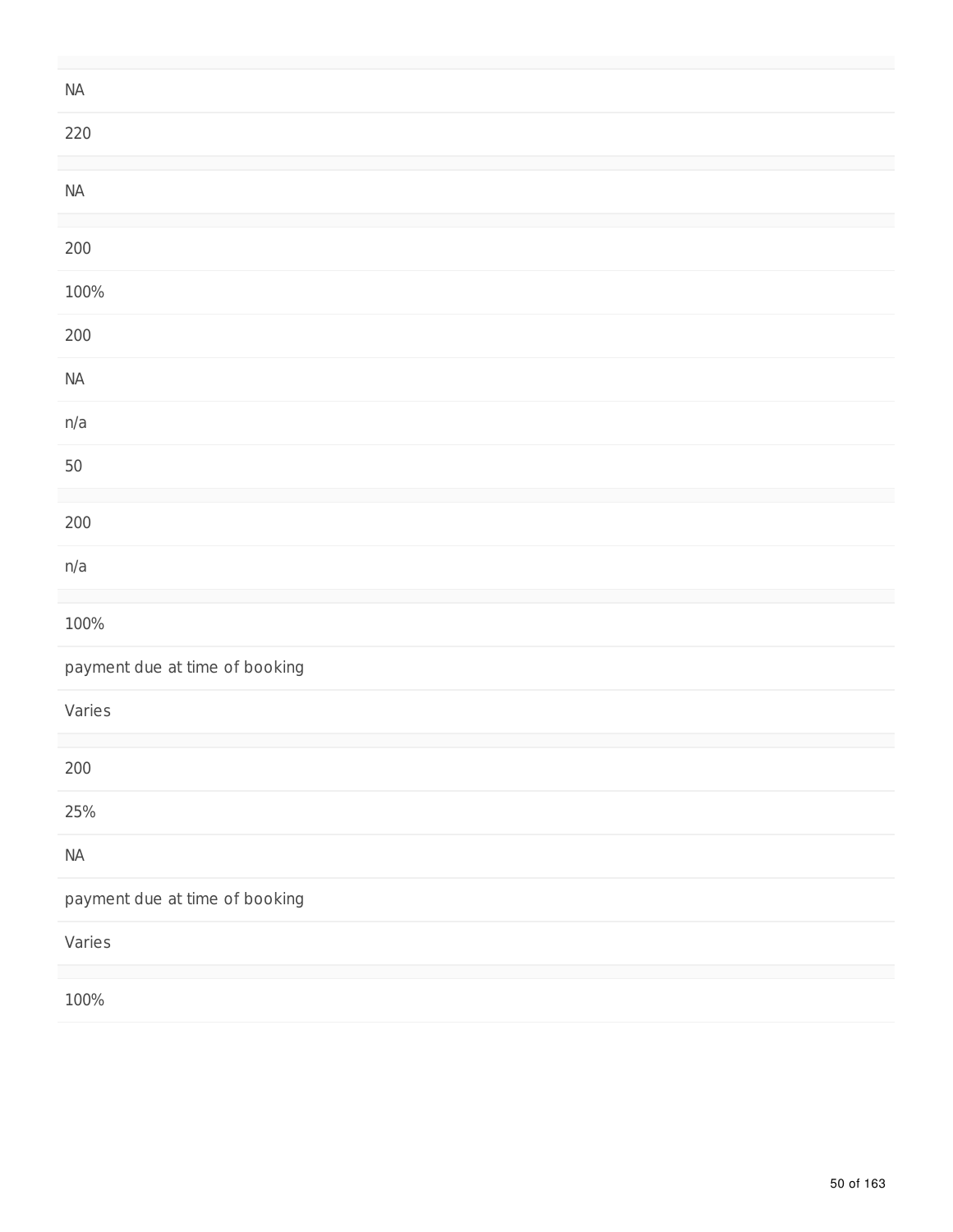NA

220

NA

200

100%

200

NA

n/a

50

200

n/a

100%

payment due at time of booking

Varies

200

25%

NA

payment due at time of booking

Varies

100%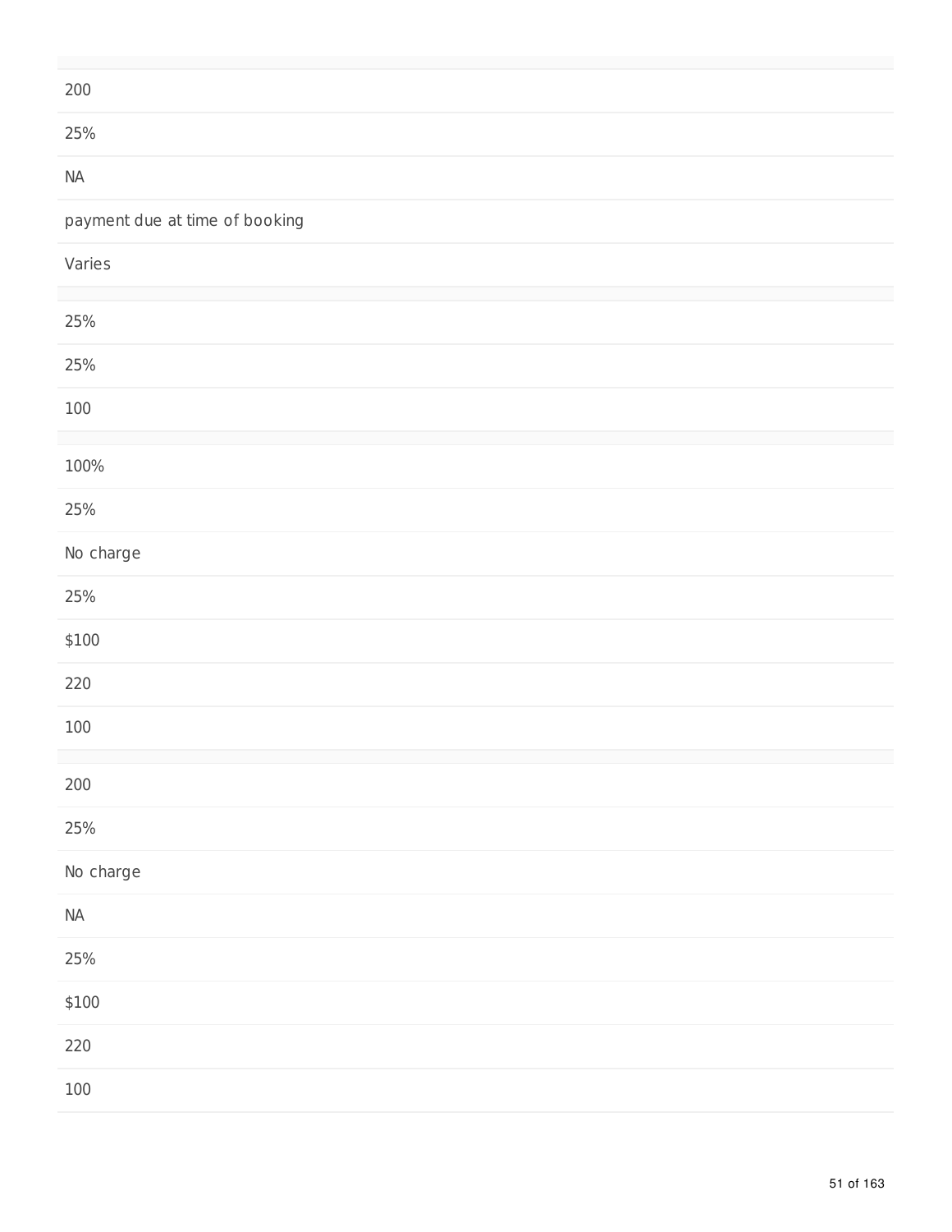200

25%

NA

payment due at time of booking

Varies

25%

25%

100

100%

25%

No charge

25%

$100

220

100

200

25%

No charge

NA

25%

$100

220

100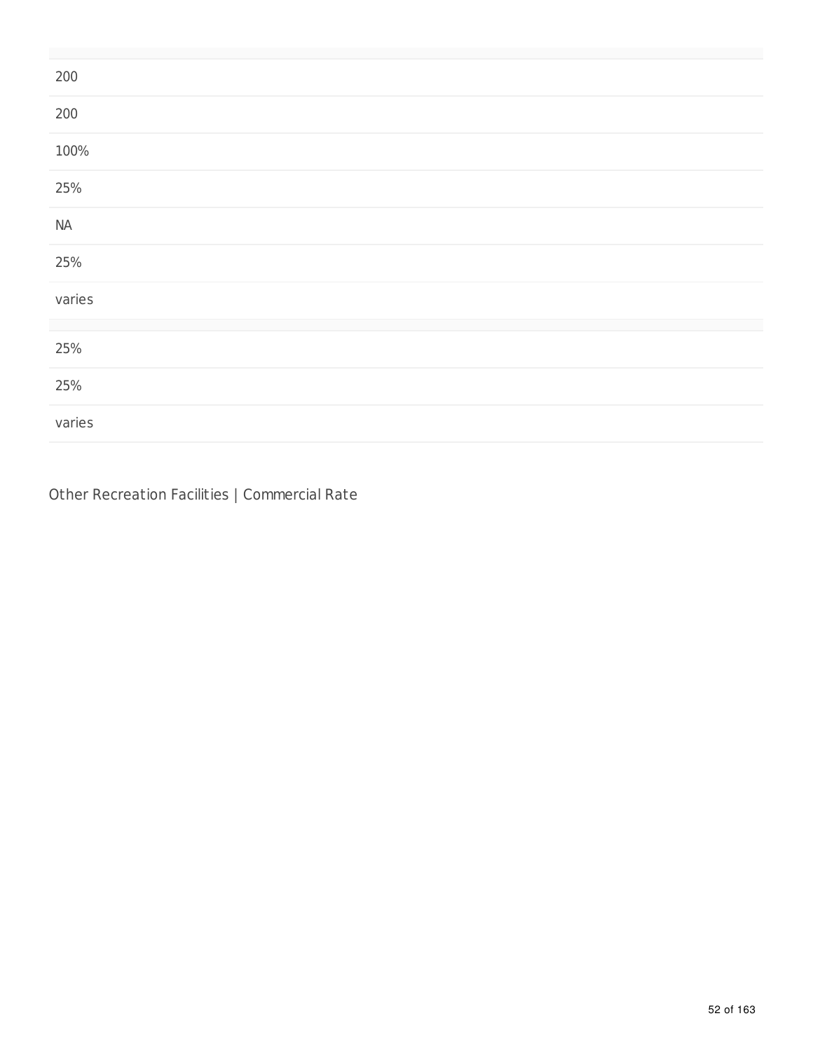| |
|---|
| 200 |
| 200 |
| 100% |
| 25% |
| NA |
| 25% |
| varies |
| |
| 25% |
| 25% |
| varies |

Other Recreation Facilities | Commercial Rate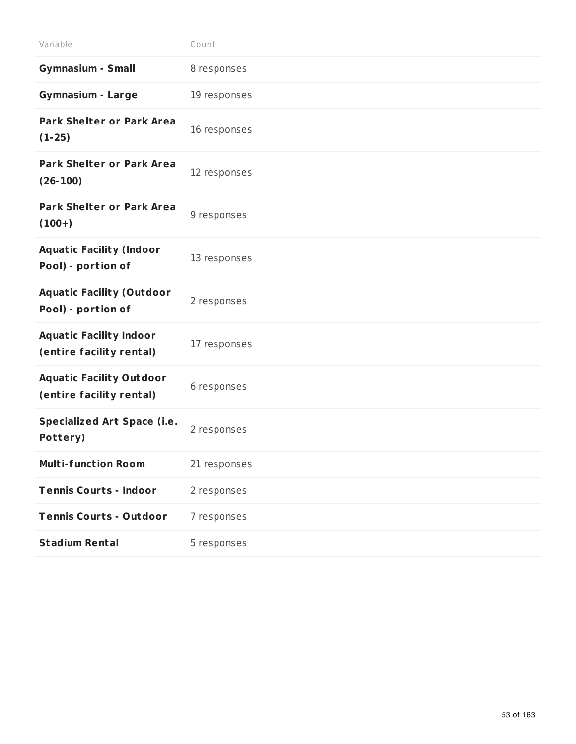| Variable | Count |
| --- | --- |
| **Gymnasium - Small** | 8 responses |
| **Gymnasium - Large** | 19 responses |
| **Park Shelter or Park Area (1-25)** | 16 responses |
| **Park Shelter or Park Area (26-100)** | 12 responses |
| **Park Shelter or Park Area (100+)** | 9 responses |
| **Aquatic Facility (Indoor Pool) - portion of** | 13 responses |
| **Aquatic Facility (Outdoor Pool) - portion of** | 2 responses |
| **Aquatic Facility Indoor (entire facility rental)** | 17 responses |
| **Aquatic Facility Outdoor (entire facility rental)** | 6 responses |
| **Specialized Art Space (i.e. Pottery)** | 2 responses |
| **Multi-function Room** | 21 responses |
| **Tennis Courts - Indoor** | 2 responses |
| **Tennis Courts - Outdoor** | 7 responses |
| **Stadium Rental** | 5 responses |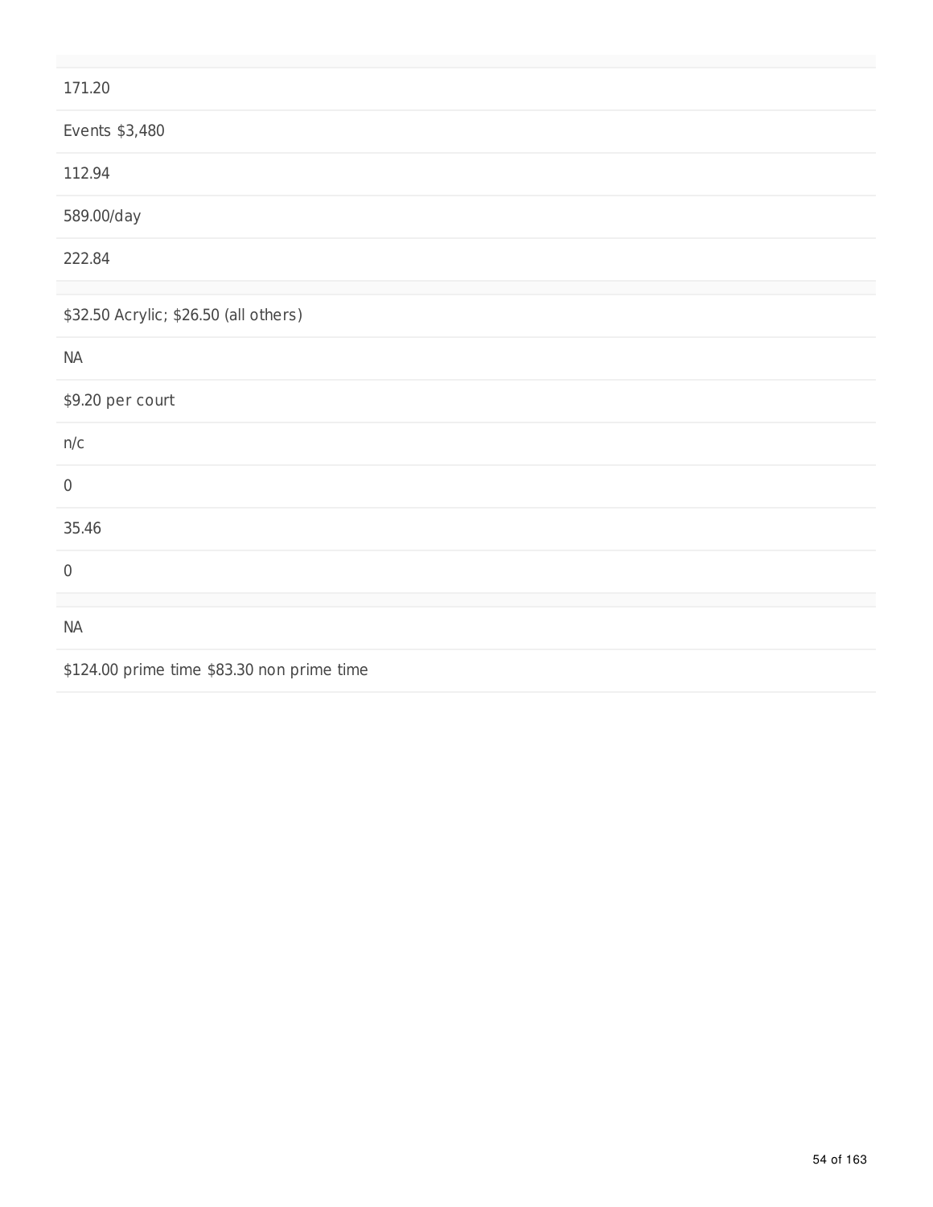171.20

Events $3,480

112.94

589.00/day

222.84

$32.50 Acrylic; $26.50 (all others)

NA

$9.20 per court

n/c

0

35.46

0

NA

$124.00 prime time $83.30 non prime time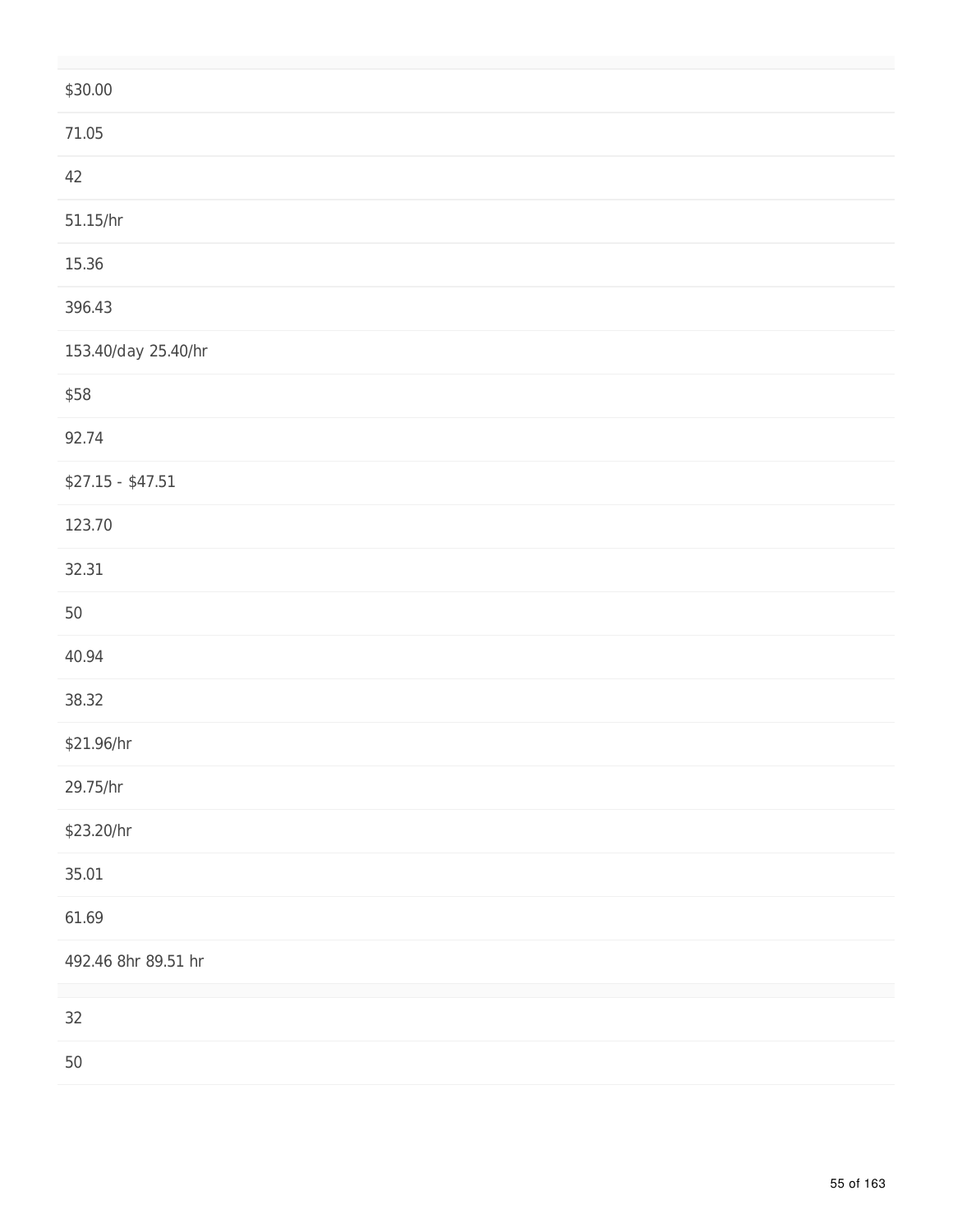| |
|---|
| $30.00 |
| 71.05 |
| 42 |
| 51.15/hr |
| 15.36 |
| 396.43 |
| 153.40/day 25.40/hr |
| $58 |
| 92.74 |
| $27.15 - $47.51 |
| 123.70 |
| 32.31 |
| 50 |
| 40.94 |
| 38.32 |
| $21.96/hr |
| 29.75/hr |
| $23.20/hr |
| 35.01 |
| 61.69 |
| 492.46 8hr 89.51 hr |
| 32 |
| 50 |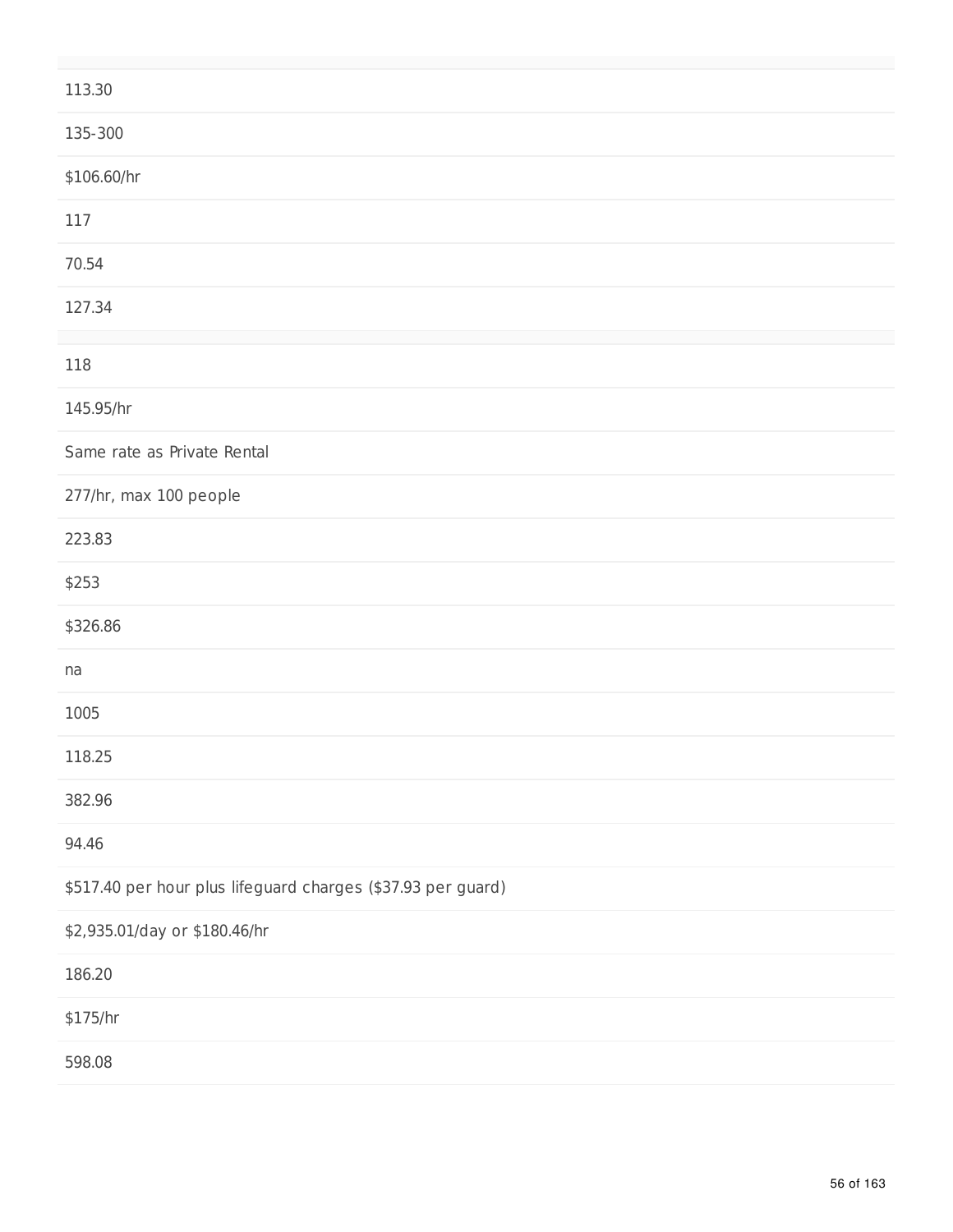113.30

135-300

$106.60/hr

117

70.54

127.34

118

145.95/hr

Same rate as Private Rental

277/hr, max 100 people

223.83

$253

$326.86

na

1005

118.25

382.96

94.46

$517.40 per hour plus lifeguard charges ($37.93 per guard)

$2,935.01/day or $180.46/hr

186.20

$175/hr

598.08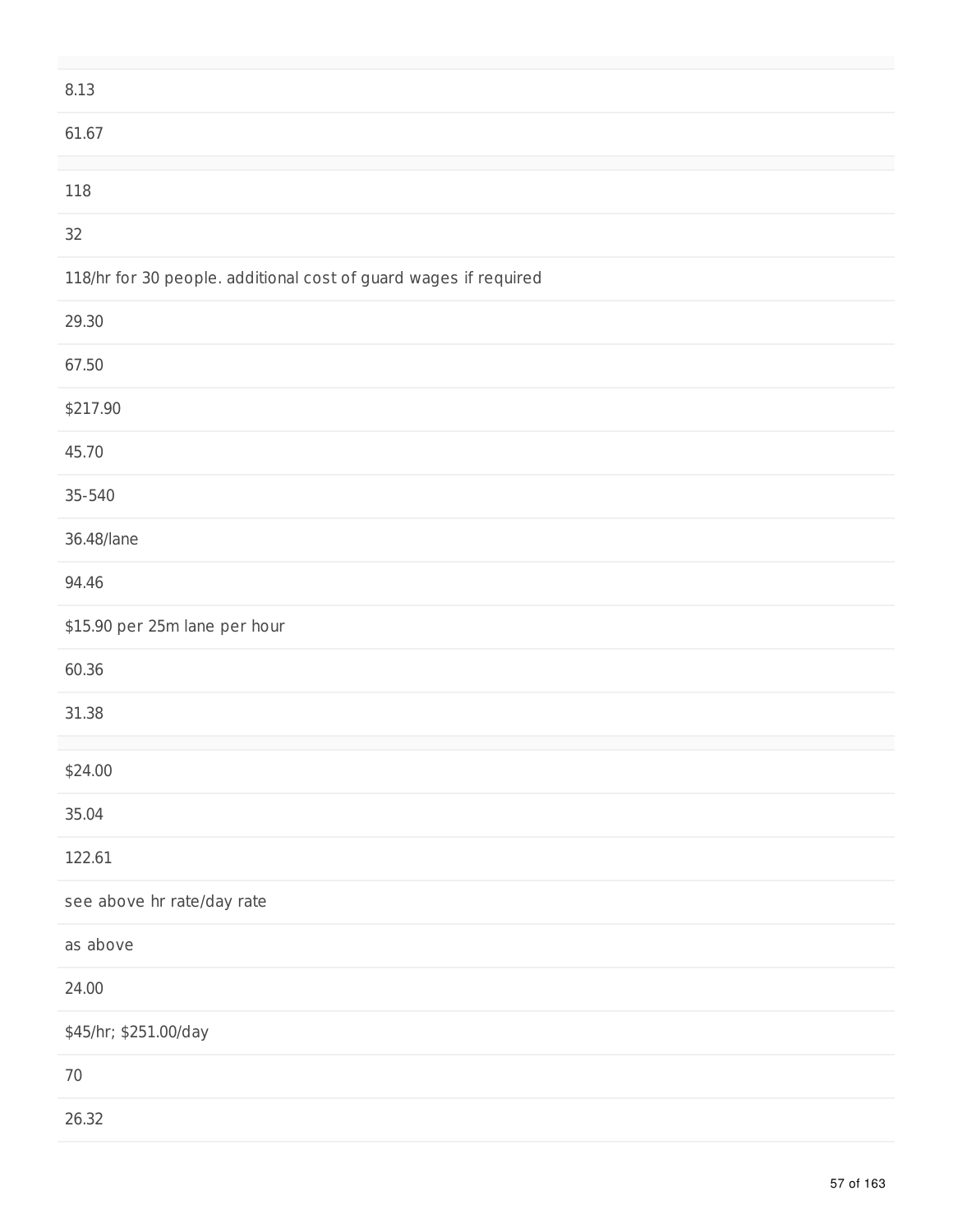8.13

61.67

118

32

118/hr for 30 people. additional cost of guard wages if required

29.30

67.50

$217.90

45.70

35-540

36.48/lane

94.46

$15.90 per 25m lane per hour

60.36

31.38

$24.00

35.04

122.61

see above hr rate/day rate

as above

24.00

$45/hr; $251.00/day

70

26.32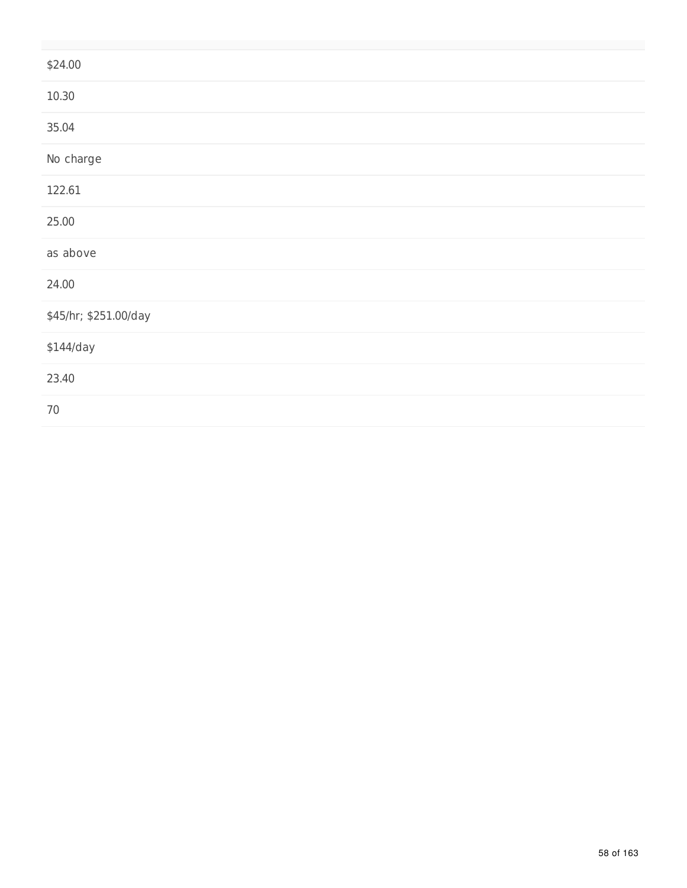| |
|---|
| $24.00 |
| 10.30 |
| 35.04 |
| No charge |
| 122.61 |
| 25.00 |
| as above |
| 24.00 |
| $45/hr; $251.00/day |
| $144/day |
| 23.40 |
| 70 |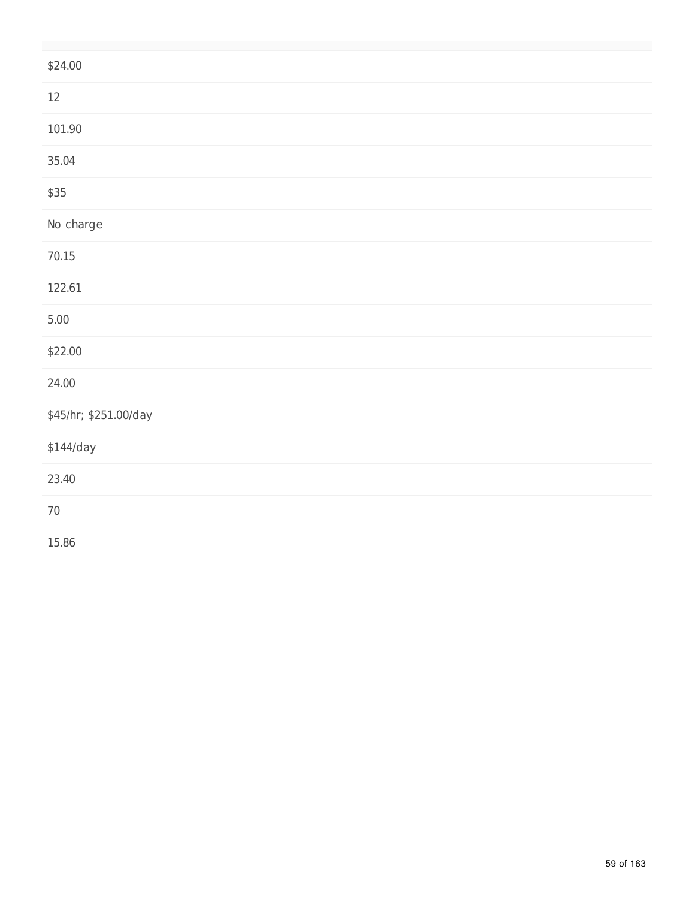| |
|---|
| $24.00 |
| 12 |
| 101.90 |
| 35.04 |
| $35 |
| No charge |
| 70.15 |
| 122.61 |
| 5.00 |
| $22.00 |
| 24.00 |
| $45/hr; $251.00/day |
| $144/day |
| 23.40 |
| 70 |
| 15.86 |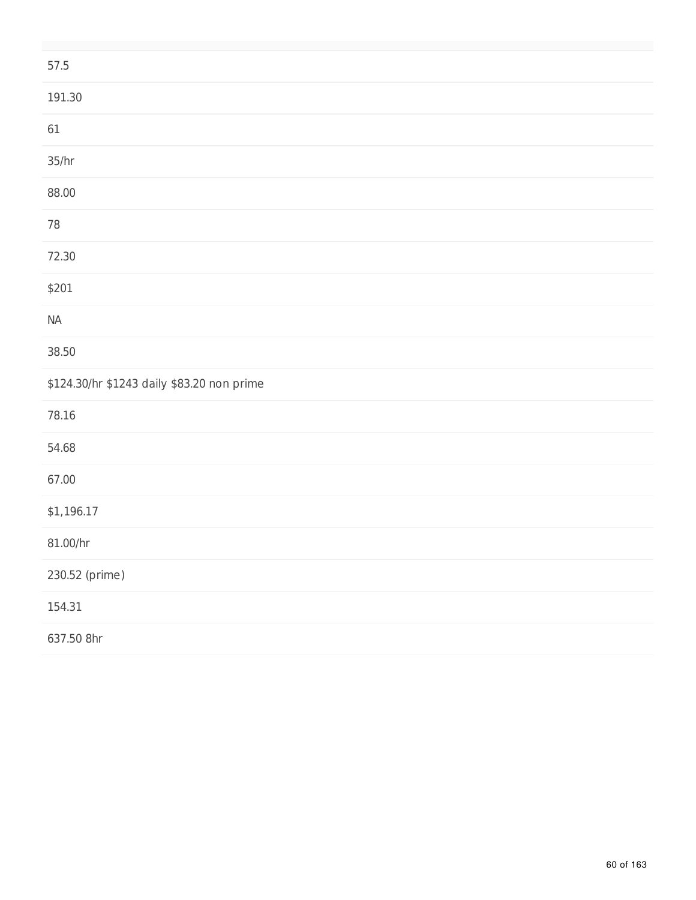| |
|---|
| 57.5 |
| 191.30 |
| 61 |
| 35/hr |
| 88.00 |
| 78 |
| 72.30 |
| $201 |
| NA |
| 38.50 |
| $124.30/hr $1243 daily $83.20 non prime |
| 78.16 |
| 54.68 |
| 67.00 |
| $1,196.17 |
| 81.00/hr |
| 230.52 (prime) |
| 154.31 |
| 637.50 8hr |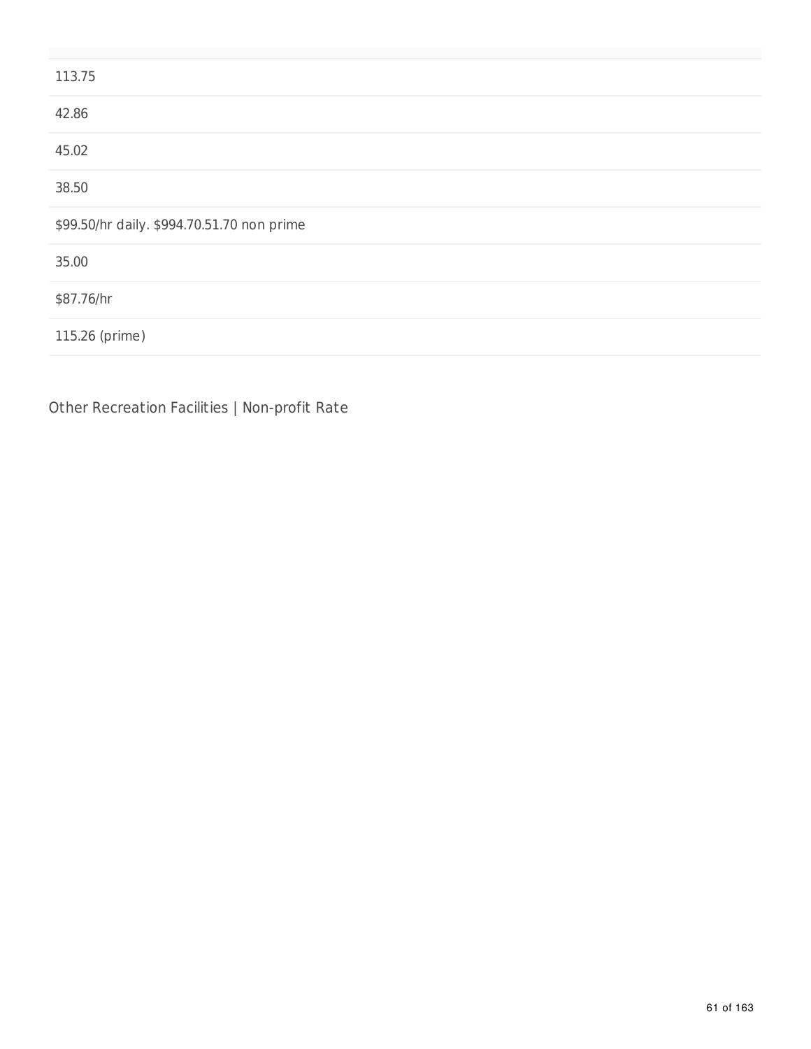| |
|---|
| 113.75 |
| 42.86 |
| 45.02 |
| 38.50 |
| $99.50/hr daily. $994.70.51.70 non prime |
| 35.00 |
| $87.76/hr |
| 115.26 (prime) |

Other Recreation Facilities | Non-profit Rate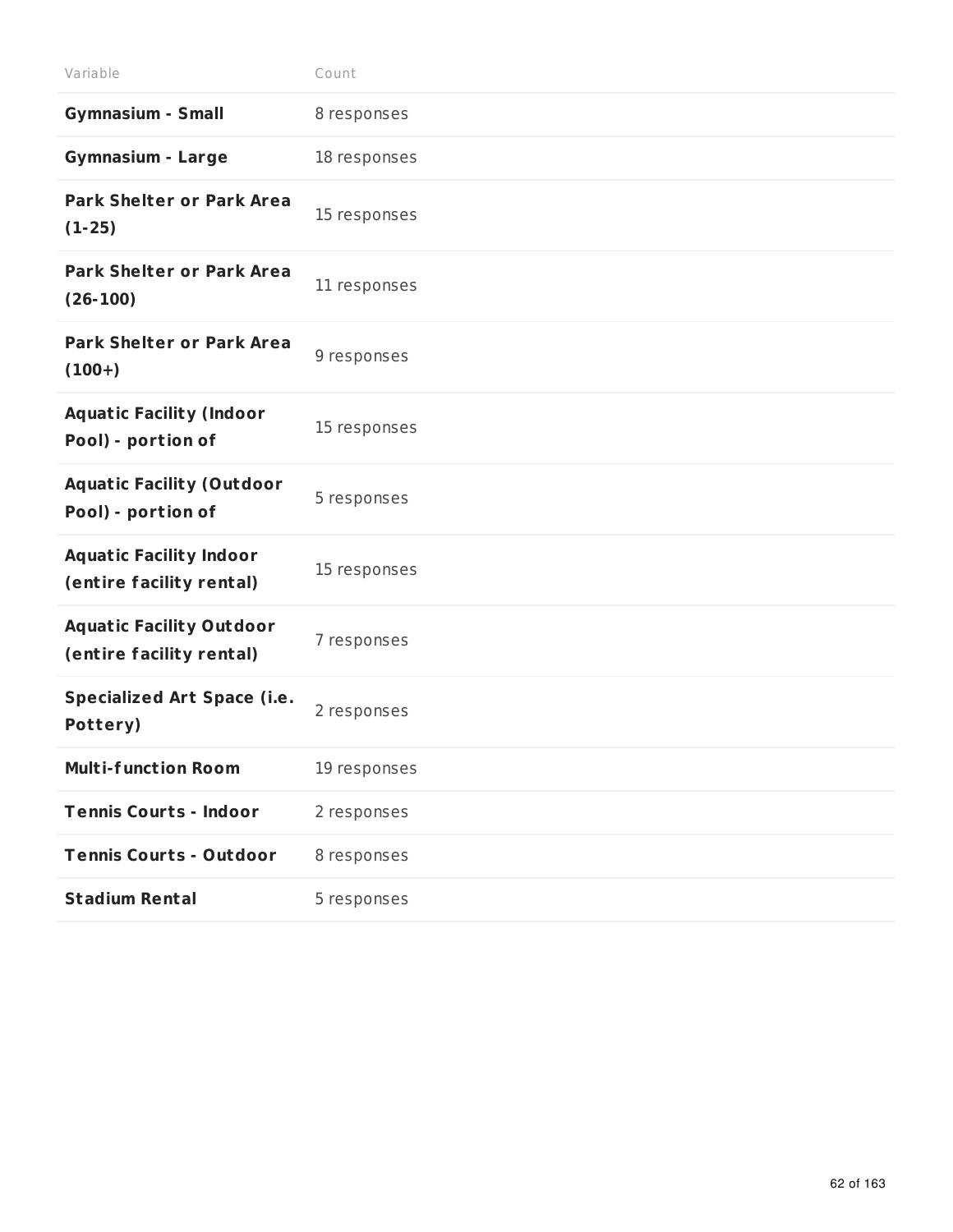| Variable | Count |
|---|---|
| **Gymnasium - Small** | 8 responses |
| **Gymnasium - Large** | 18 responses |
| **Park Shelter or Park Area (1-25)** | 15 responses |
| **Park Shelter or Park Area (26-100)** | 11 responses |
| **Park Shelter or Park Area (100+)** | 9 responses |
| **Aquatic Facility (Indoor Pool) - portion of** | 15 responses |
| **Aquatic Facility (Outdoor Pool) - portion of** | 5 responses |
| **Aquatic Facility Indoor (entire facility rental)** | 15 responses |
| **Aquatic Facility Outdoor (entire facility rental)** | 7 responses |
| **Specialized Art Space (i.e. Pottery)** | 2 responses |
| **Multi-function Room** | 19 responses |
| **Tennis Courts - Indoor** | 2 responses |
| **Tennis Courts - Outdoor** | 8 responses |
| **Stadium Rental** | 5 responses |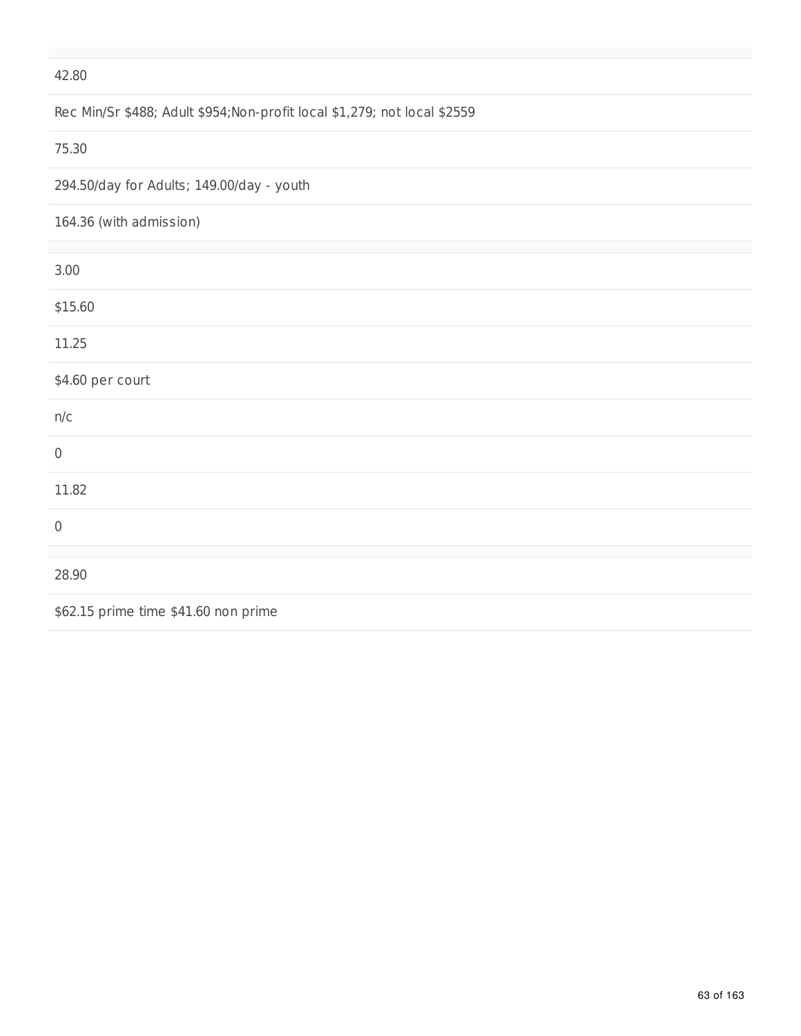42.80

Rec Min/Sr $488; Adult $954;Non-profit local $1,279; not local $2559

75.30

294.50/day for Adults; 149.00/day - youth

164.36 (with admission)

3.00

$15.60

11.25

$4.60 per court

n/c

0

11.82

0

28.90

$62.15 prime time $41.60 non prime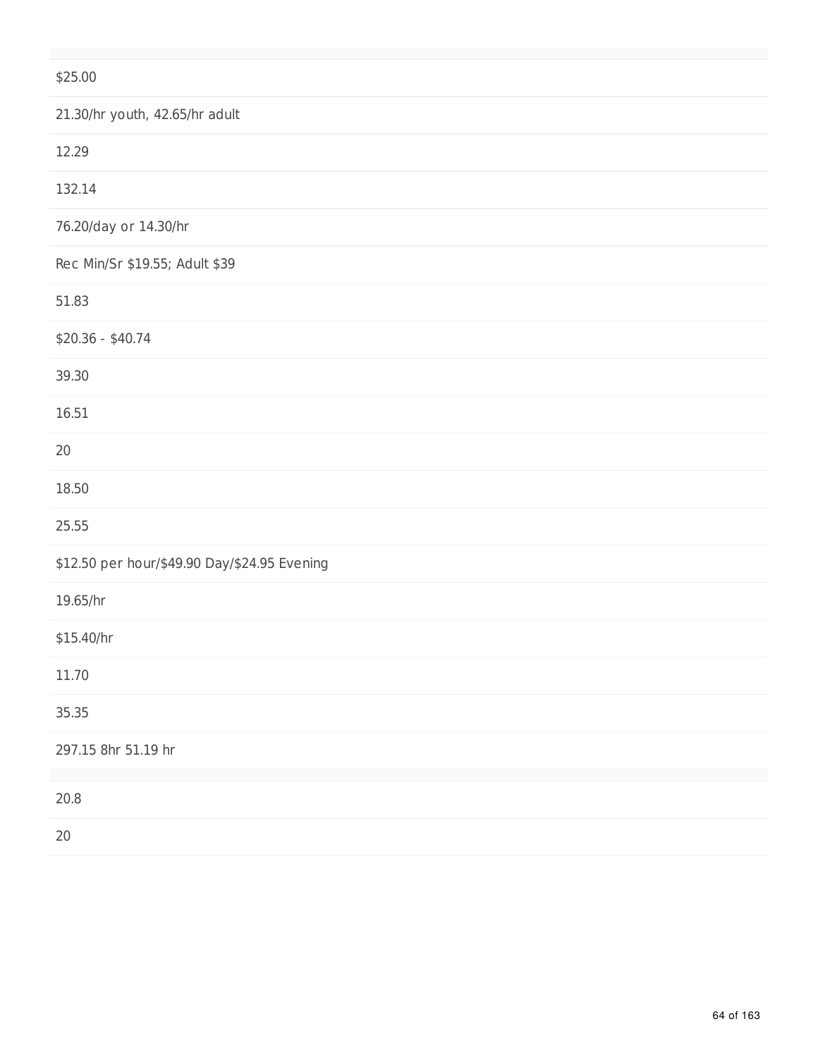$25.00

21.30/hr youth, 42.65/hr adult

12.29

132.14

76.20/day or 14.30/hr

Rec Min/Sr $19.55; Adult $39

51.83

$20.36 - $40.74

39.30

16.51

20

18.50

25.55

$12.50 per hour/$49.90 Day/$24.95 Evening

19.65/hr

$15.40/hr

11.70

35.35

297.15 8hr 51.19 hr

20.8

20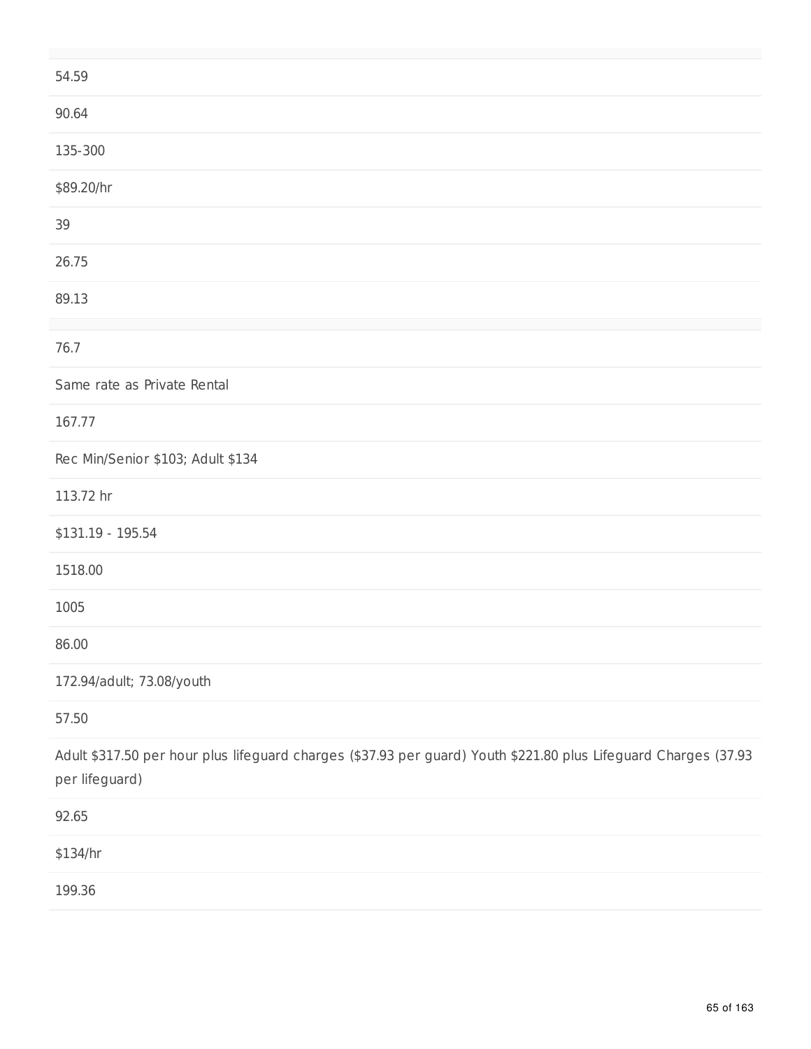54.59

90.64

135-300

$89.20/hr

39

26.75

89.13

76.7

Same rate as Private Rental

167.77

Rec Min/Senior $103; Adult $134

113.72 hr

$131.19 - 195.54

1518.00

1005

86.00

172.94/adult; 73.08/youth

57.50

Adult $317.50 per hour plus lifeguard charges ($37.93 per guard) Youth $221.80 plus Lifeguard Charges (37.93 per lifeguard)

92.65

$134/hr

199.36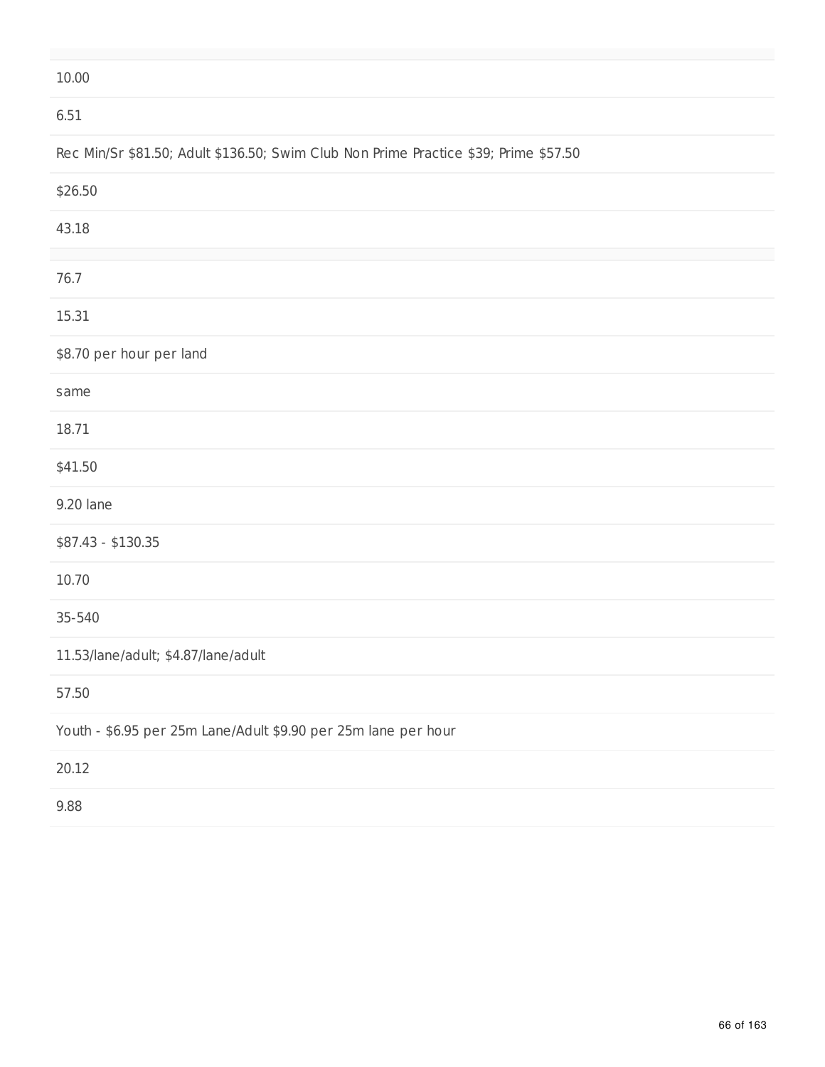10.00

6.51

Rec Min/Sr $81.50; Adult $136.50; Swim Club Non Prime Practice $39; Prime $57.50

$26.50

43.18

76.7

15.31

$8.70 per hour per land

same

18.71

$41.50

9.20 lane

$87.43 - $130.35

10.70

35-540

11.53/lane/adult; $4.87/lane/adult

57.50

Youth - $6.95 per 25m Lane/Adult $9.90 per 25m lane per hour

20.12

9.88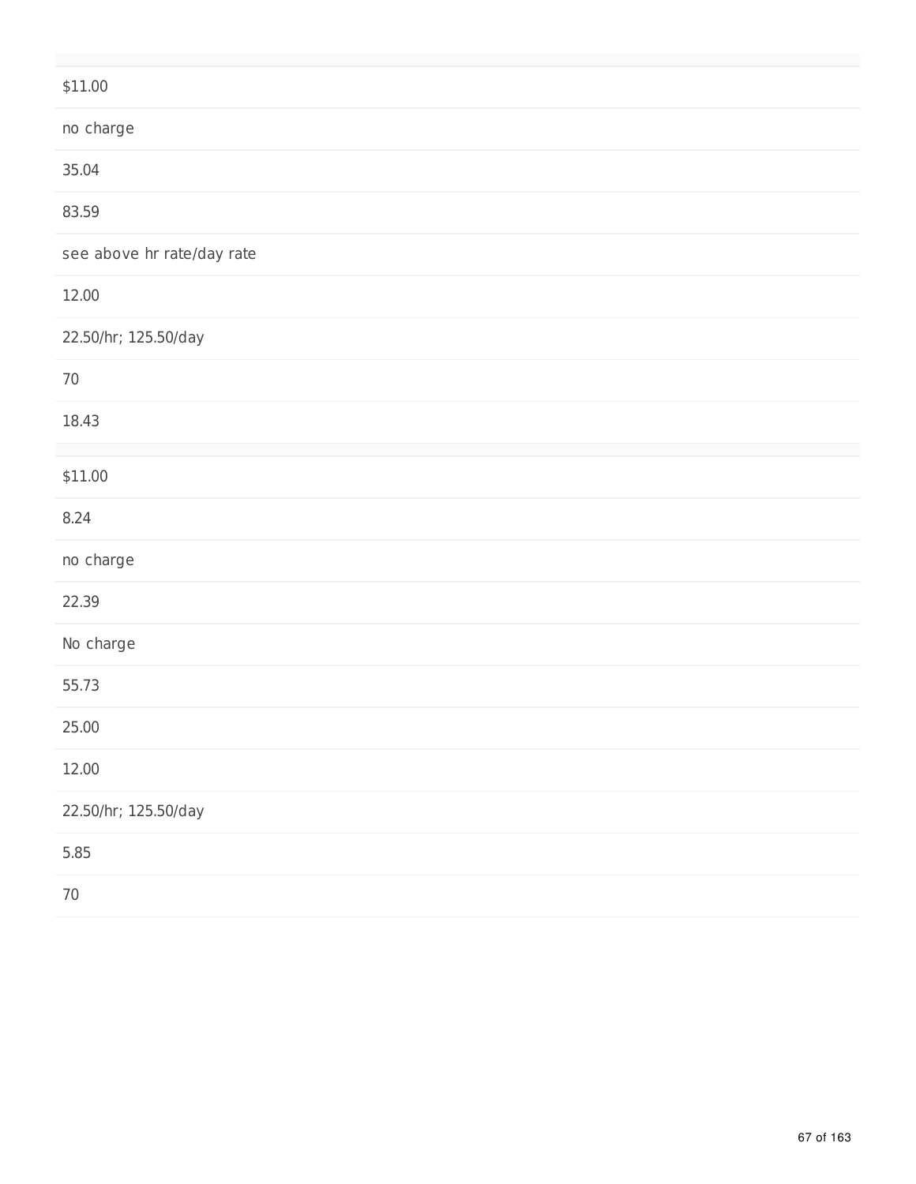| |
|---|
| $11.00 |
| no charge |
| 35.04 |
| 83.59 |
| see above hr rate/day rate |
| 12.00 |
| 22.50/hr; 125.50/day |
| 70 |
| 18.43 |

| |
|---|
| $11.00 |
| 8.24 |
| no charge |
| 22.39 |
| No charge |
| 55.73 |
| 25.00 |
| 12.00 |
| 22.50/hr; 125.50/day |
| 5.85 |
| 70 |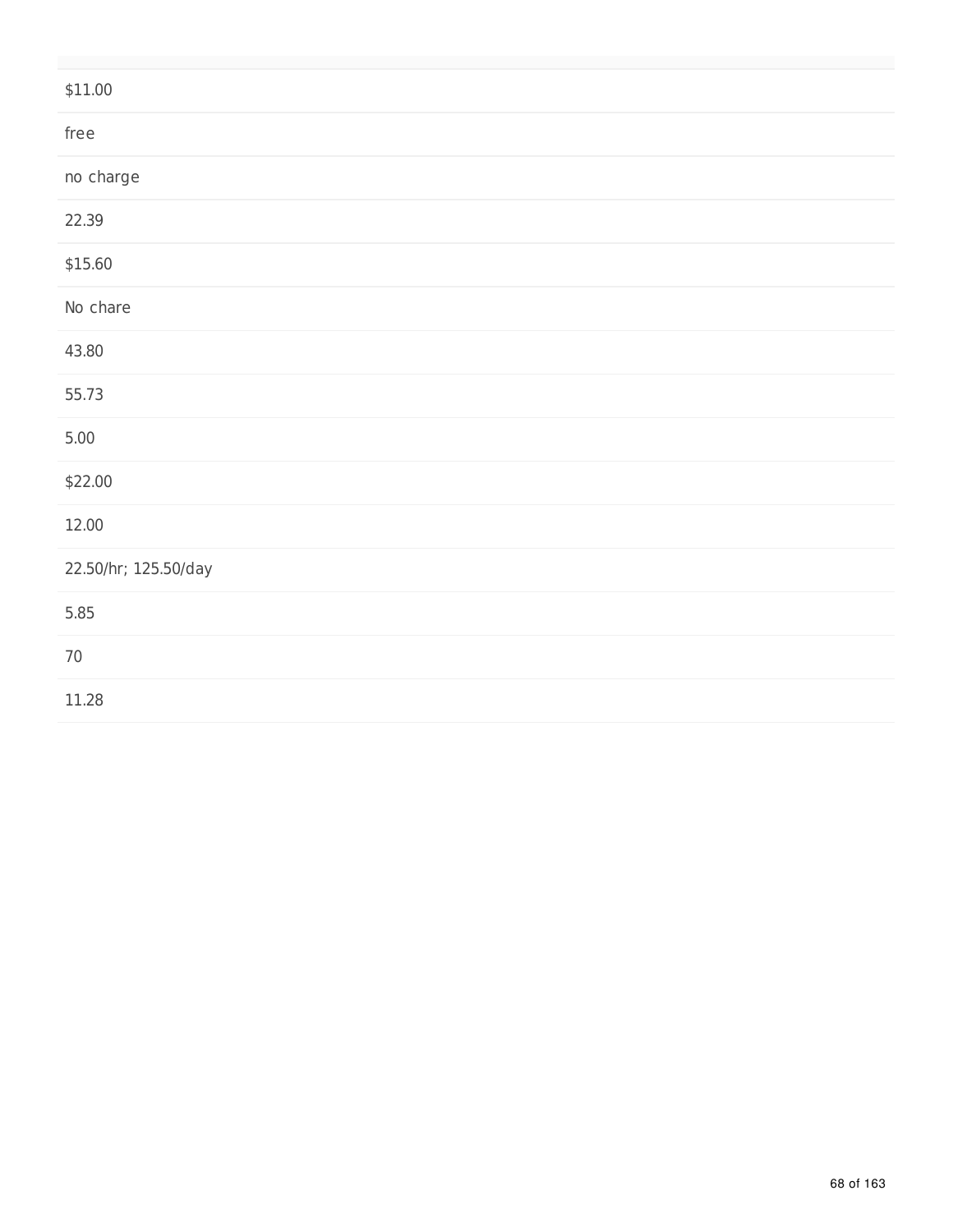| |
|---|
| $11.00 |
| free |
| no charge |
| 22.39 |
| $15.60 |
| No chare |
| 43.80 |
| 55.73 |
| 5.00 |
| $22.00 |
| 12.00 |
| 22.50/hr; 125.50/day |
| 5.85 |
| 70 |
| 11.28 |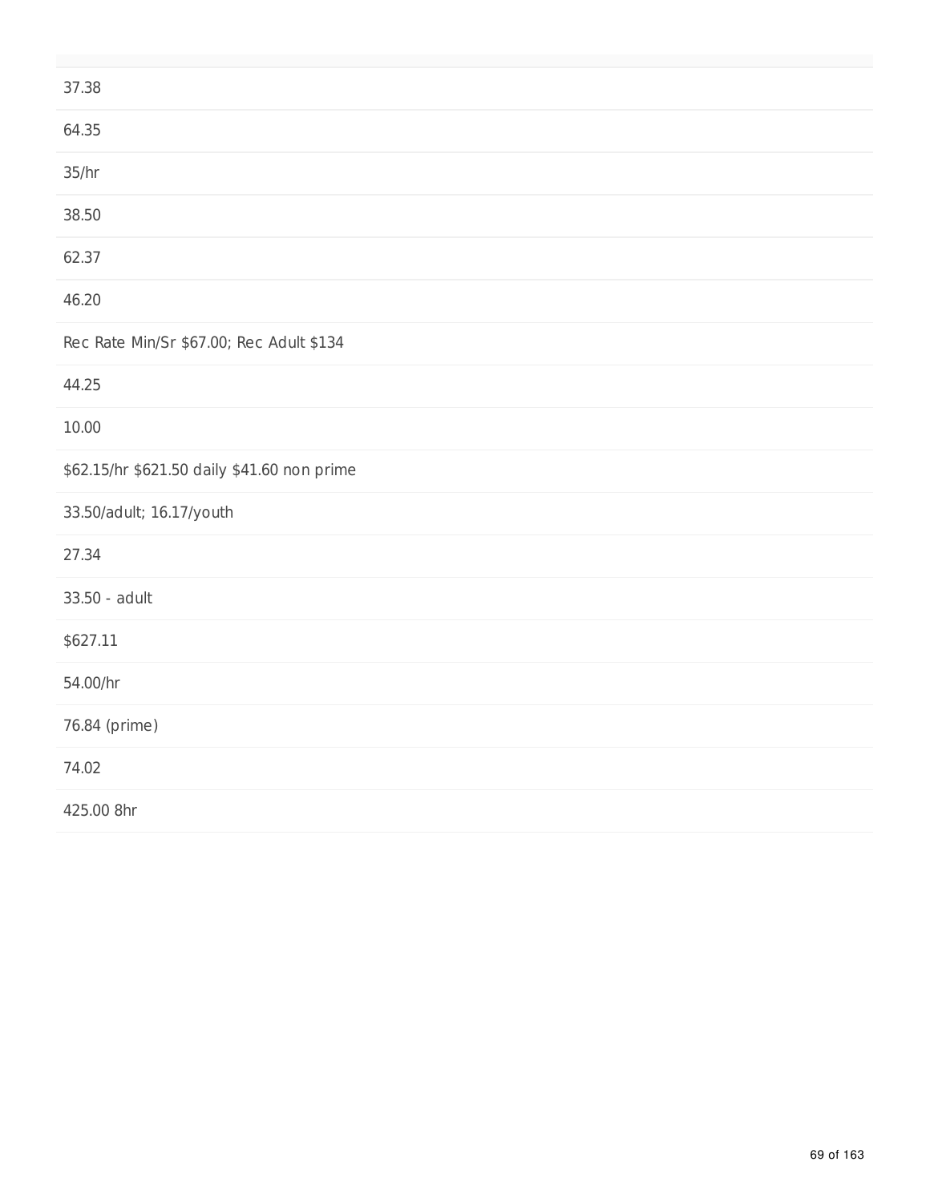37.38

64.35

35/hr

38.50

62.37

46.20

Rec Rate Min/Sr $67.00; Rec Adult $134

44.25

10.00

$62.15/hr $621.50 daily $41.60 non prime

33.50/adult; 16.17/youth

27.34

33.50 - adult

$627.11

54.00/hr

76.84 (prime)

74.02

425.00 8hr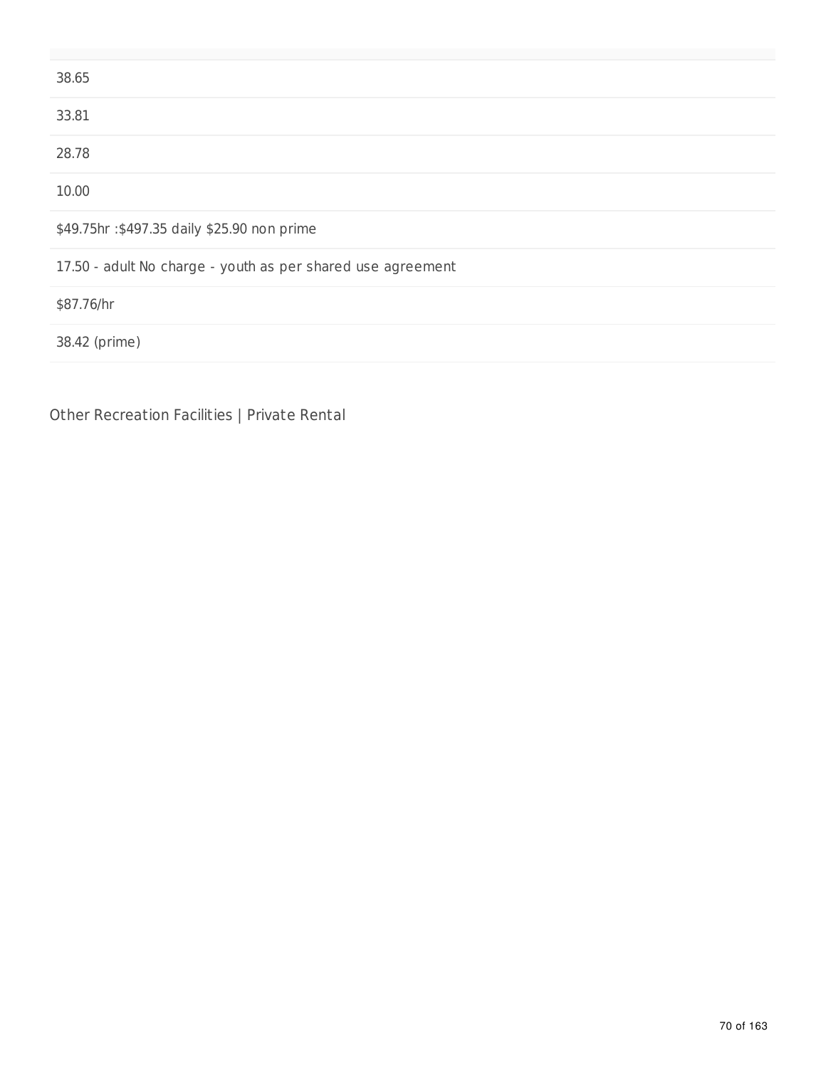| |
|---|
| 38.65 |
| 33.81 |
| 28.78 |
| 10.00 |
| $49.75hr :$497.35 daily $25.90 non prime |
| 17.50 - adult No charge - youth as per shared use agreement |
| $87.76/hr |
| 38.42 (prime) |

Other Recreation Facilities | Private Rental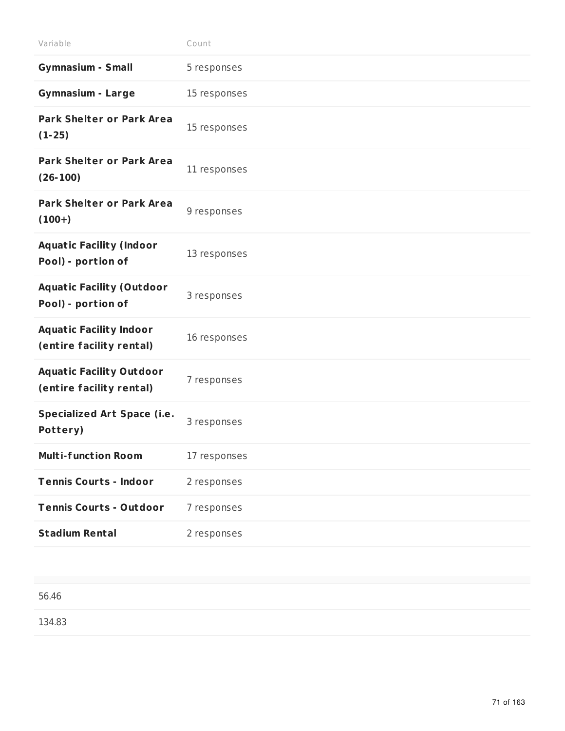| Variable | Count |
|---|---|
| **Gymnasium - Small** | 5 responses |
| **Gymnasium - Large** | 15 responses |
| **Park Shelter or Park Area (1-25)** | 15 responses |
| **Park Shelter or Park Area (26-100)** | 11 responses |
| **Park Shelter or Park Area (100+)** | 9 responses |
| **Aquatic Facility (Indoor Pool) - portion of** | 13 responses |
| **Aquatic Facility (Outdoor Pool) - portion of** | 3 responses |
| **Aquatic Facility Indoor (entire facility rental)** | 16 responses |
| **Aquatic Facility Outdoor (entire facility rental)** | 7 responses |
| **Specialized Art Space (i.e. Pottery)** | 3 responses |
| **Multi-function Room** | 17 responses |
| **Tennis Courts - Indoor** | 2 responses |
| **Tennis Courts - Outdoor** | 7 responses |
| **Stadium Rental** | 2 responses |

|  |
|---|
| 56.46 |
| 134.83 |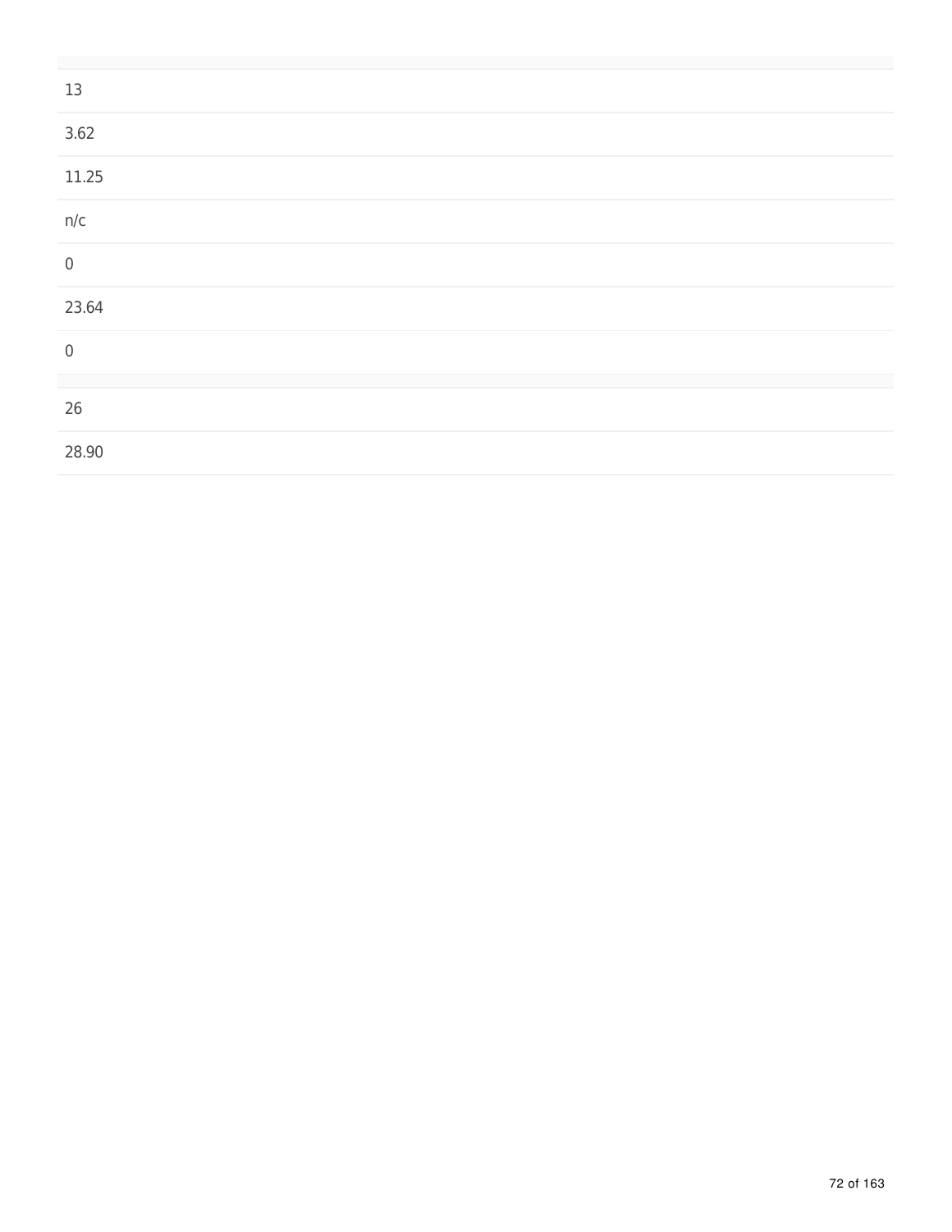| |
|---|
| 13 |
| 3.62 |
| 11.25 |
| n/c |
| 0 |
| 23.64 |
| 0 |
| |
| 26 |
| 28.90 |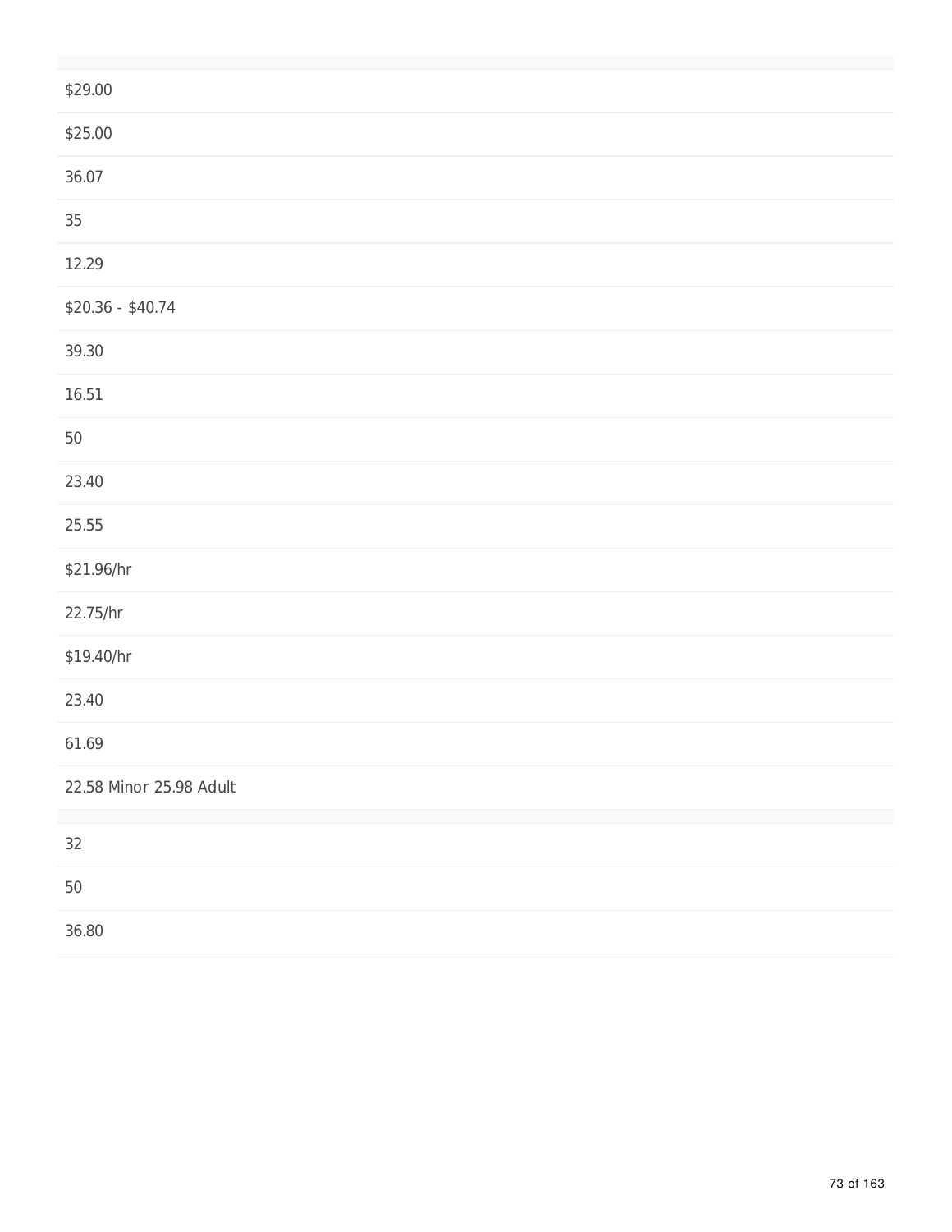$29.00

$25.00

36.07

35

12.29

$20.36 - $40.74

39.30

16.51

50

23.40

25.55

$21.96/hr

22.75/hr

$19.40/hr

23.40

61.69

22.58 Minor 25.98 Adult

32

50

36.80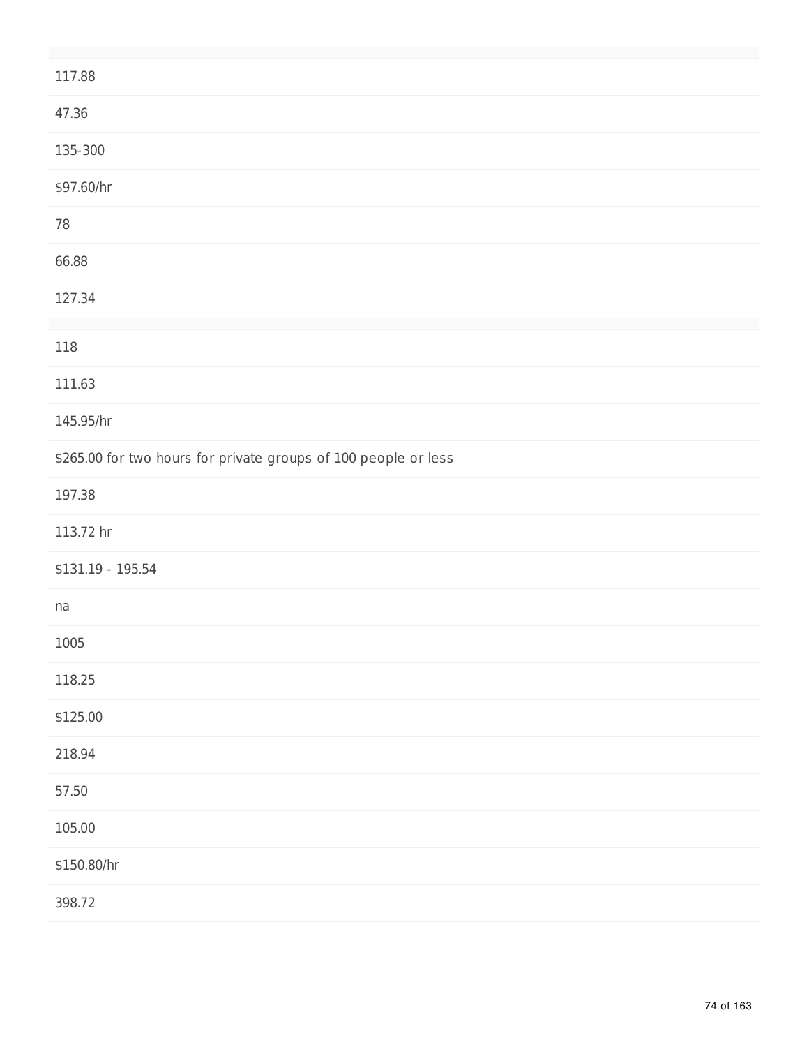117.88

47.36

135-300

$97.60/hr

78

66.88

127.34

118

111.63

145.95/hr

$265.00 for two hours for private groups of 100 people or less

197.38

113.72 hr

$131.19 - 195.54

na

1005

118.25

$125.00

218.94

57.50

105.00

$150.80/hr

398.72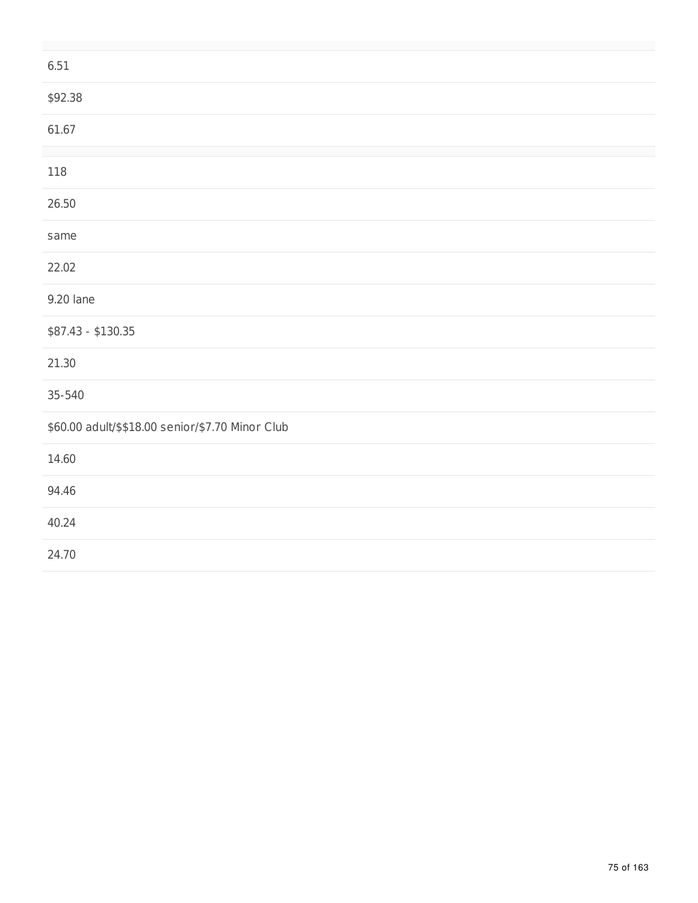6.51

$92.38

61.67

118

26.50

same

22.02

9.20 lane

$87.43 - $130.35

21.30

35-540

$60.00 adult/$$18.00 senior/$7.70 Minor Club

14.60

94.46

40.24

24.70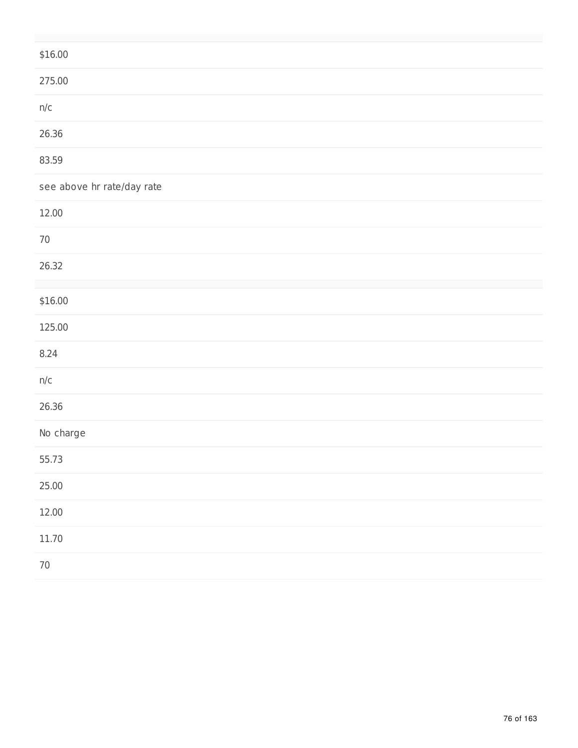$16.00

275.00

n/c

26.36

83.59

see above hr rate/day rate

12.00

70

26.32

$16.00

125.00

8.24

n/c

26.36

No charge

55.73

25.00

12.00

11.70

70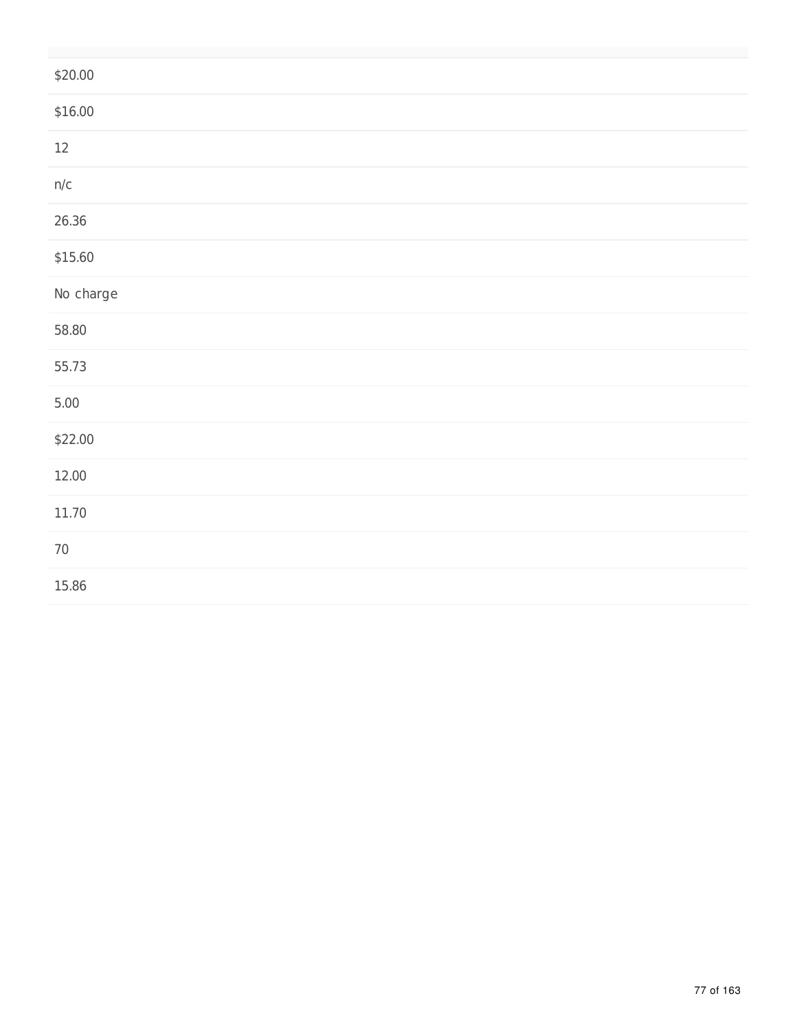| |
|---|
| $20.00 |
| $16.00 |
| 12 |
| n/c |
| 26.36 |
| $15.60 |
| No charge |
| 58.80 |
| 55.73 |
| 5.00 |
| $22.00 |
| 12.00 |
| 11.70 |
| 70 |
| 15.86 |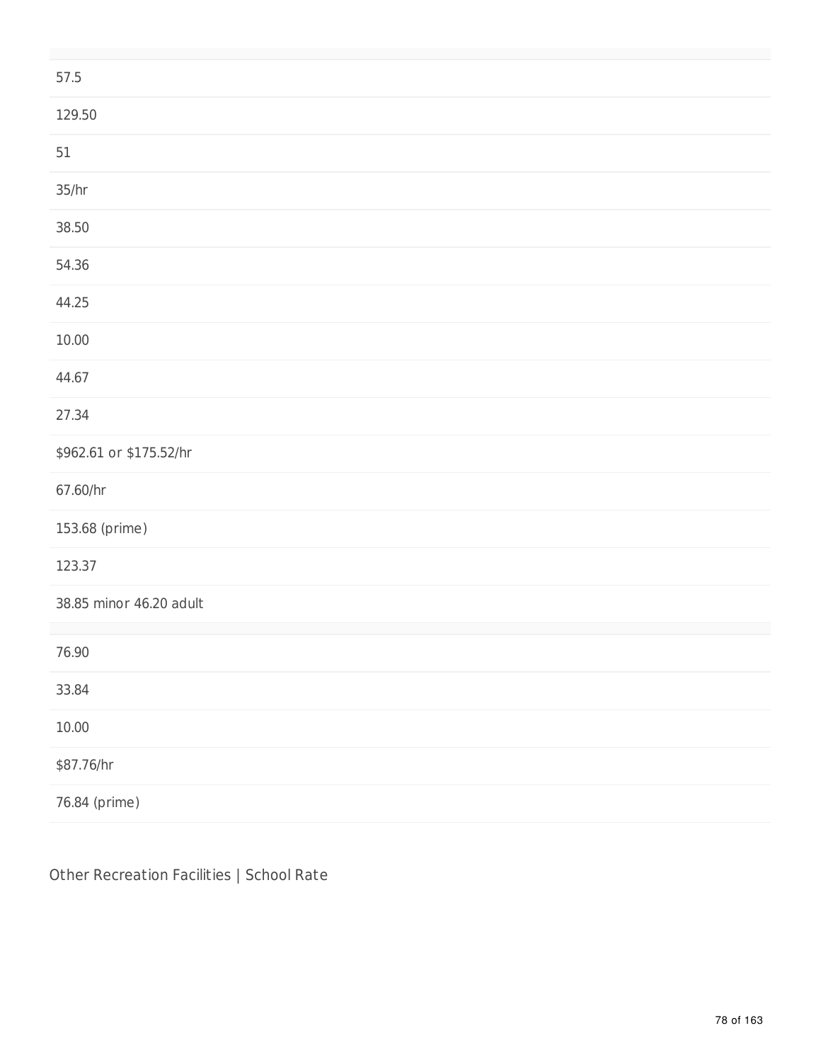|  |
| --- |
| 57.5 |
| 129.50 |
| 51 |
| 35/hr |
| 38.50 |
| 54.36 |
| 44.25 |
| 10.00 |
| 44.67 |
| 27.34 |
| $962.61 or $175.52/hr |
| 67.60/hr |
| 153.68 (prime) |
| 123.37 |
| 38.85 minor 46.20 adult |

|  |
| --- |
| 76.90 |
| 33.84 |
| 10.00 |
| $87.76/hr |
| 76.84 (prime) |

Other Recreation Facilities | School Rate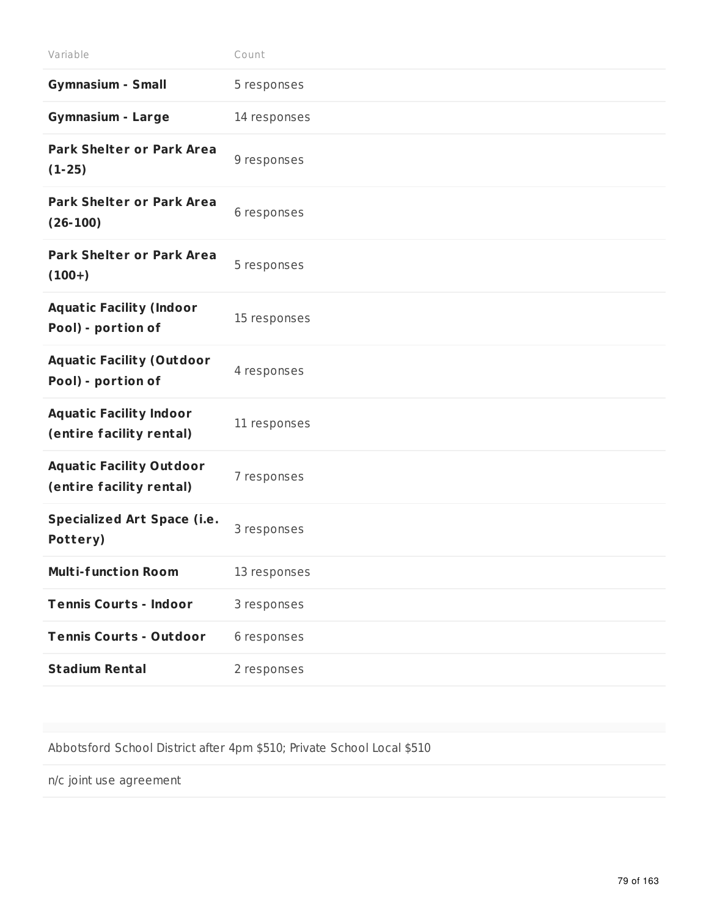| Variable | Count |
| --- | --- |
| **Gymnasium - Small** | 5 responses |
| **Gymnasium - Large** | 14 responses |
| **Park Shelter or Park Area (1-25)** | 9 responses |
| **Park Shelter or Park Area (26-100)** | 6 responses |
| **Park Shelter or Park Area (100+)** | 5 responses |
| **Aquatic Facility (Indoor Pool) - portion of** | 15 responses |
| **Aquatic Facility (Outdoor Pool) - portion of** | 4 responses |
| **Aquatic Facility Indoor (entire facility rental)** | 11 responses |
| **Aquatic Facility Outdoor (entire facility rental)** | 7 responses |
| **Specialized Art Space (i.e. Pottery)** | 3 responses |
| **Multi-function Room** | 13 responses |
| **Tennis Courts - Indoor** | 3 responses |
| **Tennis Courts - Outdoor** | 6 responses |
| **Stadium Rental** | 2 responses |

Abbotsford School District after 4pm $510; Private School Local $510

n/c joint use agreement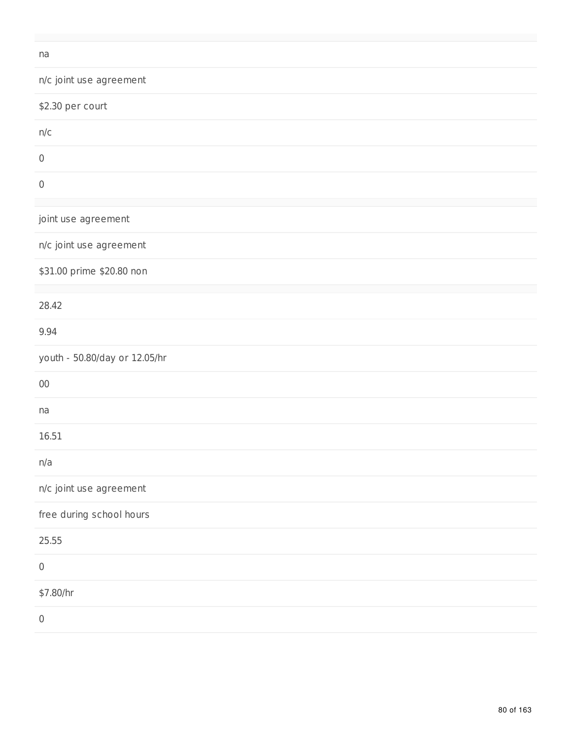na

n/c joint use agreement

$2.30 per court

n/c

0

0

joint use agreement

n/c joint use agreement

$31.00 prime $20.80 non

28.42

9.94

youth - 50.80/day or 12.05/hr

00

na

16.51

n/a

n/c joint use agreement

free during school hours

25.55

0

$7.80/hr

0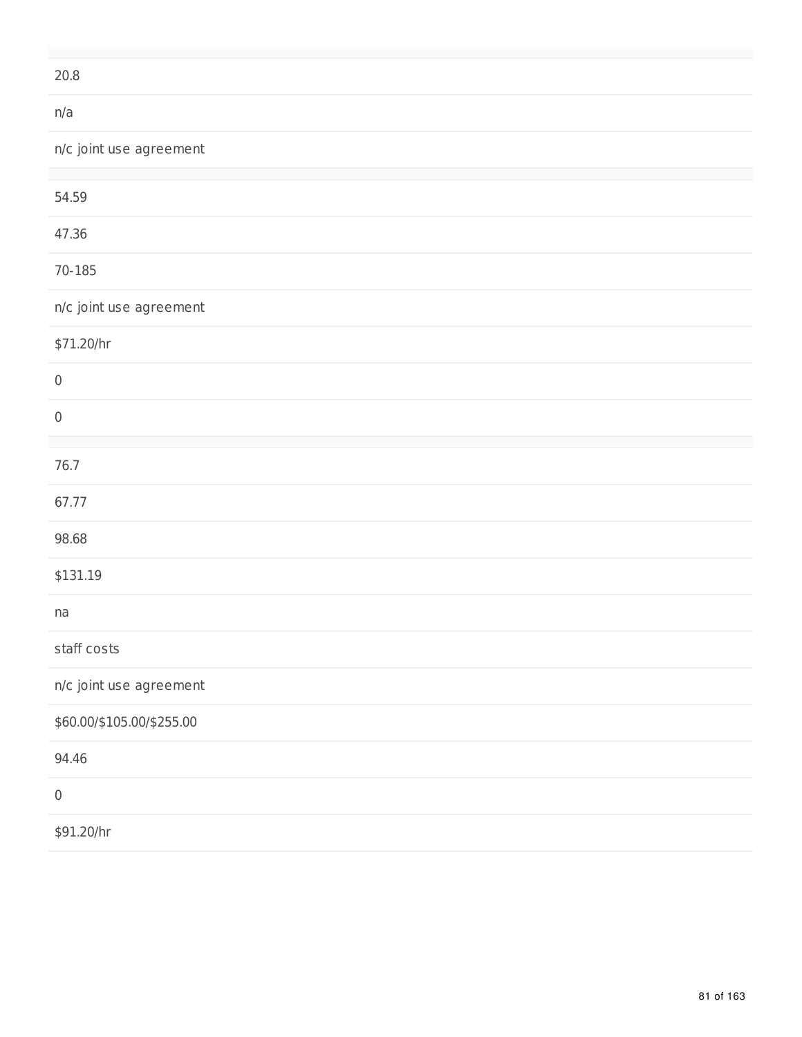20.8

n/a

n/c joint use agreement

54.59

47.36

70-185

n/c joint use agreement

$71.20/hr

0

0

76.7

67.77

98.68

$131.19

na

staff costs

n/c joint use agreement

$60.00/$105.00/$255.00

94.46

0

$91.20/hr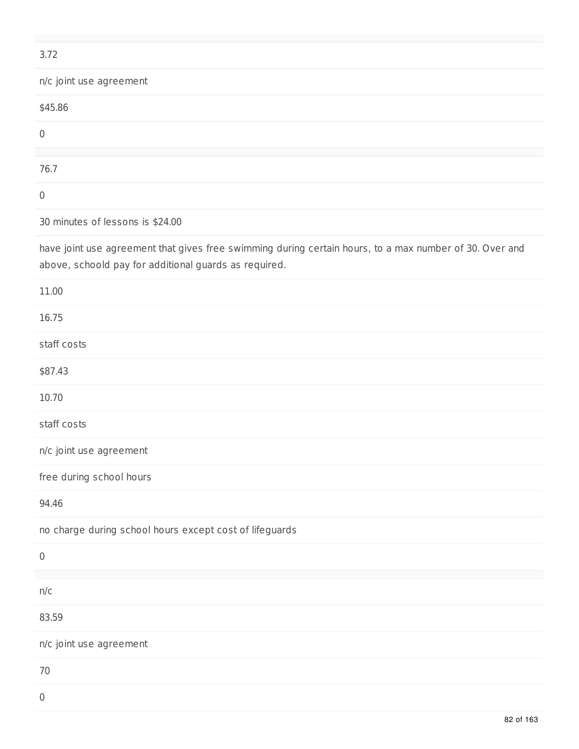3.72

n/c joint use agreement

$45.86

0

76.7

0

30 minutes of lessons is $24.00

have joint use agreement that gives free swimming during certain hours, to a max number of 30. Over and above, schoold pay for additional guards as required.

11.00

16.75

staff costs

$87.43

10.70

staff costs

n/c joint use agreement

free during school hours

94.46

no charge during school hours except cost of lifeguards

0

n/c

83.59

n/c joint use agreement

70

0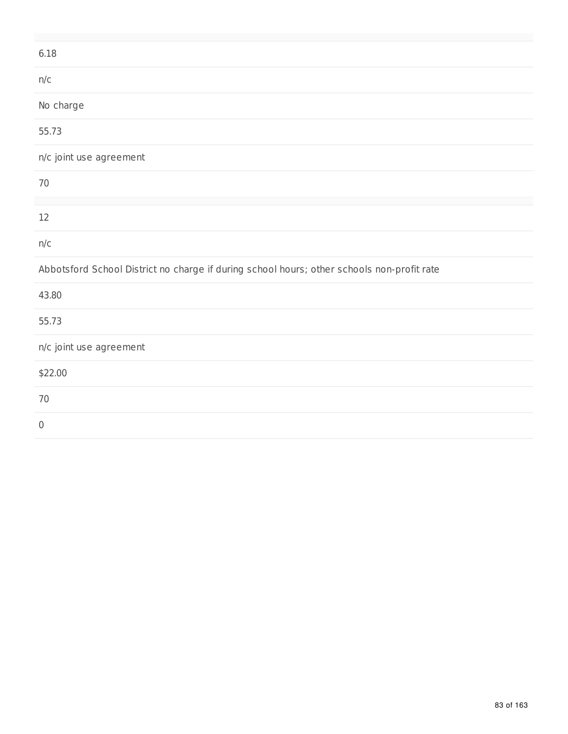6.18

n/c

No charge

55.73

n/c joint use agreement

70

12

n/c

Abbotsford School District no charge if during school hours; other schools non-profit rate

43.80

55.73

n/c joint use agreement

$22.00

70

0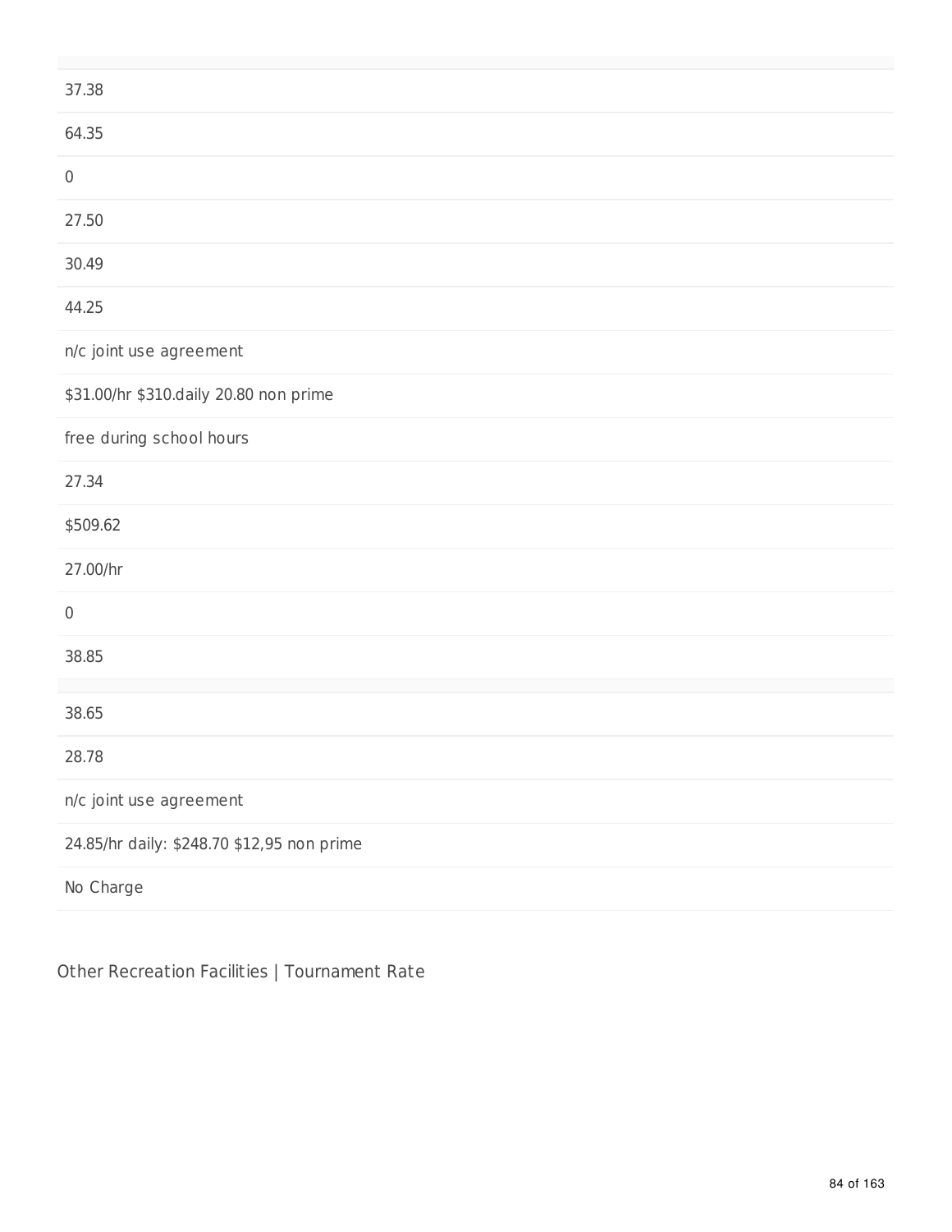| |
|---|
| 37.38 |
| 64.35 |
| 0 |
| 27.50 |
| 30.49 |
| 44.25 |
| n/c joint use agreement |
| $31.00/hr $310.daily 20.80 non prime |
| free during school hours |
| 27.34 |
| $509.62 |
| 27.00/hr |
| 0 |
| 38.85 |

| |
|---|
| 38.65 |
| 28.78 |
| n/c joint use agreement |
| 24.85/hr daily: $248.70 $12,95 non prime |
| No Charge |

Other Recreation Facilities | Tournament Rate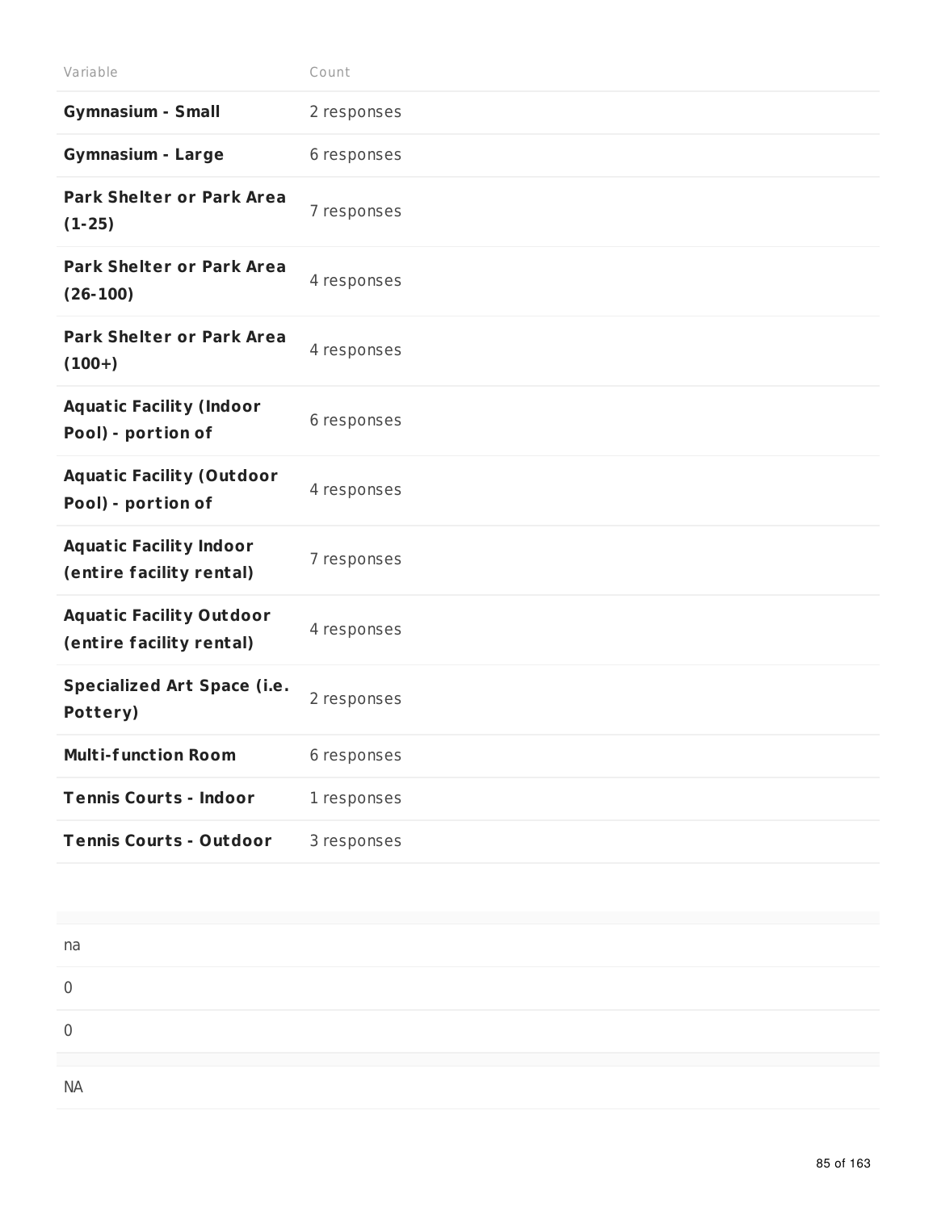| Variable | Count |
|---|---|
| **Gymnasium - Small** | 2 responses |
| **Gymnasium - Large** | 6 responses |
| **Park Shelter or Park Area (1-25)** | 7 responses |
| **Park Shelter or Park Area (26-100)** | 4 responses |
| **Park Shelter or Park Area (100+)** | 4 responses |
| **Aquatic Facility (Indoor Pool) - portion of** | 6 responses |
| **Aquatic Facility (Outdoor Pool) - portion of** | 4 responses |
| **Aquatic Facility Indoor (entire facility rental)** | 7 responses |
| **Aquatic Facility Outdoor (entire facility rental)** | 4 responses |
| **Specialized Art Space (i.e. Pottery)** | 2 responses |
| **Multi-function Room** | 6 responses |
| **Tennis Courts - Indoor** | 1 responses |
| **Tennis Courts - Outdoor** | 3 responses |

| |
|---|
| na |
| 0 |
| 0 |
| |
| NA |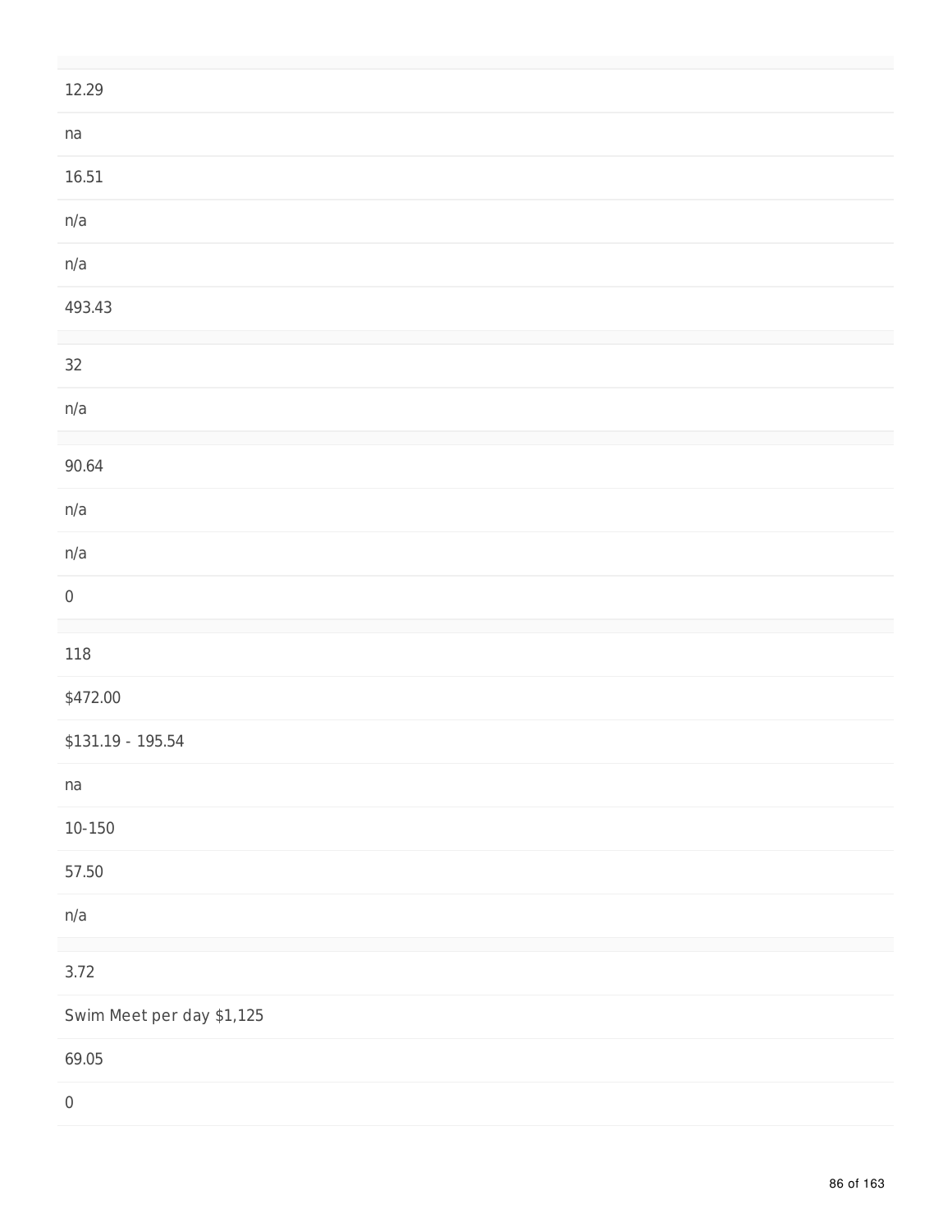12.29

na

16.51

n/a

n/a

493.43

32

n/a

90.64

n/a

n/a

0

118

$472.00

$131.19 - 195.54

na

10-150

57.50

n/a

3.72

Swim Meet per day $1,125

69.05

0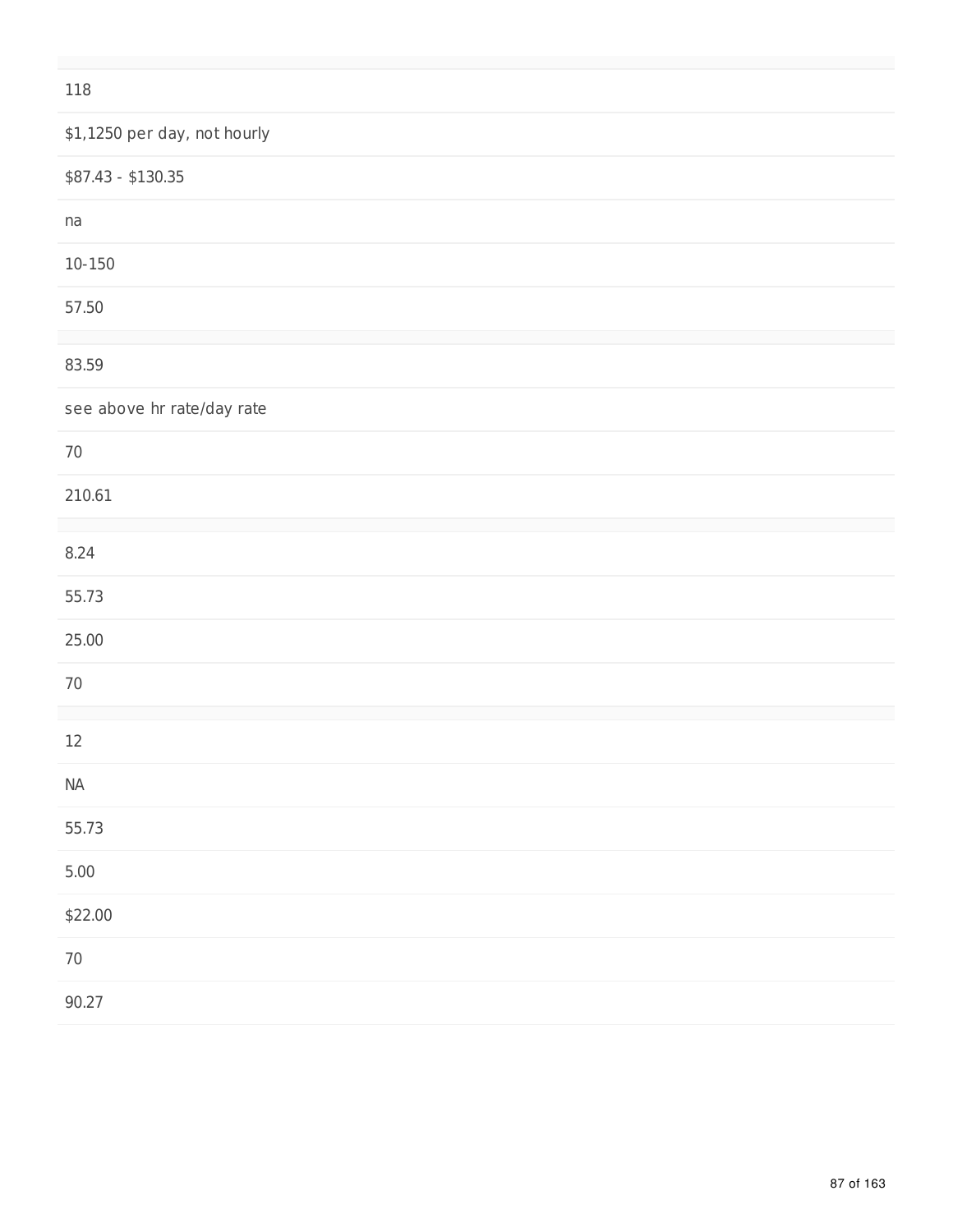118

$1,1250 per day, not hourly

$87.43 - $130.35

na

10-150

57.50

83.59

see above hr rate/day rate

70

210.61

8.24

55.73

25.00

70

12

NA

55.73

5.00

$22.00

70

90.27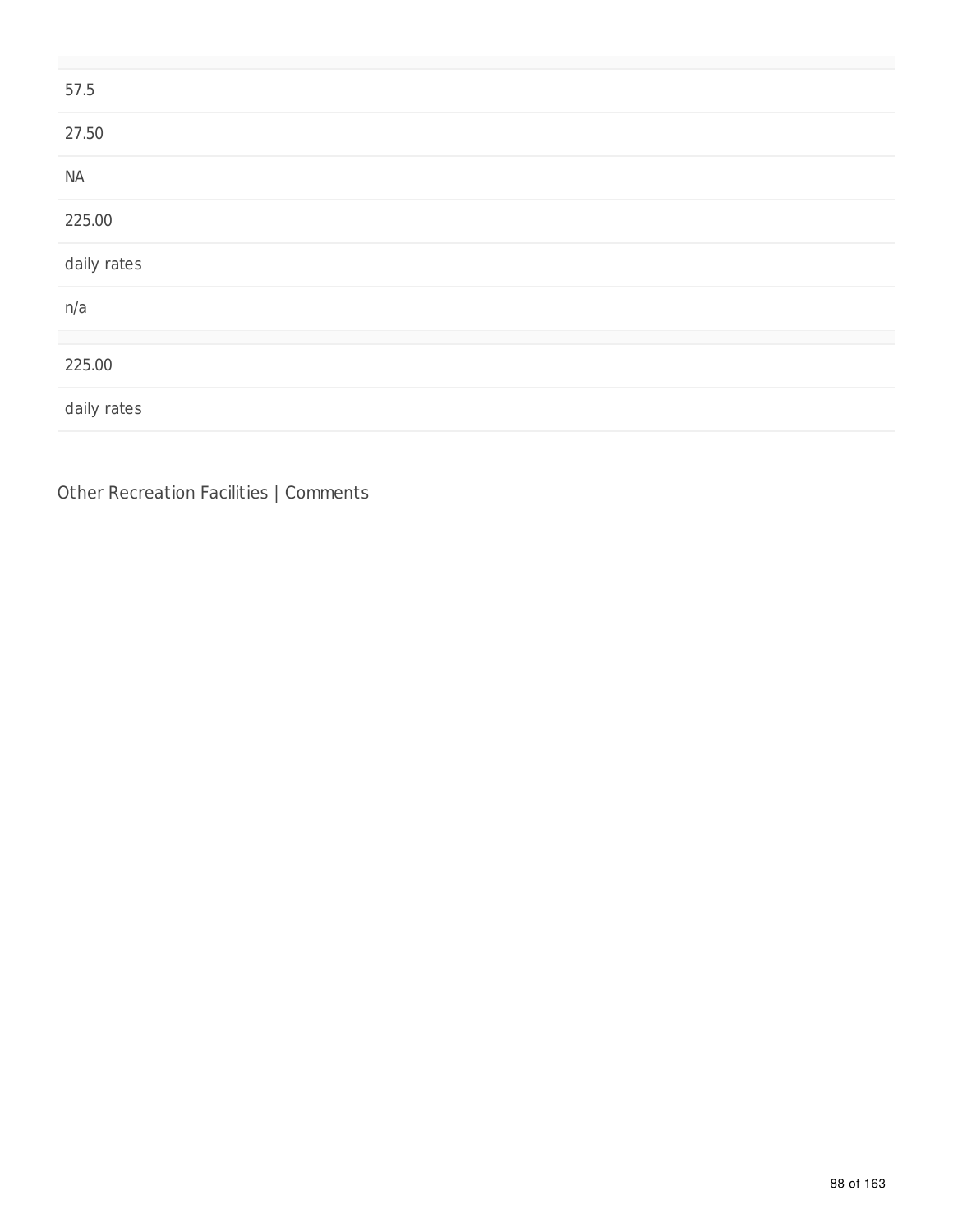57.5

27.50

NA

225.00

daily rates

n/a

225.00

daily rates

Other Recreation Facilities | Comments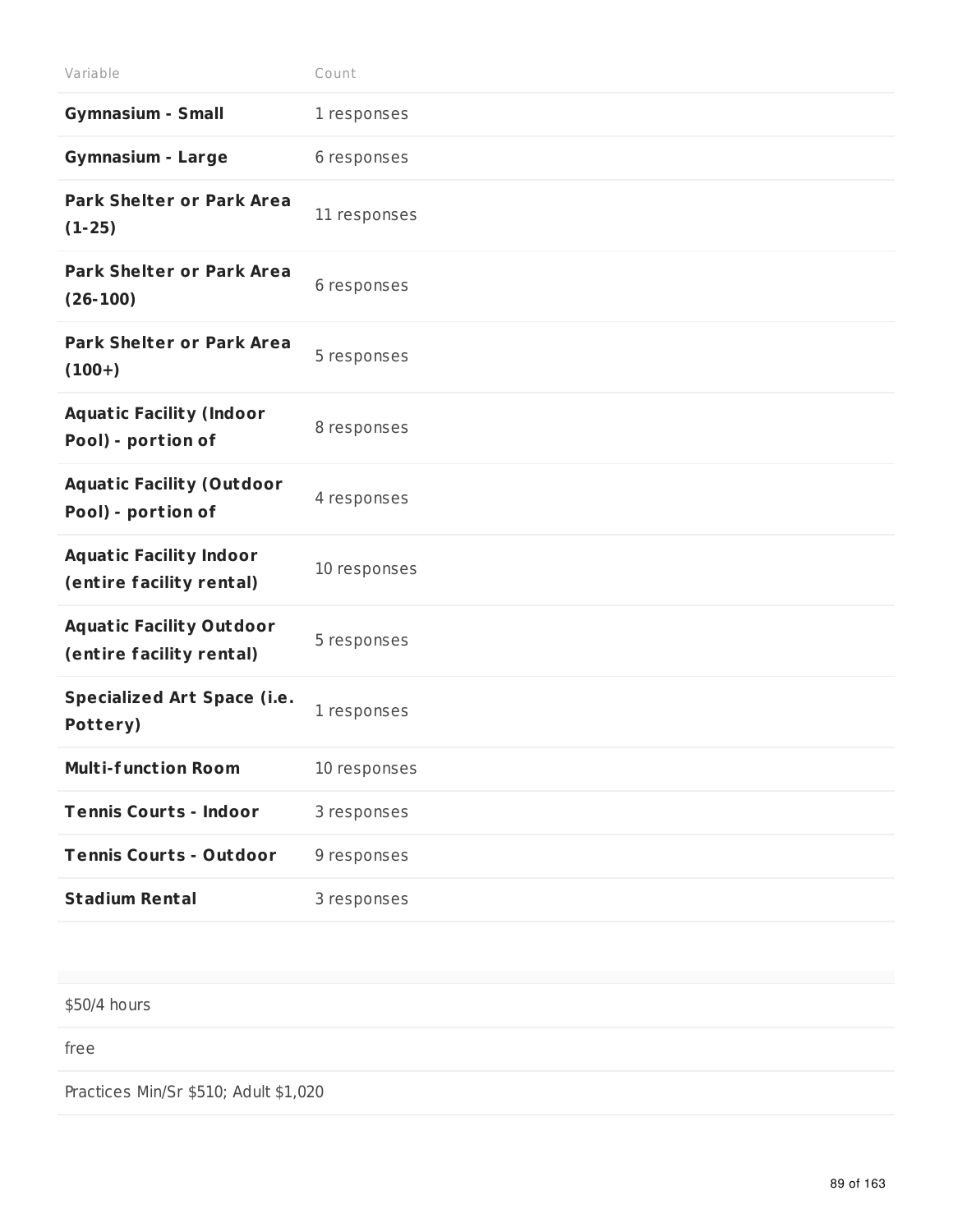| Variable | Count |
| --- | --- |
| **Gymnasium - Small** | 1 responses |
| **Gymnasium - Large** | 6 responses |
| **Park Shelter or Park Area (1-25)** | 11 responses |
| **Park Shelter or Park Area (26-100)** | 6 responses |
| **Park Shelter or Park Area (100+)** | 5 responses |
| **Aquatic Facility (Indoor Pool) - portion of** | 8 responses |
| **Aquatic Facility (Outdoor Pool) - portion of** | 4 responses |
| **Aquatic Facility Indoor (entire facility rental)** | 10 responses |
| **Aquatic Facility Outdoor (entire facility rental)** | 5 responses |
| **Specialized Art Space (i.e. Pottery)** | 1 responses |
| **Multi-function Room** | 10 responses |
| **Tennis Courts - Indoor** | 3 responses |
| **Tennis Courts - Outdoor** | 9 responses |
| **Stadium Rental** | 3 responses |

| |
| --- |
| $50/4 hours |
| free |
| Practices Min/Sr $510; Adult $1,020 |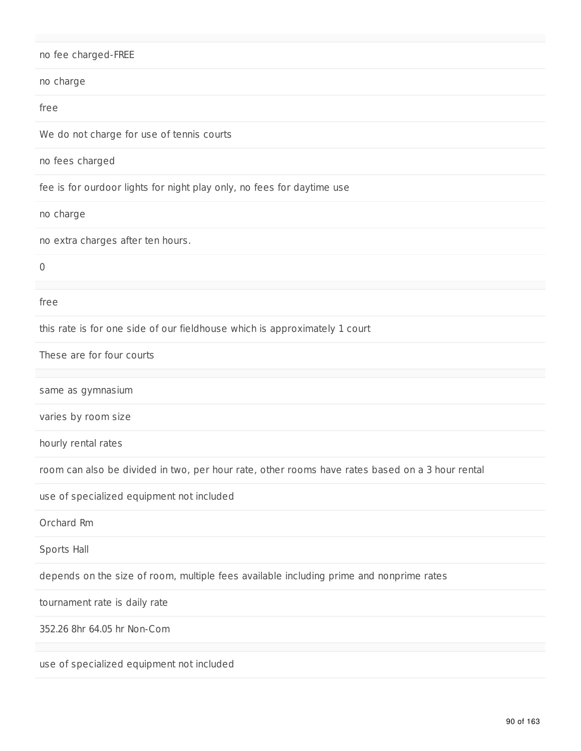no fee charged-FREE

no charge

free

We do not charge for use of tennis courts

no fees charged

fee is for ourdoor lights for night play only, no fees for daytime use

no charge

no extra charges after ten hours.

0

free

this rate is for one side of our fieldhouse which is approximately 1 court

These are for four courts

same as gymnasium

varies by room size

hourly rental rates

room can also be divided in two, per hour rate, other rooms have rates based on a 3 hour rental

use of specialized equipment not included

Orchard Rm

Sports Hall

depends on the size of room, multiple fees available including prime and nonprime rates

tournament rate is daily rate

352.26 8hr 64.05 hr Non-Com

use of specialized equipment not included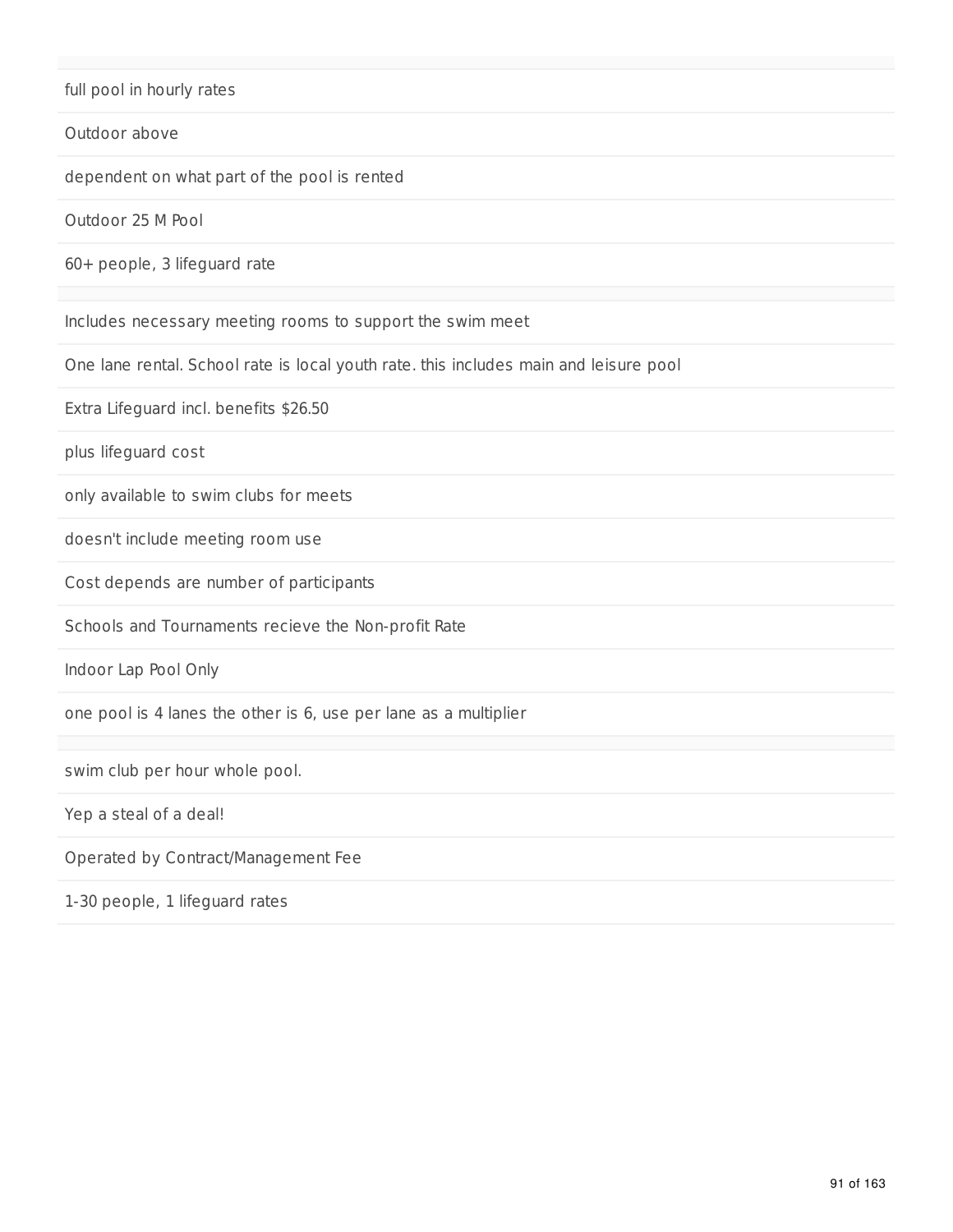full pool in hourly rates

Outdoor above

dependent on what part of the pool is rented

Outdoor 25 M Pool

60+ people, 3 lifeguard rate

Includes necessary meeting rooms to support the swim meet

One lane rental. School rate is local youth rate. this includes main and leisure pool

Extra Lifeguard incl. benefits $26.50

plus lifeguard cost

only available to swim clubs for meets

doesn't include meeting room use

Cost depends are number of participants

Schools and Tournaments recieve the Non-profit Rate

Indoor Lap Pool Only

one pool is 4 lanes the other is 6, use per lane as a multiplier

swim club per hour whole pool.

Yep a steal of a deal!

Operated by Contract/Management Fee

1-30 people, 1 lifeguard rates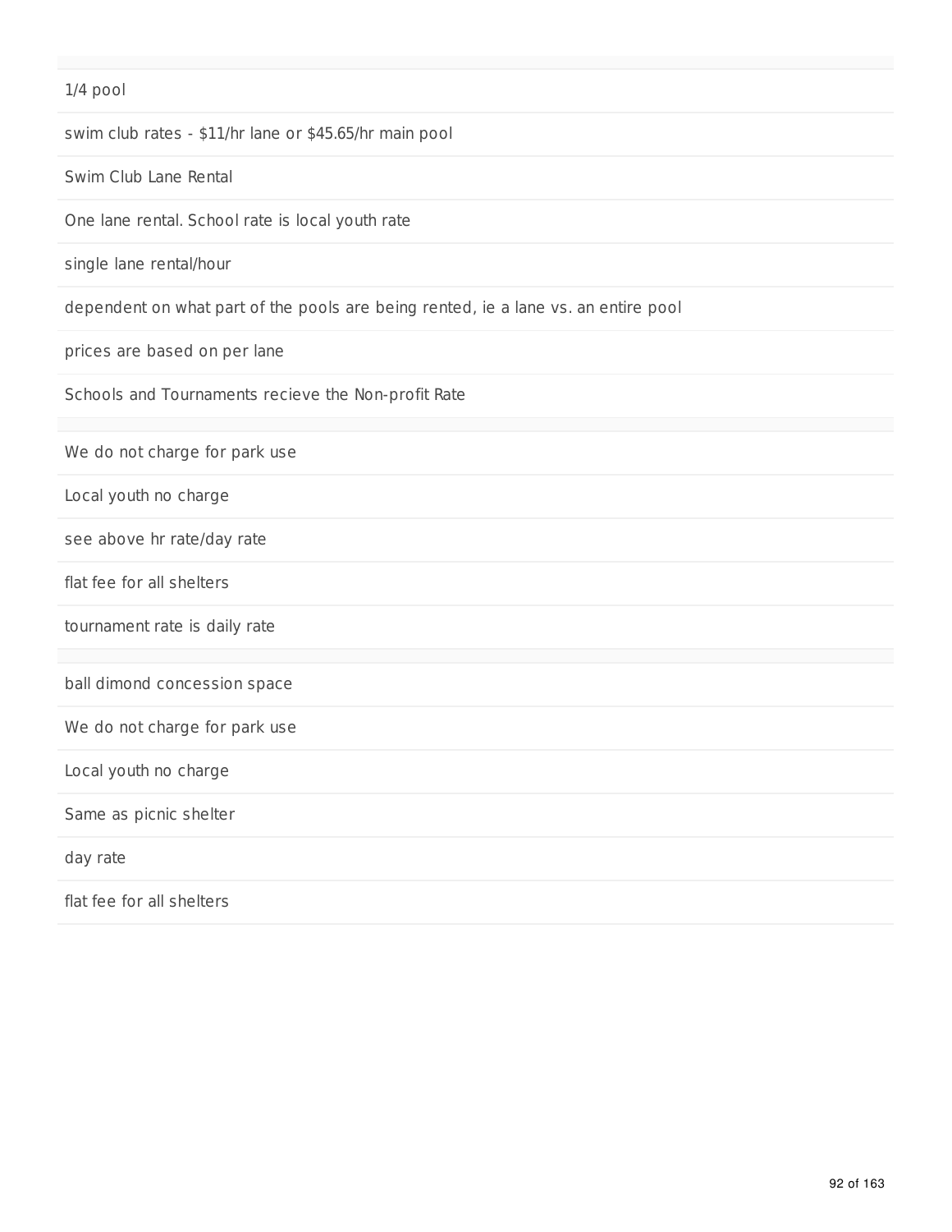1/4 pool

swim club rates - $11/hr lane or $45.65/hr main pool

Swim Club Lane Rental

One lane rental. School rate is local youth rate

single lane rental/hour

dependent on what part of the pools are being rented, ie a lane vs. an entire pool

prices are based on per lane

Schools and Tournaments recieve the Non-profit Rate

---

We do not charge for park use

Local youth no charge

see above hr rate/day rate

flat fee for all shelters

tournament rate is daily rate

---

ball dimond concession space

We do not charge for park use

Local youth no charge

Same as picnic shelter

day rate

flat fee for all shelters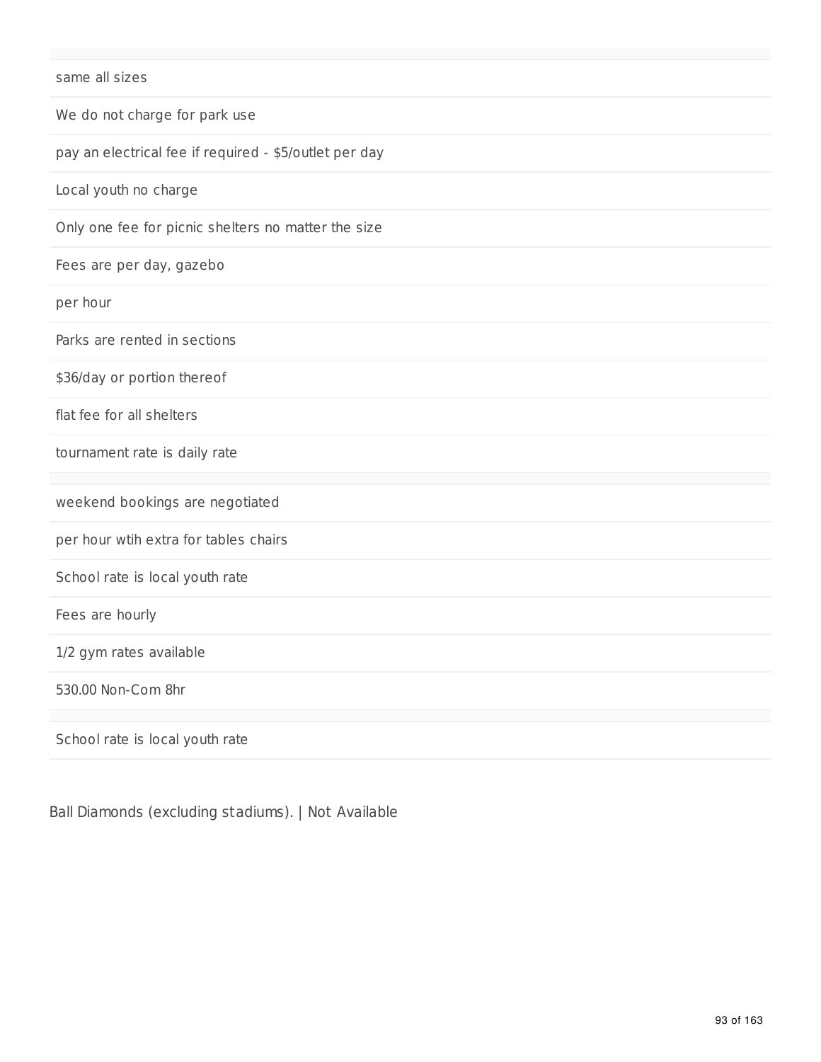|  |
|---|
| same all sizes |
| We do not charge for park use |
| pay an electrical fee if required - $5/outlet per day |
| Local youth no charge |
| Only one fee for picnic shelters no matter the size |
| Fees are per day, gazebo |
| per hour |
| Parks are rented in sections |
| $36/day or portion thereof |
| flat fee for all shelters |
| tournament rate is daily rate |
|  |
| weekend bookings are negotiated |
| per hour wtih extra for tables chairs |
| School rate is local youth rate |
| Fees are hourly |
| 1/2 gym rates available |
| 530.00 Non-Com 8hr |
|  |
| School rate is local youth rate |

Ball Diamonds (excluding stadiums). | Not Available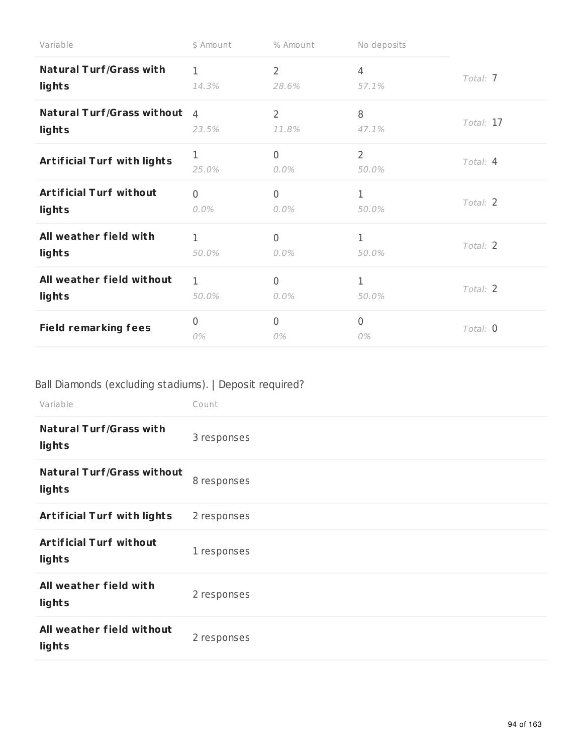| Variable | $ Amount | % Amount | No deposits | |
|---|---|---|---|---|
| **Natural Turf/Grass with lights** | 1<br>*14.3%* | 2<br>*28.6%* | 4<br>*57.1%* | *Total:* 7 |
| **Natural Turf/Grass without lights** | 4<br>*23.5%* | 2<br>*11.8%* | 8<br>*47.1%* | *Total:* 17 |
| **Artificial Turf with lights** | 1<br>*25.0%* | 0<br>*0.0%* | 2<br>*50.0%* | *Total:* 4 |
| **Artificial Turf without lights** | 0<br>*0.0%* | 0<br>*0.0%* | 1<br>*50.0%* | *Total:* 2 |
| **All weather field with lights** | 1<br>*50.0%* | 0<br>*0.0%* | 1<br>*50.0%* | *Total:* 2 |
| **All weather field without lights** | 1<br>*50.0%* | 0<br>*0.0%* | 1<br>*50.0%* | *Total:* 2 |
| **Field remarking fees** | 0<br>*0%* | 0<br>*0%* | 0<br>*0%* | *Total:* 0 |

Ball Diamonds (excluding stadiums). | Deposit required?

| Variable | Count |
|---|---|
| **Natural Turf/Grass with lights** | 3 responses |
| **Natural Turf/Grass without lights** | 8 responses |
| **Artificial Turf with lights** | 2 responses |
| **Artificial Turf without lights** | 1 responses |
| **All weather field with lights** | 2 responses |
| **All weather field without lights** | 2 responses |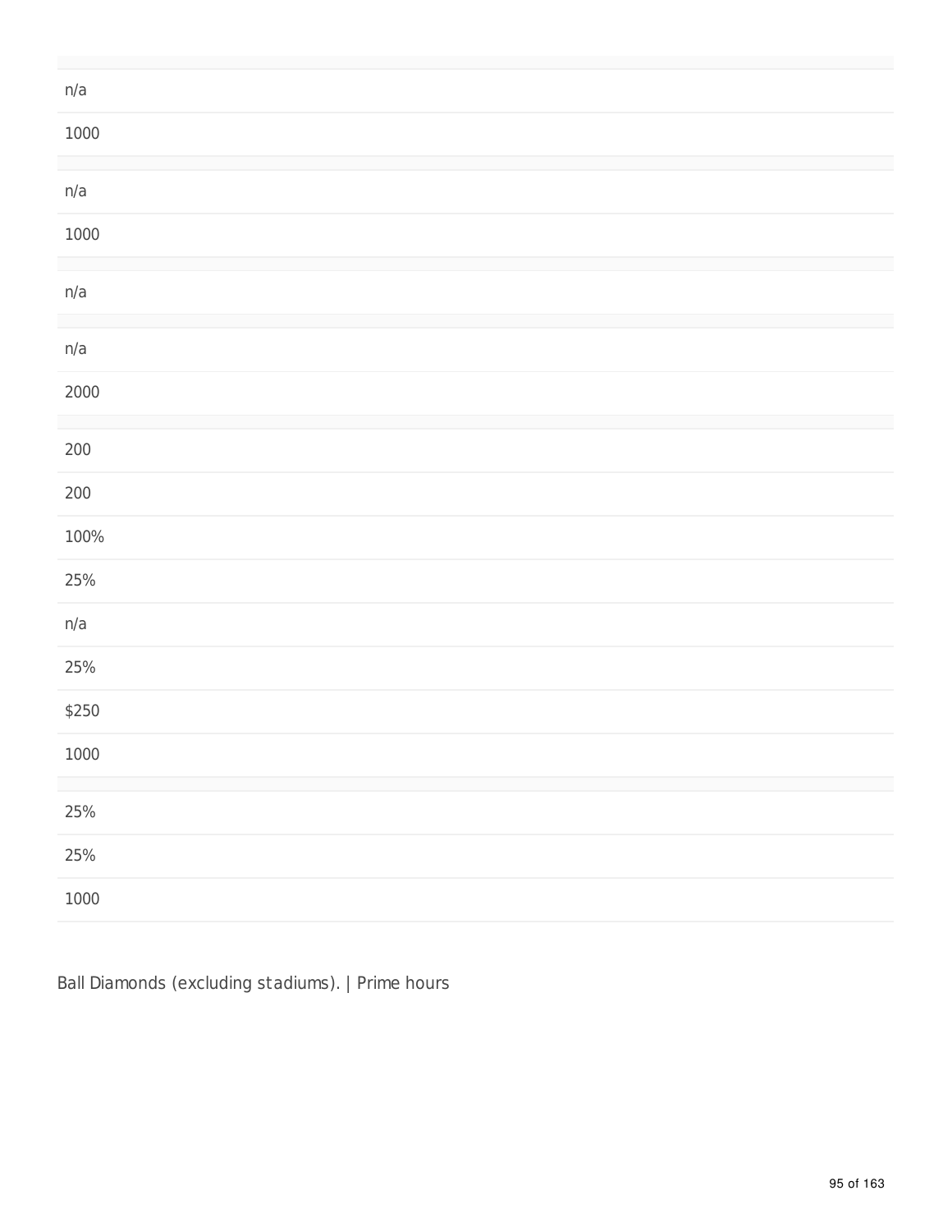n/a

1000

n/a

1000

n/a

n/a

2000

200

200

100%

25%

n/a

25%

$250

1000

25%

25%

1000

Ball Diamonds (excluding stadiums). | Prime hours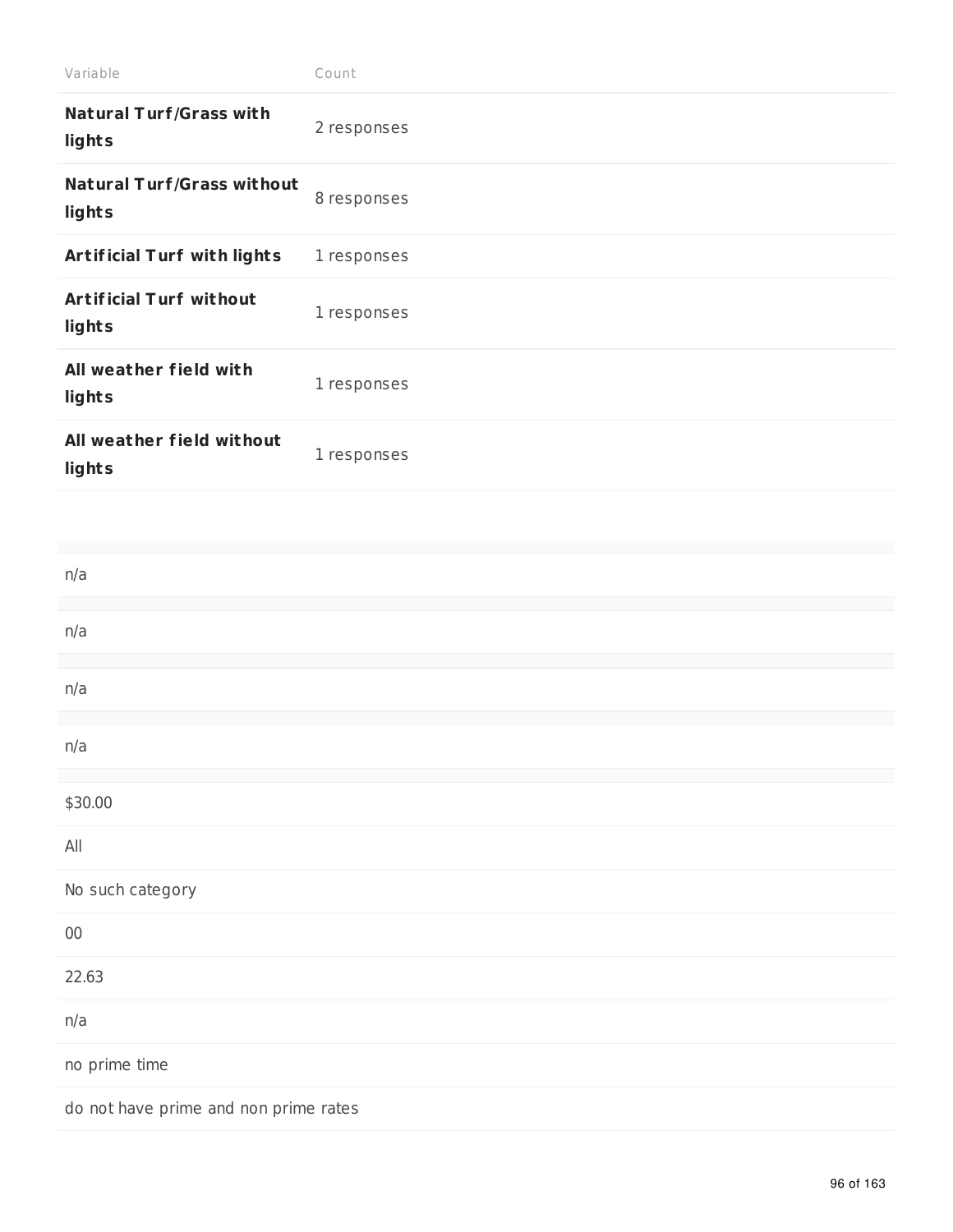| Variable | Count |
| --- | --- |
| **Natural Turf/Grass with lights** | 2 responses |
| **Natural Turf/Grass without lights** | 8 responses |
| **Artificial Turf with lights** | 1 responses |
| **Artificial Turf without lights** | 1 responses |
| **All weather field with lights** | 1 responses |
| **All weather field without lights** | 1 responses |

n/a

n/a

n/a

n/a

$30.00

All

No such category

00

22.63

n/a

no prime time

do not have prime and non prime rates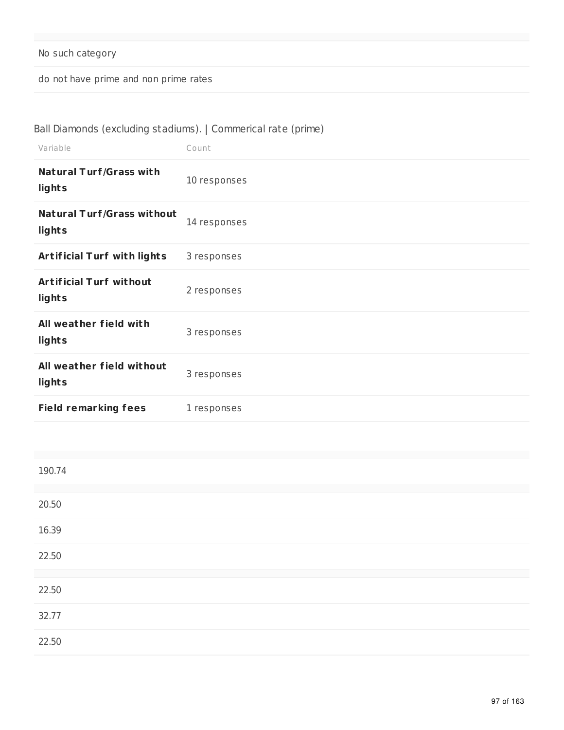| |
|---|
| No such category |
| do not have prime and non prime rates |

Ball Diamonds (excluding stadiums). | Commerical rate (prime)

| Variable | Count |
|---|---|
| **Natural Turf/Grass with lights** | 10 responses |
| **Natural Turf/Grass without lights** | 14 responses |
| **Artificial Turf with lights** | 3 responses |
| **Artificial Turf without lights** | 2 responses |
| **All weather field with lights** | 3 responses |
| **All weather field without lights** | 3 responses |
| **Field remarking fees** | 1 responses |

| |
|---|
| 190.74 |
| |
| 20.50 |
| 16.39 |
| 22.50 |
| |
| 22.50 |
| 32.77 |
| 22.50 |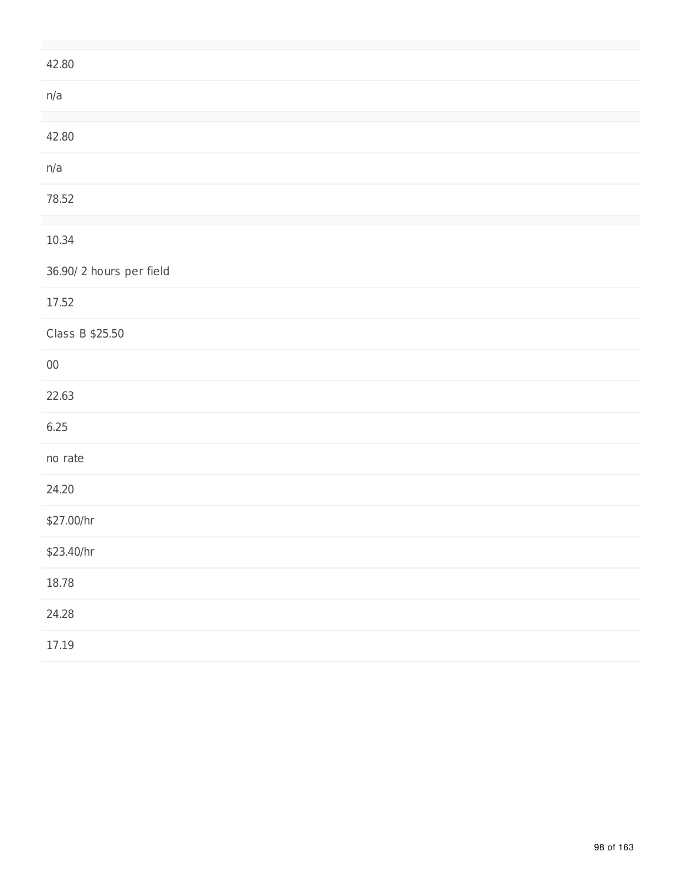42.80

n/a

42.80

n/a

78.52

10.34

36.90/ 2 hours per field

17.52

Class B $25.50

00

22.63

6.25

no rate

24.20

$27.00/hr

$23.40/hr

18.78

24.28

17.19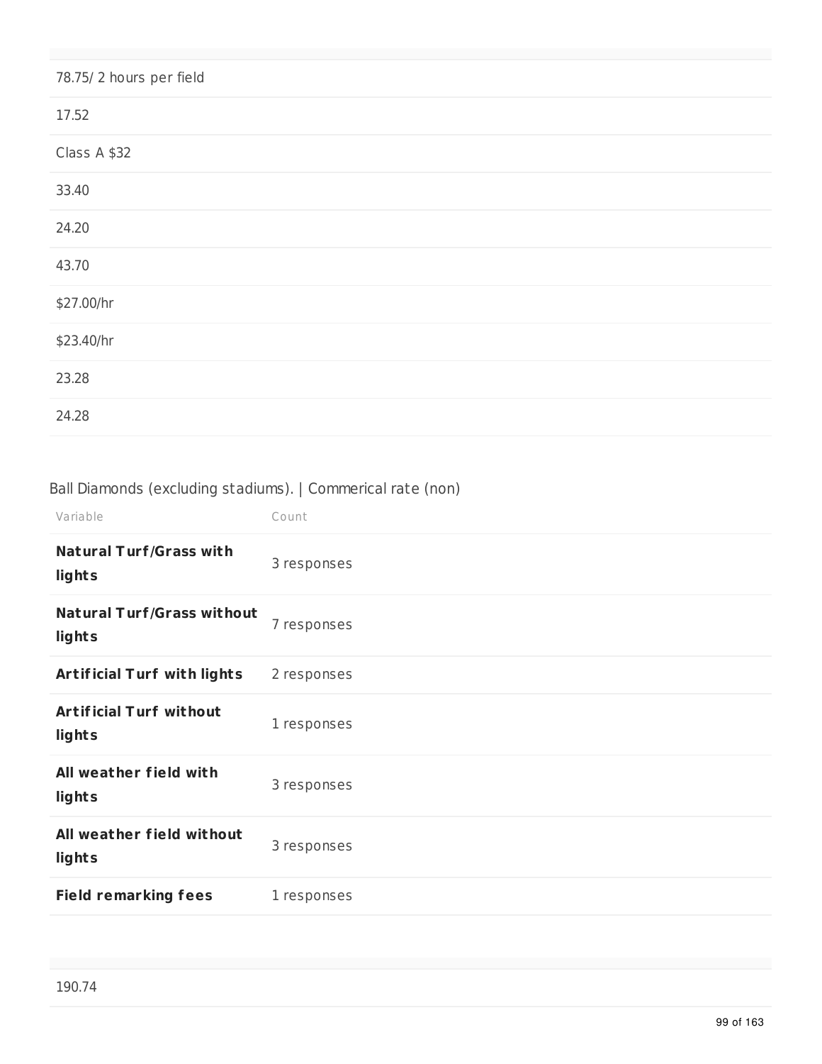| |
|---|
| 78.75/ 2 hours per field |
| 17.52 |
| Class A $32 |
| 33.40 |
| 24.20 |
| 43.70 |
| $27.00/hr |
| $23.40/hr |
| 23.28 |
| 24.28 |

Ball Diamonds (excluding stadiums). | Commerical rate (non)

| Variable | Count |
|---|---|
| **Natural Turf/Grass with lights** | 3 responses |
| **Natural Turf/Grass without lights** | 7 responses |
| **Artificial Turf with lights** | 2 responses |
| **Artificial Turf without lights** | 1 responses |
| **All weather field with lights** | 3 responses |
| **All weather field without lights** | 3 responses |
| **Field remarking fees** | 1 responses |

| |
|---|
| 190.74 |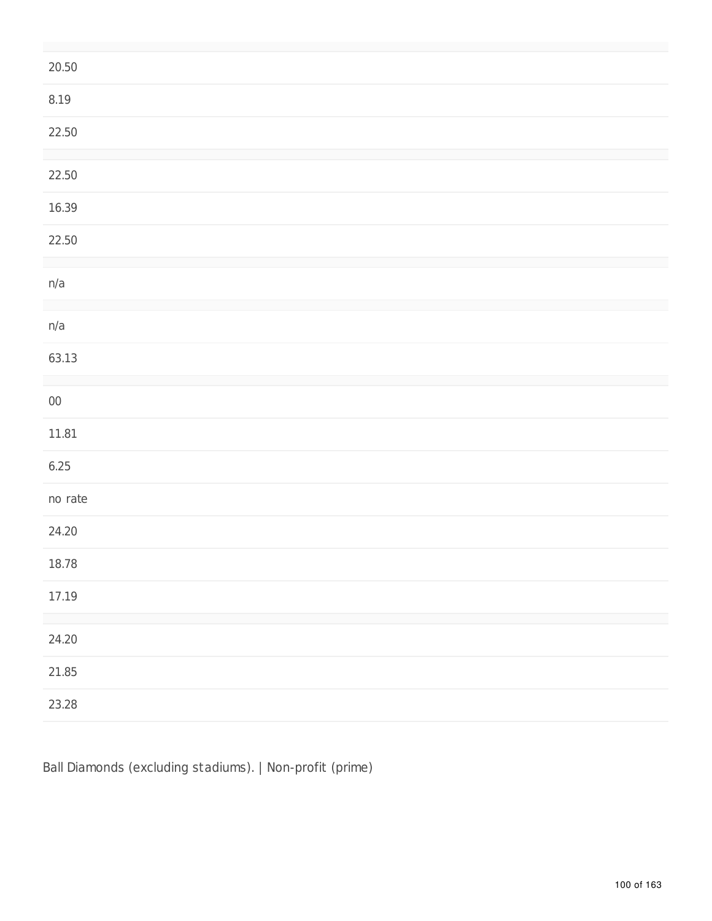| |
|---|
| 20.50 |
| 8.19 |
| 22.50 |
| |
| 22.50 |
| 16.39 |
| 22.50 |
| |
| n/a |
| |
| n/a |
| 63.13 |
| |
| 00 |
| 11.81 |
| 6.25 |
| no rate |
| 24.20 |
| 18.78 |
| 17.19 |
| |
| 24.20 |
| 21.85 |
| 23.28 |

Ball Diamonds (excluding stadiums). | Non-profit (prime)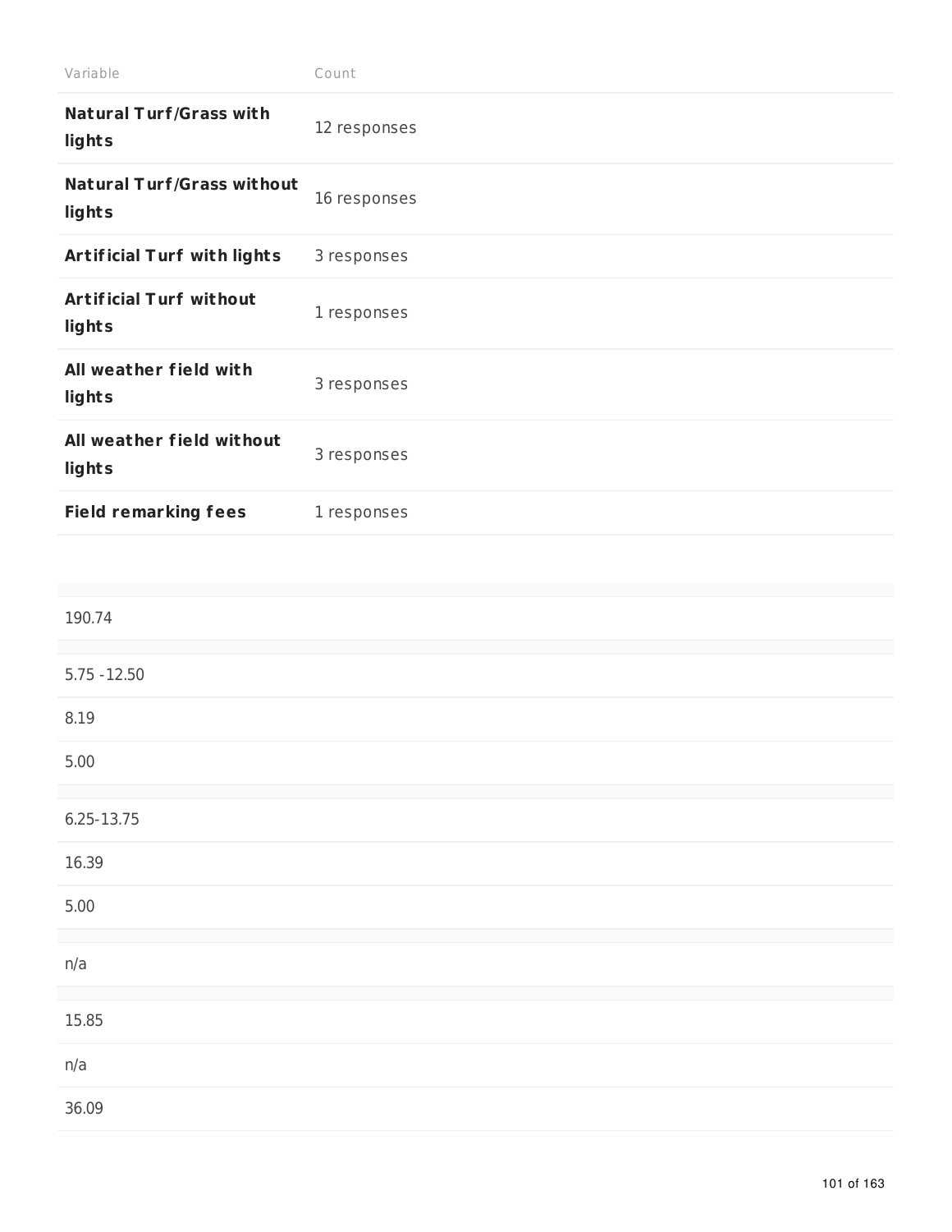| Variable | Count |
|---|---|
| **Natural Turf/Grass with lights** | 12 responses |
| **Natural Turf/Grass without lights** | 16 responses |
| **Artificial Turf with lights** | 3 responses |
| **Artificial Turf without lights** | 1 responses |
| **All weather field with lights** | 3 responses |
| **All weather field without lights** | 3 responses |
| **Field remarking fees** | 1 responses |

| |
|---|
| 190.74 |
| |
| 5.75 -12.50 |
| 8.19 |
| 5.00 |
| |
| 6.25-13.75 |
| 16.39 |
| 5.00 |
| |
| n/a |
| |
| 15.85 |
| n/a |
| 36.09 |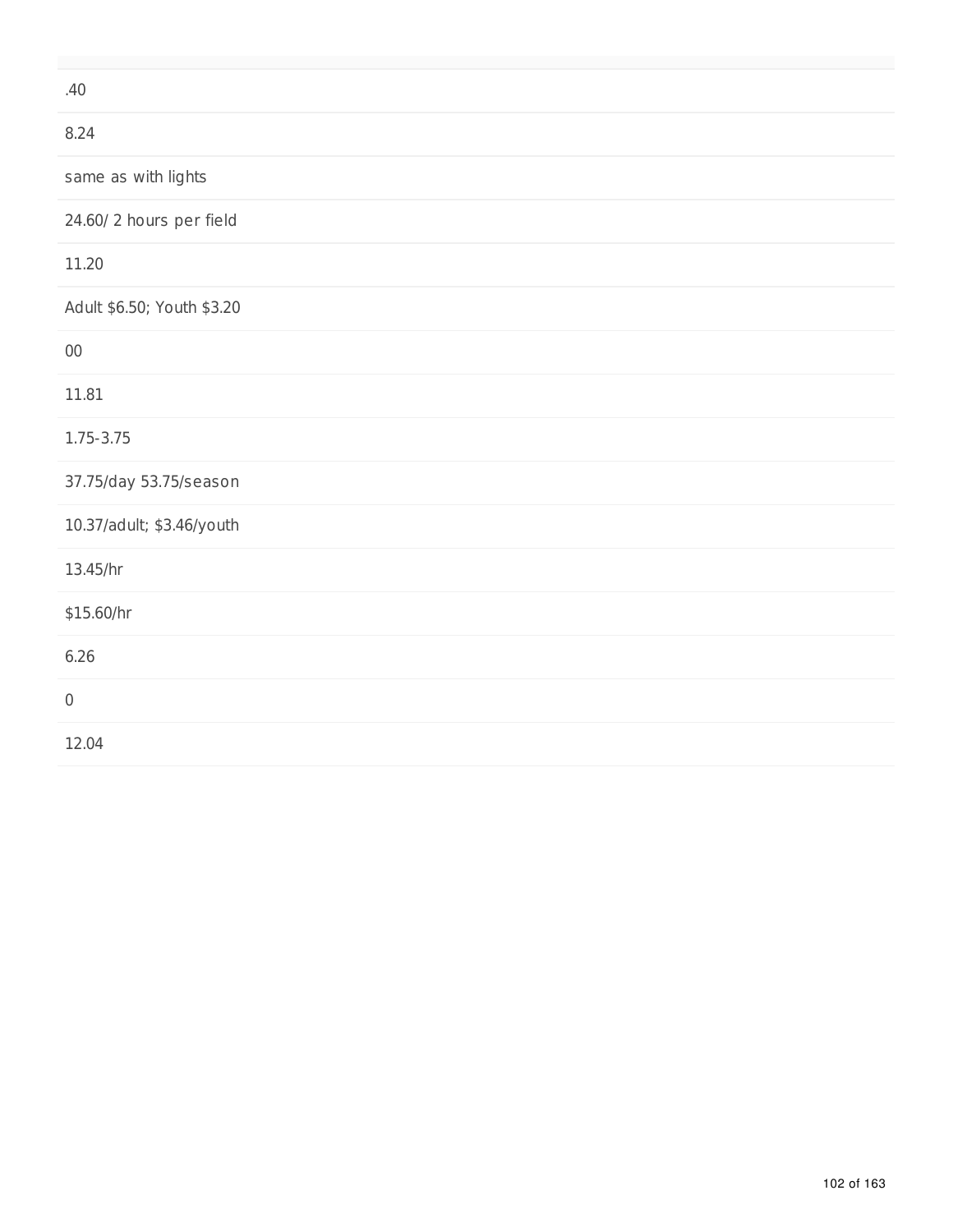| |
|---|
| .40 |
| 8.24 |
| same as with lights |
| 24.60/ 2 hours per field |
| 11.20 |
| Adult $6.50; Youth $3.20 |
| 00 |
| 11.81 |
| 1.75-3.75 |
| 37.75/day 53.75/season |
| 10.37/adult; $3.46/youth |
| 13.45/hr |
| $15.60/hr |
| 6.26 |
| 0 |
| 12.04 |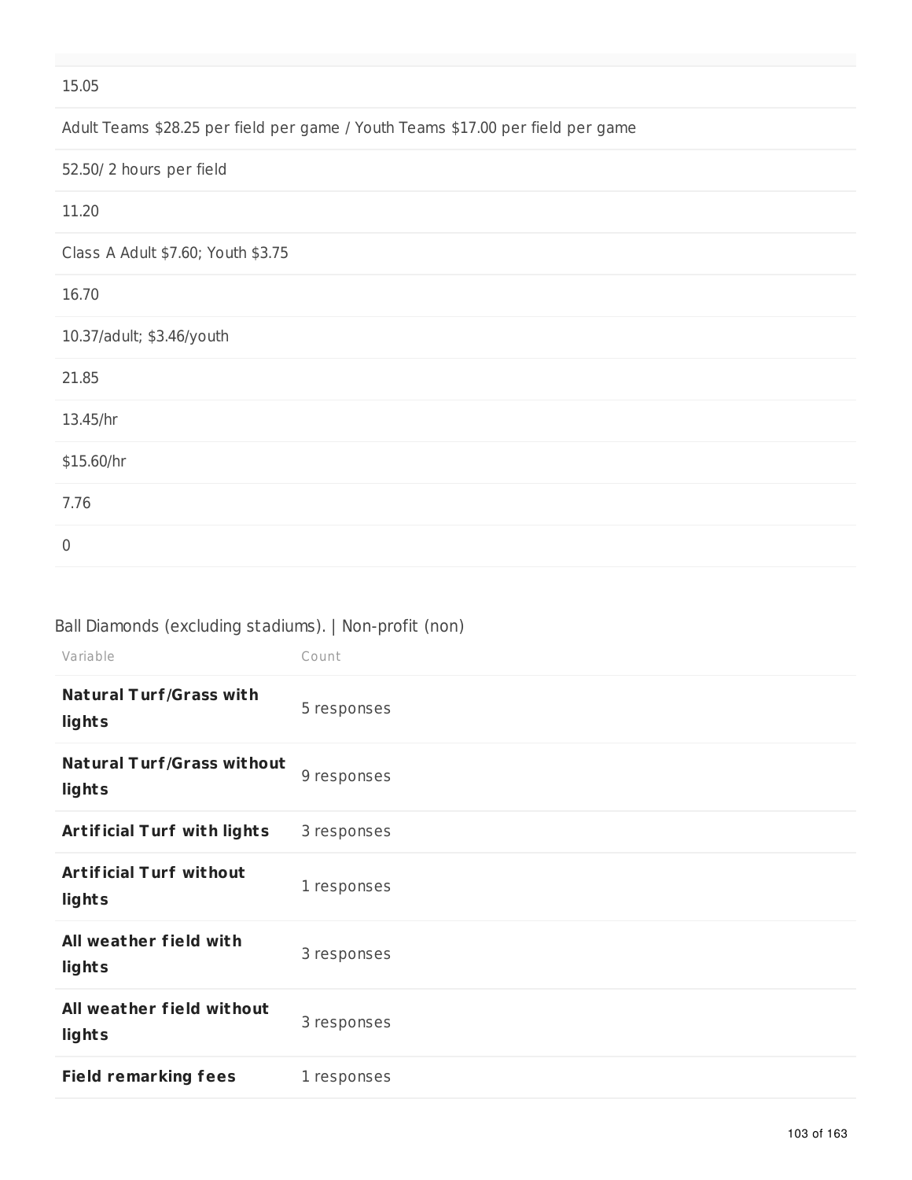| |
|---|
| 15.05 |
| Adult Teams $28.25 per field per game / Youth Teams $17.00 per field per game |
| 52.50/ 2 hours per field |
| 11.20 |
| Class A Adult $7.60; Youth $3.75 |
| 16.70 |
| 10.37/adult; $3.46/youth |
| 21.85 |
| 13.45/hr |
| $15.60/hr |
| 7.76 |
| 0 |

Ball Diamonds (excluding stadiums). | Non-profit (non)

| Variable | Count |
|---|---|
| **Natural Turf/Grass with lights** | 5 responses |
| **Natural Turf/Grass without lights** | 9 responses |
| **Artificial Turf with lights** | 3 responses |
| **Artificial Turf without lights** | 1 responses |
| **All weather field with lights** | 3 responses |
| **All weather field without lights** | 3 responses |
| **Field remarking fees** | 1 responses |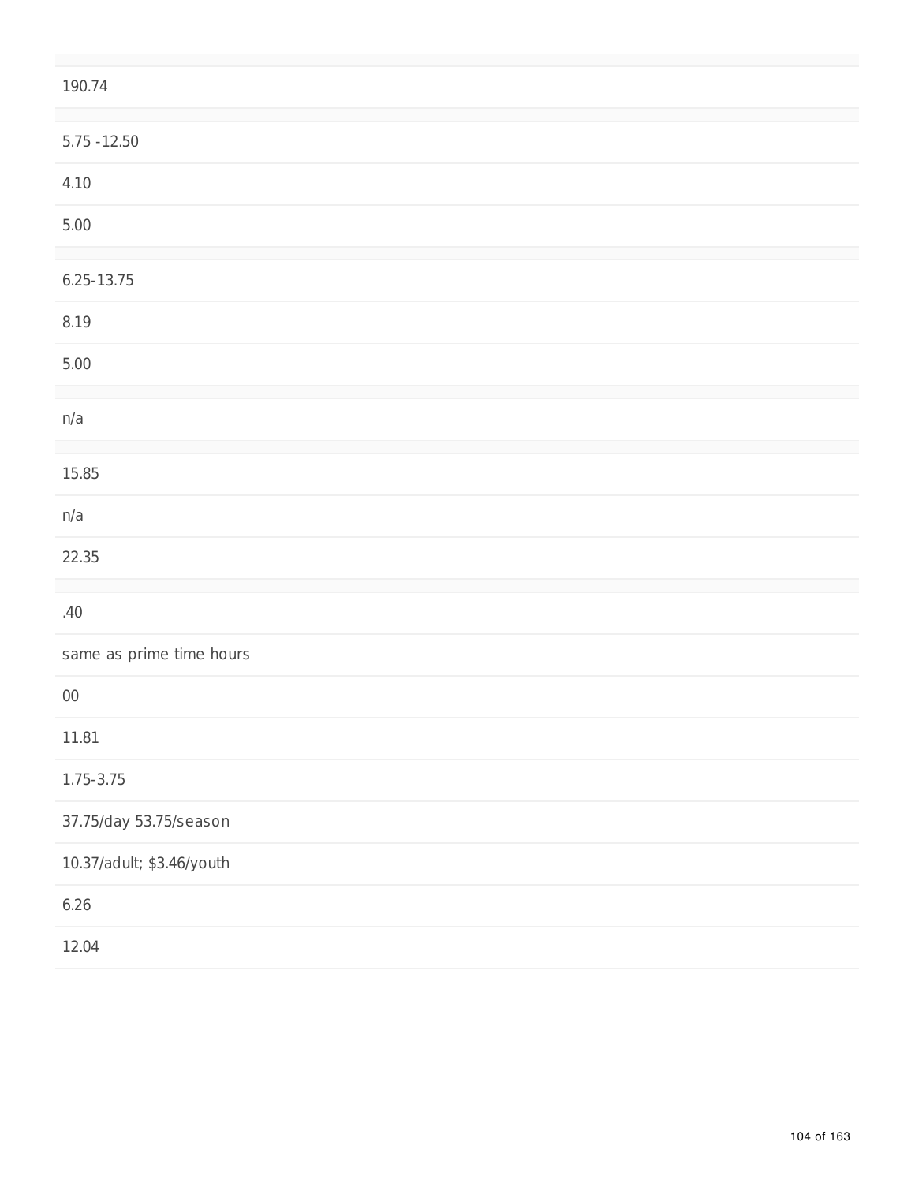190.74

5.75 -12.50

4.10

5.00

6.25-13.75

8.19

5.00

n/a

15.85

n/a

22.35

.40

same as prime time hours

00

11.81

1.75-3.75

37.75/day 53.75/season

10.37/adult; $3.46/youth

6.26

12.04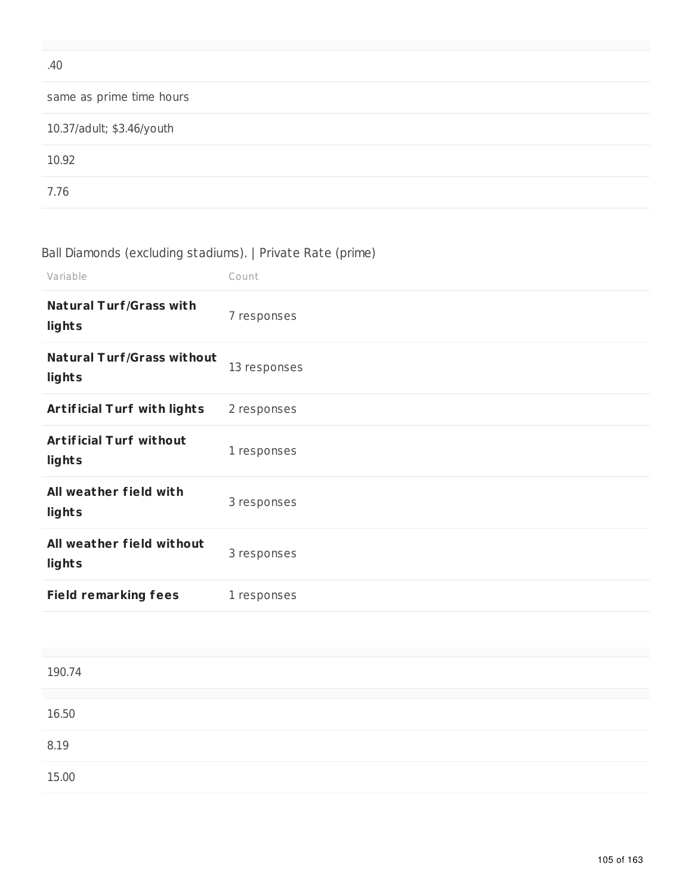| |
|---|
| .40 |
| same as prime time hours |
| 10.37/adult; $3.46/youth |
| 10.92 |
| 7.76 |

Ball Diamonds (excluding stadiums). | Private Rate (prime)

| Variable | Count |
|---|---|
| **Natural Turf/Grass with lights** | 7 responses |
| **Natural Turf/Grass without lights** | 13 responses |
| **Artificial Turf with lights** | 2 responses |
| **Artificial Turf without lights** | 1 responses |
| **All weather field with lights** | 3 responses |
| **All weather field without lights** | 3 responses |
| **Field remarking fees** | 1 responses |

| |
|---|
| 190.74 |

| |
|---|
| 16.50 |
| 8.19 |
| 15.00 |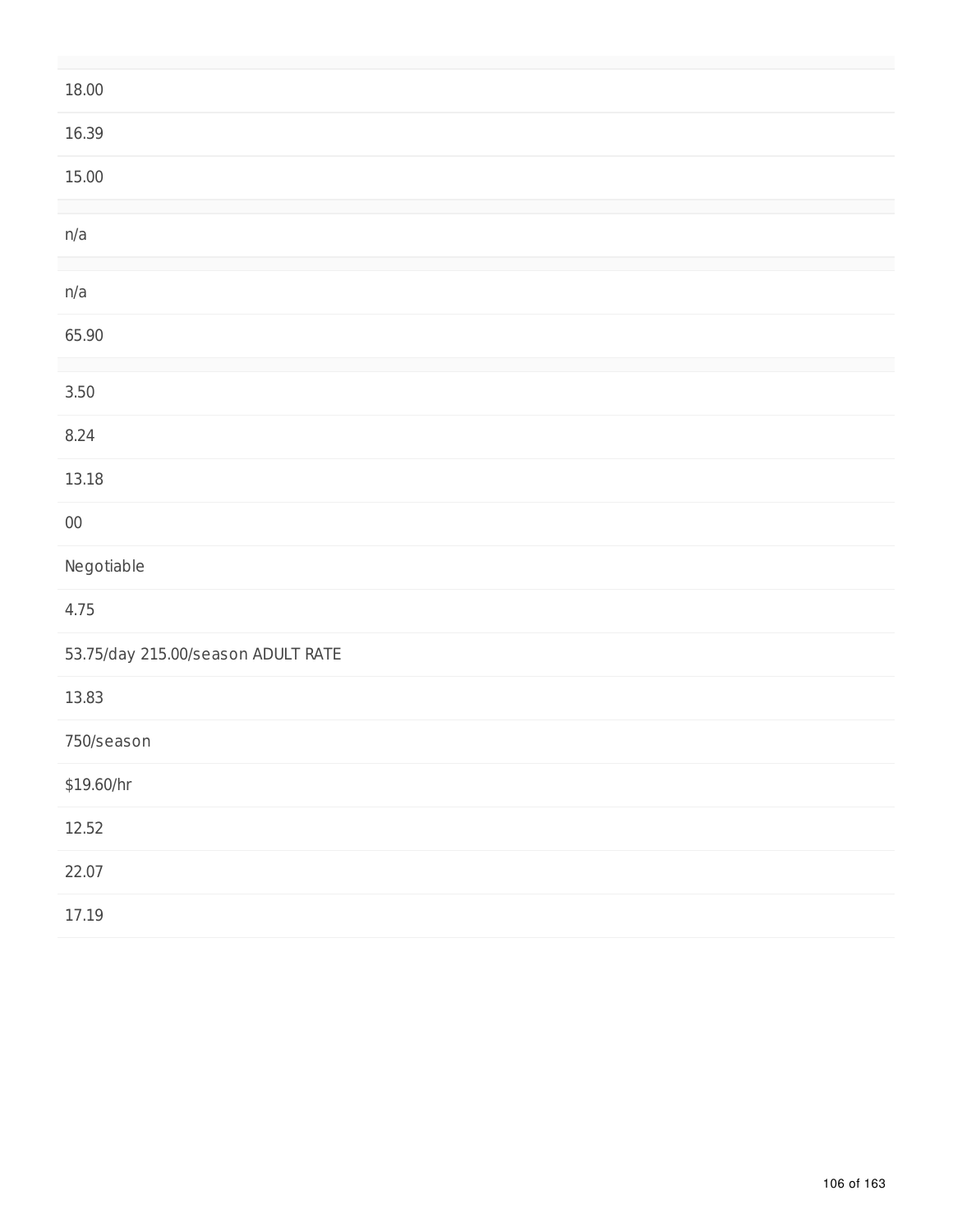18.00

16.39

15.00

n/a

n/a

65.90

3.50

8.24

13.18

00

Negotiable

4.75

53.75/day 215.00/season ADULT RATE

13.83

750/season

$19.60/hr

12.52

22.07

17.19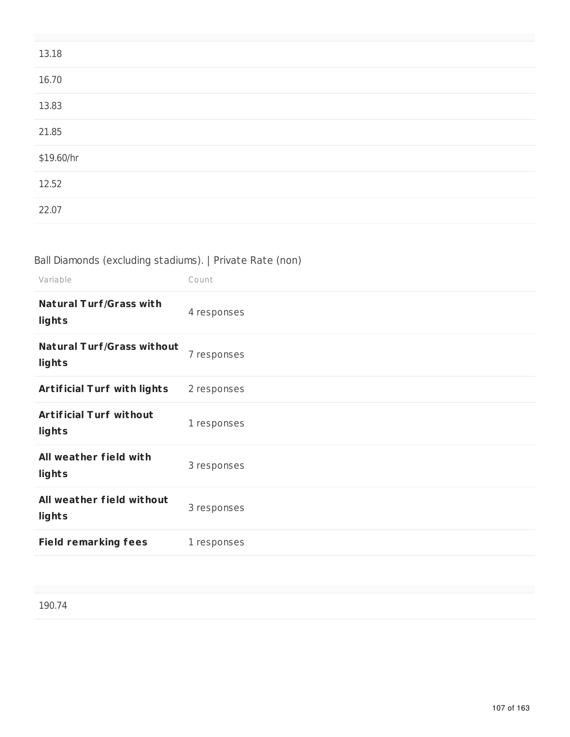| |
|---|
| 13.18 |
| 16.70 |
| 13.83 |
| 21.85 |
| $19.60/hr |
| 12.52 |
| 22.07 |

Ball Diamonds (excluding stadiums). | Private Rate (non)

| Variable | Count |
|---|---|
| **Natural Turf/Grass with lights** | 4 responses |
| **Natural Turf/Grass without lights** | 7 responses |
| **Artificial Turf with lights** | 2 responses |
| **Artificial Turf without lights** | 1 responses |
| **All weather field with lights** | 3 responses |
| **All weather field without lights** | 3 responses |
| **Field remarking fees** | 1 responses |

| |
|---|
| 190.74 |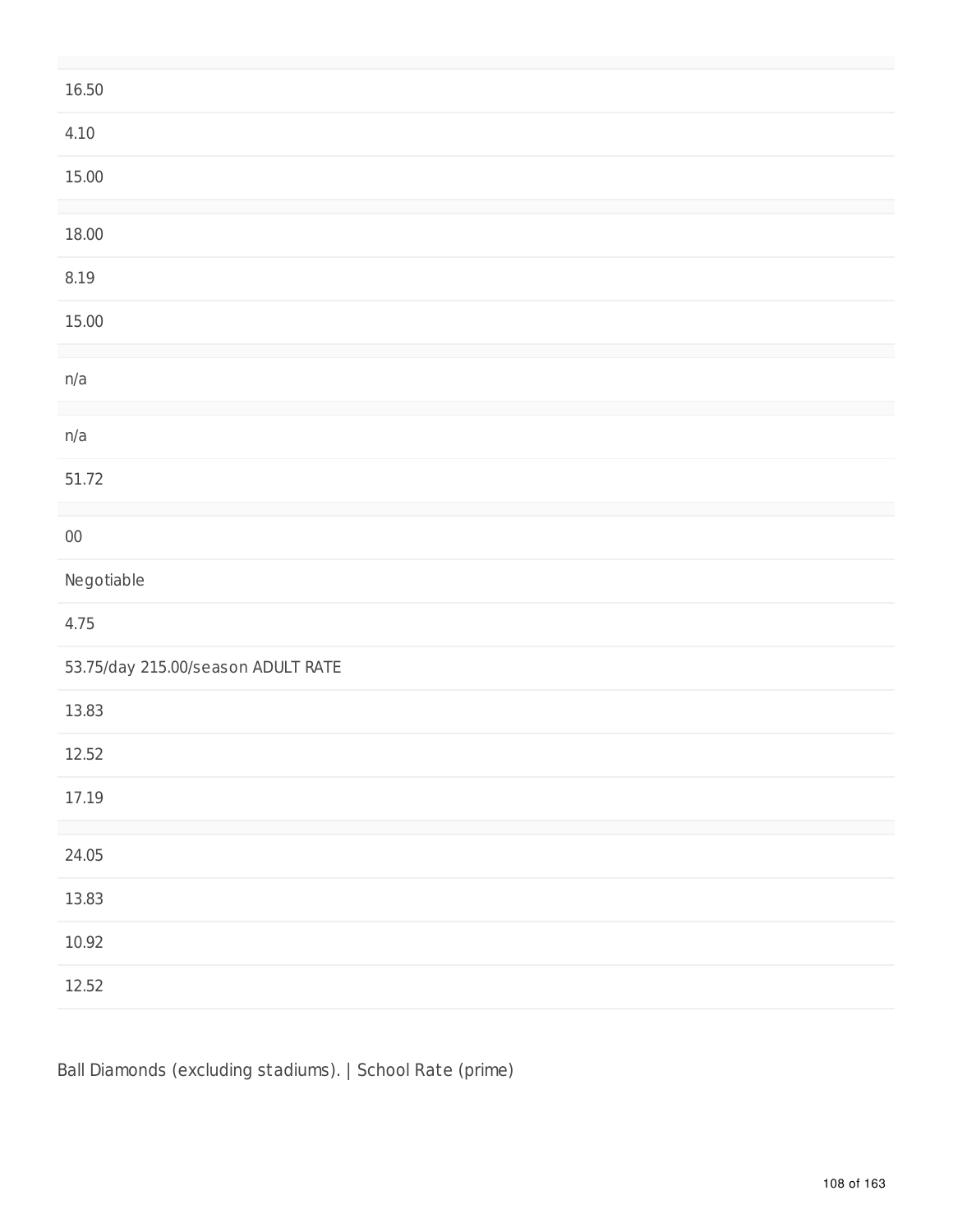| |
|---|
| 16.50 |
| 4.10 |
| 15.00 |
| |
| 18.00 |
| 8.19 |
| 15.00 |
| |
| n/a |
| |
| n/a |
| 51.72 |
| |
| 00 |
| Negotiable |
| 4.75 |
| 53.75/day 215.00/season ADULT RATE |
| 13.83 |
| 12.52 |
| 17.19 |
| |
| 24.05 |
| 13.83 |
| 10.92 |
| 12.52 |

Ball Diamonds (excluding stadiums). | School Rate (prime)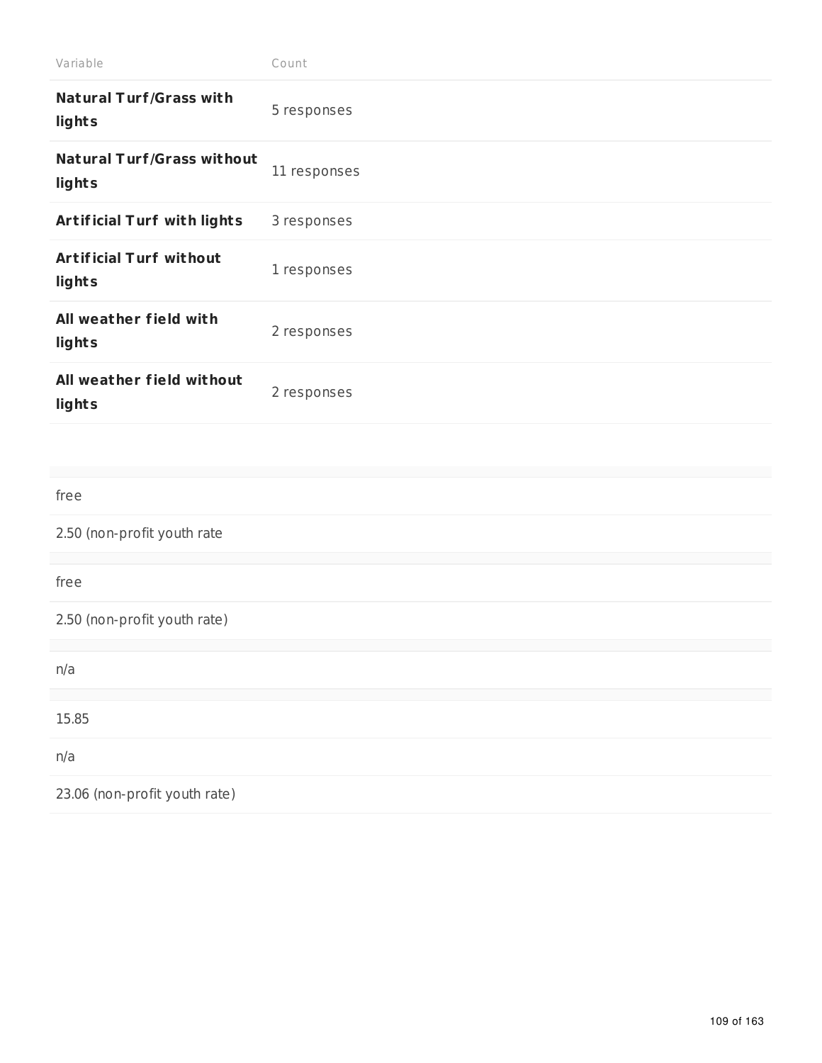| Variable | Count |
| --- | --- |
| **Natural Turf/Grass with lights** | 5 responses |
| **Natural Turf/Grass without lights** | 11 responses |
| **Artificial Turf with lights** | 3 responses |
| **Artificial Turf without lights** | 1 responses |
| **All weather field with lights** | 2 responses |
| **All weather field without lights** | 2 responses |

free

2.50 (non-profit youth rate

free

2.50 (non-profit youth rate)

n/a

15.85

n/a

23.06 (non-profit youth rate)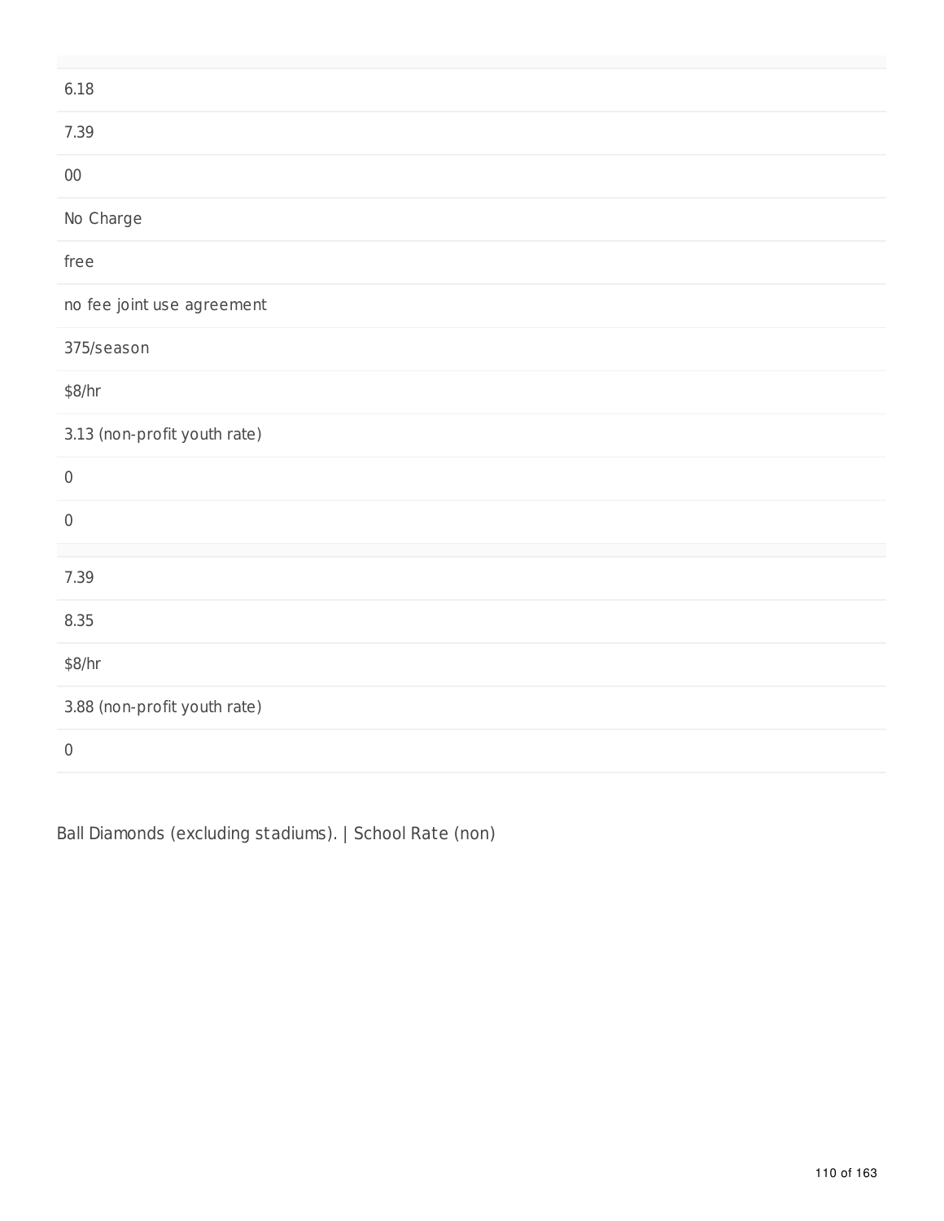| |
|---|
| 6.18 |
| 7.39 |
| 00 |
| No Charge |
| free |
| no fee joint use agreement |
| 375/season |
| $8/hr |
| 3.13 (non-profit youth rate) |
| 0 |
| 0 |

| |
|---|
| 7.39 |
| 8.35 |
| $8/hr |
| 3.88 (non-profit youth rate) |
| 0 |

Ball Diamonds (excluding stadiums). | School Rate (non)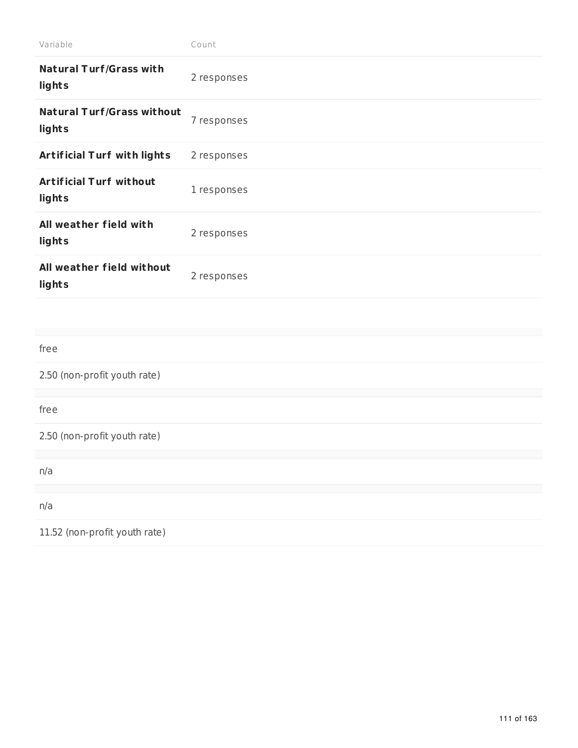| Variable | Count |
| --- | --- |
| **Natural Turf/Grass with lights** | 2 responses |
| **Natural Turf/Grass without lights** | 7 responses |
| **Artificial Turf with lights** | 2 responses |
| **Artificial Turf without lights** | 1 responses |
| **All weather field with lights** | 2 responses |
| **All weather field without lights** | 2 responses |

| |
| --- |
| free |
| 2.50 (non-profit youth rate) |

| |
| --- |
| free |
| 2.50 (non-profit youth rate) |

| |
| --- |
| n/a |

| |
| --- |
| n/a |
| 11.52 (non-profit youth rate) |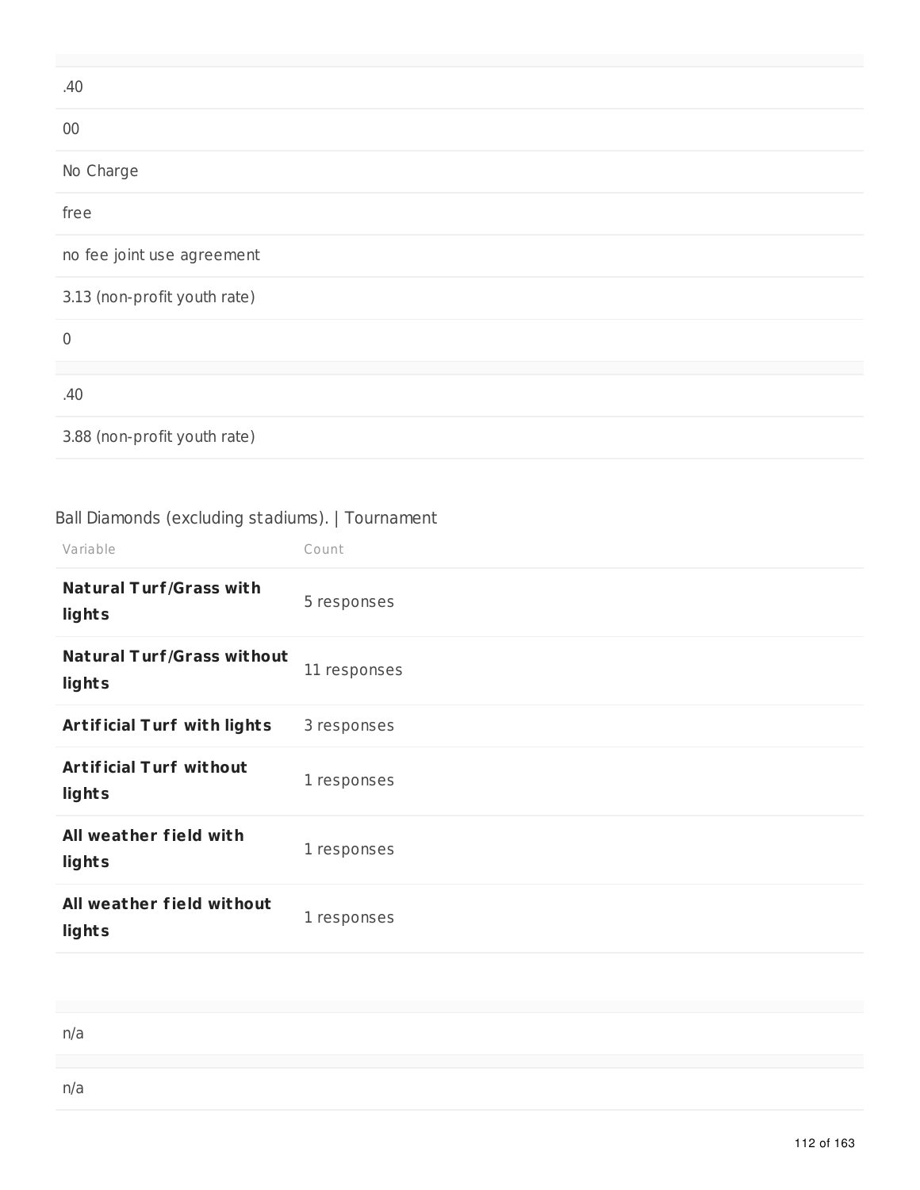| |
|---|
| .40 |
| 00 |
| No Charge |
| free |
| no fee joint use agreement |
| 3.13 (non-profit youth rate) |
| 0 |

| |
|---|
| .40 |
| 3.88 (non-profit youth rate) |

Ball Diamonds (excluding stadiums). | Tournament

| Variable | Count |
|---|---|
| **Natural Turf/Grass with lights** | 5 responses |
| **Natural Turf/Grass without lights** | 11 responses |
| **Artificial Turf with lights** | 3 responses |
| **Artificial Turf without lights** | 1 responses |
| **All weather field with lights** | 1 responses |
| **All weather field without lights** | 1 responses |

| |
|---|
| n/a |

| |
|---|
| n/a |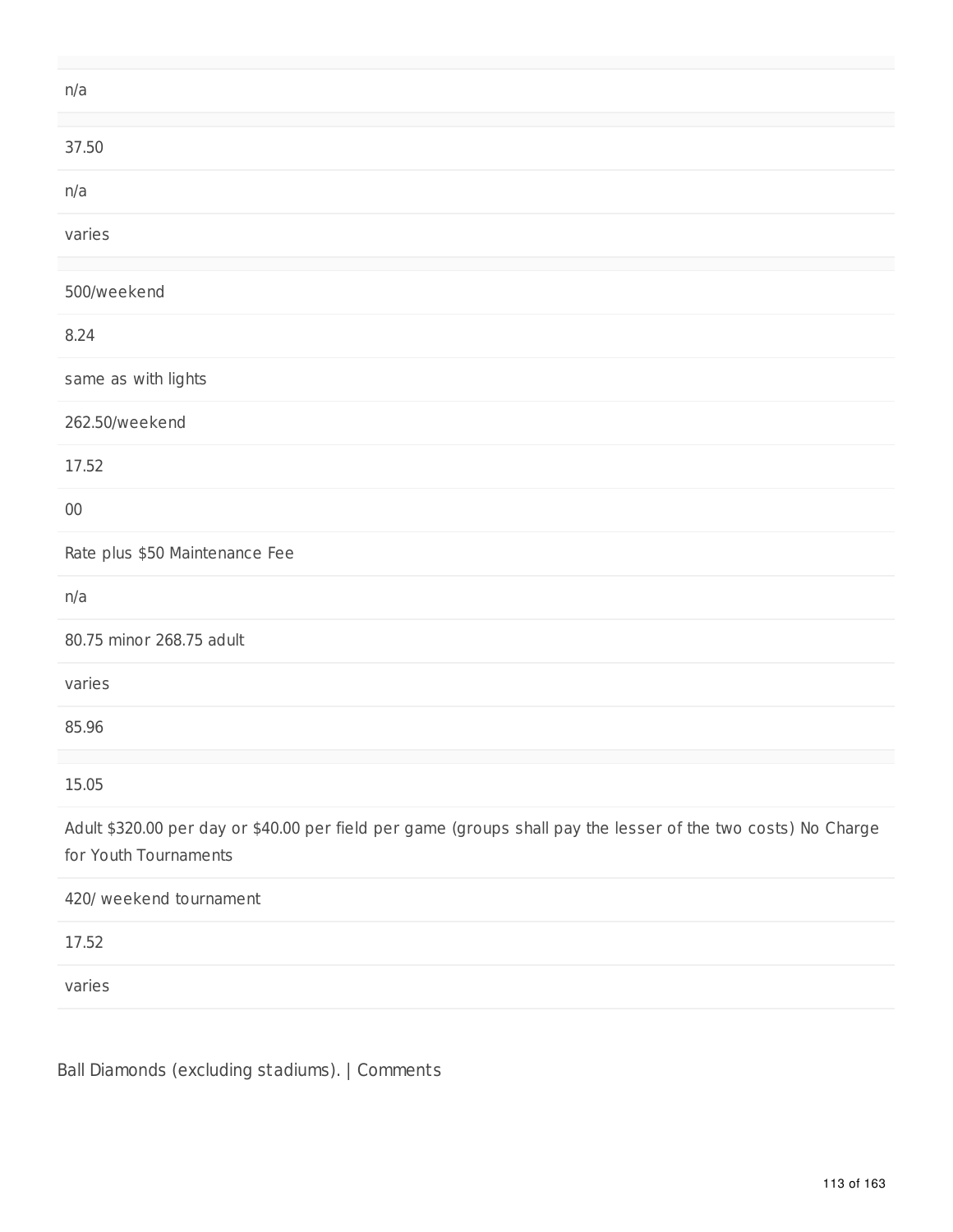n/a

37.50

n/a

varies

500/weekend

8.24

same as with lights

262.50/weekend

17.52

00

Rate plus $50 Maintenance Fee

n/a

80.75 minor 268.75 adult

varies

85.96

15.05

Adult $320.00 per day or $40.00 per field per game (groups shall pay the lesser of the two costs) No Charge for Youth Tournaments

420/ weekend tournament

17.52

varies

Ball Diamonds (excluding stadiums). | Comments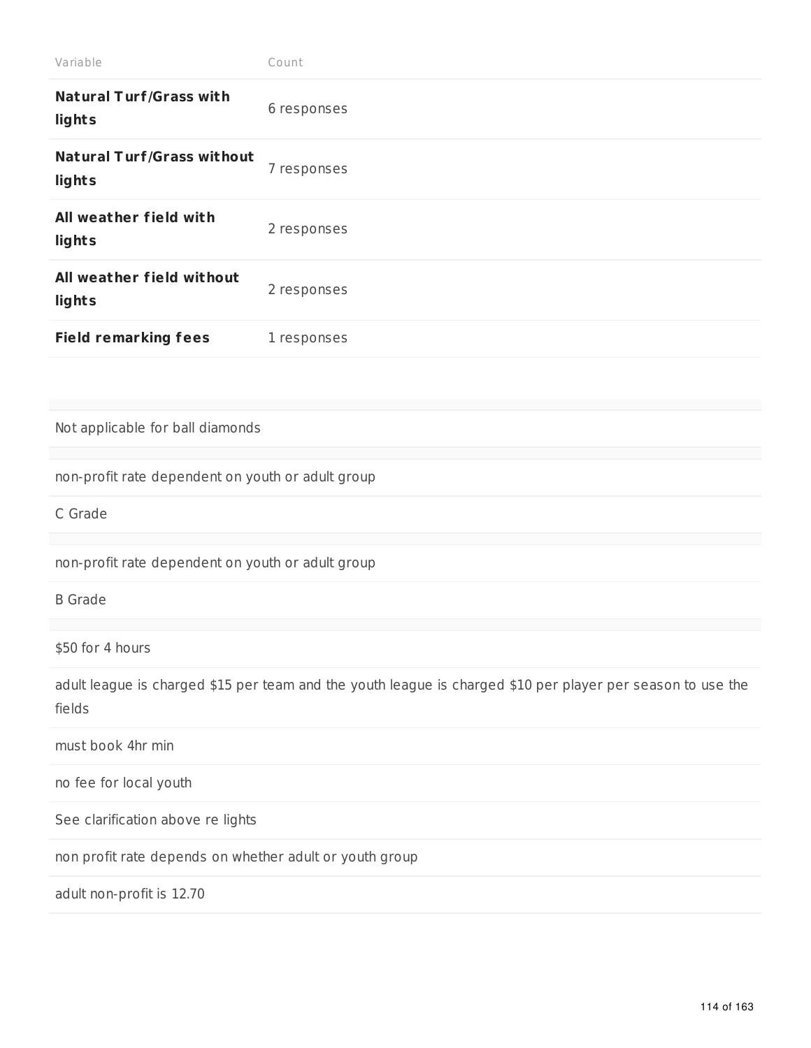| Variable | Count |
| --- | --- |
| **Natural Turf/Grass with lights** | 6 responses |
| **Natural Turf/Grass without lights** | 7 responses |
| **All weather field with lights** | 2 responses |
| **All weather field without lights** | 2 responses |
| **Field remarking fees** | 1 responses |

Not applicable for ball diamonds

non-profit rate dependent on youth or adult group

C Grade

non-profit rate dependent on youth or adult group

B Grade

$50 for 4 hours

adult league is charged $15 per team and the youth league is charged $10 per player per season to use the fields

must book 4hr min

no fee for local youth

See clarification above re lights

non profit rate depends on whether adult or youth group

adult non-profit is 12.70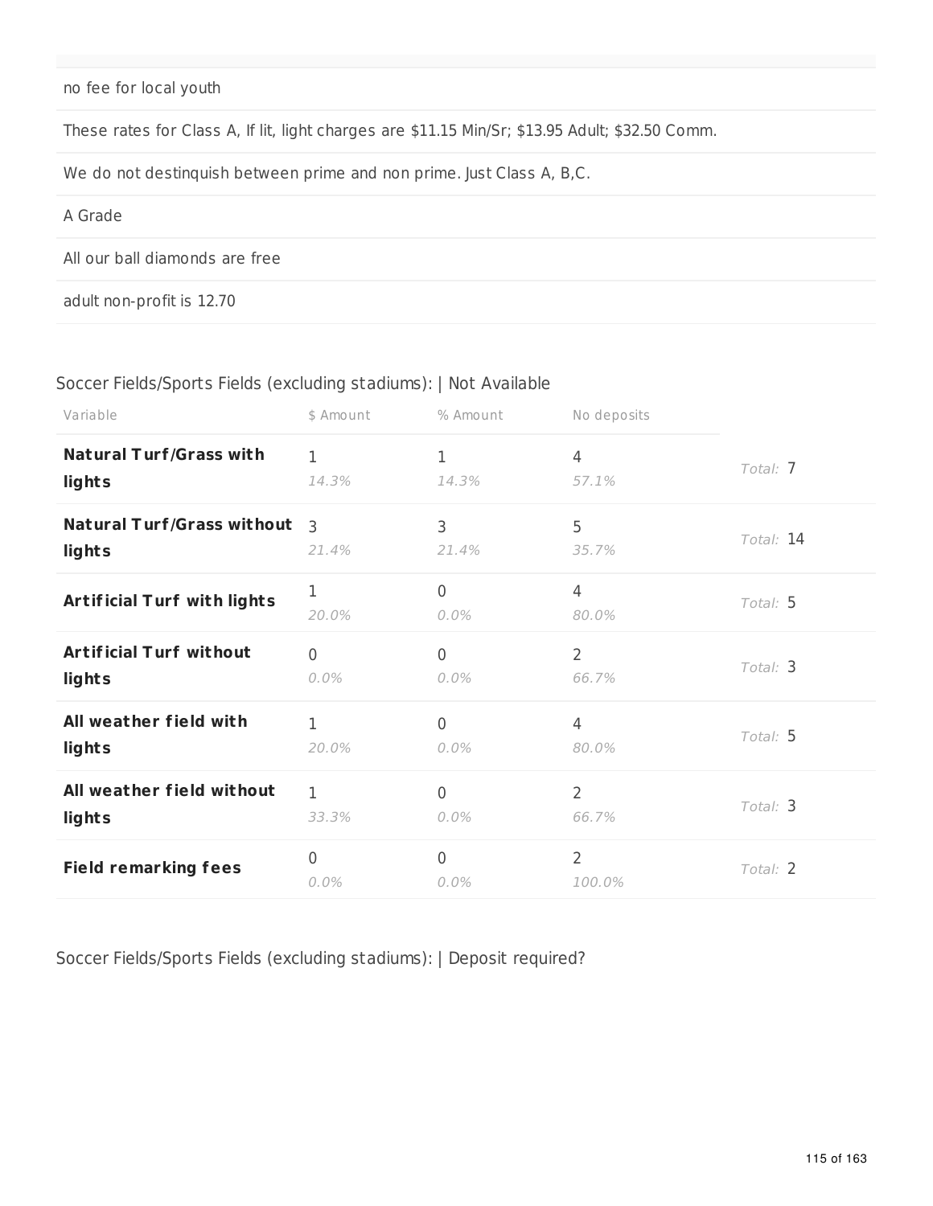no fee for local youth

These rates for Class A, If lit, light charges are $11.15 Min/Sr; $13.95 Adult; $32.50 Comm.

We do not destinquish between prime and non prime. Just Class A, B,C.

A Grade

All our ball diamonds are free

adult non-profit is 12.70

Soccer Fields/Sports Fields (excluding stadiums): | Not Available

| Variable | $ Amount | % Amount | No deposits | |
|---|---|---|---|---|
| **Natural Turf/Grass with lights** | 1 *14.3%* | 1 *14.3%* | 4 *57.1%* | *Total:* 7 |
| **Natural Turf/Grass without lights** | 3 *21.4%* | 3 *21.4%* | 5 *35.7%* | *Total:* 14 |
| **Artificial Turf with lights** | 1 *20.0%* | 0 *0.0%* | 4 *80.0%* | *Total:* 5 |
| **Artificial Turf without lights** | 0 *0.0%* | 0 *0.0%* | 2 *66.7%* | *Total:* 3 |
| **All weather field with lights** | 1 *20.0%* | 0 *0.0%* | 4 *80.0%* | *Total:* 5 |
| **All weather field without lights** | 1 *33.3%* | 0 *0.0%* | 2 *66.7%* | *Total:* 3 |
| **Field remarking fees** | 0 *0.0%* | 0 *0.0%* | 2 *100.0%* | *Total:* 2 |

Soccer Fields/Sports Fields (excluding stadiums): | Deposit required?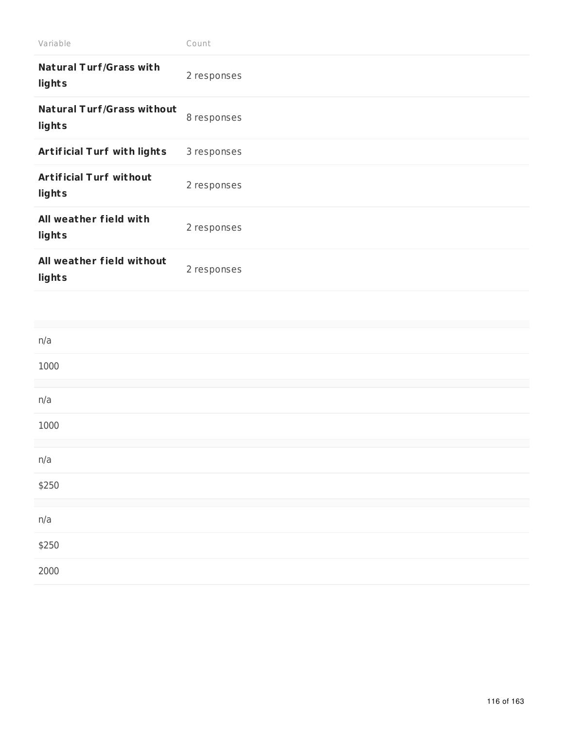| Variable | Count |
|---|---|
| **Natural Turf/Grass with lights** | 2 responses |
| **Natural Turf/Grass without lights** | 8 responses |
| **Artificial Turf with lights** | 3 responses |
| **Artificial Turf without lights** | 2 responses |
| **All weather field with lights** | 2 responses |
| **All weather field without lights** | 2 responses |

| |
|---|
| n/a |
| 1000 |

| |
|---|
| n/a |
| 1000 |

| |
|---|
| n/a |
| $250 |

| |
|---|
| n/a |
| $250 |
| 2000 |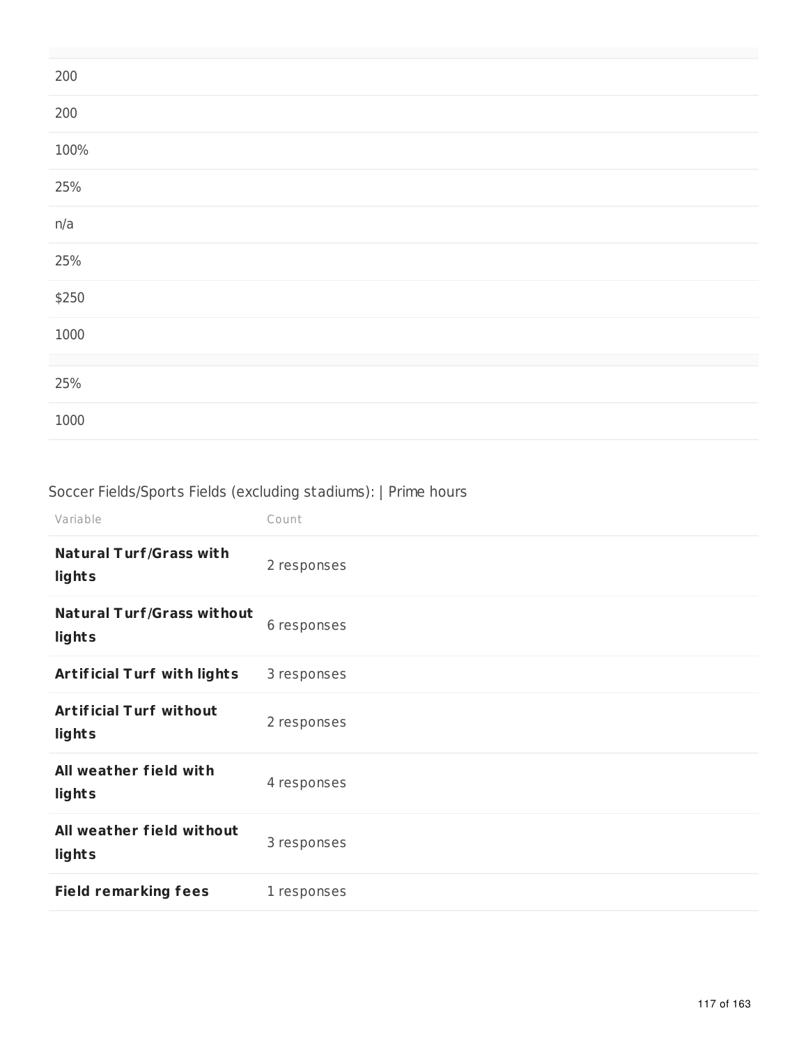| |
|---|
| 200 |
| 200 |
| 100% |
| 25% |
| n/a |
| 25% |
| $250 |
| 1000 |
| |
| 25% |
| 1000 |

Soccer Fields/Sports Fields (excluding stadiums): | Prime hours

| Variable | Count |
|---|---|
| **Natural Turf/Grass with lights** | 2 responses |
| **Natural Turf/Grass without lights** | 6 responses |
| **Artificial Turf with lights** | 3 responses |
| **Artificial Turf without lights** | 2 responses |
| **All weather field with lights** | 4 responses |
| **All weather field without lights** | 3 responses |
| **Field remarking fees** | 1 responses |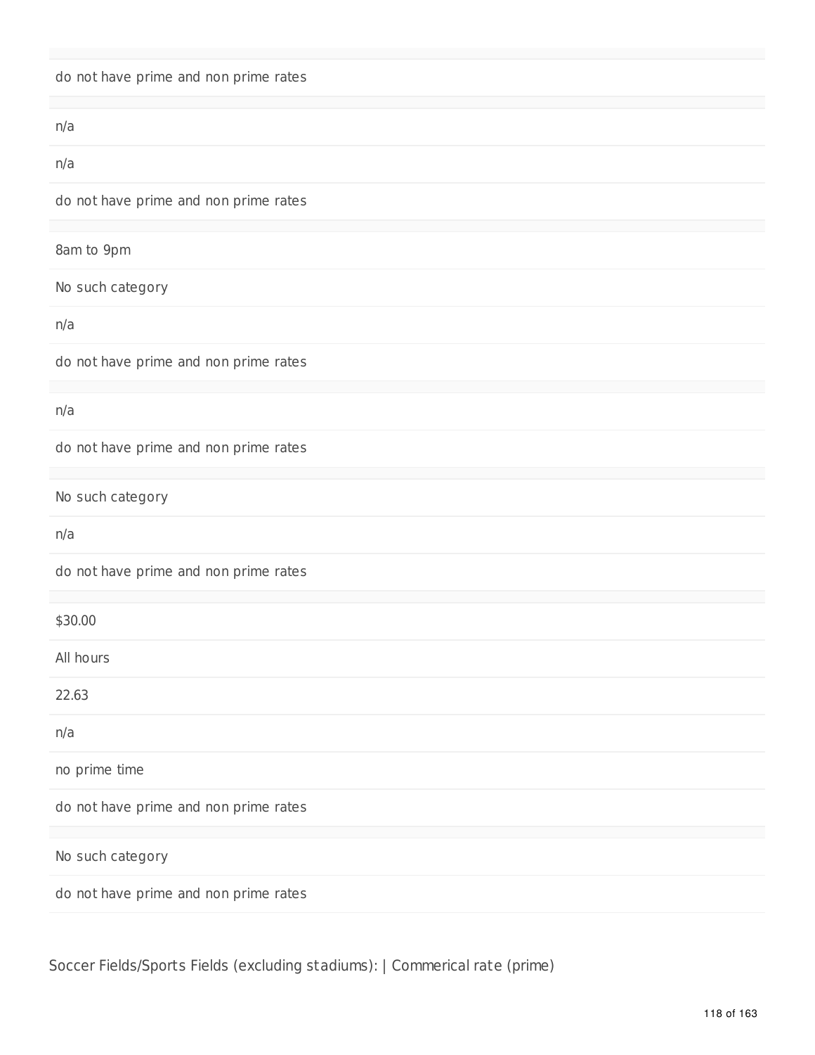do not have prime and non prime rates

n/a

n/a

do not have prime and non prime rates

8am to 9pm

No such category

n/a

do not have prime and non prime rates

n/a

do not have prime and non prime rates

No such category

n/a

do not have prime and non prime rates

$30.00

All hours

22.63

n/a

no prime time

do not have prime and non prime rates

No such category

do not have prime and non prime rates

Soccer Fields/Sports Fields (excluding stadiums): | Commerical rate (prime)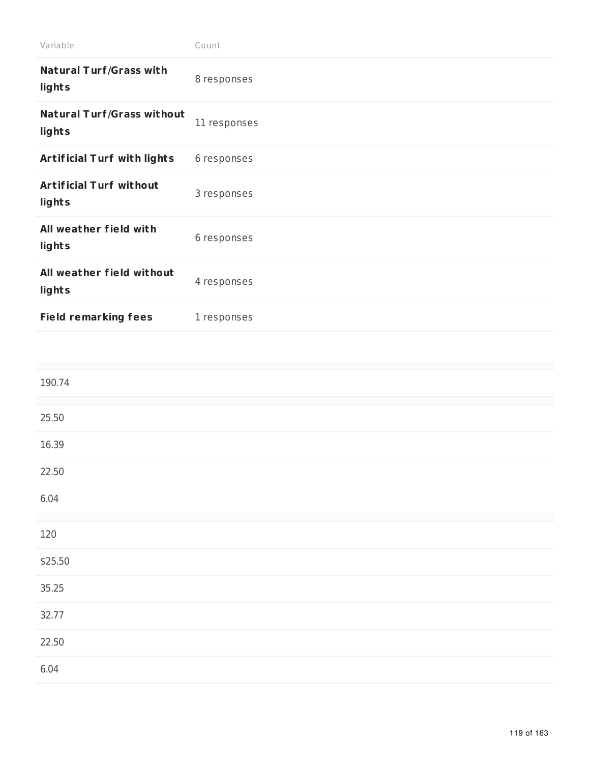| Variable | Count |
| --- | --- |
| **Natural Turf/Grass with lights** | 8 responses |
| **Natural Turf/Grass without lights** | 11 responses |
| **Artificial Turf with lights** | 6 responses |
| **Artificial Turf without lights** | 3 responses |
| **All weather field with lights** | 6 responses |
| **All weather field without lights** | 4 responses |
| **Field remarking fees** | 1 responses |

| |
| --- |
| 190.74 |

| |
| --- |
| 25.50 |
| 16.39 |
| 22.50 |
| 6.04 |

| |
| --- |
| 120 |
| $25.50 |
| 35.25 |
| 32.77 |
| 22.50 |
| 6.04 |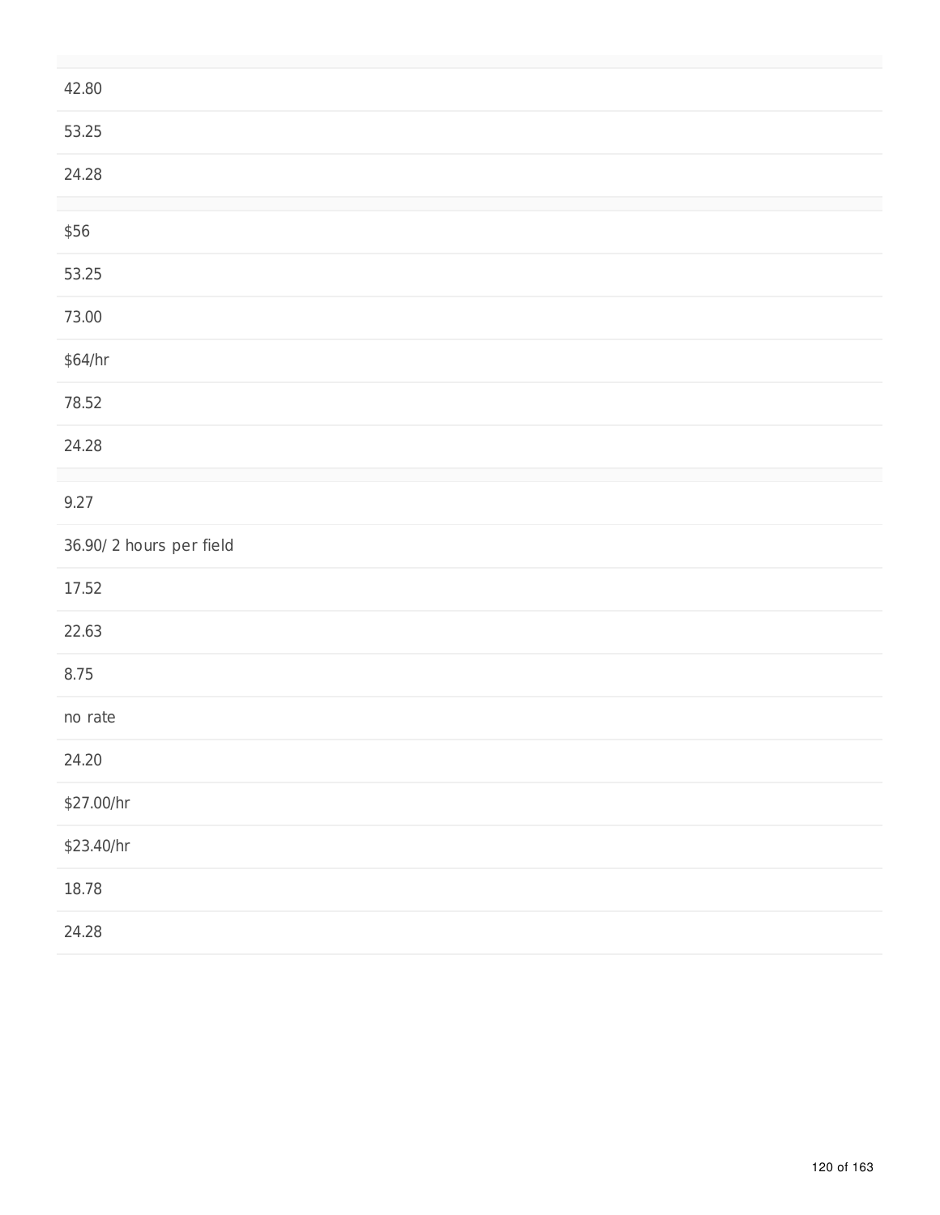42.80

53.25

24.28

$56

53.25

73.00

$64/hr

78.52

24.28

9.27

36.90/ 2 hours per field

17.52

22.63

8.75

no rate

24.20

$27.00/hr

$23.40/hr

18.78

24.28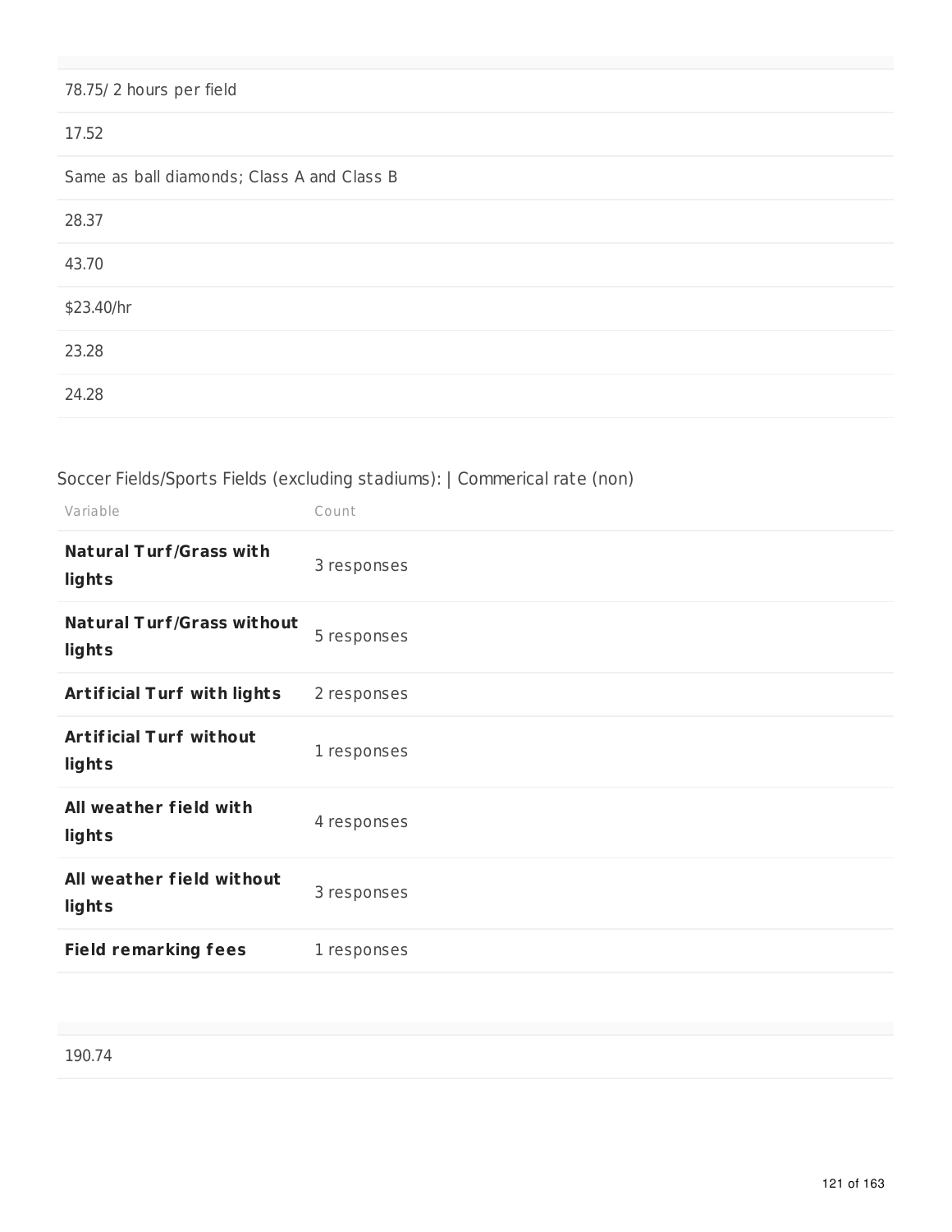| |
|---|
| 78.75/ 2 hours per field |
| 17.52 |
| Same as ball diamonds; Class A and Class B |
| 28.37 |
| 43.70 |
| $23.40/hr |
| 23.28 |
| 24.28 |

Soccer Fields/Sports Fields (excluding stadiums): | Commerical rate (non)

| Variable | Count |
|---|---|
| **Natural Turf/Grass with lights** | 3 responses |
| **Natural Turf/Grass without lights** | 5 responses |
| **Artificial Turf with lights** | 2 responses |
| **Artificial Turf without lights** | 1 responses |
| **All weather field with lights** | 4 responses |
| **All weather field without lights** | 3 responses |
| **Field remarking fees** | 1 responses |

| |
|---|
| 190.74 |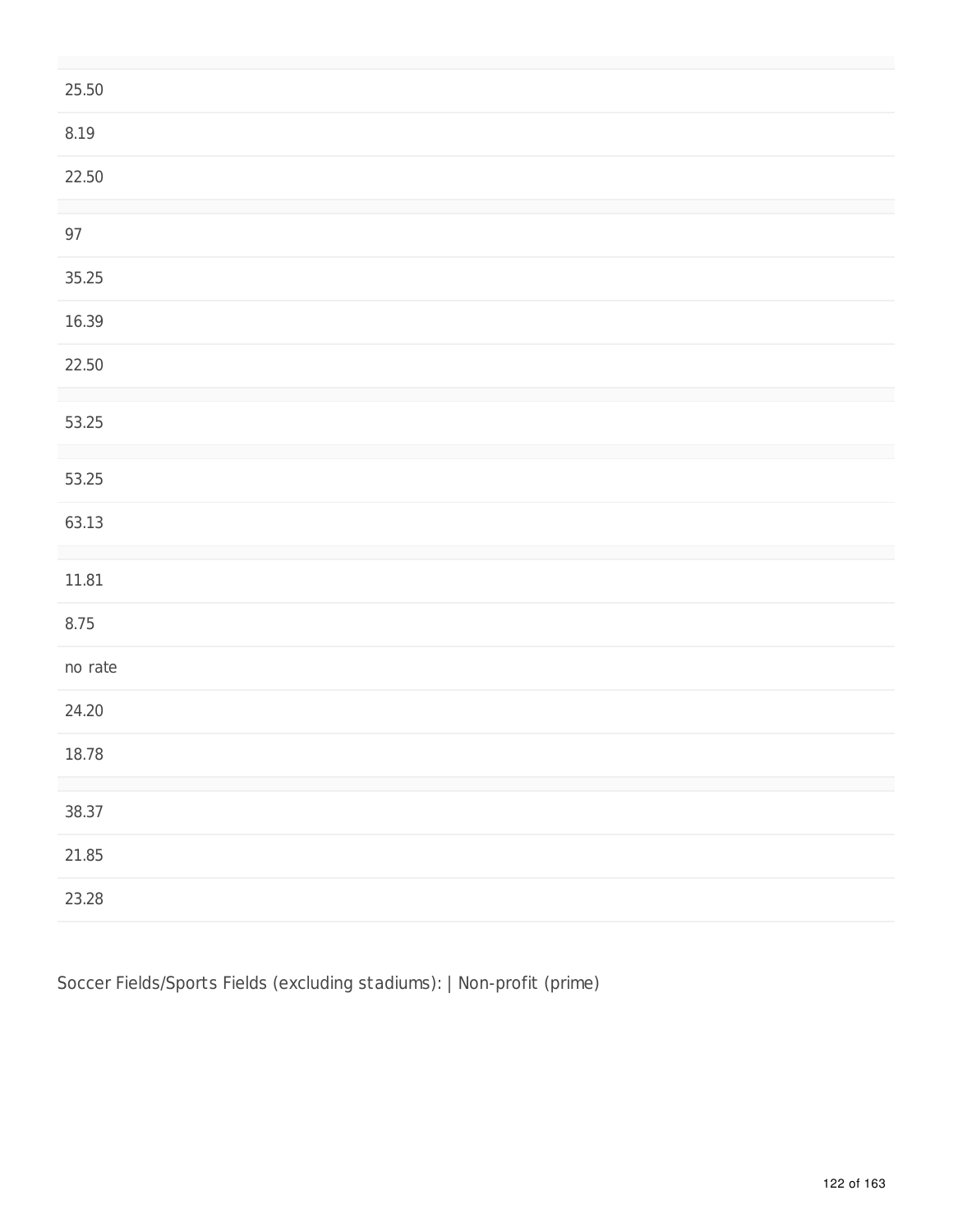| |
|---|
| 25.50 |
| 8.19 |
| 22.50 |
| |
| 97 |
| 35.25 |
| 16.39 |
| 22.50 |
| |
| 53.25 |
| |
| 53.25 |
| 63.13 |
| |
| 11.81 |
| 8.75 |
| no rate |
| 24.20 |
| 18.78 |
| |
| 38.37 |
| 21.85 |
| 23.28 |

Soccer Fields/Sports Fields (excluding stadiums): | Non-profit (prime)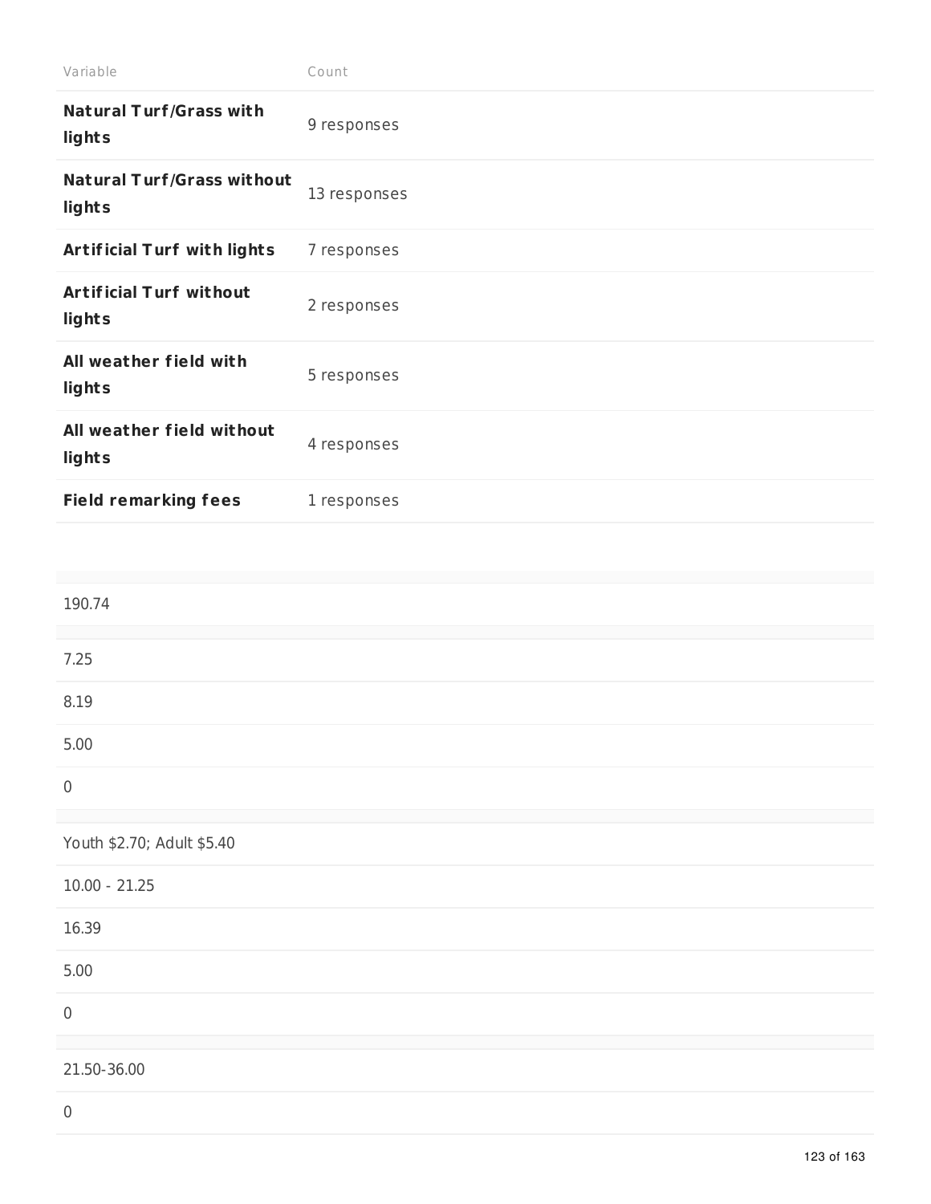| Variable | Count |
| --- | --- |
| **Natural Turf/Grass with lights** | 9 responses |
| **Natural Turf/Grass without lights** | 13 responses |
| **Artificial Turf with lights** | 7 responses |
| **Artificial Turf without lights** | 2 responses |
| **All weather field with lights** | 5 responses |
| **All weather field without lights** | 4 responses |
| **Field remarking fees** | 1 responses |

| |
| --- |
| 190.74 |
| |
| 7.25 |
| 8.19 |
| 5.00 |
| 0 |
| |
| Youth $2.70; Adult $5.40 |
| 10.00 - 21.25 |
| 16.39 |
| 5.00 |
| 0 |
| |
| 21.50-36.00 |
| 0 |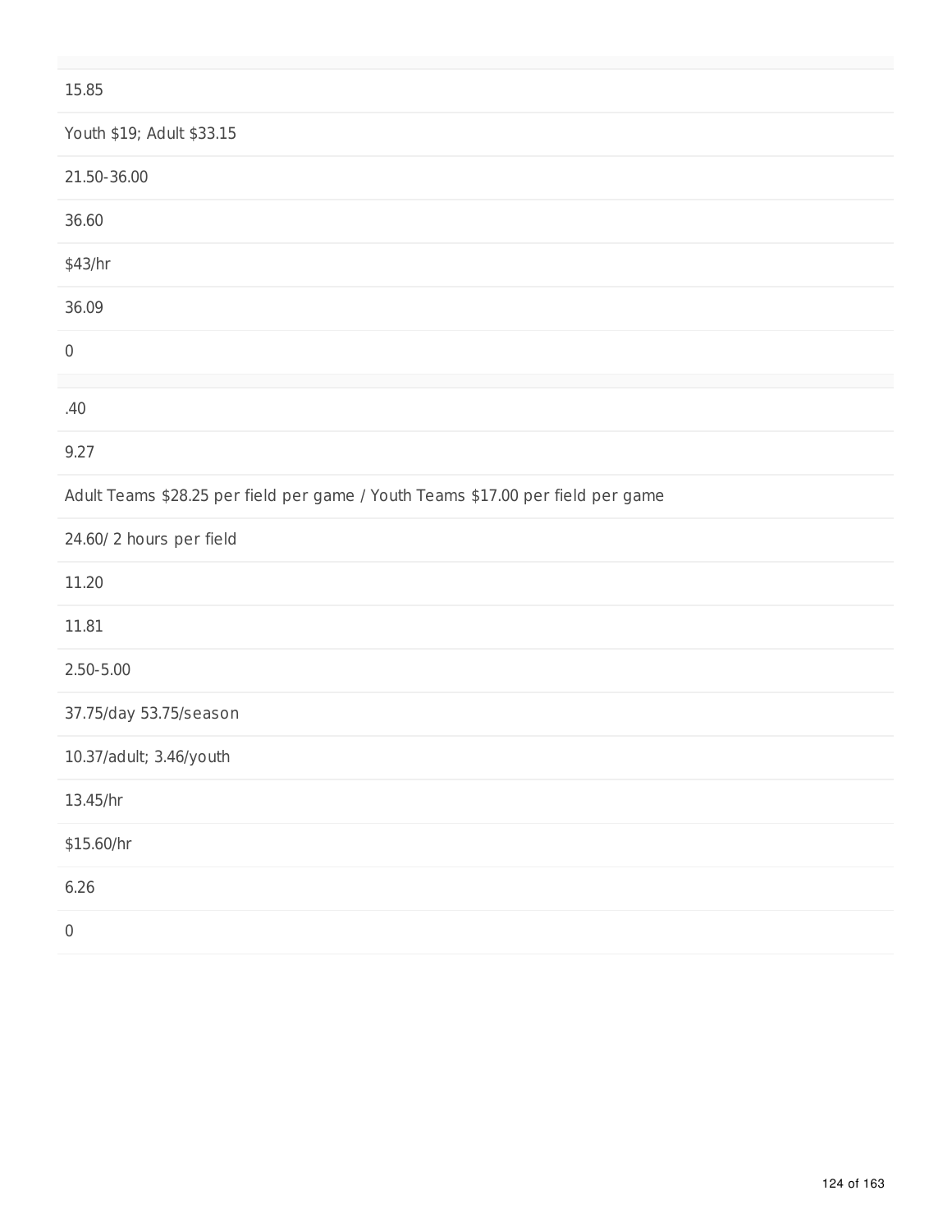15.85

Youth $19; Adult $33.15

21.50-36.00

36.60

$43/hr

36.09

0

.40

9.27

Adult Teams $28.25 per field per game / Youth Teams $17.00 per field per game

24.60/ 2 hours per field

11.20

11.81

2.50-5.00

37.75/day 53.75/season

10.37/adult; 3.46/youth

13.45/hr

$15.60/hr

6.26

0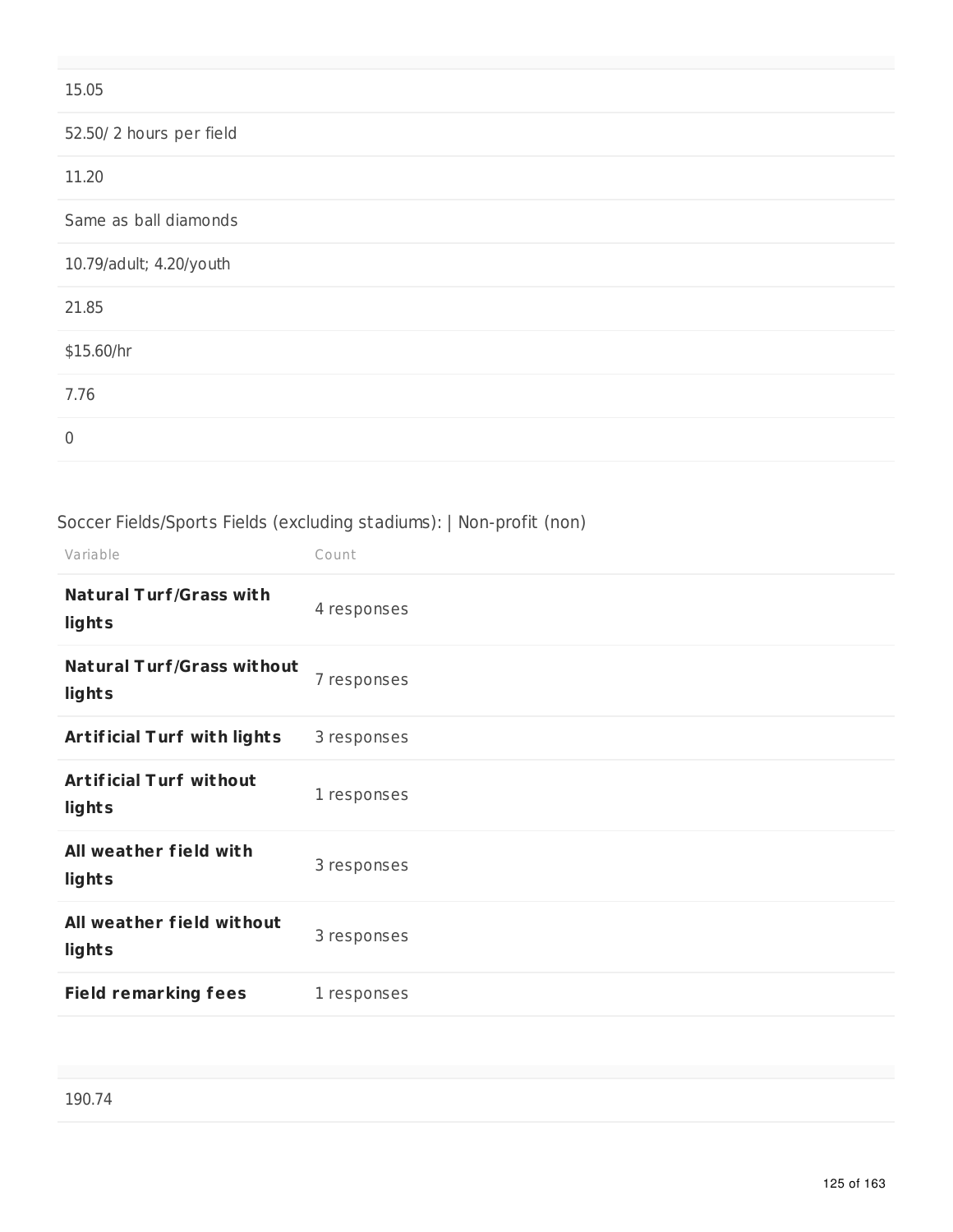| |
|---|
| 15.05 |
| 52.50/ 2 hours per field |
| 11.20 |
| Same as ball diamonds |
| 10.79/adult; 4.20/youth |
| 21.85 |
| $15.60/hr |
| 7.76 |
| 0 |

Soccer Fields/Sports Fields (excluding stadiums): | Non-profit (non)

| Variable | Count |
|---|---|
| **Natural Turf/Grass with lights** | 4 responses |
| **Natural Turf/Grass without lights** | 7 responses |
| **Artificial Turf with lights** | 3 responses |
| **Artificial Turf without lights** | 1 responses |
| **All weather field with lights** | 3 responses |
| **All weather field without lights** | 3 responses |
| **Field remarking fees** | 1 responses |

| |
|---|
| 190.74 |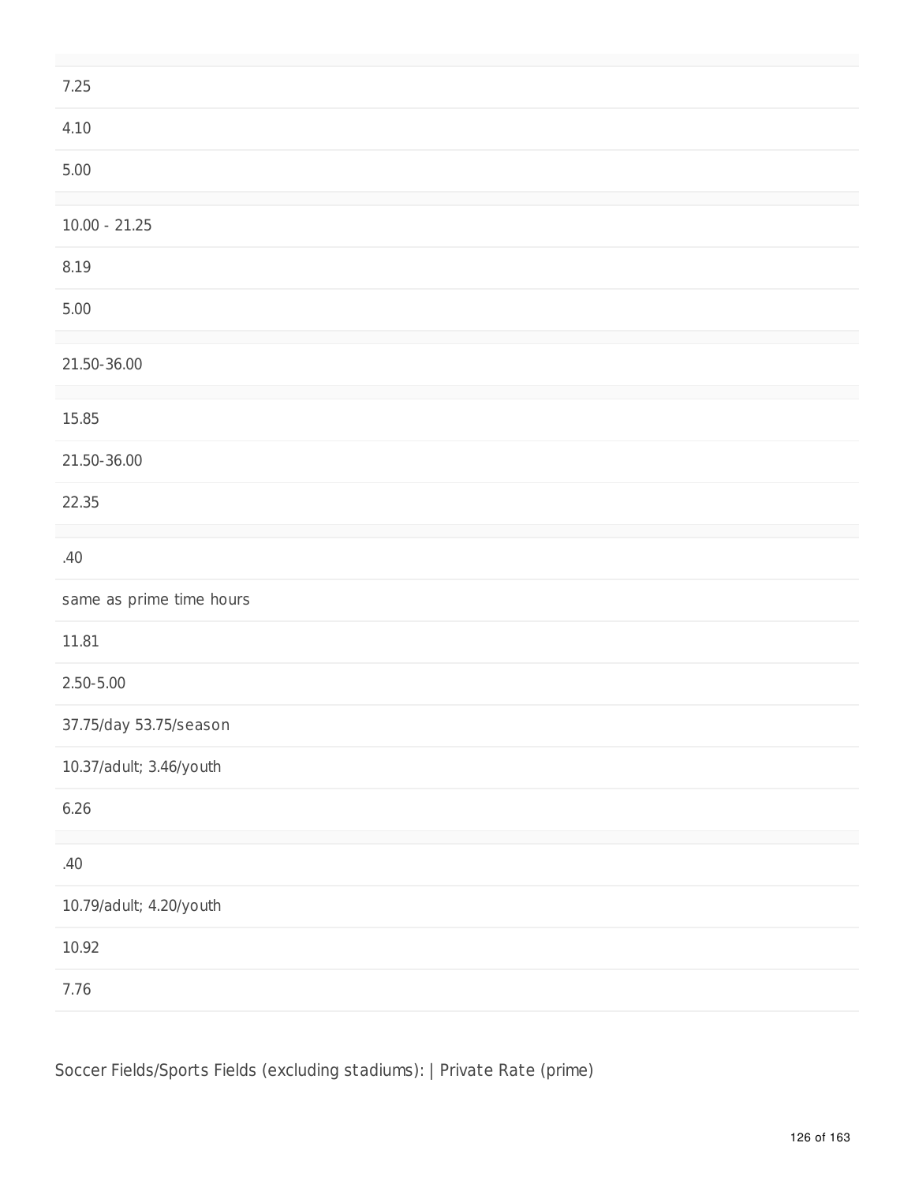7.25

4.10

5.00

10.00 - 21.25

8.19

5.00

21.50-36.00

15.85

21.50-36.00

22.35

.40

same as prime time hours

11.81

2.50-5.00

37.75/day 53.75/season

10.37/adult; 3.46/youth

6.26

.40

10.79/adult; 4.20/youth

10.92

7.76

Soccer Fields/Sports Fields (excluding stadiums): | Private Rate (prime)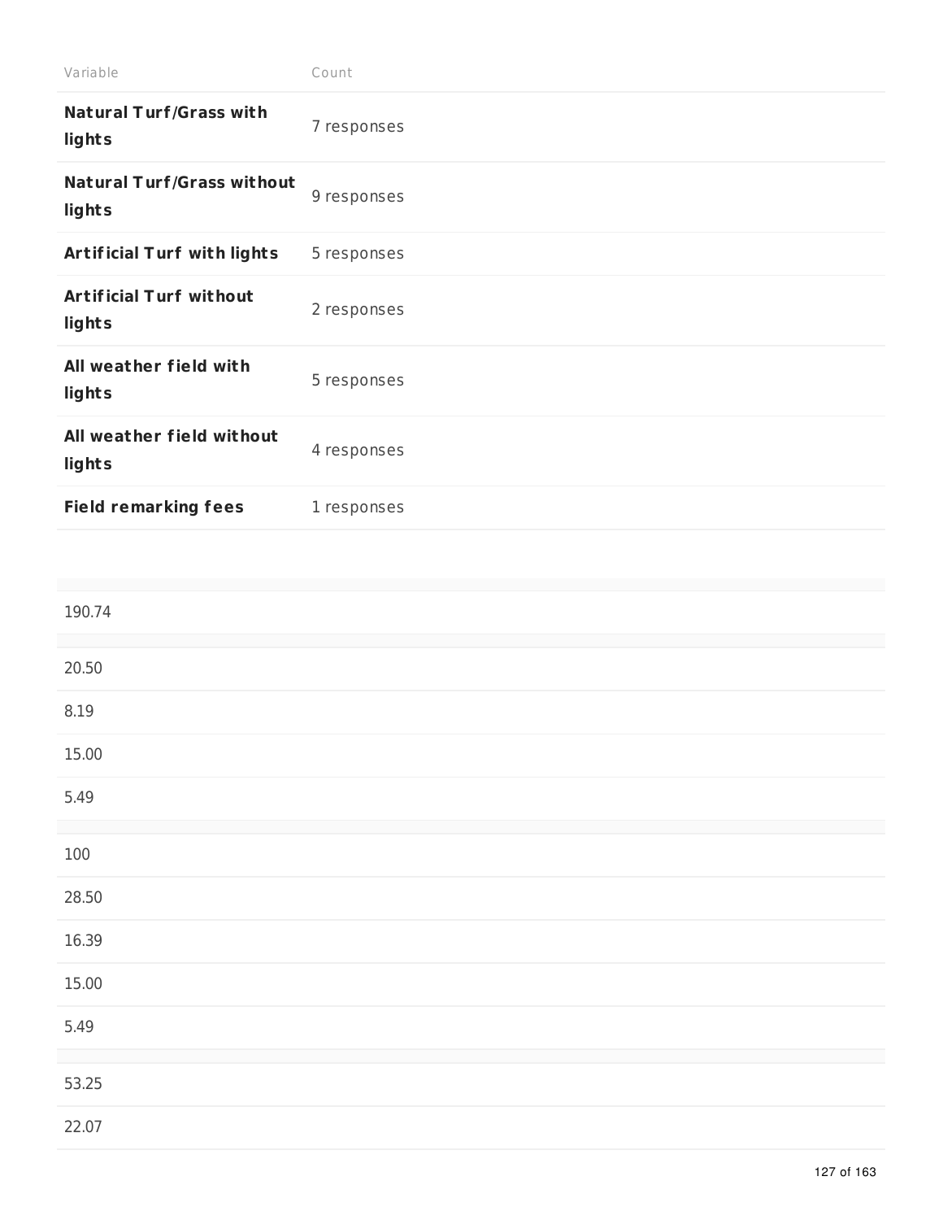| Variable | Count |
| --- | --- |
| **Natural Turf/Grass with lights** | 7 responses |
| **Natural Turf/Grass without lights** | 9 responses |
| **Artificial Turf with lights** | 5 responses |
| **Artificial Turf without lights** | 2 responses |
| **All weather field with lights** | 5 responses |
| **All weather field without lights** | 4 responses |
| **Field remarking fees** | 1 responses |

| |
| --- |
| 190.74 |
| |
| 20.50 |
| 8.19 |
| 15.00 |
| 5.49 |
| |
| 100 |
| 28.50 |
| 16.39 |
| 15.00 |
| 5.49 |
| |
| 53.25 |
| 22.07 |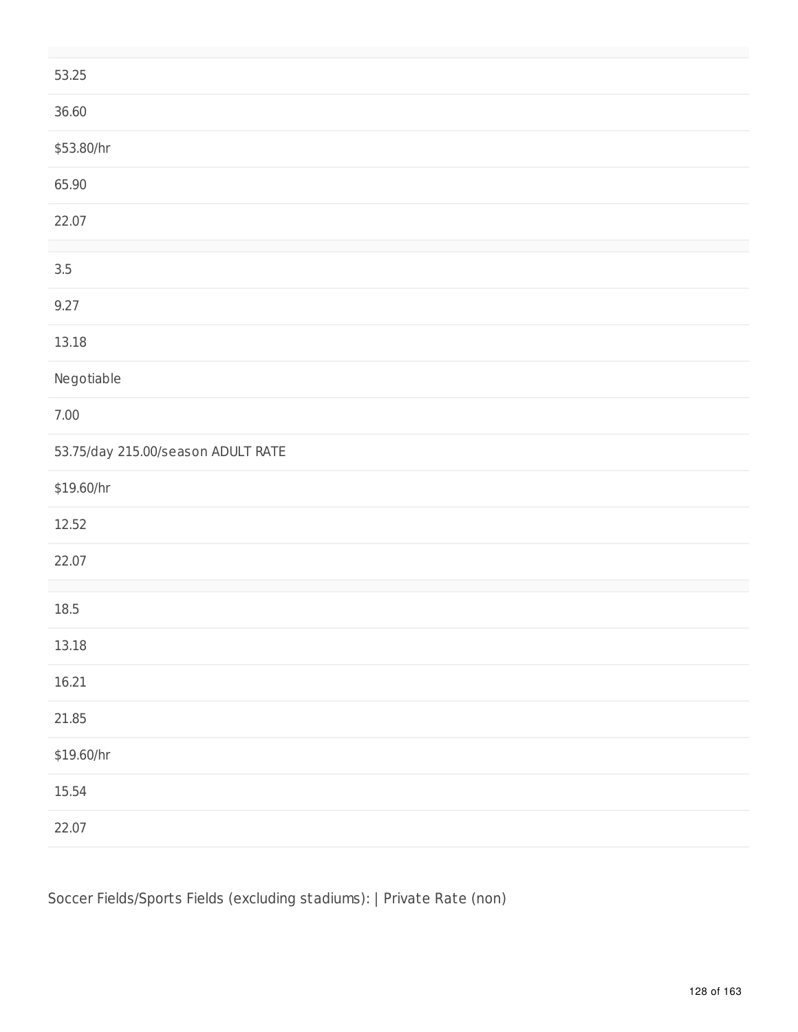| |
|---|
| 53.25 |
| 36.60 |
| $53.80/hr |
| 65.90 |
| 22.07 |
| |
| 3.5 |
| 9.27 |
| 13.18 |
| Negotiable |
| 7.00 |
| 53.75/day 215.00/season ADULT RATE |
| $19.60/hr |
| 12.52 |
| 22.07 |
| |
| 18.5 |
| 13.18 |
| 16.21 |
| 21.85 |
| $19.60/hr |
| 15.54 |
| 22.07 |

Soccer Fields/Sports Fields (excluding stadiums): | Private Rate (non)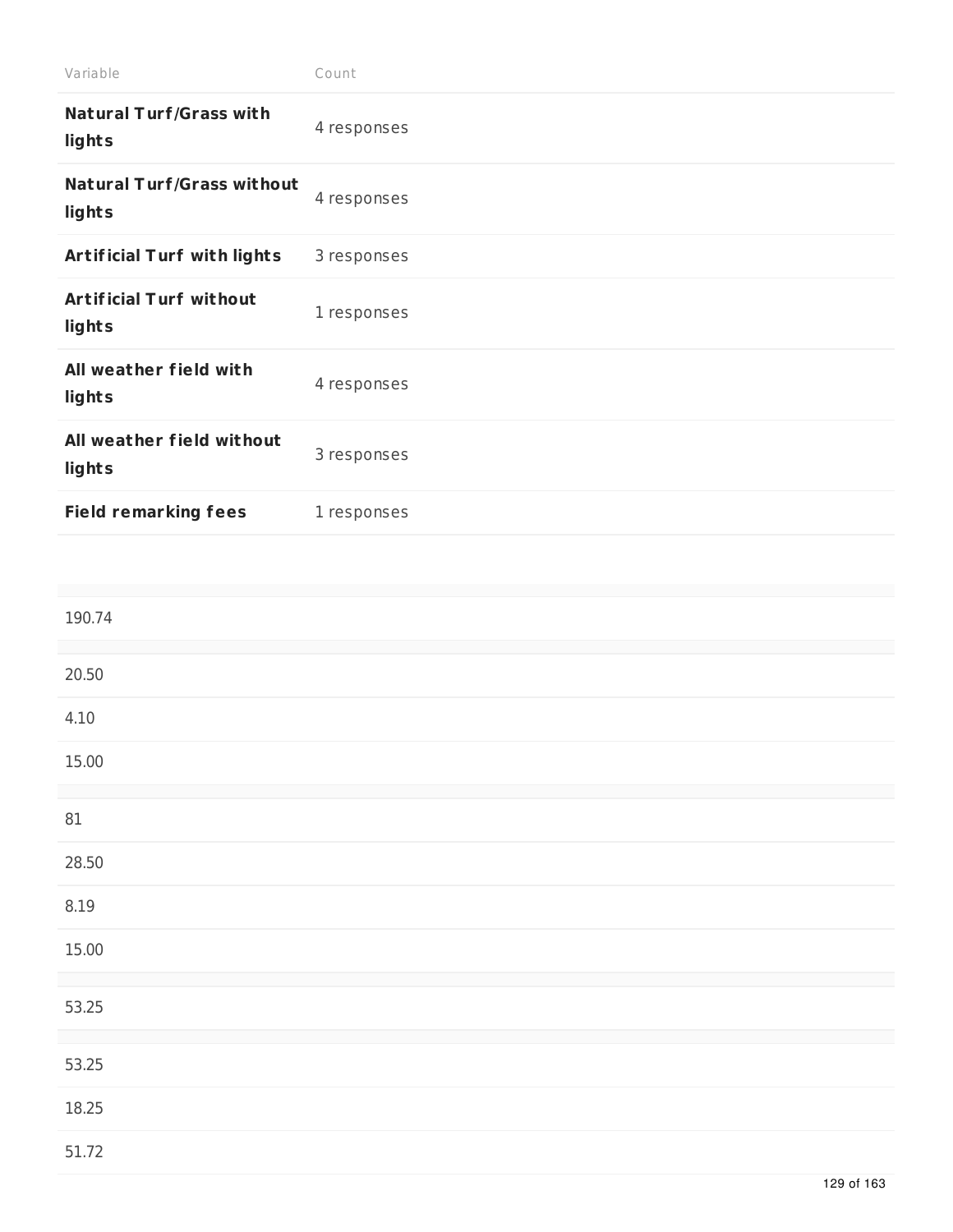| Variable | Count |
|---|---|
| **Natural Turf/Grass with lights** | 4 responses |
| **Natural Turf/Grass without lights** | 4 responses |
| **Artificial Turf with lights** | 3 responses |
| **Artificial Turf without lights** | 1 responses |
| **All weather field with lights** | 4 responses |
| **All weather field without lights** | 3 responses |
| **Field remarking fees** | 1 responses |

| |
|---|
| |
| 190.74 |
| |
| 20.50 |
| 4.10 |
| 15.00 |
| |
| 81 |
| 28.50 |
| 8.19 |
| 15.00 |
| |
| 53.25 |
| |
| 53.25 |
| 18.25 |
| 51.72 |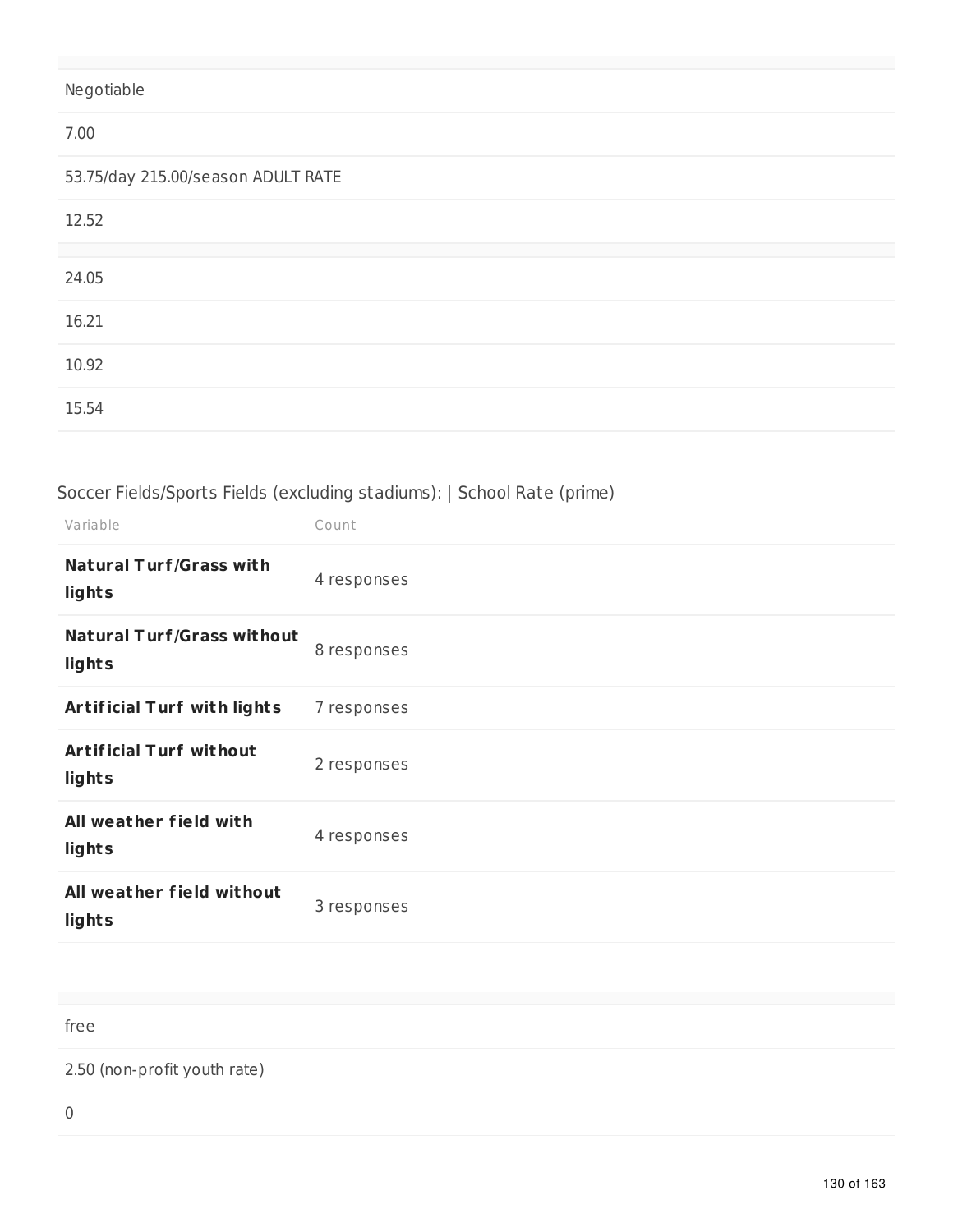| |
|---|
| Negotiable |
| 7.00 |
| 53.75/day 215.00/season ADULT RATE |
| 12.52 |
| |
| 24.05 |
| 16.21 |
| 10.92 |
| 15.54 |

Soccer Fields/Sports Fields (excluding stadiums): | School Rate (prime)

| Variable | Count |
|---|---|
| **Natural Turf/Grass with lights** | 4 responses |
| **Natural Turf/Grass without lights** | 8 responses |
| **Artificial Turf with lights** | 7 responses |
| **Artificial Turf without lights** | 2 responses |
| **All weather field with lights** | 4 responses |
| **All weather field without lights** | 3 responses |

| |
|---|
| free |
| 2.50 (non-profit youth rate) |
| 0 |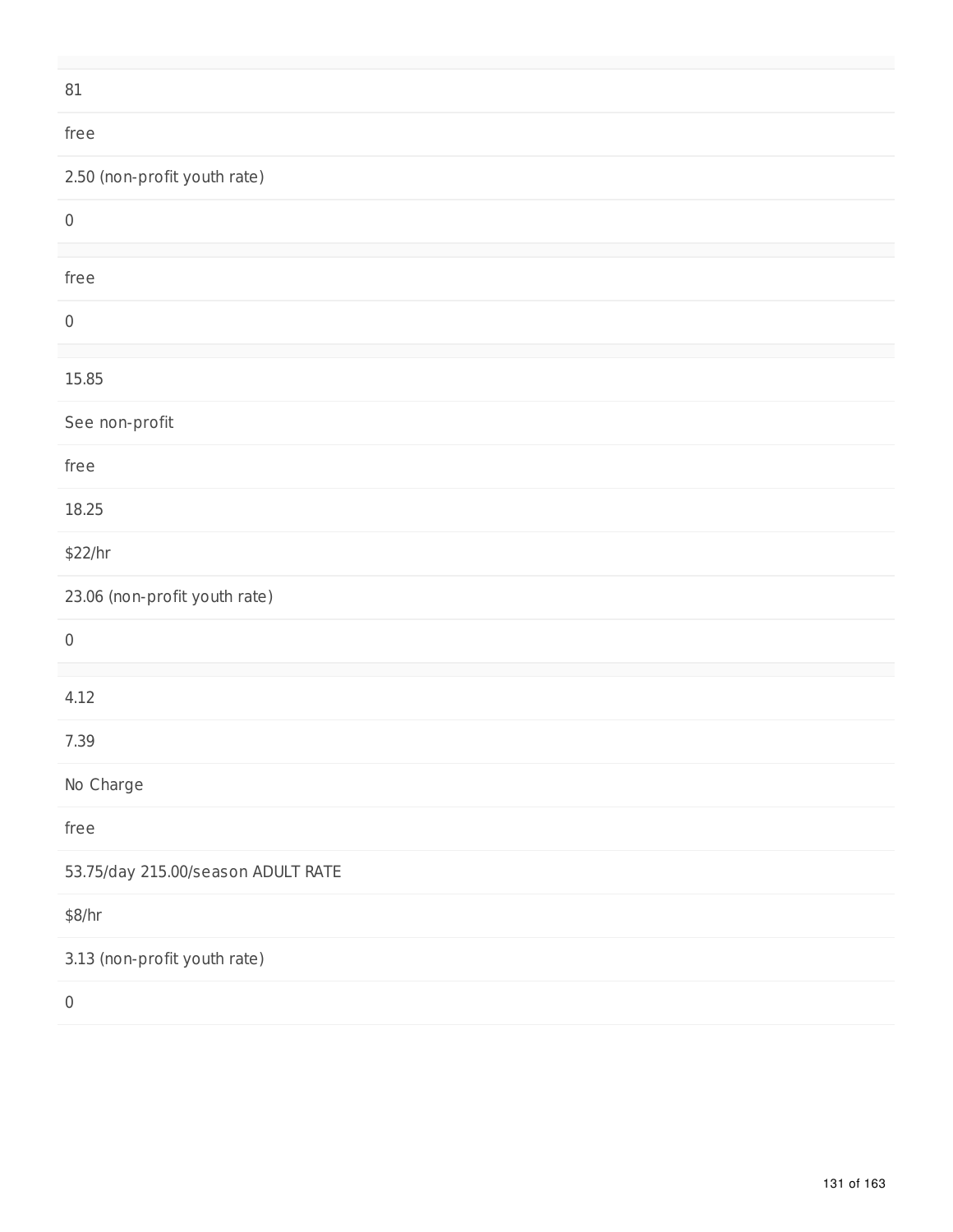81

free

2.50 (non-profit youth rate)

0

free

0

15.85

See non-profit

free

18.25

$22/hr

23.06 (non-profit youth rate)

0

4.12

7.39

No Charge

free

53.75/day 215.00/season ADULT RATE

$8/hr

3.13 (non-profit youth rate)

0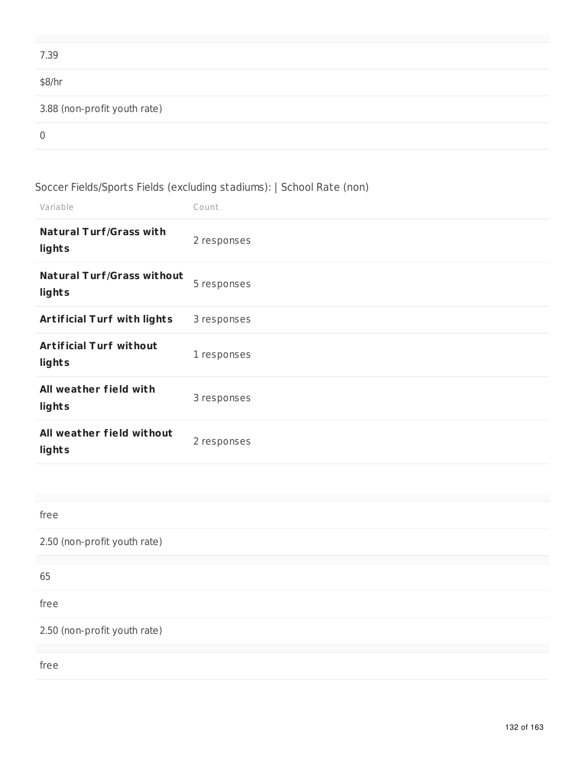| |
|---|
| 7.39 |
| $8/hr |
| 3.88 (non-profit youth rate) |
| 0 |

Soccer Fields/Sports Fields (excluding stadiums): | School Rate (non)

| Variable | Count |
|---|---|
| **Natural Turf/Grass with lights** | 2 responses |
| **Natural Turf/Grass without lights** | 5 responses |
| **Artificial Turf with lights** | 3 responses |
| **Artificial Turf without lights** | 1 responses |
| **All weather field with lights** | 3 responses |
| **All weather field without lights** | 2 responses |

| |
|---|
| free |
| 2.50 (non-profit youth rate) |

| |
|---|
| 65 |
| free |
| 2.50 (non-profit youth rate) |

| |
|---|
| free |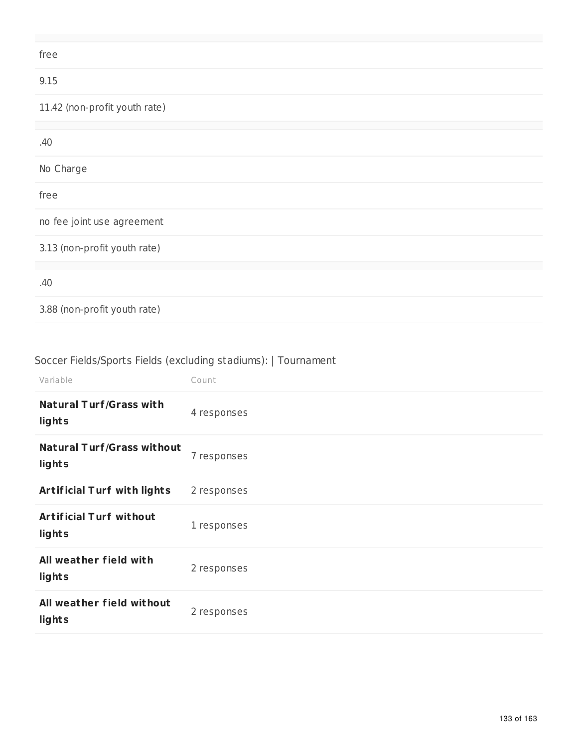| |
|---|
| |
| free |
| 9.15 |
| 11.42 (non-profit youth rate) |
| |
| .40 |
| No Charge |
| free |
| no fee joint use agreement |
| 3.13 (non-profit youth rate) |
| |
| .40 |
| 3.88 (non-profit youth rate) |

Soccer Fields/Sports Fields (excluding stadiums): | Tournament

| Variable | Count |
|---|---|
| **Natural Turf/Grass with lights** | 4 responses |
| **Natural Turf/Grass without lights** | 7 responses |
| **Artificial Turf with lights** | 2 responses |
| **Artificial Turf without lights** | 1 responses |
| **All weather field with lights** | 2 responses |
| **All weather field without lights** | 2 responses |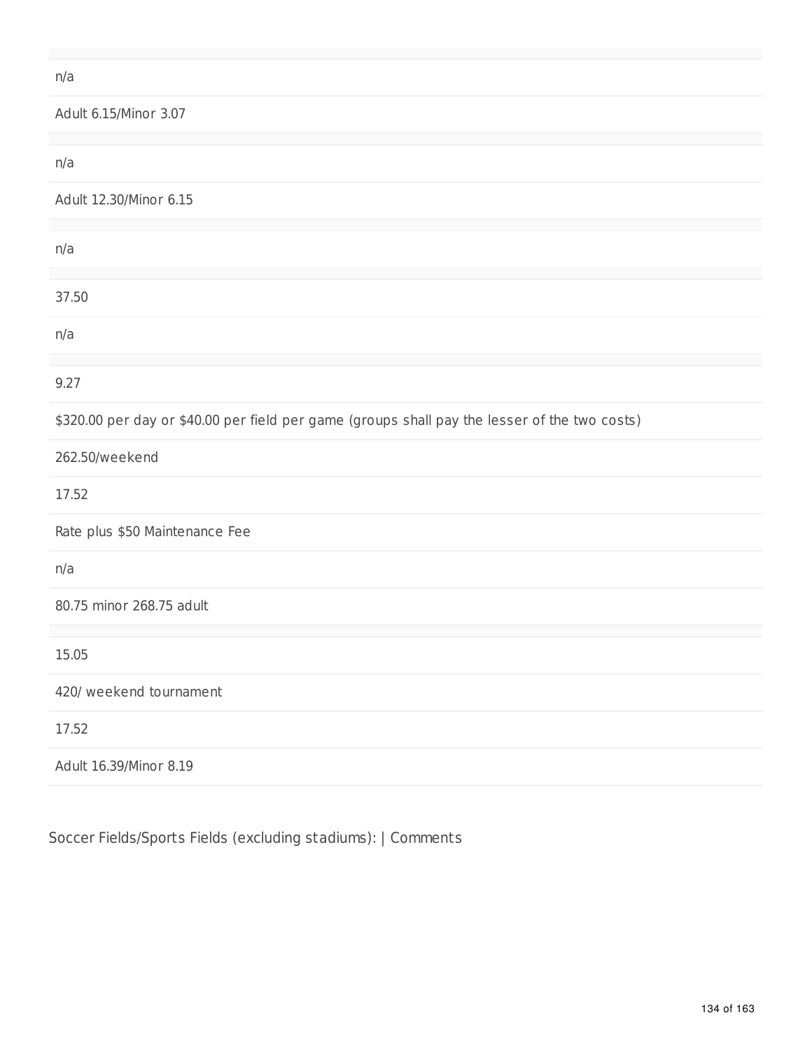n/a

Adult 6.15/Minor 3.07

n/a

Adult 12.30/Minor 6.15

n/a

37.50

n/a

9.27

$320.00 per day or $40.00 per field per game (groups shall pay the lesser of the two costs)

262.50/weekend

17.52

Rate plus $50 Maintenance Fee

n/a

80.75 minor 268.75 adult

15.05

420/ weekend tournament

17.52

Adult 16.39/Minor 8.19

Soccer Fields/Sports Fields (excluding stadiums): | Comments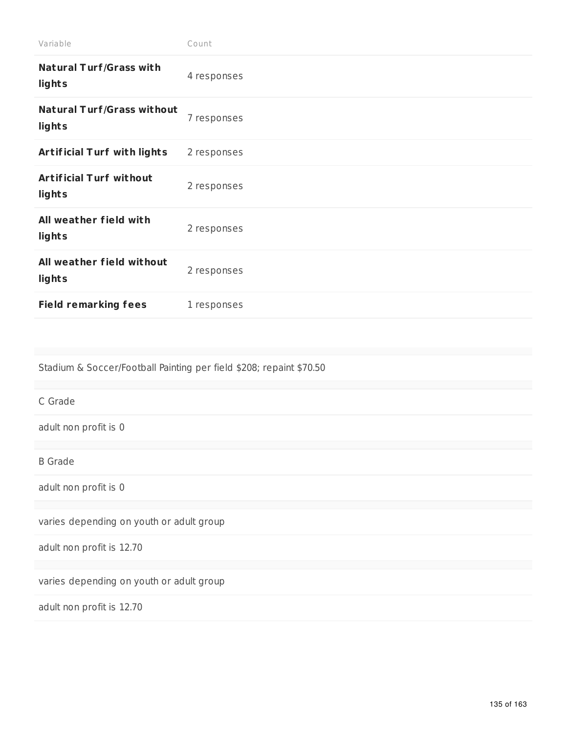| Variable | Count |
| --- | --- |
| **Natural Turf/Grass with lights** | 4 responses |
| **Natural Turf/Grass without lights** | 7 responses |
| **Artificial Turf with lights** | 2 responses |
| **Artificial Turf without lights** | 2 responses |
| **All weather field with lights** | 2 responses |
| **All weather field without lights** | 2 responses |
| **Field remarking fees** | 1 responses |

Stadium & Soccer/Football Painting per field $208; repaint $70.50

C Grade

adult non profit is 0

B Grade

adult non profit is 0

varies depending on youth or adult group

adult non profit is 12.70

varies depending on youth or adult group

adult non profit is 12.70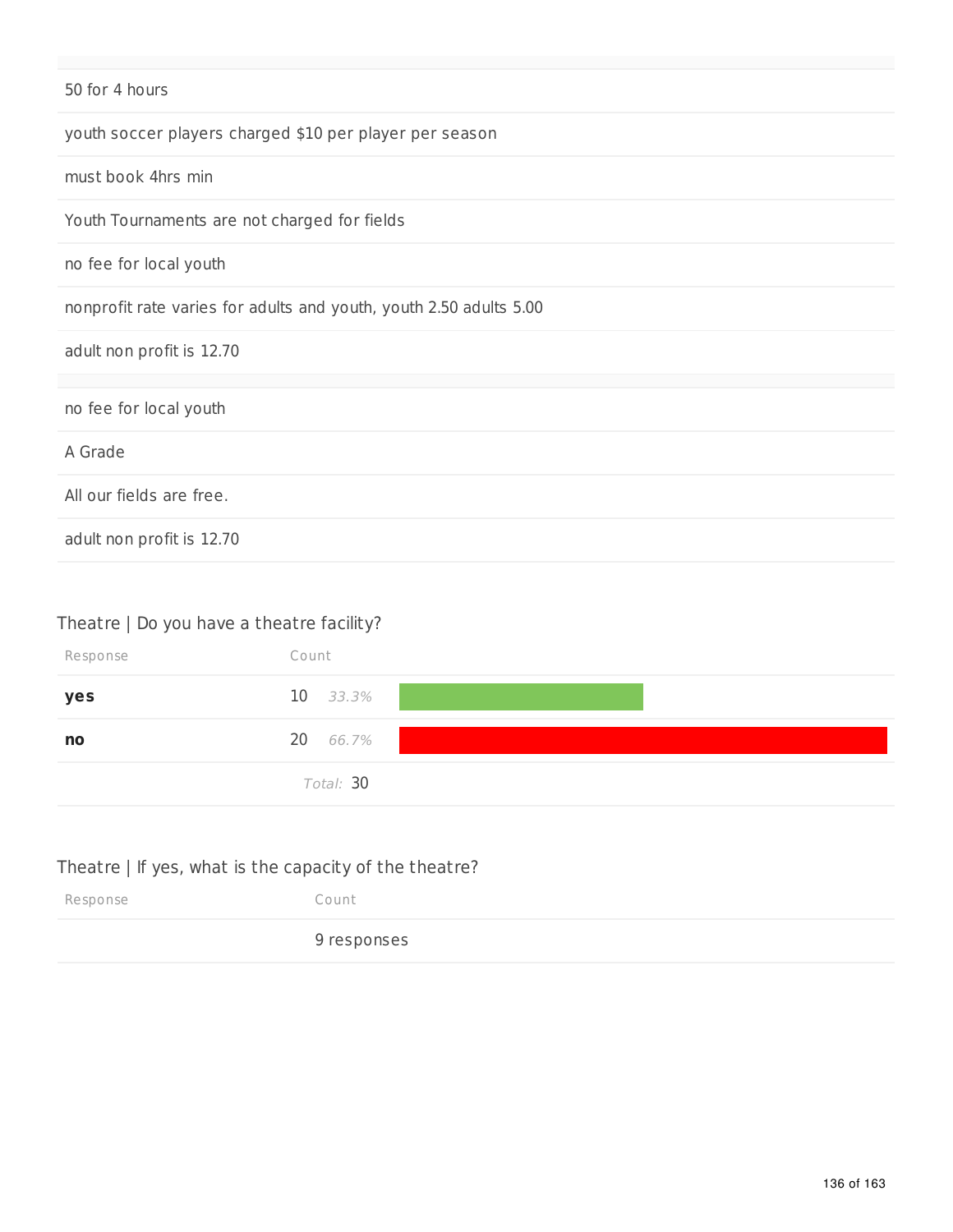| |
|---|
| 50 for 4 hours |
| youth soccer players charged $10 per player per season |
| must book 4hrs min |
| Youth Tournaments are not charged for fields |
| no fee for local youth |
| nonprofit rate varies for adults and youth, youth 2.50 adults 5.00 |
| adult non profit is 12.70 |
| |
| no fee for local youth |
| A Grade |
| All our fields are free. |
| adult non profit is 12.70 |

## Theatre | Do you have a theatre facility?

| Response | Count | |
|---|---|---|
| **yes** | 10 | 33.3% |
| **no** | 20 | 66.7% |
| | *Total:* 30 | |

## Theatre | If yes, what is the capacity of the theatre?

| Response | Count |
|---|---|
| | 9 responses |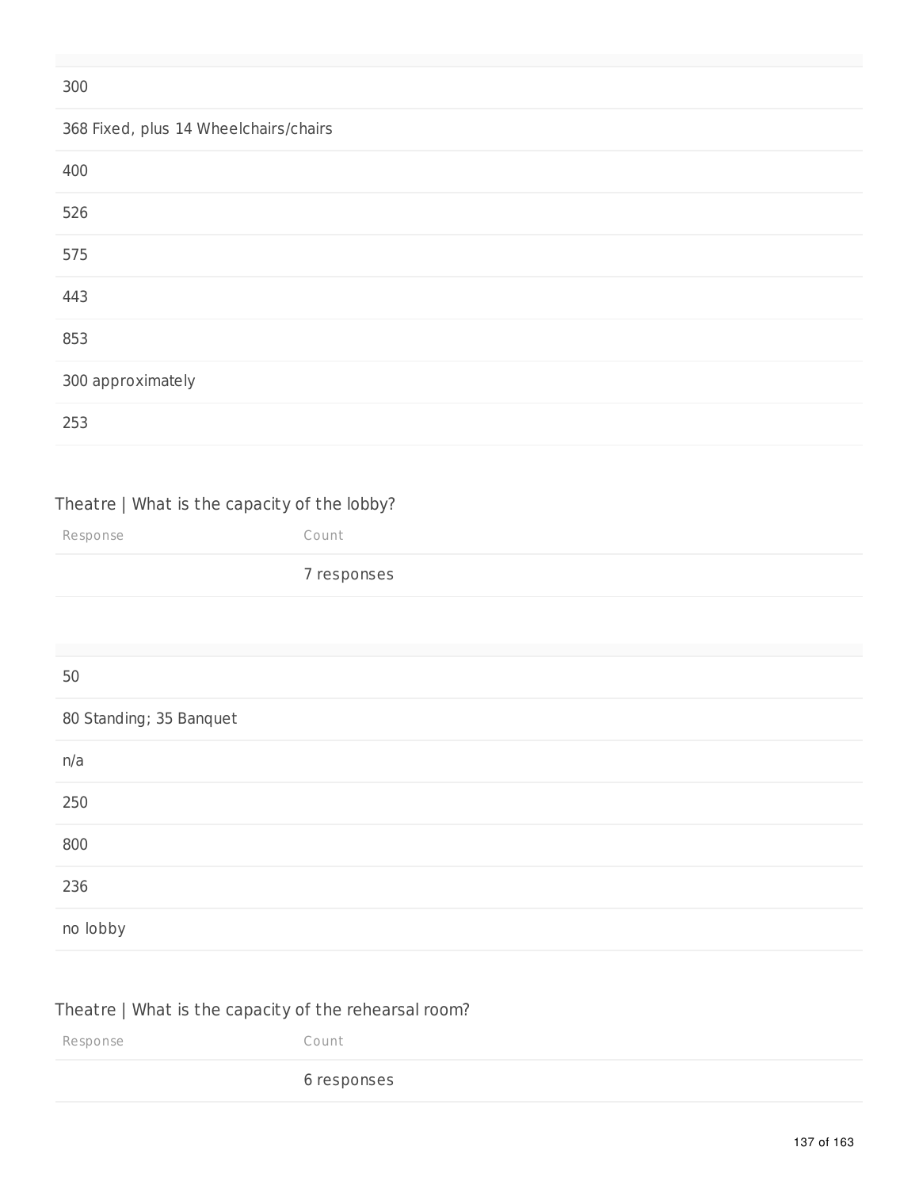| |
|---|
| 300 |
| 368 Fixed, plus 14 Wheelchairs/chairs |
| 400 |
| 526 |
| 575 |
| 443 |
| 853 |
| 300 approximately |
| 253 |

Theatre | What is the capacity of the lobby?

| Response | Count |
|---|---|
| | 7 responses |

| |
|---|
| 50 |
| 80 Standing; 35 Banquet |
| n/a |
| 250 |
| 800 |
| 236 |
| no lobby |

Theatre | What is the capacity of the rehearsal room?

| Response | Count |
|---|---|
| | 6 responses |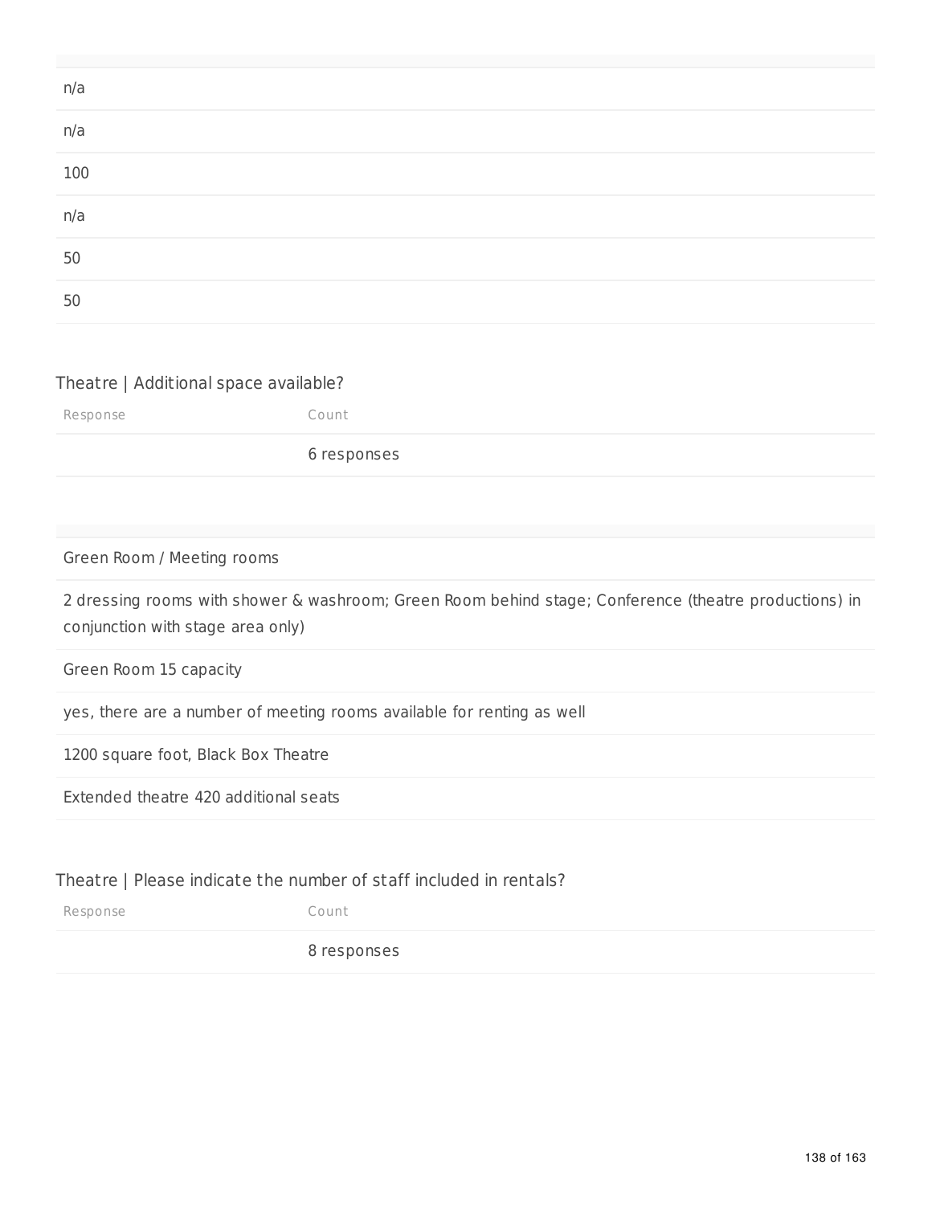| |
|---|
| n/a |
| n/a |
| 100 |
| n/a |
| 50 |
| 50 |

## Theatre | Additional space available?

| Response | Count |
|---|---|
| | 6 responses |

| |
|---|
| Green Room / Meeting rooms |
| 2 dressing rooms with shower & washroom; Green Room behind stage; Conference (theatre productions) in conjunction with stage area only) |
| Green Room 15 capacity |
| yes, there are a number of meeting rooms available for renting as well |
| 1200 square foot, Black Box Theatre |
| Extended theatre 420 additional seats |

## Theatre | Please indicate the number of staff included in rentals?

| Response | Count |
|---|---|
| | 8 responses |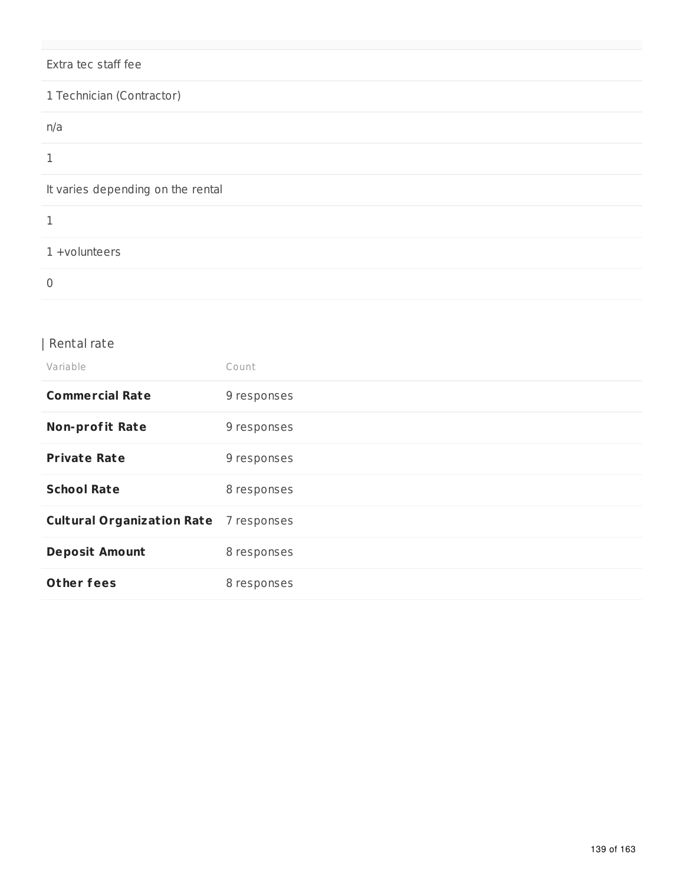| |
|---|
| Extra tec staff fee |
| 1 Technician (Contractor) |
| n/a |
| 1 |
| It varies depending on the rental |
| 1 |
| 1 +volunteers |
| 0 |

## | Rental rate

| Variable | Count |
|---|---|
| **Commercial Rate** | 9 responses |
| **Non-profit Rate** | 9 responses |
| **Private Rate** | 9 responses |
| **School Rate** | 8 responses |
| **Cultural Organization Rate** | 7 responses |
| **Deposit Amount** | 8 responses |
| **Other fees** | 8 responses |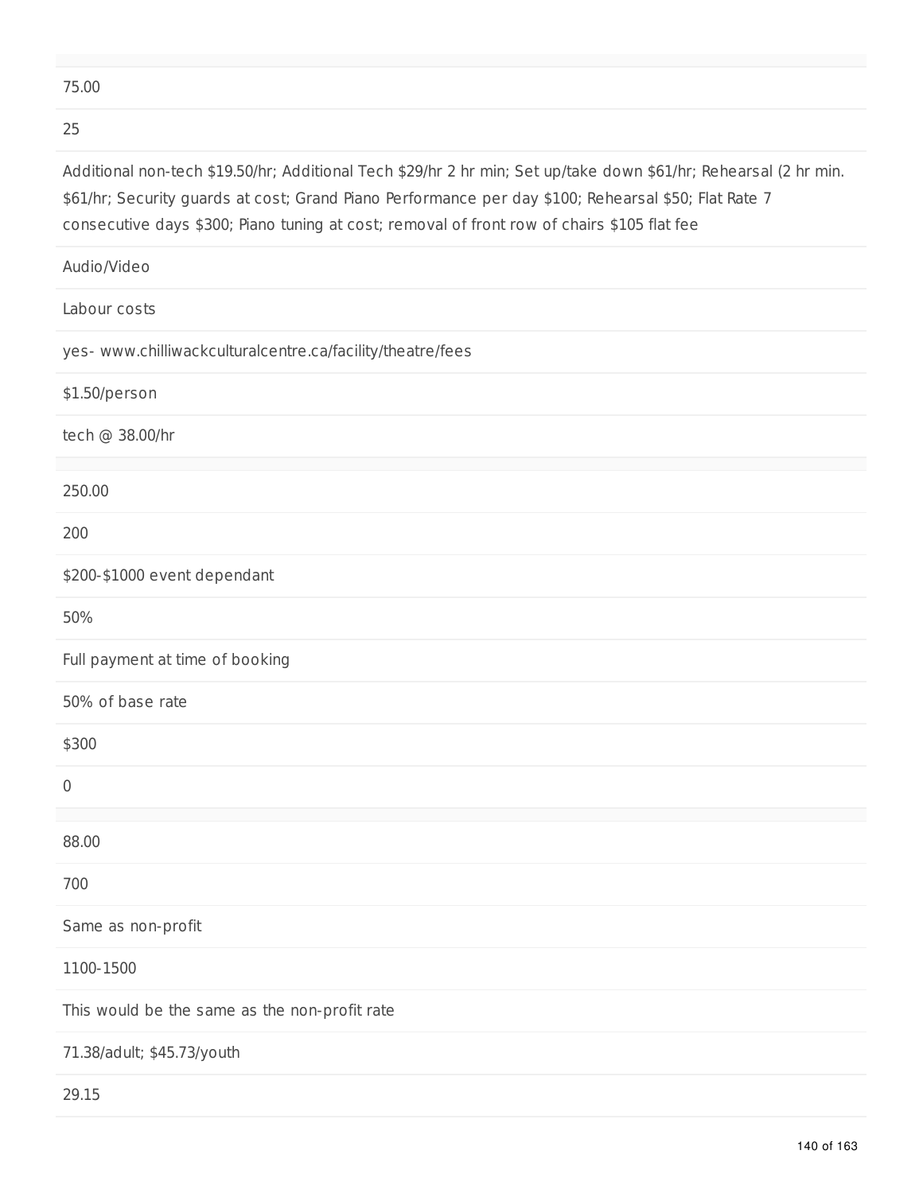75.00

25

Additional non-tech $19.50/hr; Additional Tech $29/hr 2 hr min; Set up/take down $61/hr; Rehearsal (2 hr min. $61/hr; Security guards at cost; Grand Piano Performance per day $100; Rehearsal $50; Flat Rate 7 consecutive days $300; Piano tuning at cost; removal of front row of chairs $105 flat fee

Audio/Video

Labour costs

yes- www.chilliwackculturalcentre.ca/facility/theatre/fees

$1.50/person

tech @ 38.00/hr

---

250.00

200

$200-$1000 event dependant

50%

Full payment at time of booking

50% of base rate

$300

0

---

88.00

700

Same as non-profit

1100-1500

This would be the same as the non-profit rate

71.38/adult; $45.73/youth

29.15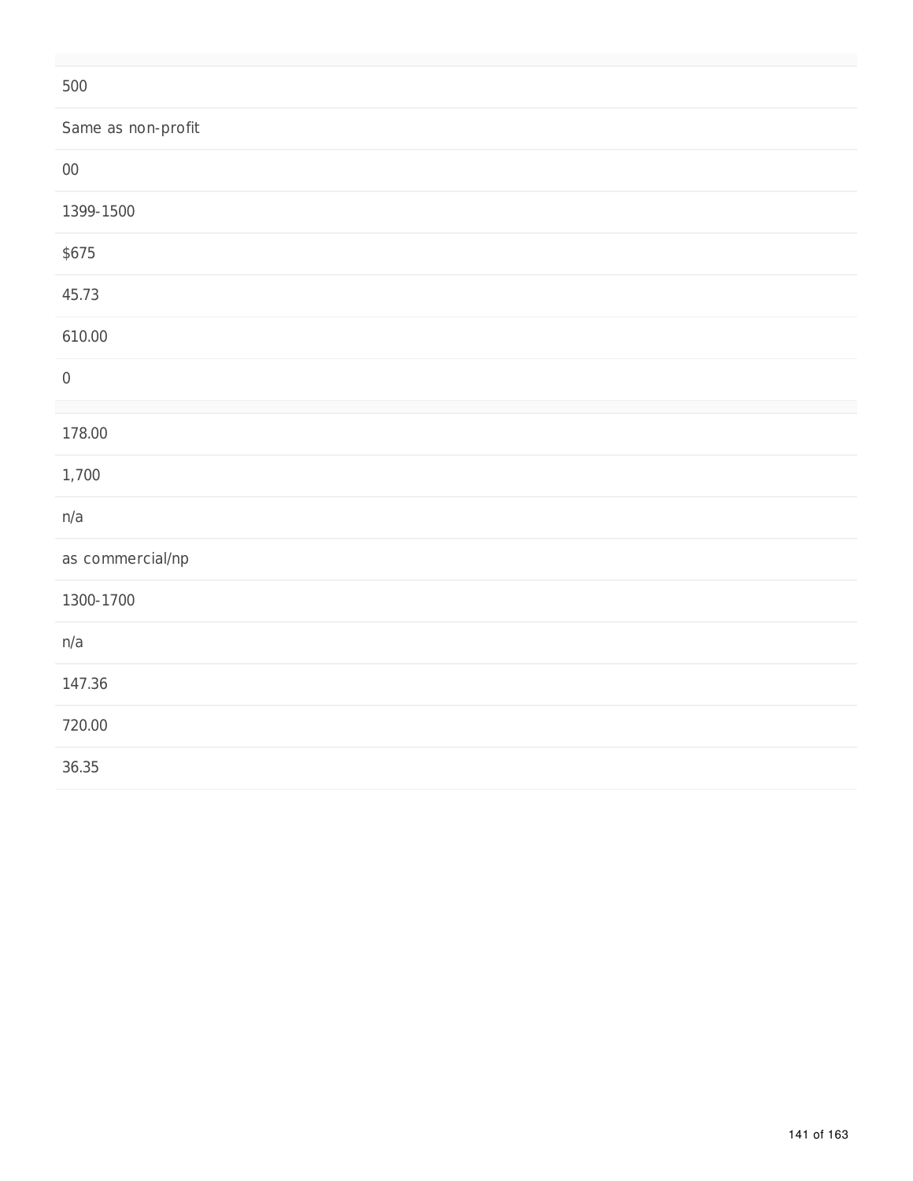500

Same as non-profit

00

1399-1500

$675

45.73

610.00

0

178.00

1,700

n/a

as commercial/np

1300-1700

n/a

147.36

720.00

36.35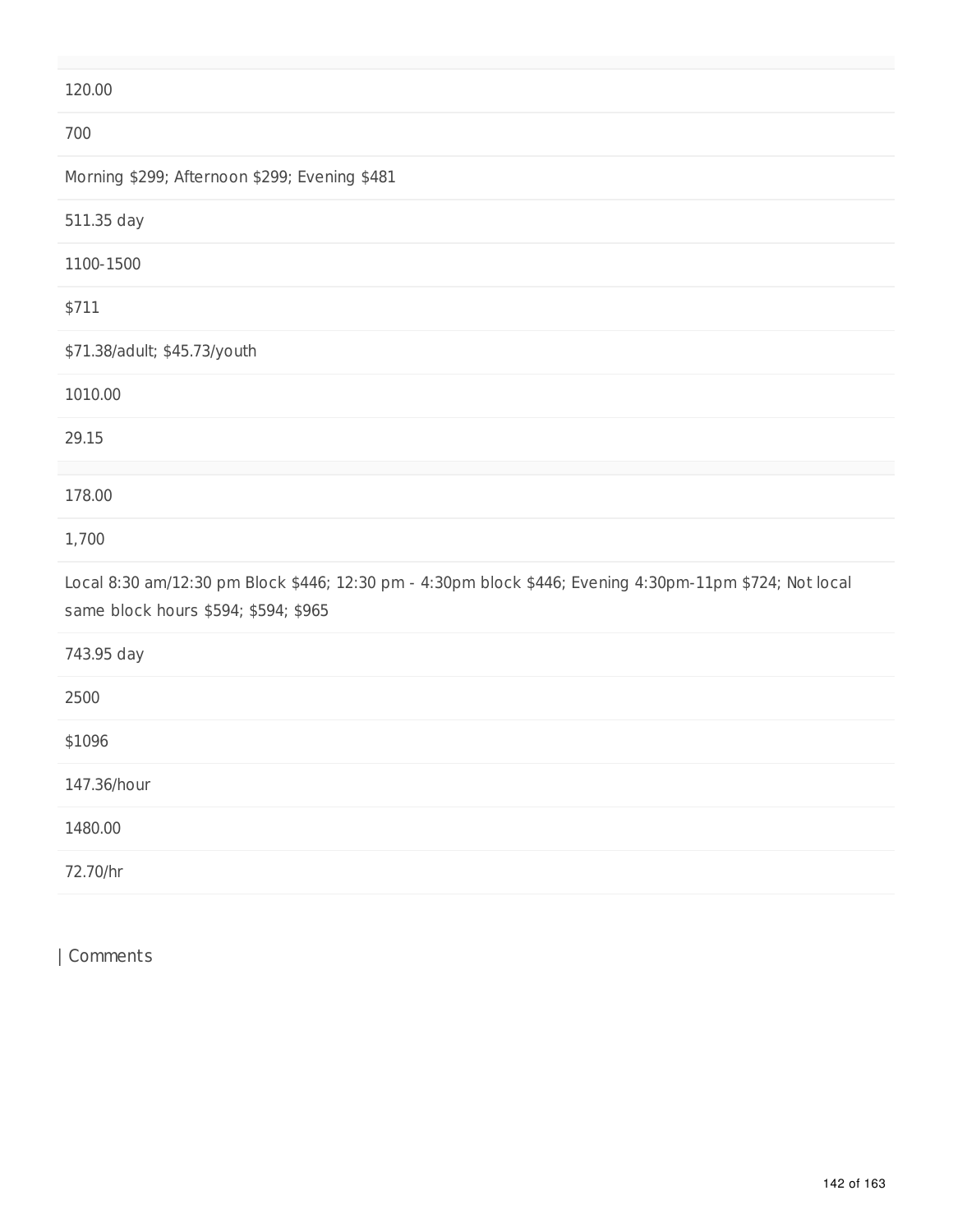120.00

700

Morning $299; Afternoon $299; Evening $481

511.35 day

1100-1500

$711

$71.38/adult; $45.73/youth

1010.00

29.15

178.00

1,700

Local 8:30 am/12:30 pm Block $446; 12:30 pm - 4:30pm block $446; Evening 4:30pm-11pm $724; Not local same block hours $594; $594; $965

743.95 day

2500

$1096

147.36/hour

1480.00

72.70/hr

| Comments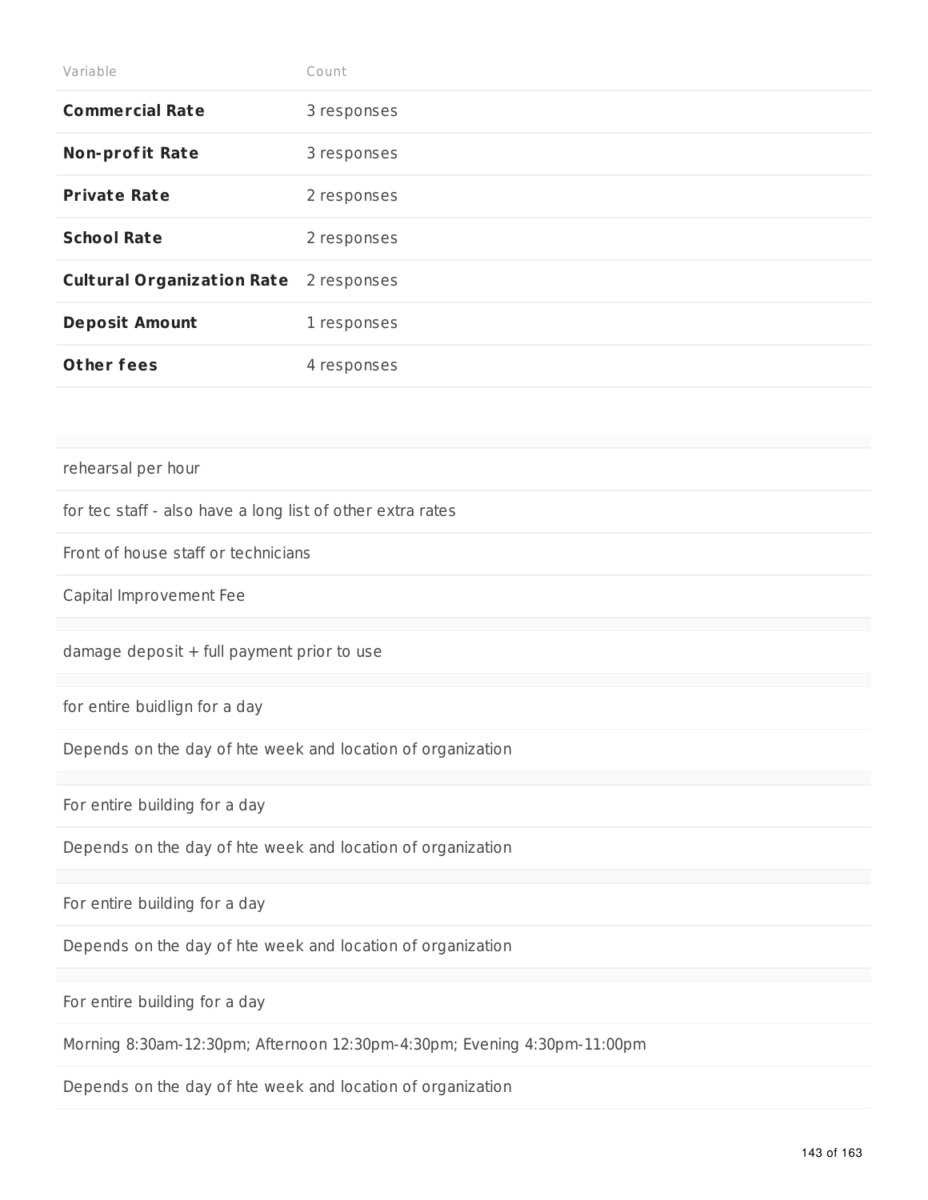| Variable | Count |
|---|---|
| **Commercial Rate** | 3 responses |
| **Non-profit Rate** | 3 responses |
| **Private Rate** | 2 responses |
| **School Rate** | 2 responses |
| **Cultural Organization Rate** | 2 responses |
| **Deposit Amount** | 1 responses |
| **Other fees** | 4 responses |

| |
|---|
| rehearsal per hour |
| for tec staff - also have a long list of other extra rates |
| Front of house staff or technicians |
| Capital Improvement Fee |

| |
|---|
| damage deposit + full payment prior to use |

| |
|---|
| for entire buidlign for a day |
| Depends on the day of hte week and location of organization |

| |
|---|
| For entire building for a day |
| Depends on the day of hte week and location of organization |

| |
|---|
| For entire building for a day |
| Depends on the day of hte week and location of organization |

| |
|---|
| For entire building for a day |
| Morning 8:30am-12:30pm; Afternoon 12:30pm-4:30pm; Evening 4:30pm-11:00pm |
| Depends on the day of hte week and location of organization |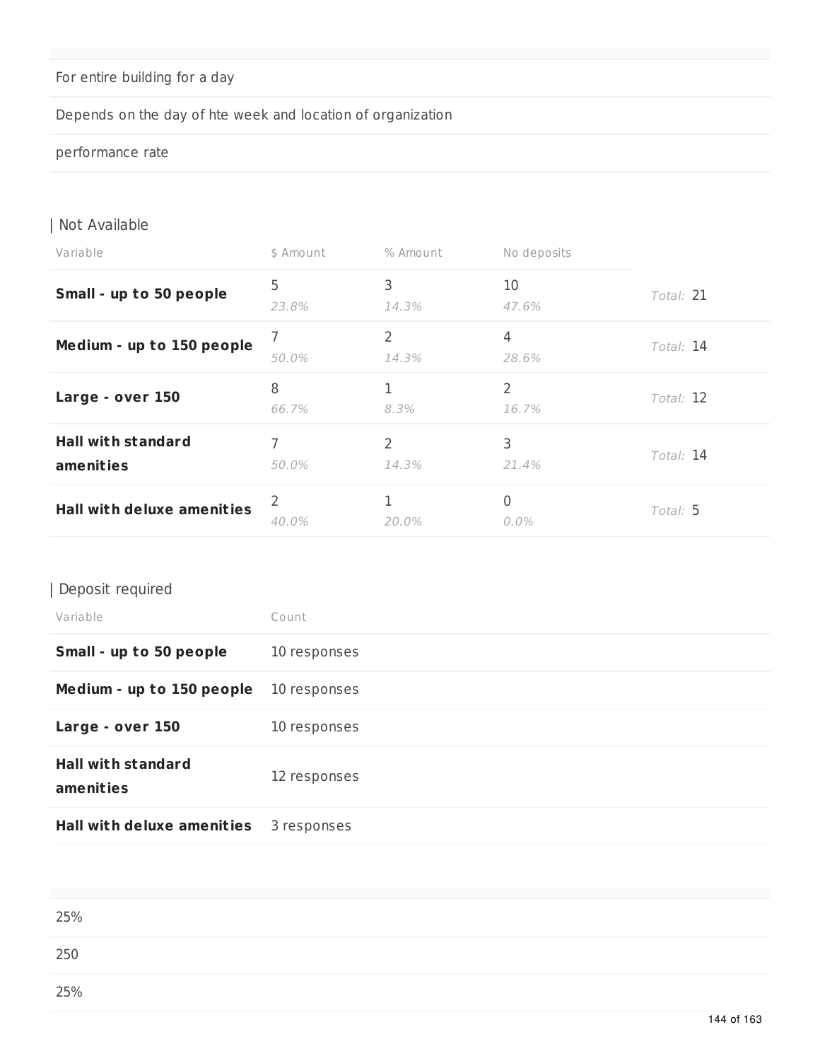| |
|---|
| For entire building for a day |
| Depends on the day of hte week and location of organization |
| performance rate |

## | Not Available

| Variable | $ Amount | % Amount | No deposits | |
|---|---|---|---|---|
| **Small - up to 50 people** | 5<br>*23.8%* | 3<br>*14.3%* | 10<br>*47.6%* | *Total:* 21 |
| **Medium - up to 150 people** | 7<br>*50.0%* | 2<br>*14.3%* | 4<br>*28.6%* | *Total:* 14 |
| **Large - over 150** | 8<br>*66.7%* | 1<br>*8.3%* | 2<br>*16.7%* | *Total:* 12 |
| **Hall with standard amenities** | 7<br>*50.0%* | 2<br>*14.3%* | 3<br>*21.4%* | *Total:* 14 |
| **Hall with deluxe amenities** | 2<br>*40.0%* | 1<br>*20.0%* | 0<br>*0.0%* | *Total:* 5 |

## | Deposit required

| Variable | Count |
|---|---|
| **Small - up to 50 people** | 10 responses |
| **Medium - up to 150 people** | 10 responses |
| **Large - over 150** | 10 responses |
| **Hall with standard amenities** | 12 responses |
| **Hall with deluxe amenities** | 3 responses |

| |
|---|
| 25% |
| 250 |
| 25% |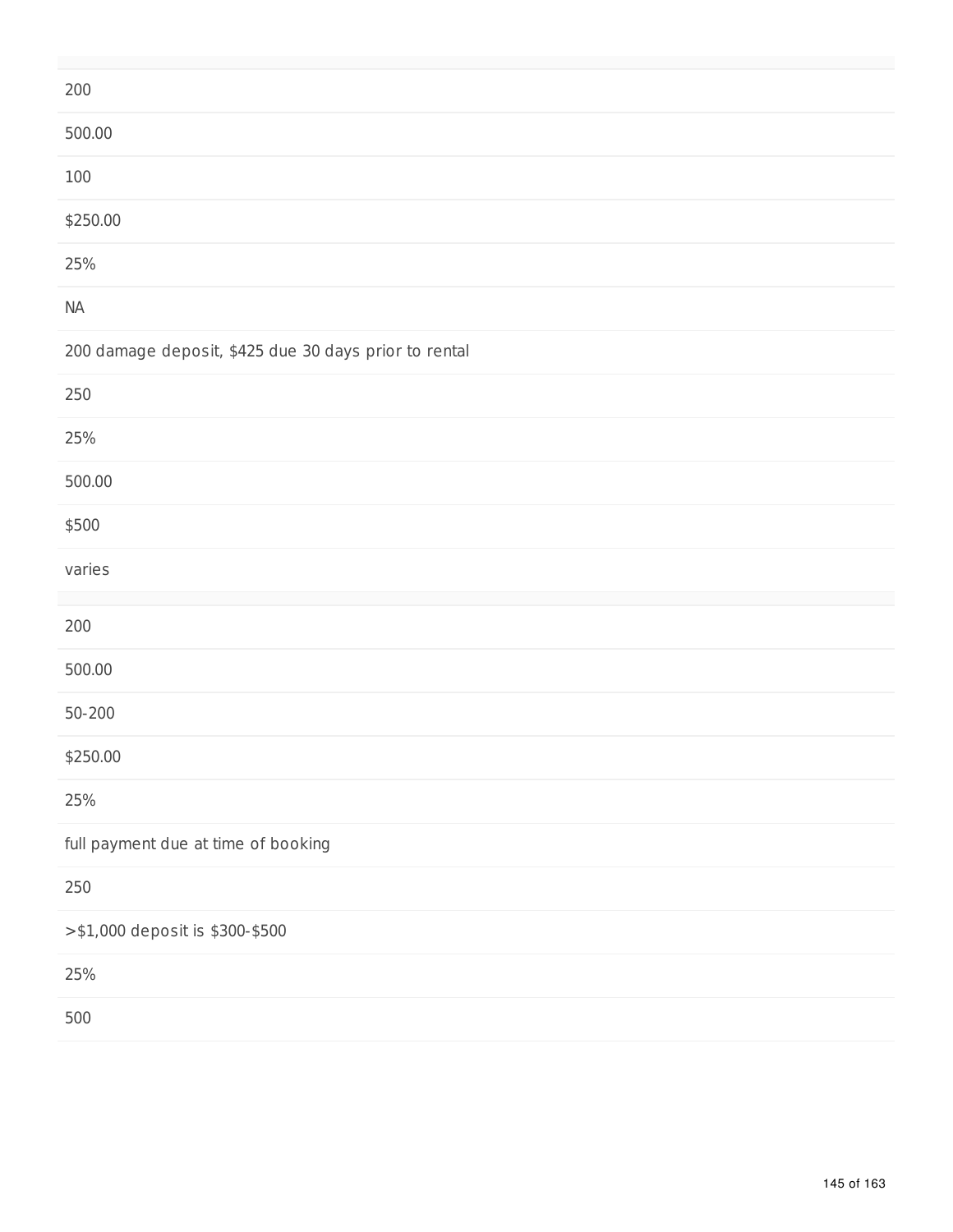200

500.00

100

$250.00

25%

NA

200 damage deposit, $425 due 30 days prior to rental

250

25%

500.00

$500

varies

200

500.00

50-200

$250.00

25%

full payment due at time of booking

250

>$1,000 deposit is $300-$500

25%

500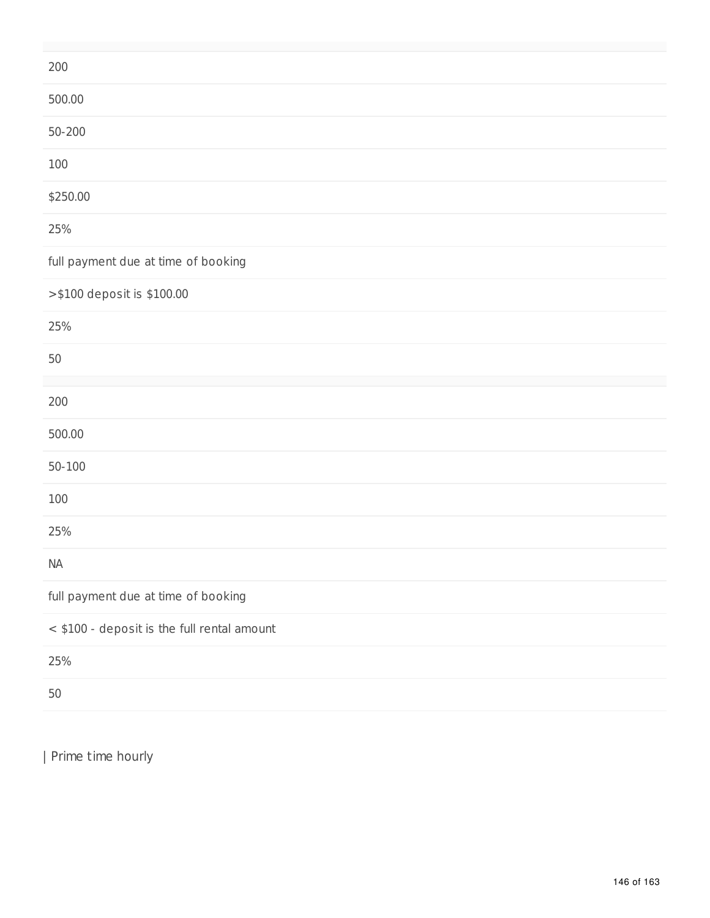| |
|---|
| 200 |
| 500.00 |
| 50-200 |
| 100 |
| $250.00 |
| 25% |
| full payment due at time of booking |
| >$100 deposit is $100.00 |
| 25% |
| 50 |

| |
|---|
| 200 |
| 500.00 |
| 50-100 |
| 100 |
| 25% |
| NA |
| full payment due at time of booking |
| < $100 - deposit is the full rental amount |
| 25% |
| 50 |

| Prime time hourly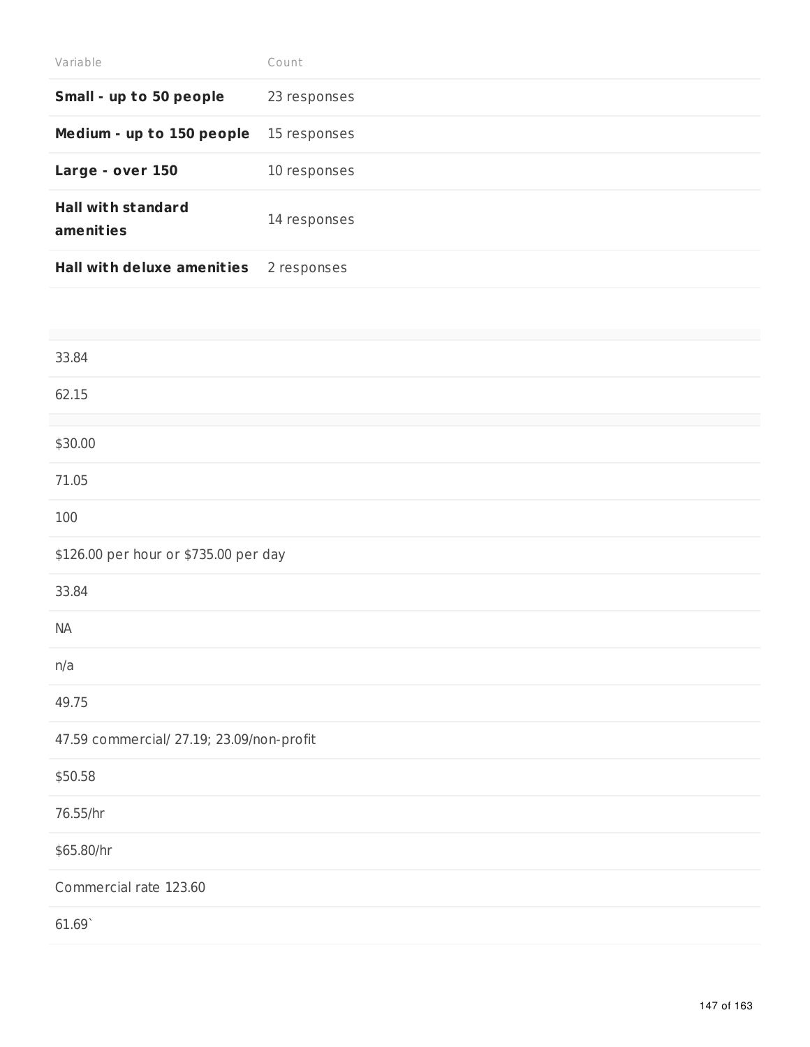| Variable | Count |
|---|---|
| **Small - up to 50 people** | 23 responses |
| **Medium - up to 150 people** | 15 responses |
| **Large - over 150** | 10 responses |
| **Hall with standard amenities** | 14 responses |
| **Hall with deluxe amenities** | 2 responses |

| |
|---|
| 33.84 |
| 62.15 |

| |
|---|
| $30.00 |
| 71.05 |
| 100 |
| $126.00 per hour or $735.00 per day |
| 33.84 |
| NA |
| n/a |
| 49.75 |
| 47.59 commercial/ 27.19; 23.09/non-profit |
| $50.58 |
| 76.55/hr |
| $65.80/hr |
| Commercial rate 123.60 |
| 61.69` |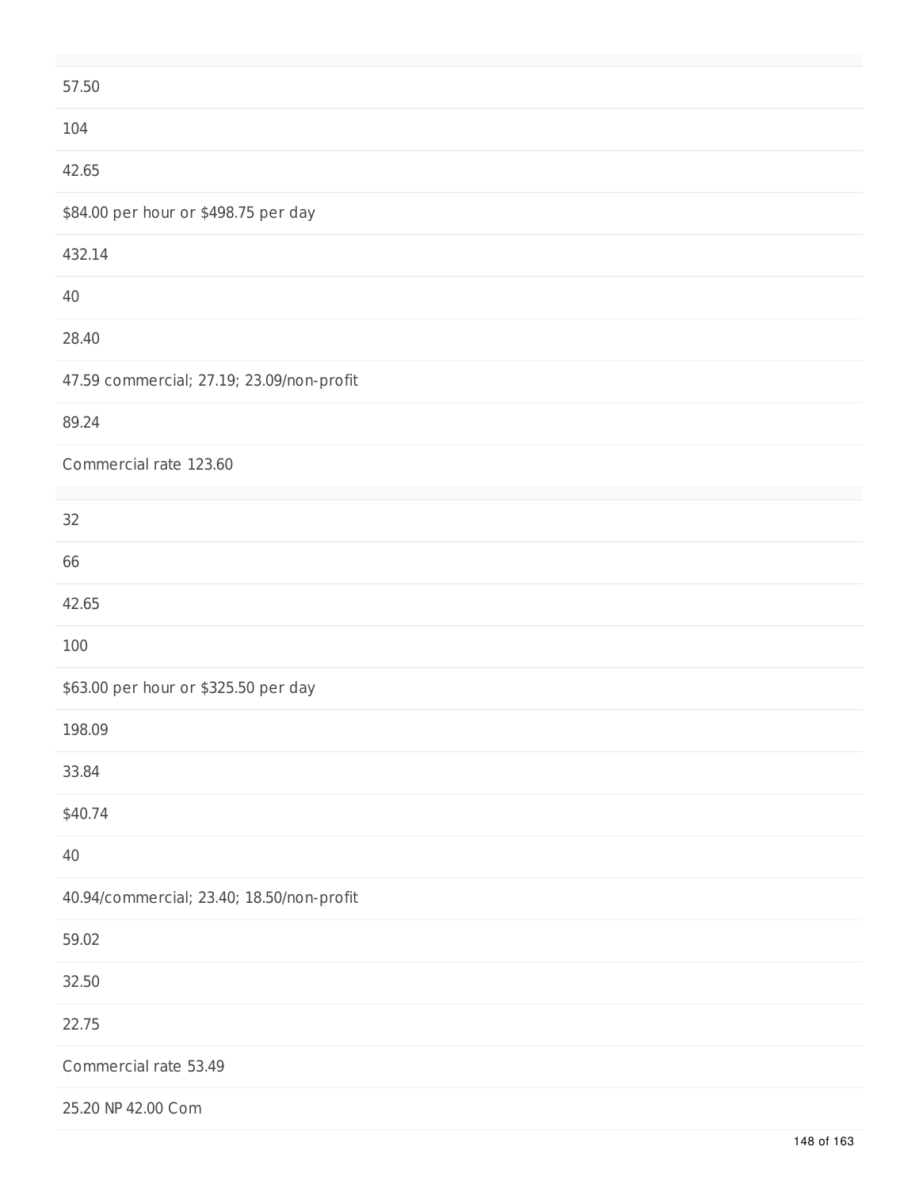57.50

104

42.65

$84.00 per hour or $498.75 per day

432.14

40

28.40

47.59 commercial; 27.19; 23.09/non-profit

89.24

Commercial rate 123.60

32

66

42.65

100

$63.00 per hour or $325.50 per day

198.09

33.84

$40.74

40

40.94/commercial; 23.40; 18.50/non-profit

59.02

32.50

22.75

Commercial rate 53.49

25.20 NP 42.00 Com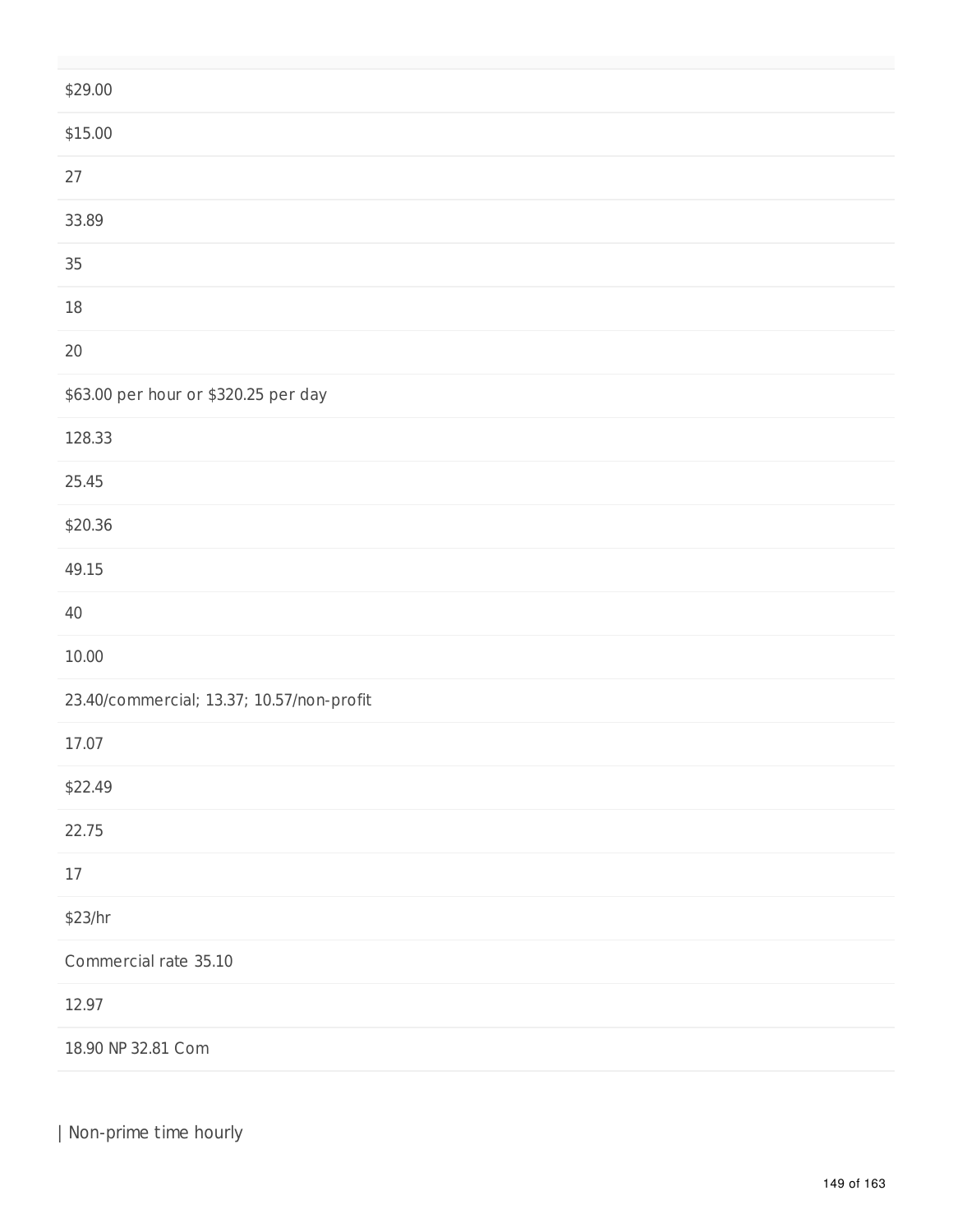| |
|---|
| $29.00 |
| $15.00 |
| 27 |
| 33.89 |
| 35 |
| 18 |
| 20 |
| $63.00 per hour or $320.25 per day |
| 128.33 |
| 25.45 |
| $20.36 |
| 49.15 |
| 40 |
| 10.00 |
| 23.40/commercial; 13.37; 10.57/non-profit |
| 17.07 |
| $22.49 |
| 22.75 |
| 17 |
| $23/hr |
| Commercial rate 35.10 |
| 12.97 |
| 18.90 NP 32.81 Com |

| Non-prime time hourly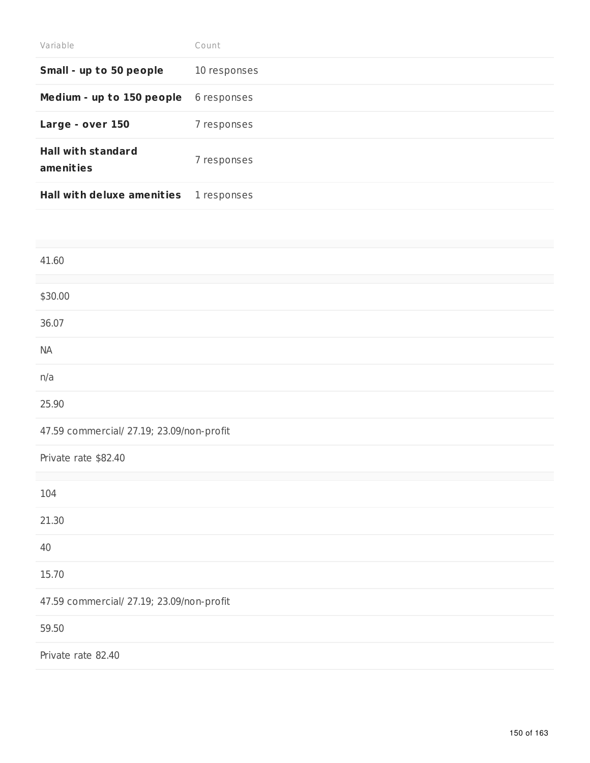| Variable | Count |
| --- | --- |
| **Small - up to 50 people** | 10 responses |
| **Medium - up to 150 people** | 6 responses |
| **Large - over 150** | 7 responses |
| **Hall with standard amenities** | 7 responses |
| **Hall with deluxe amenities** | 1 responses |

41.60

$30.00

36.07

NA

n/a

25.90

47.59 commercial/ 27.19; 23.09/non-profit

Private rate $82.40

104

21.30

40

15.70

47.59 commercial/ 27.19; 23.09/non-profit

59.50

Private rate 82.40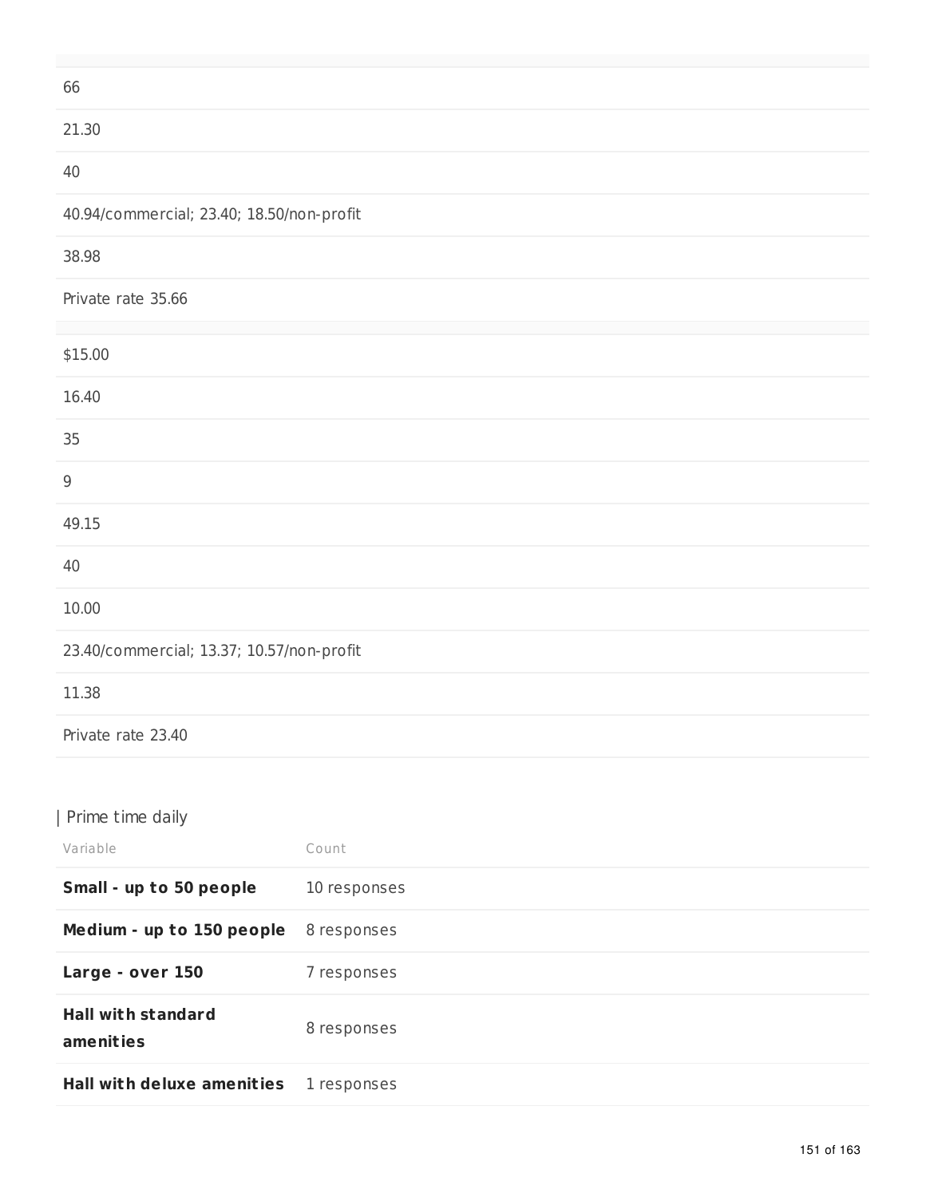| |
|---|
| 66 |
| 21.30 |
| 40 |
| 40.94/commercial; 23.40; 18.50/non-profit |
| 38.98 |
| Private rate 35.66 |

| |
|---|
| $15.00 |
| 16.40 |
| 35 |
| 9 |
| 49.15 |
| 40 |
| 10.00 |
| 23.40/commercial; 13.37; 10.57/non-profit |
| 11.38 |
| Private rate 23.40 |

| Prime time daily

| Variable | Count |
|---|---|
| **Small - up to 50 people** | 10 responses |
| **Medium - up to 150 people** | 8 responses |
| **Large - over 150** | 7 responses |
| **Hall with standard amenities** | 8 responses |
| **Hall with deluxe amenities** | 1 responses |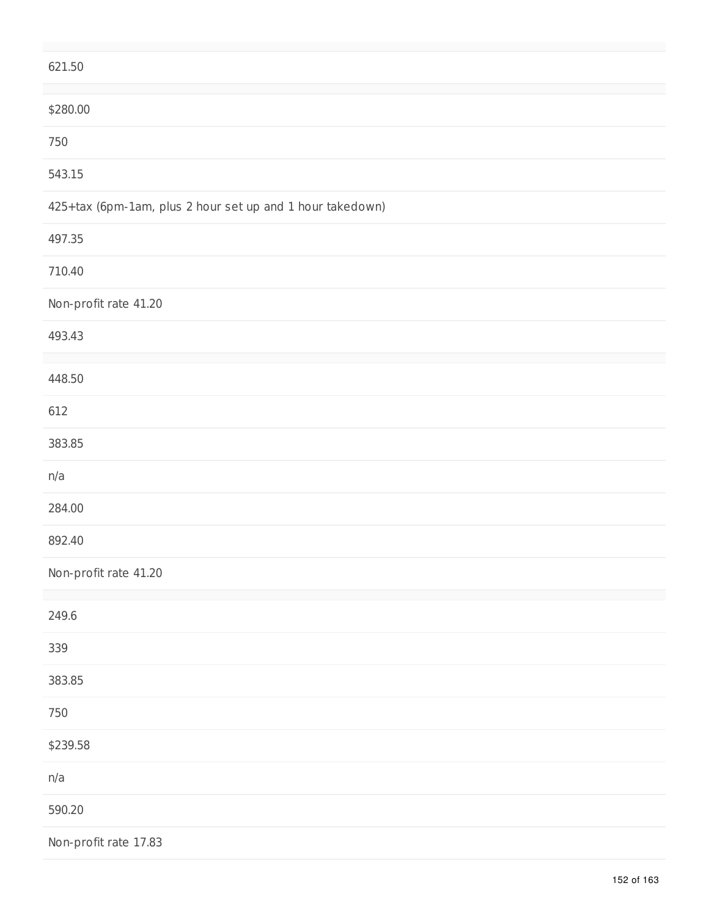621.50

$280.00

750

543.15

425+tax (6pm-1am, plus 2 hour set up and 1 hour takedown)

497.35

710.40

Non-profit rate 41.20

493.43

448.50

612

383.85

n/a

284.00

892.40

Non-profit rate 41.20

249.6

339

383.85

750

$239.58

n/a

590.20

Non-profit rate 17.83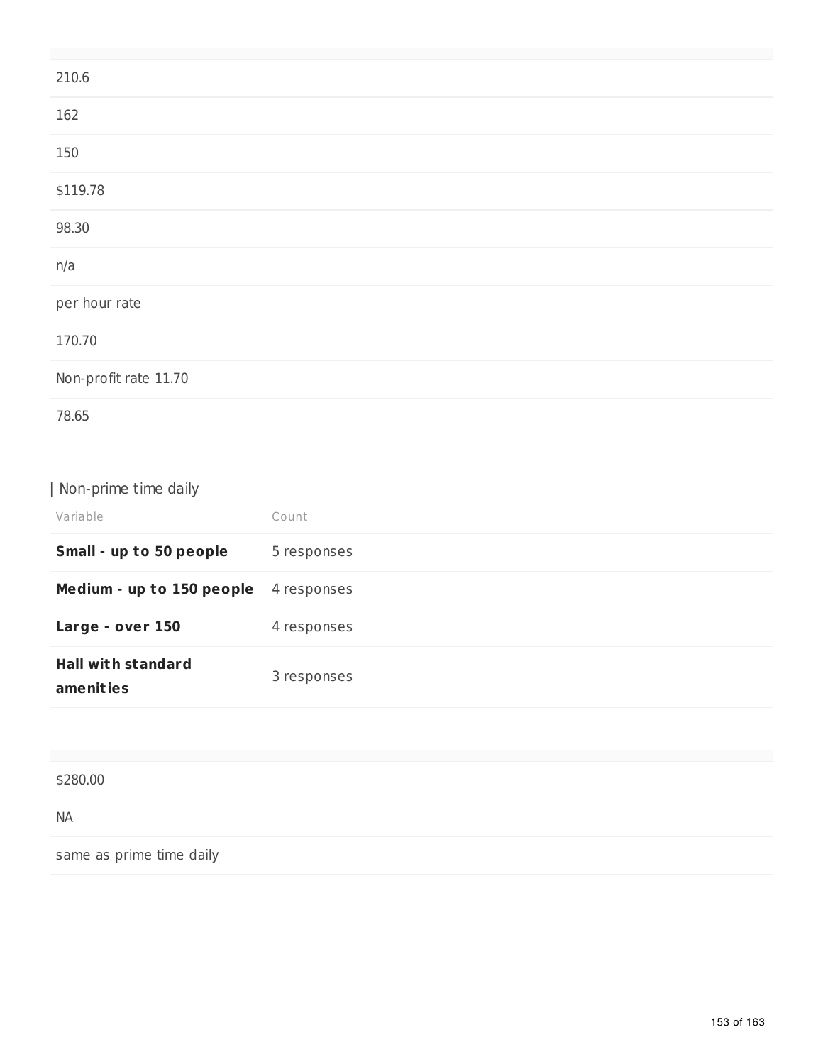| |
|---|
| 210.6 |
| 162 |
| 150 |
| $119.78 |
| 98.30 |
| n/a |
| per hour rate |
| 170.70 |
| Non-profit rate 11.70 |
| 78.65 |

## Non-prime time daily

| Variable | Count |
|---|---|
| **Small - up to 50 people** | 5 responses |
| **Medium - up to 150 people** | 4 responses |
| **Large - over 150** | 4 responses |
| **Hall with standard amenities** | 3 responses |

| |
|---|
| $280.00 |
| NA |
| same as prime time daily |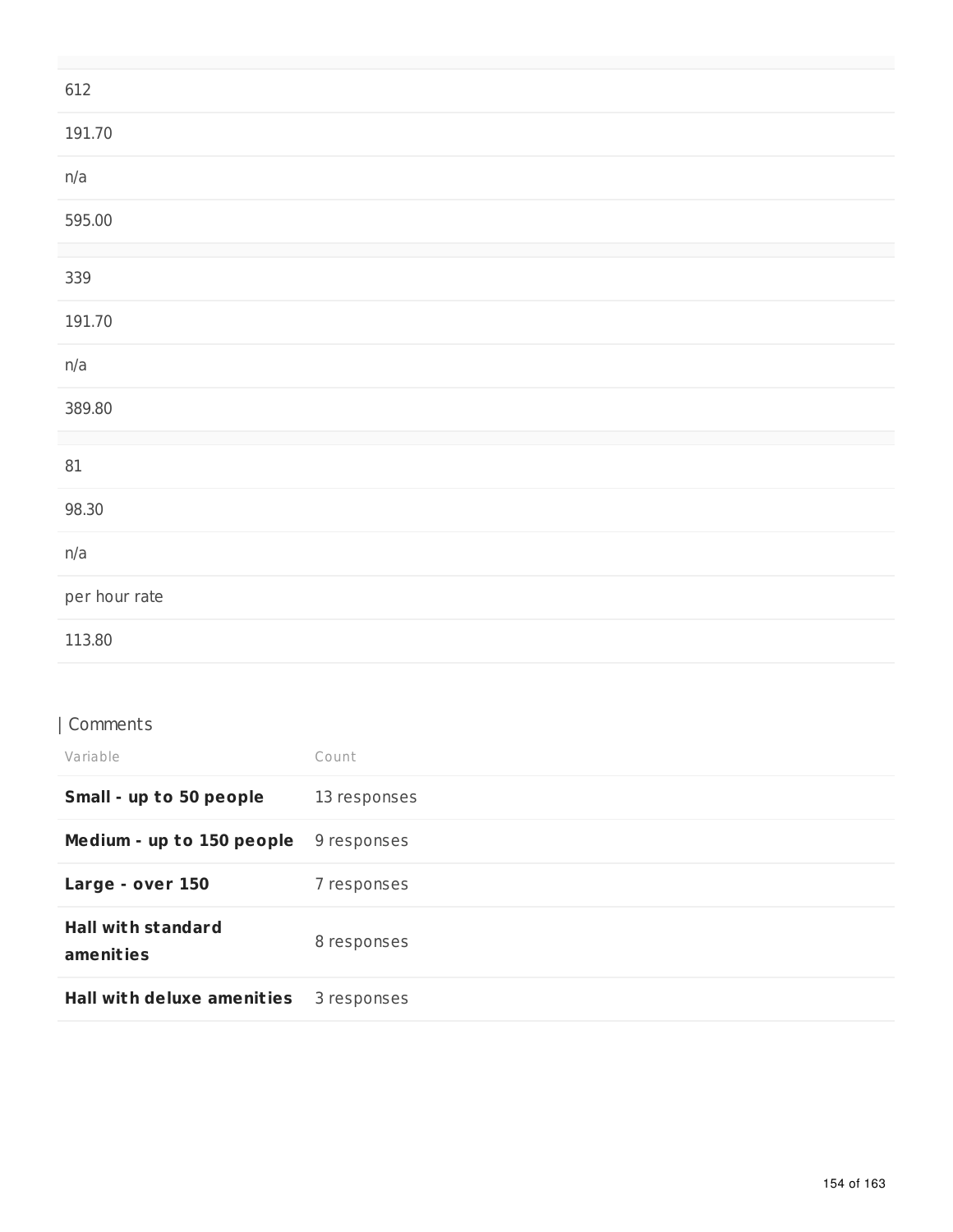| |
|---|
| 612 |
| 191.70 |
| n/a |
| 595.00 |

| |
|---|
| 339 |
| 191.70 |
| n/a |
| 389.80 |

| |
|---|
| 81 |
| 98.30 |
| n/a |
| per hour rate |
| 113.80 |

| Comments

| Variable | Count |
|---|---|
| **Small - up to 50 people** | 13 responses |
| **Medium - up to 150 people** | 9 responses |
| **Large - over 150** | 7 responses |
| **Hall with standard amenities** | 8 responses |
| **Hall with deluxe amenities** | 3 responses |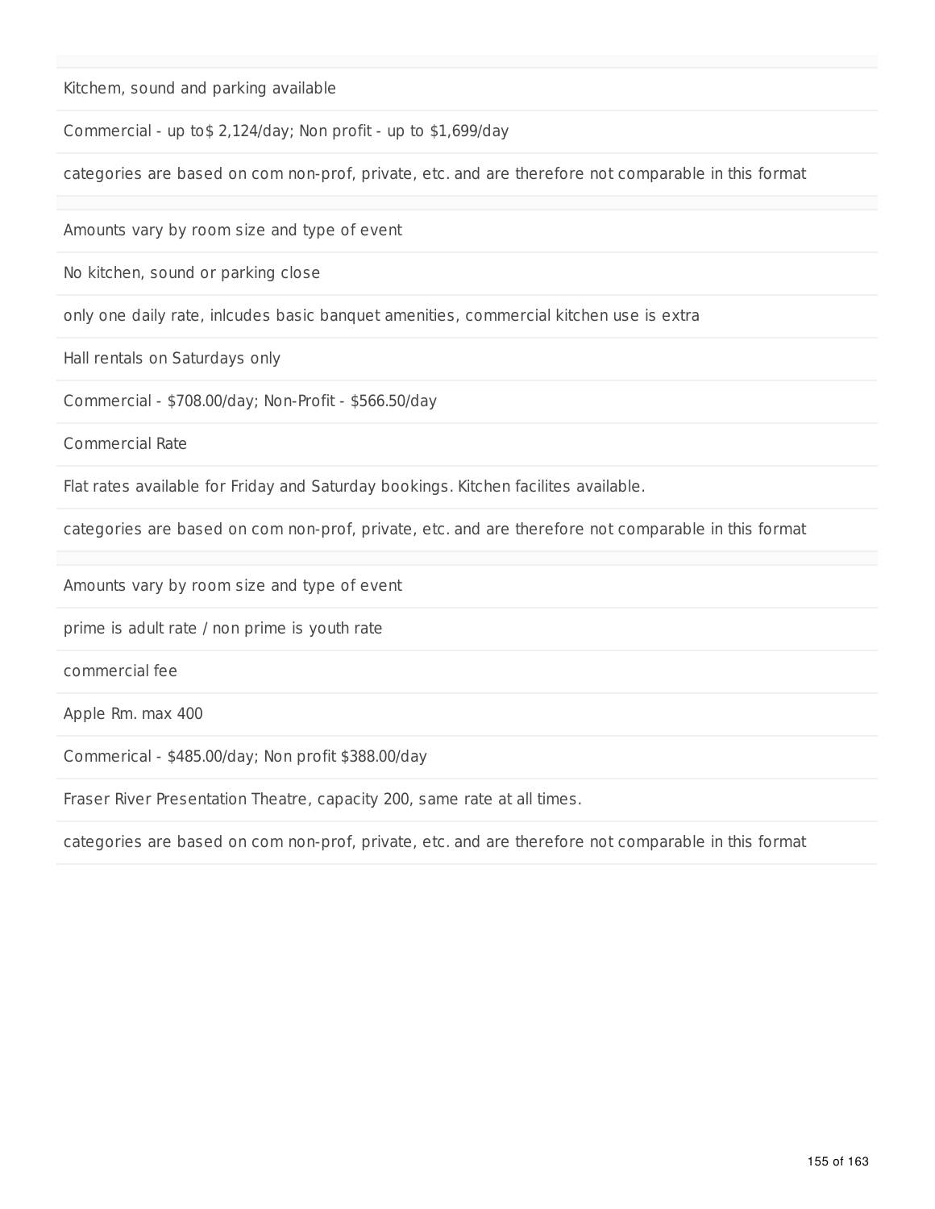Kitchem, sound and parking available

Commercial - up to$ 2,124/day; Non profit - up to $1,699/day

categories are based on com non-prof, private, etc. and are therefore not comparable in this format

Amounts vary by room size and type of event

No kitchen, sound or parking close

only one daily rate, inlcudes basic banquet amenities, commercial kitchen use is extra

Hall rentals on Saturdays only

Commercial - $708.00/day; Non-Profit - $566.50/day

Commercial Rate

Flat rates available for Friday and Saturday bookings. Kitchen facilites available.

categories are based on com non-prof, private, etc. and are therefore not comparable in this format

Amounts vary by room size and type of event

prime is adult rate / non prime is youth rate

commercial fee

Apple Rm. max 400

Commerical - $485.00/day; Non profit $388.00/day

Fraser River Presentation Theatre, capacity 200, same rate at all times.

categories are based on com non-prof, private, etc. and are therefore not comparable in this format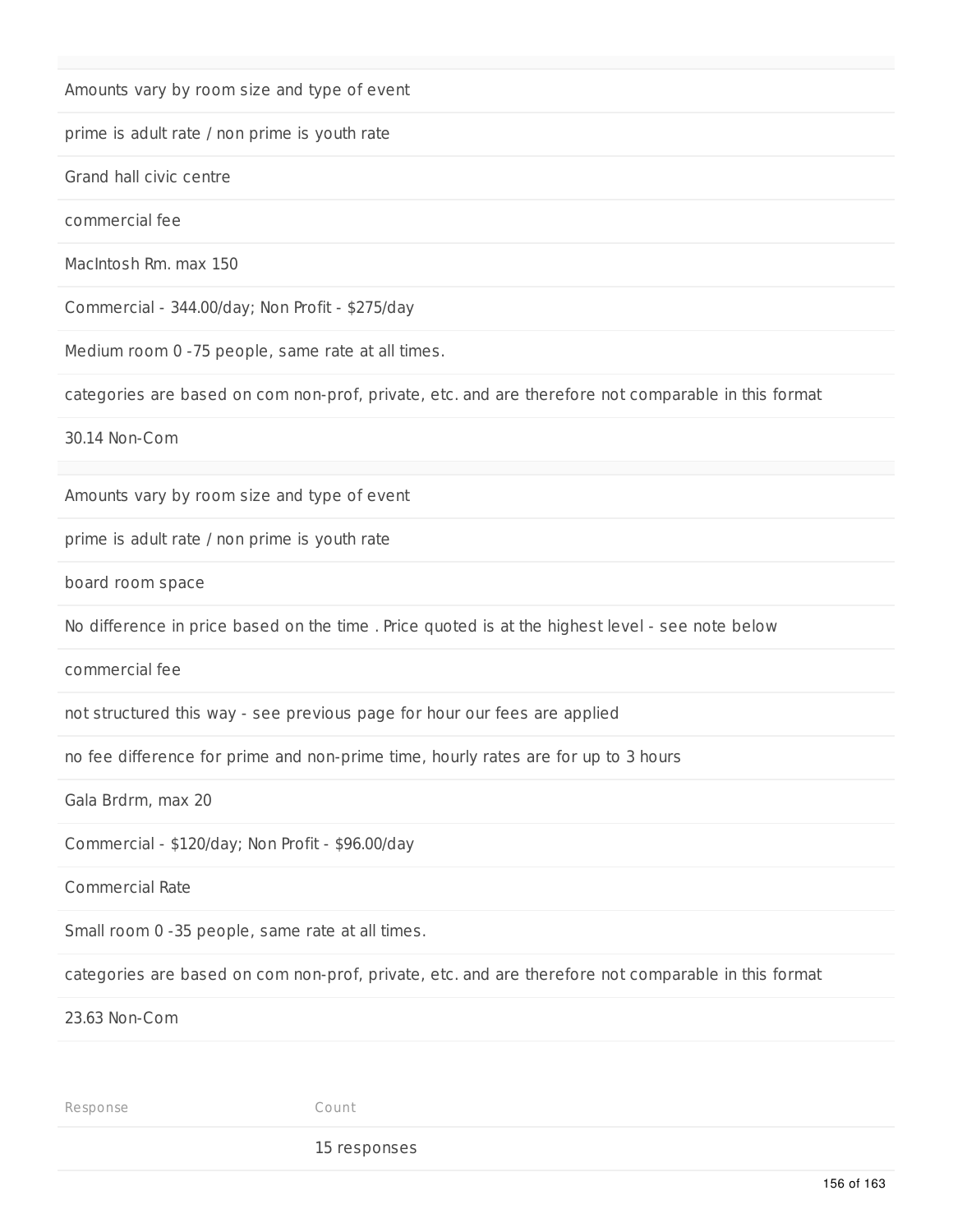Amounts vary by room size and type of event

prime is adult rate / non prime is youth rate

Grand hall civic centre

commercial fee

MacIntosh Rm. max 150

Commercial - 344.00/day; Non Profit - $275/day

Medium room 0 -75 people, same rate at all times.

categories are based on com non-prof, private, etc. and are therefore not comparable in this format

30.14 Non-Com

Amounts vary by room size and type of event

prime is adult rate / non prime is youth rate

board room space

No difference in price based on the time . Price quoted is at the highest level - see note below

commercial fee

not structured this way - see previous page for hour our fees are applied

no fee difference for prime and non-prime time, hourly rates are for up to 3 hours

Gala Brdrm, max 20

Commercial - $120/day; Non Profit - $96.00/day

Commercial Rate

Small room 0 -35 people, same rate at all times.

categories are based on com non-prof, private, etc. and are therefore not comparable in this format

23.63 Non-Com

| Response | Count |
|---|---|
| | 15 responses |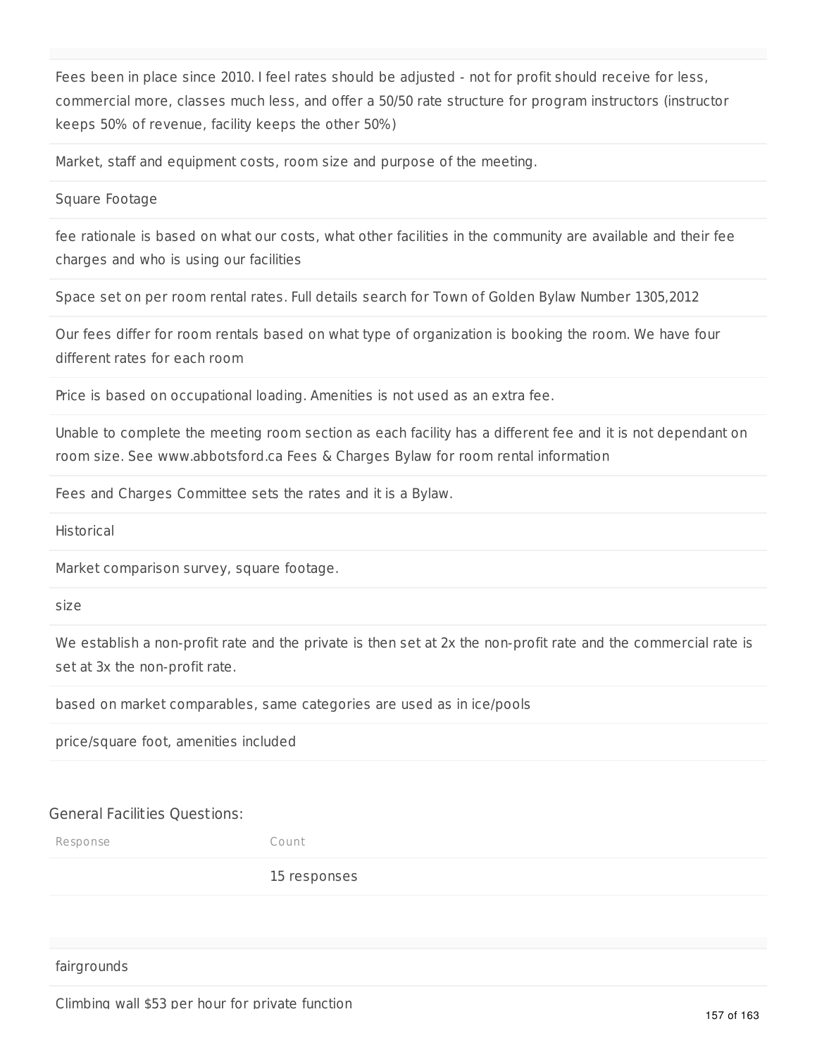| |
|---|
| Fees been in place since 2010. I feel rates should be adjusted - not for profit should receive for less, commercial more, classes much less, and offer a 50/50 rate structure for program instructors (instructor keeps 50% of revenue, facility keeps the other 50%) |
| Market, staff and equipment costs, room size and purpose of the meeting. |
| Square Footage |
| fee rationale is based on what our costs, what other facilities in the community are available and their fee charges and who is using our facilities |
| Space set on per room rental rates. Full details search for Town of Golden Bylaw Number 1305,2012 |
| Our fees differ for room rentals based on what type of organization is booking the room. We have four different rates for each room |
| Price is based on occupational loading. Amenities is not used as an extra fee. |
| Unable to complete the meeting room section as each facility has a different fee and it is not dependant on room size. See www.abbotsford.ca Fees & Charges Bylaw for room rental information |
| Fees and Charges Committee sets the rates and it is a Bylaw. |
| Historical |
| Market comparison survey, square footage. |
| size |
| We establish a non-profit rate and the private is then set at 2x the non-profit rate and the commercial rate is set at 3x the non-profit rate. |
| based on market comparables, same categories are used as in ice/pools |
| price/square foot, amenities included |

General Facilities Questions:

| Response | Count |
|---|---|
| | 15 responses |

| |
|---|
| fairgrounds |
| Climbing wall $53 per hour for private function |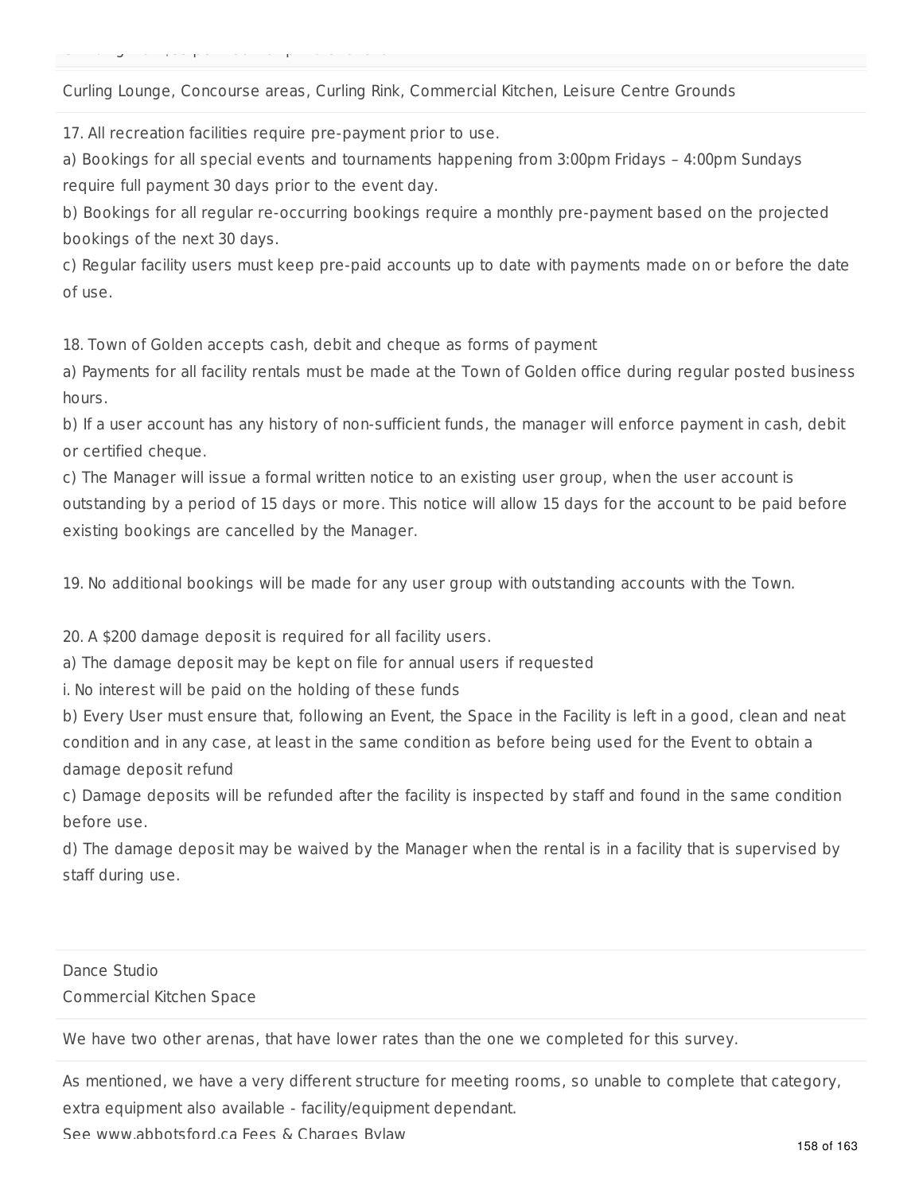Curling Lounge, Concourse areas, Curling Rink, Commercial Kitchen, Leisure Centre Grounds

---

17. All recreation facilities require pre-payment prior to use.
a) Bookings for all special events and tournaments happening from 3:00pm Fridays – 4:00pm Sundays require full payment 30 days prior to the event day.
b) Bookings for all regular re-occurring bookings require a monthly pre-payment based on the projected bookings of the next 30 days.
c) Regular facility users must keep pre-paid accounts up to date with payments made on or before the date of use.

18. Town of Golden accepts cash, debit and cheque as forms of payment
a) Payments for all facility rentals must be made at the Town of Golden office during regular posted business hours.
b) If a user account has any history of non-sufficient funds, the manager will enforce payment in cash, debit or certified cheque.
c) The Manager will issue a formal written notice to an existing user group, when the user account is outstanding by a period of 15 days or more. This notice will allow 15 days for the account to be paid before existing bookings are cancelled by the Manager.

19. No additional bookings will be made for any user group with outstanding accounts with the Town.

20. A $200 damage deposit is required for all facility users.
a) The damage deposit may be kept on file for annual users if requested
i. No interest will be paid on the holding of these funds
b) Every User must ensure that, following an Event, the Space in the Facility is left in a good, clean and neat condition and in any case, at least in the same condition as before being used for the Event to obtain a damage deposit refund
c) Damage deposits will be refunded after the facility is inspected by staff and found in the same condition before use.
d) The damage deposit may be waived by the Manager when the rental is in a facility that is supervised by staff during use.

---

Dance Studio
Commercial Kitchen Space

---

We have two other arenas, that have lower rates than the one we completed for this survey.

---

As mentioned, we have a very different structure for meeting rooms, so unable to complete that category, extra equipment also available - facility/equipment dependant.
See www.abbotsford.ca Fees & Charges Bylaw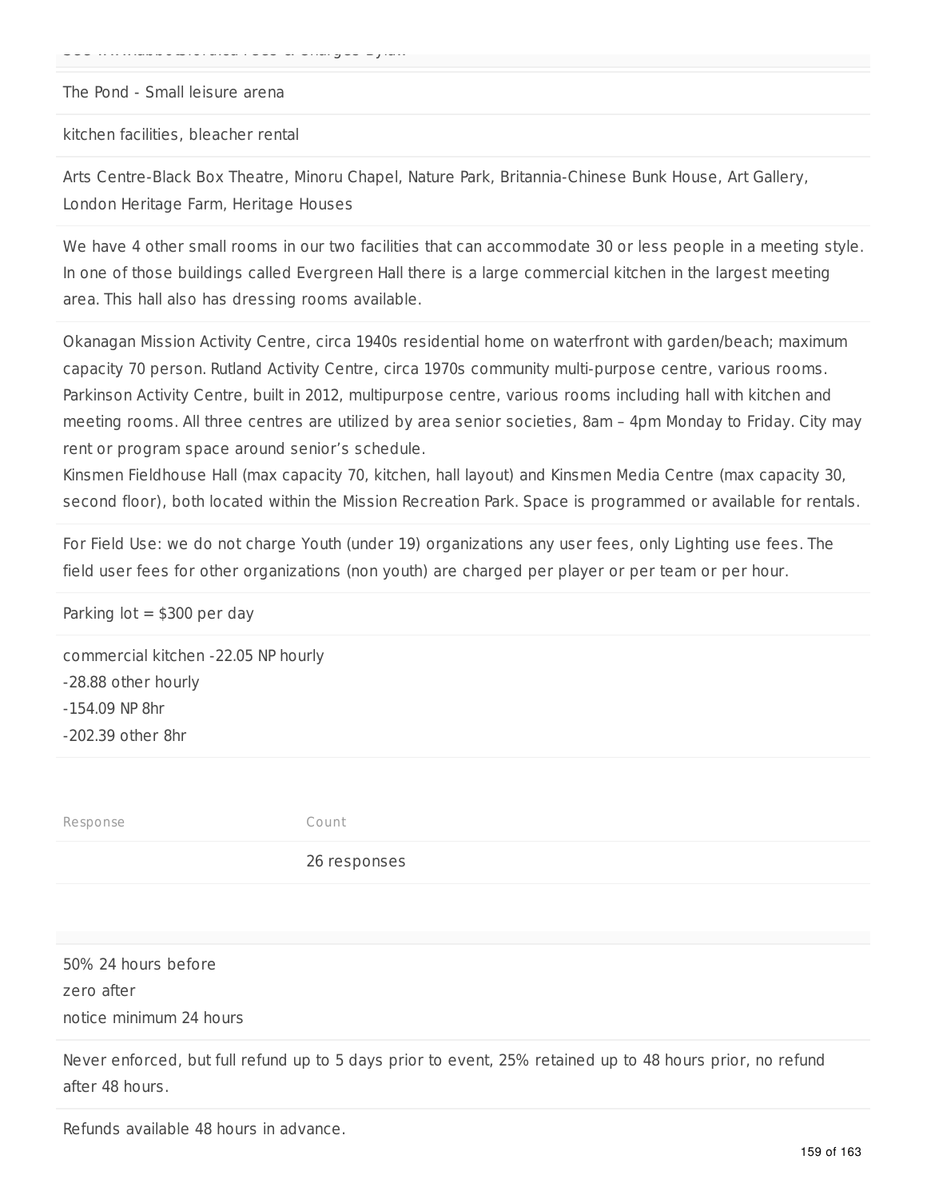The Pond - Small leisure arena

kitchen facilities, bleacher rental

Arts Centre-Black Box Theatre, Minoru Chapel, Nature Park, Britannia-Chinese Bunk House, Art Gallery, London Heritage Farm, Heritage Houses

We have 4 other small rooms in our two facilities that can accommodate 30 or less people in a meeting style. In one of those buildings called Evergreen Hall there is a large commercial kitchen in the largest meeting area. This hall also has dressing rooms available.

Okanagan Mission Activity Centre, circa 1940s residential home on waterfront with garden/beach; maximum capacity 70 person. Rutland Activity Centre, circa 1970s community multi-purpose centre, various rooms. Parkinson Activity Centre, built in 2012, multipurpose centre, various rooms including hall with kitchen and meeting rooms. All three centres are utilized by area senior societies, 8am – 4pm Monday to Friday. City may rent or program space around senior's schedule.
Kinsmen Fieldhouse Hall (max capacity 70, kitchen, hall layout) and Kinsmen Media Centre (max capacity 30, second floor), both located within the Mission Recreation Park. Space is programmed or available for rentals.

For Field Use: we do not charge Youth (under 19) organizations any user fees, only Lighting use fees. The field user fees for other organizations (non youth) are charged per player or per team or per hour.

Parking lot = $300 per day

commercial kitchen -22.05 NP hourly
-28.88 other hourly
-154.09 NP 8hr
-202.39 other 8hr

| Response | Count |
|---|---|
| | 26 responses |

50% 24 hours before
zero after
notice minimum 24 hours

Never enforced, but full refund up to 5 days prior to event, 25% retained up to 48 hours prior, no refund after 48 hours.

Refunds available 48 hours in advance.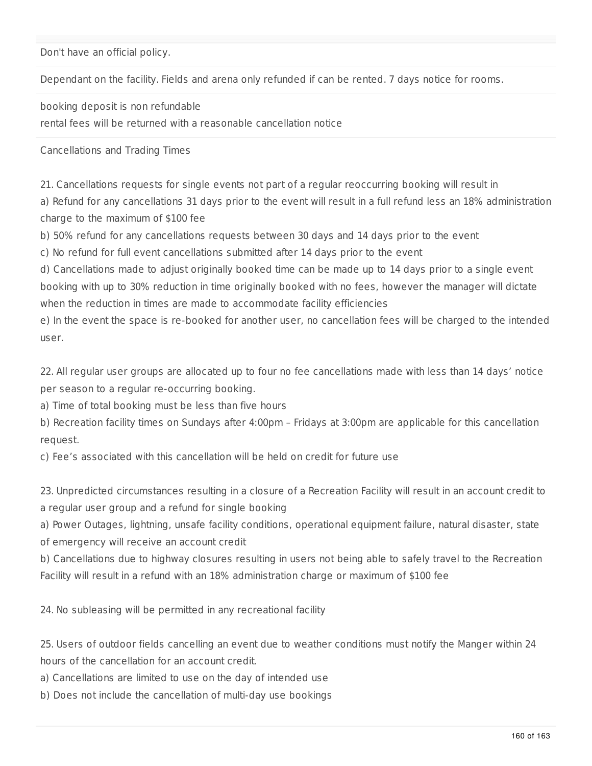Don't have an official policy.

Dependant on the facility. Fields and arena only refunded if can be rented. 7 days notice for rooms.

booking deposit is non refundable
rental fees will be returned with a reasonable cancellation notice

Cancellations and Trading Times

21. Cancellations requests for single events not part of a regular reoccurring booking will result in
a) Refund for any cancellations 31 days prior to the event will result in a full refund less an 18% administration charge to the maximum of $100 fee
b) 50% refund for any cancellations requests between 30 days and 14 days prior to the event
c) No refund for full event cancellations submitted after 14 days prior to the event
d) Cancellations made to adjust originally booked time can be made up to 14 days prior to a single event booking with up to 30% reduction in time originally booked with no fees, however the manager will dictate when the reduction in times are made to accommodate facility efficiencies
e) In the event the space is re-booked for another user, no cancellation fees will be charged to the intended user.

22. All regular user groups are allocated up to four no fee cancellations made with less than 14 days' notice per season to a regular re-occurring booking.
a) Time of total booking must be less than five hours
b) Recreation facility times on Sundays after 4:00pm – Fridays at 3:00pm are applicable for this cancellation request.
c) Fee's associated with this cancellation will be held on credit for future use

23. Unpredicted circumstances resulting in a closure of a Recreation Facility will result in an account credit to a regular user group and a refund for single booking
a) Power Outages, lightning, unsafe facility conditions, operational equipment failure, natural disaster, state of emergency will receive an account credit
b) Cancellations due to highway closures resulting in users not being able to safely travel to the Recreation Facility will result in a refund with an 18% administration charge or maximum of $100 fee

24. No subleasing will be permitted in any recreational facility

25. Users of outdoor fields cancelling an event due to weather conditions must notify the Manger within 24 hours of the cancellation for an account credit.
a) Cancellations are limited to use on the day of intended use
b) Does not include the cancellation of multi-day use bookings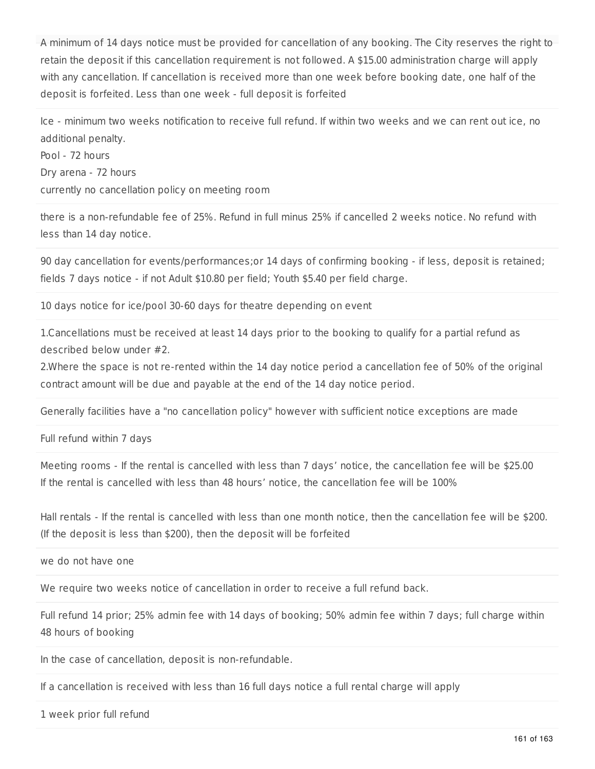A minimum of 14 days notice must be provided for cancellation of any booking. The City reserves the right to retain the deposit if this cancellation requirement is not followed. A $15.00 administration charge will apply with any cancellation. If cancellation is received more than one week before booking date, one half of the deposit is forfeited. Less than one week - full deposit is forfeited

---

Ice - minimum two weeks notification to receive full refund. If within two weeks and we can rent out ice, no additional penalty.
Pool - 72 hours
Dry arena - 72 hours
currently no cancellation policy on meeting room

---

there is a non-refundable fee of 25%. Refund in full minus 25% if cancelled 2 weeks notice. No refund with less than 14 day notice.

---

90 day cancellation for events/performances;or 14 days of confirming booking - if less, deposit is retained; fields 7 days notice - if not Adult $10.80 per field; Youth $5.40 per field charge.

---

10 days notice for ice/pool 30-60 days for theatre depending on event

---

1.Cancellations must be received at least 14 days prior to the booking to qualify for a partial refund as described below under #2.
2.Where the space is not re-rented within the 14 day notice period a cancellation fee of 50% of the original contract amount will be due and payable at the end of the 14 day notice period.

---

Generally facilities have a "no cancellation policy" however with sufficient notice exceptions are made

---

Full refund within 7 days

---

Meeting rooms - If the rental is cancelled with less than 7 days' notice, the cancellation fee will be $25.00
If the rental is cancelled with less than 48 hours' notice, the cancellation fee will be 100%

Hall rentals - If the rental is cancelled with less than one month notice, then the cancellation fee will be $200. (If the deposit is less than $200), then the deposit will be forfeited

---

we do not have one

---

We require two weeks notice of cancellation in order to receive a full refund back.

---

Full refund 14 prior; 25% admin fee with 14 days of booking; 50% admin fee within 7 days; full charge within 48 hours of booking

---

In the case of cancellation, deposit is non-refundable.

---

If a cancellation is received with less than 16 full days notice a full rental charge will apply

---

1 week prior full refund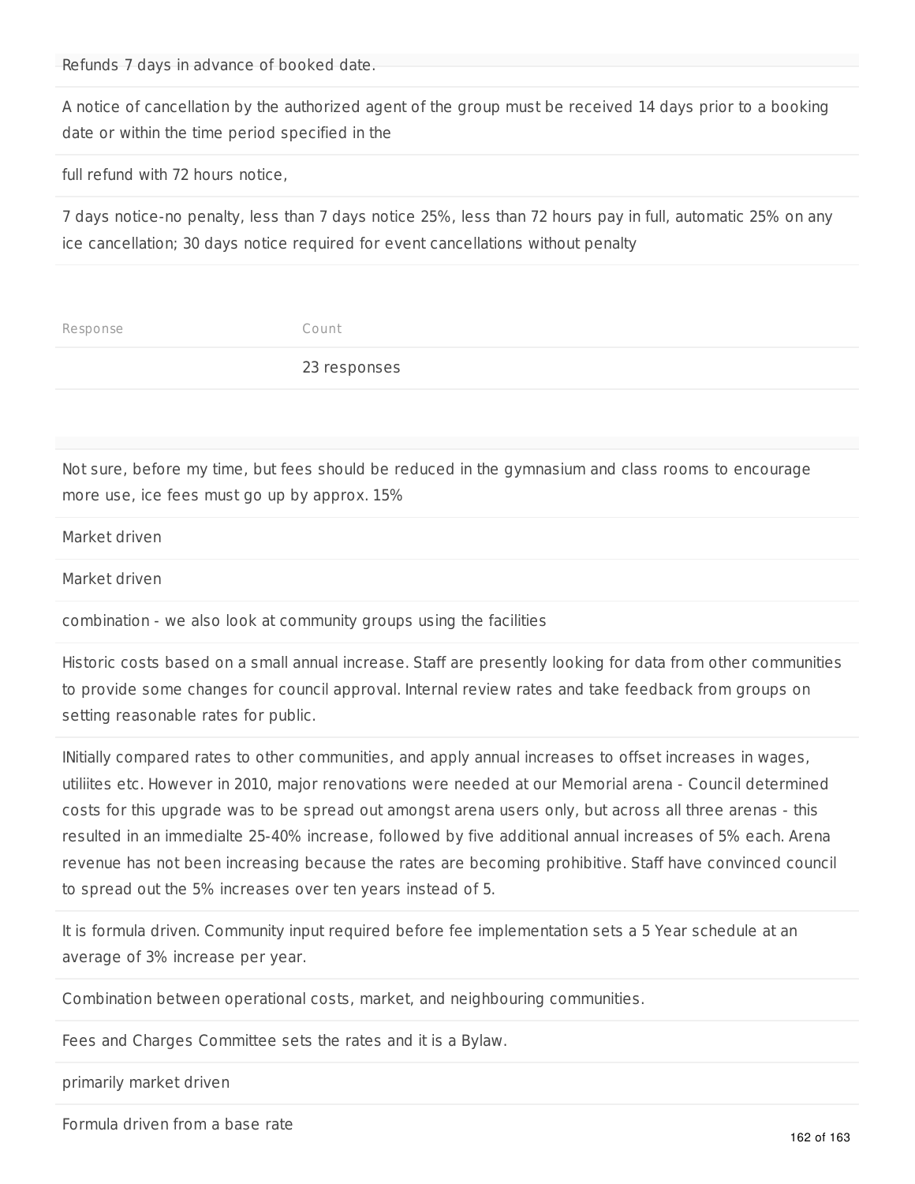Refunds 7 days in advance of booked date.

A notice of cancellation by the authorized agent of the group must be received 14 days prior to a booking date or within the time period specified in the

full refund with 72 hours notice,

7 days notice-no penalty, less than 7 days notice 25%, less than 72 hours pay in full, automatic 25% on any ice cancellation; 30 days notice required for event cancellations without penalty

| Response | Count |
| --- | --- |
| | 23 responses |

Not sure, before my time, but fees should be reduced in the gymnasium and class rooms to encourage more use, ice fees must go up by approx. 15%

Market driven

Market driven

combination - we also look at community groups using the facilities

Historic costs based on a small annual increase. Staff are presently looking for data from other communities to provide some changes for council approval. Internal review rates and take feedback from groups on setting reasonable rates for public.

INitially compared rates to other communities, and apply annual increases to offset increases in wages, utiliites etc. However in 2010, major renovations were needed at our Memorial arena - Council determined costs for this upgrade was to be spread out amongst arena users only, but across all three arenas - this resulted in an immedialte 25-40% increase, followed by five additional annual increases of 5% each. Arena revenue has not been increasing because the rates are becoming prohibitive. Staff have convinced council to spread out the 5% increases over ten years instead of 5.

It is formula driven. Community input required before fee implementation sets a 5 Year schedule at an average of 3% increase per year.

Combination between operational costs, market, and neighbouring communities.

Fees and Charges Committee sets the rates and it is a Bylaw.

primarily market driven

Formula driven from a base rate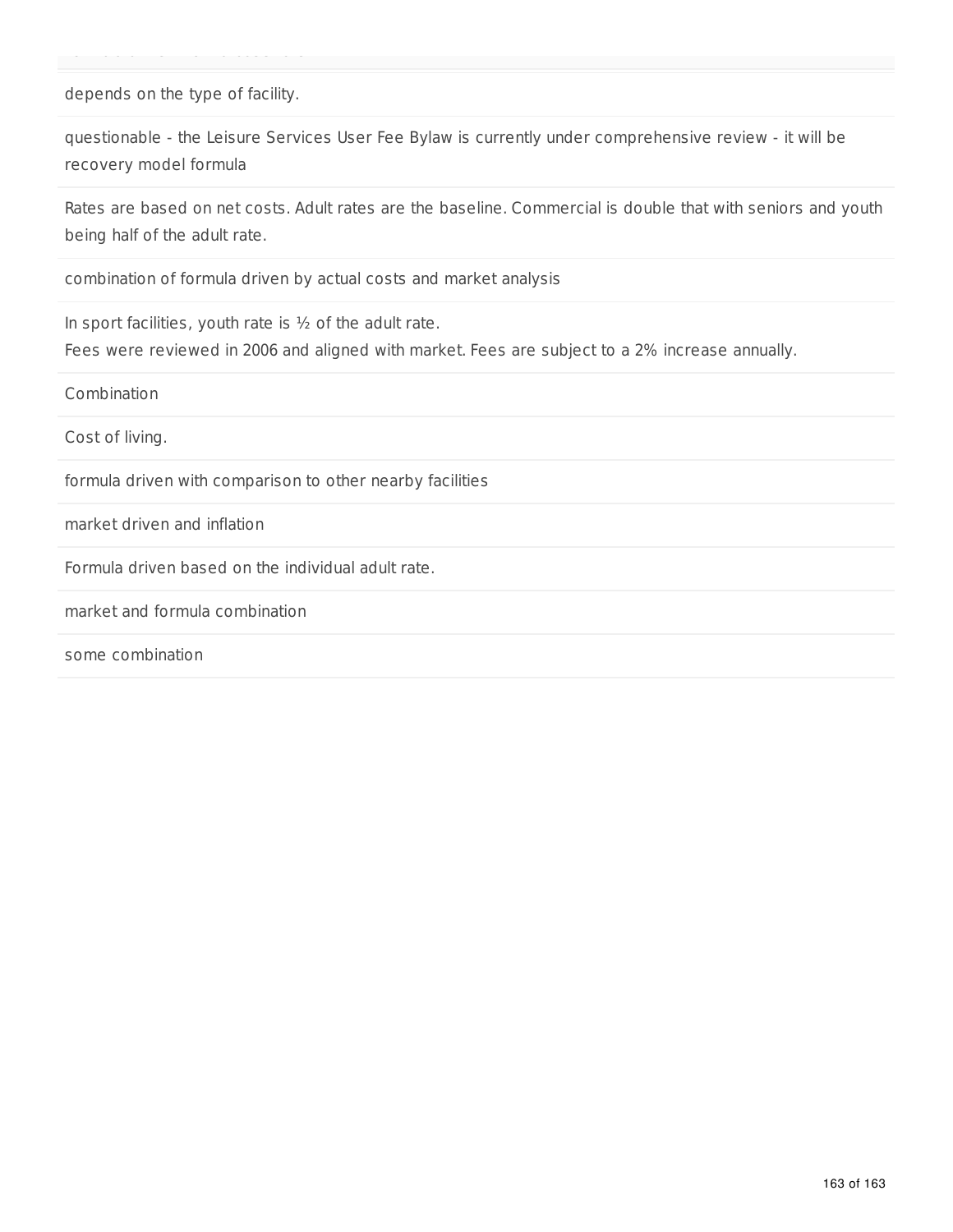depends on the type of facility.

questionable - the Leisure Services User Fee Bylaw is currently under comprehensive review - it will be recovery model formula

Rates are based on net costs. Adult rates are the baseline. Commercial is double that with seniors and youth being half of the adult rate.

combination of formula driven by actual costs and market analysis

In sport facilities, youth rate is ½ of the adult rate.
Fees were reviewed in 2006 and aligned with market. Fees are subject to a 2% increase annually.

Combination

Cost of living.

formula driven with comparison to other nearby facilities

market driven and inflation

Formula driven based on the individual adult rate.

market and formula combination

some combination